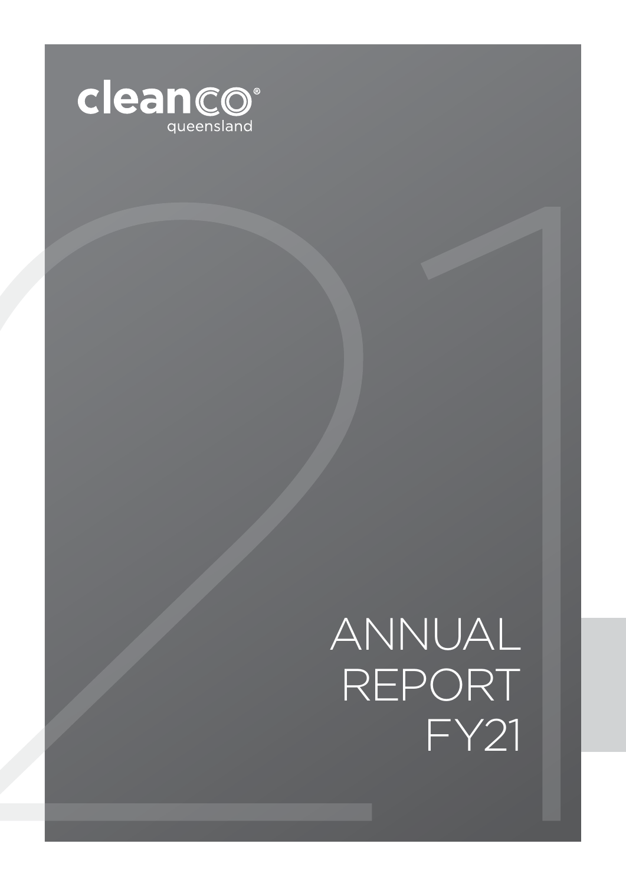cleanco®
queensland

# ANNUAL REPORT FY21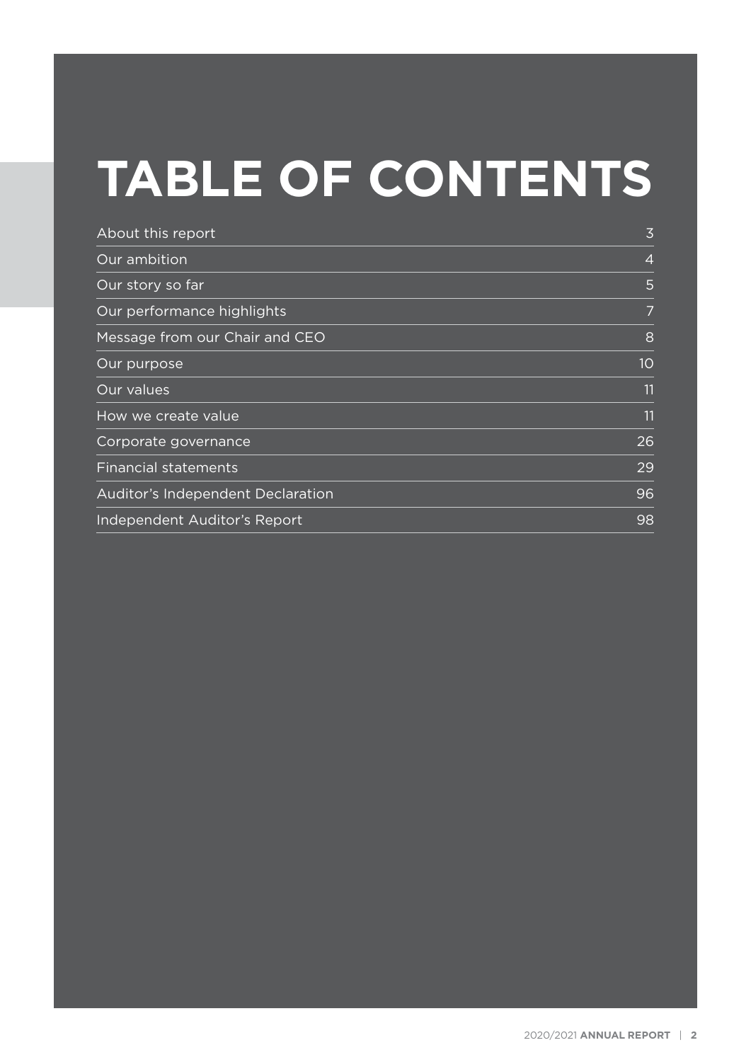# TABLE OF CONTENTS

| | |
|---|---|
| About this report | 3 |
| Our ambition | 4 |
| Our story so far | 5 |
| Our performance highlights | 7 |
| Message from our Chair and CEO | 8 |
| Our purpose | 10 |
| Our values | 11 |
| How we create value | 11 |
| Corporate governance | 26 |
| Financial statements | 29 |
| Auditor's Independent Declaration | 96 |
| Independent Auditor's Report | 98 |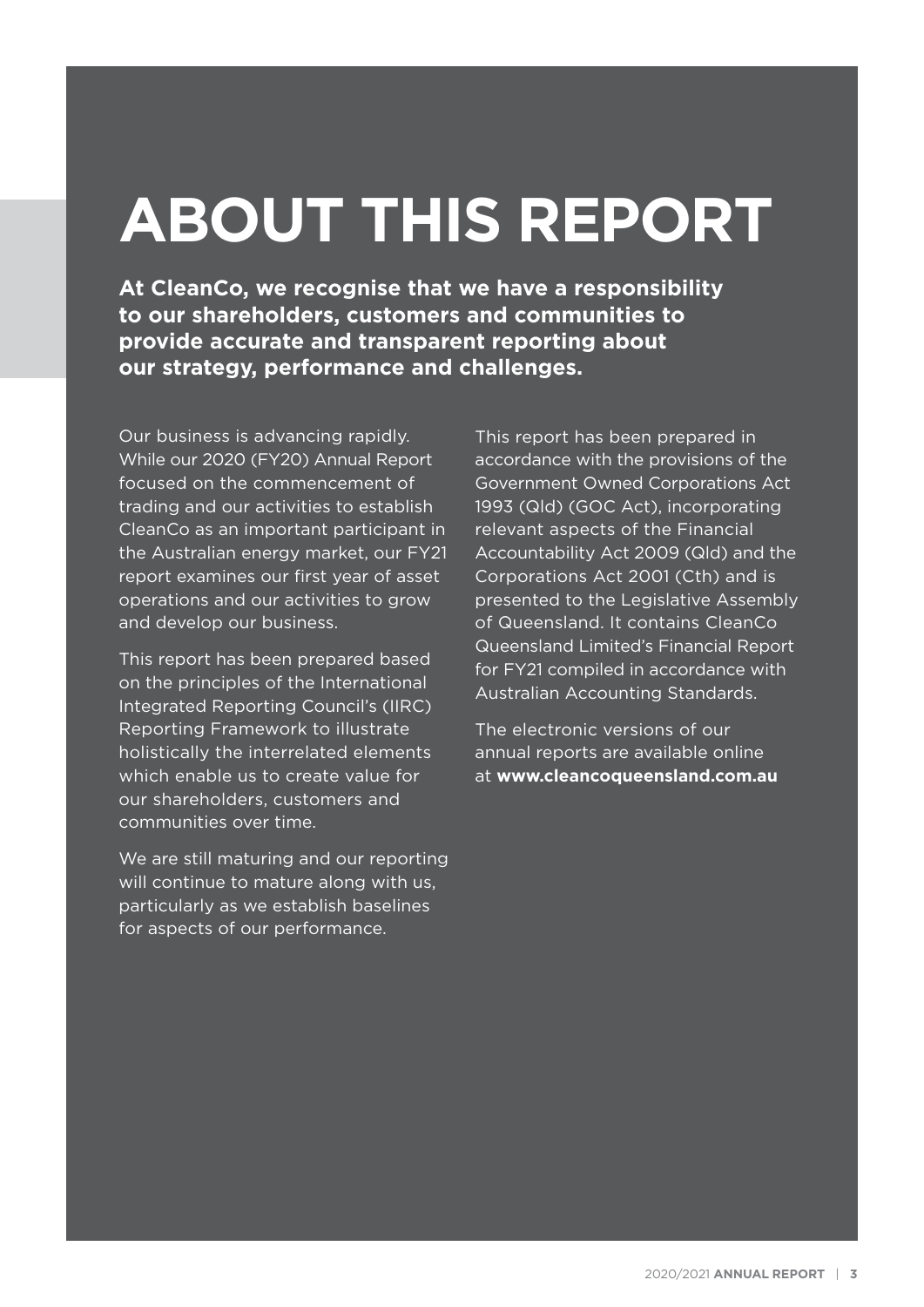# ABOUT THIS REPORT

**At CleanCo, we recognise that we have a responsibility to our shareholders, customers and communities to provide accurate and transparent reporting about our strategy, performance and challenges.**

Our business is advancing rapidly. While our 2020 (FY20) Annual Report focused on the commencement of trading and our activities to establish CleanCo as an important participant in the Australian energy market, our FY21 report examines our first year of asset operations and our activities to grow and develop our business.

This report has been prepared based on the principles of the International Integrated Reporting Council's (IIRC) Reporting Framework to illustrate holistically the interrelated elements which enable us to create value for our shareholders, customers and communities over time.

We are still maturing and our reporting will continue to mature along with us, particularly as we establish baselines for aspects of our performance.

This report has been prepared in accordance with the provisions of the Government Owned Corporations Act 1993 (Qld) (GOC Act), incorporating relevant aspects of the Financial Accountability Act 2009 (Qld) and the Corporations Act 2001 (Cth) and is presented to the Legislative Assembly of Queensland. It contains CleanCo Queensland Limited's Financial Report for FY21 compiled in accordance with Australian Accounting Standards.

The electronic versions of our annual reports are available online at **www.cleancoqueensland.com.au**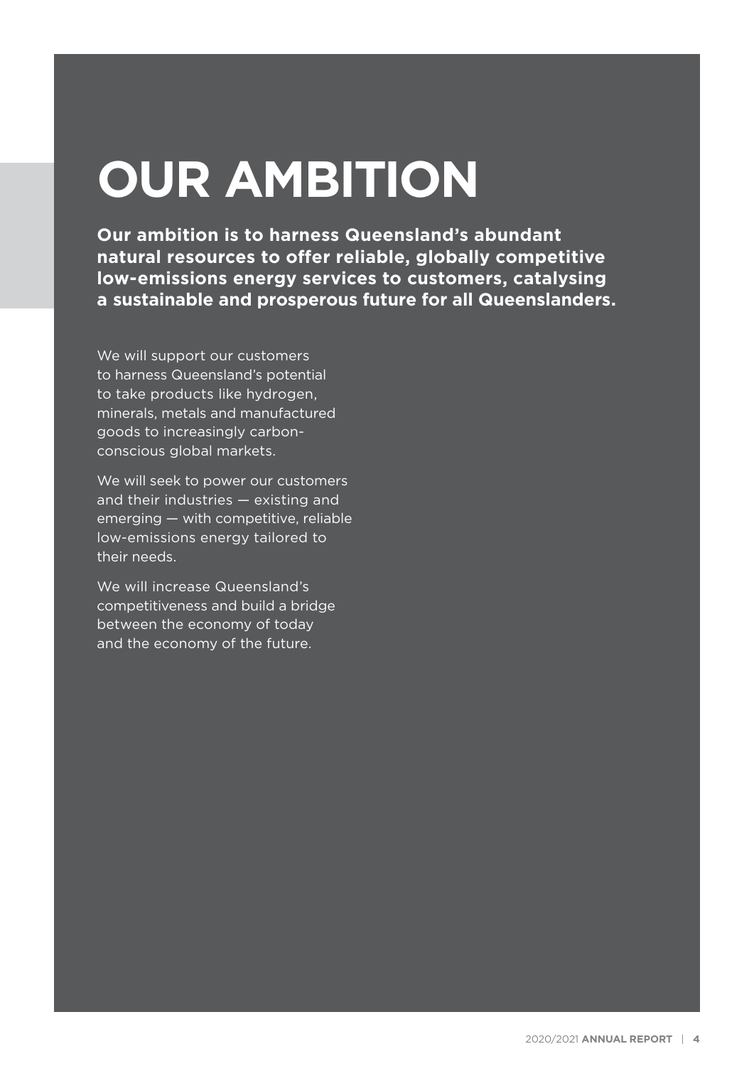# OUR AMBITION

**Our ambition is to harness Queensland's abundant natural resources to offer reliable, globally competitive low-emissions energy services to customers, catalysing a sustainable and prosperous future for all Queenslanders.**

We will support our customers to harness Queensland's potential to take products like hydrogen, minerals, metals and manufactured goods to increasingly carbon-conscious global markets.

We will seek to power our customers and their industries — existing and emerging — with competitive, reliable low-emissions energy tailored to their needs.

We will increase Queensland's competitiveness and build a bridge between the economy of today and the economy of the future.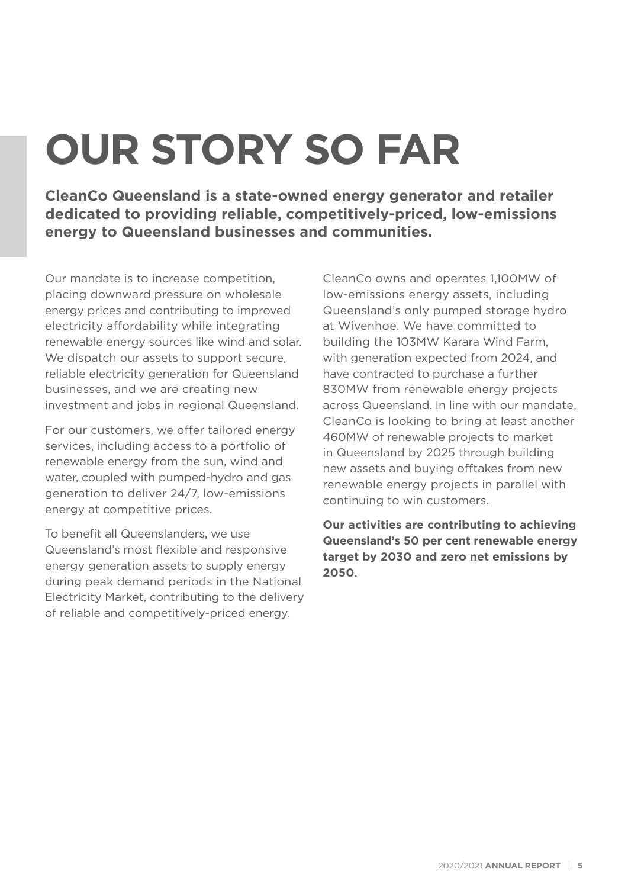# OUR STORY SO FAR

**CleanCo Queensland is a state-owned energy generator and retailer dedicated to providing reliable, competitively-priced, low-emissions energy to Queensland businesses and communities.**

Our mandate is to increase competition, placing downward pressure on wholesale energy prices and contributing to improved electricity affordability while integrating renewable energy sources like wind and solar. We dispatch our assets to support secure, reliable electricity generation for Queensland businesses, and we are creating new investment and jobs in regional Queensland.

For our customers, we offer tailored energy services, including access to a portfolio of renewable energy from the sun, wind and water, coupled with pumped-hydro and gas generation to deliver 24/7, low-emissions energy at competitive prices.

To benefit all Queenslanders, we use Queensland's most flexible and responsive energy generation assets to supply energy during peak demand periods in the National Electricity Market, contributing to the delivery of reliable and competitively-priced energy.

CleanCo owns and operates 1,100MW of low-emissions energy assets, including Queensland's only pumped storage hydro at Wivenhoe. We have committed to building the 103MW Karara Wind Farm, with generation expected from 2024, and have contracted to purchase a further 830MW from renewable energy projects across Queensland. In line with our mandate, CleanCo is looking to bring at least another 460MW of renewable projects to market in Queensland by 2025 through building new assets and buying offtakes from new renewable energy projects in parallel with continuing to win customers.

**Our activities are contributing to achieving Queensland's 50 per cent renewable energy target by 2030 and zero net emissions by 2050.**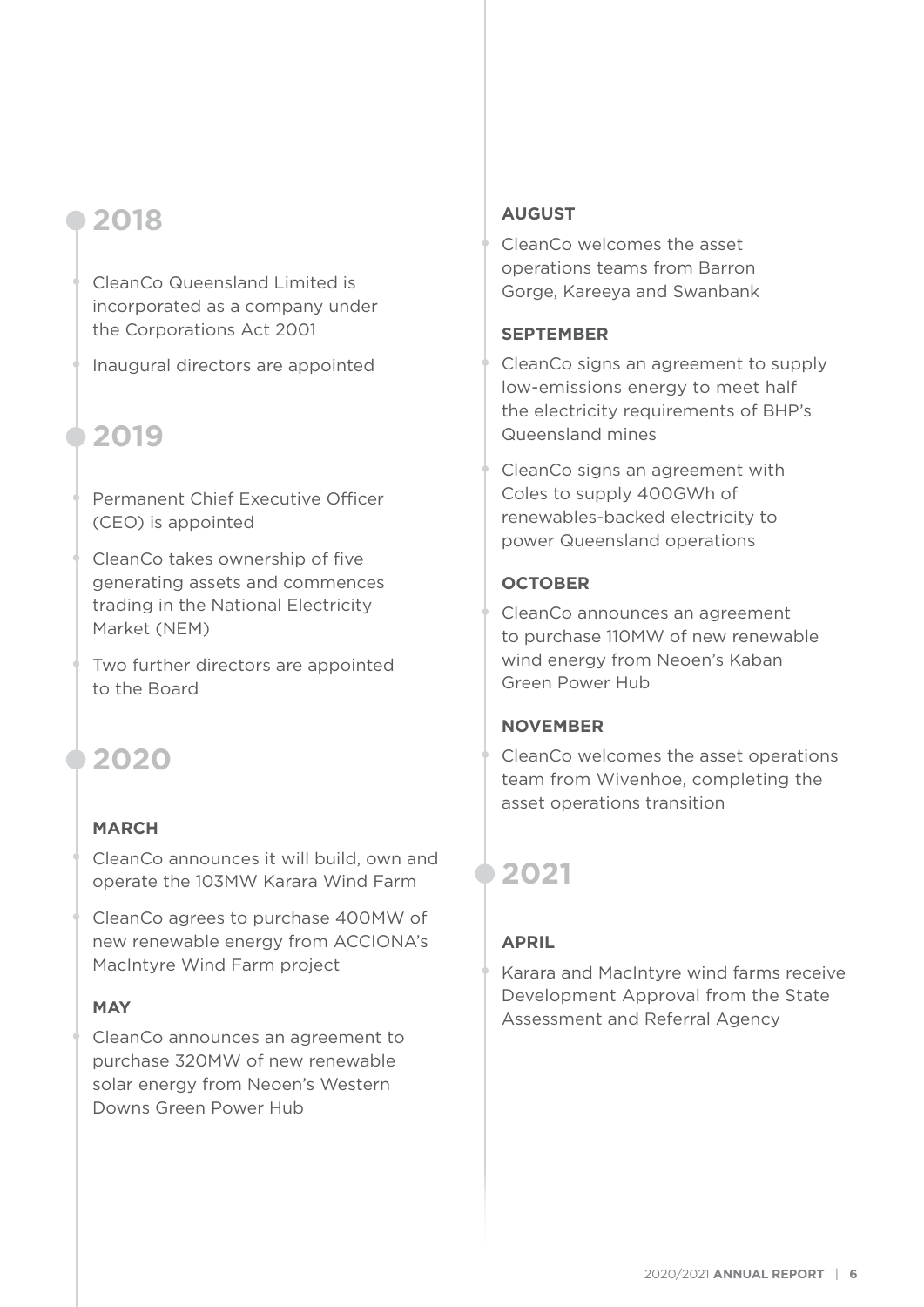## 2018

- CleanCo Queensland Limited is incorporated as a company under the Corporations Act 2001
- Inaugural directors are appointed

## 2019

- Permanent Chief Executive Officer (CEO) is appointed
- CleanCo takes ownership of five generating assets and commences trading in the National Electricity Market (NEM)
- Two further directors are appointed to the Board

## 2020

### MARCH

- CleanCo announces it will build, own and operate the 103MW Karara Wind Farm
- CleanCo agrees to purchase 400MW of new renewable energy from ACCIONA's MacIntyre Wind Farm project

### MAY

- CleanCo announces an agreement to purchase 320MW of new renewable solar energy from Neoen's Western Downs Green Power Hub

### AUGUST

- CleanCo welcomes the asset operations teams from Barron Gorge, Kareeya and Swanbank

### SEPTEMBER

- CleanCo signs an agreement to supply low-emissions energy to meet half the electricity requirements of BHP's Queensland mines
- CleanCo signs an agreement with Coles to supply 400GWh of renewables-backed electricity to power Queensland operations

### OCTOBER

- CleanCo announces an agreement to purchase 110MW of new renewable wind energy from Neoen's Kaban Green Power Hub

### NOVEMBER

- CleanCo welcomes the asset operations team from Wivenhoe, completing the asset operations transition

## 2021

### APRIL

- Karara and MacIntyre wind farms receive Development Approval from the State Assessment and Referral Agency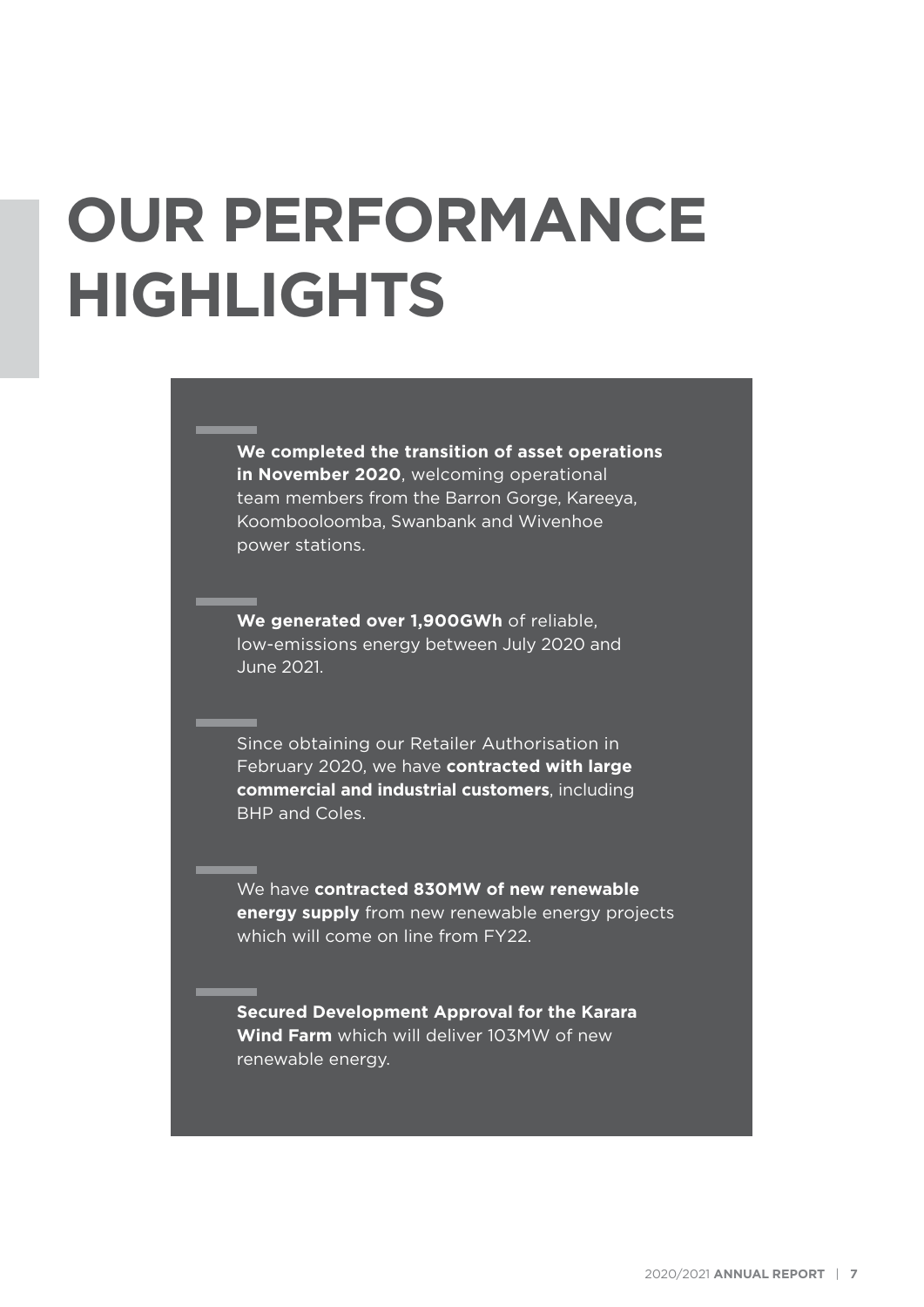# OUR PERFORMANCE HIGHLIGHTS

**We completed the transition of asset operations in November 2020**, welcoming operational team members from the Barron Gorge, Kareeya, Koombooloomba, Swanbank and Wivenhoe power stations.

**We generated over 1,900GWh** of reliable, low-emissions energy between July 2020 and June 2021.

Since obtaining our Retailer Authorisation in February 2020, we have **contracted with large commercial and industrial customers**, including BHP and Coles.

We have **contracted 830MW of new renewable energy supply** from new renewable energy projects which will come on line from FY22.

**Secured Development Approval for the Karara Wind Farm** which will deliver 103MW of new renewable energy.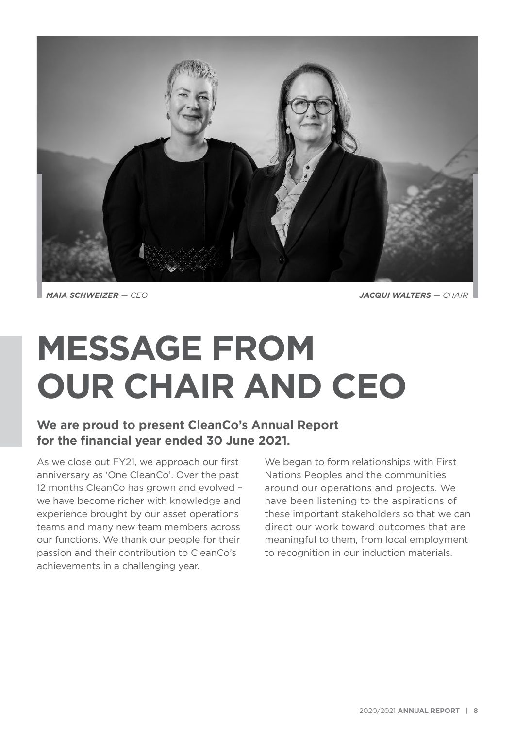*MAIA SCHWEIZER — CEO*

*JACQUI WALTERS — CHAIR*

# MESSAGE FROM OUR CHAIR AND CEO

**We are proud to present CleanCo's Annual Report for the financial year ended 30 June 2021.**

As we close out FY21, we approach our first anniversary as 'One CleanCo'. Over the past 12 months CleanCo has grown and evolved – we have become richer with knowledge and experience brought by our asset operations teams and many new team members across our functions. We thank our people for their passion and their contribution to CleanCo's achievements in a challenging year.

We began to form relationships with First Nations Peoples and the communities around our operations and projects. We have been listening to the aspirations of these important stakeholders so that we can direct our work toward outcomes that are meaningful to them, from local employment to recognition in our induction materials.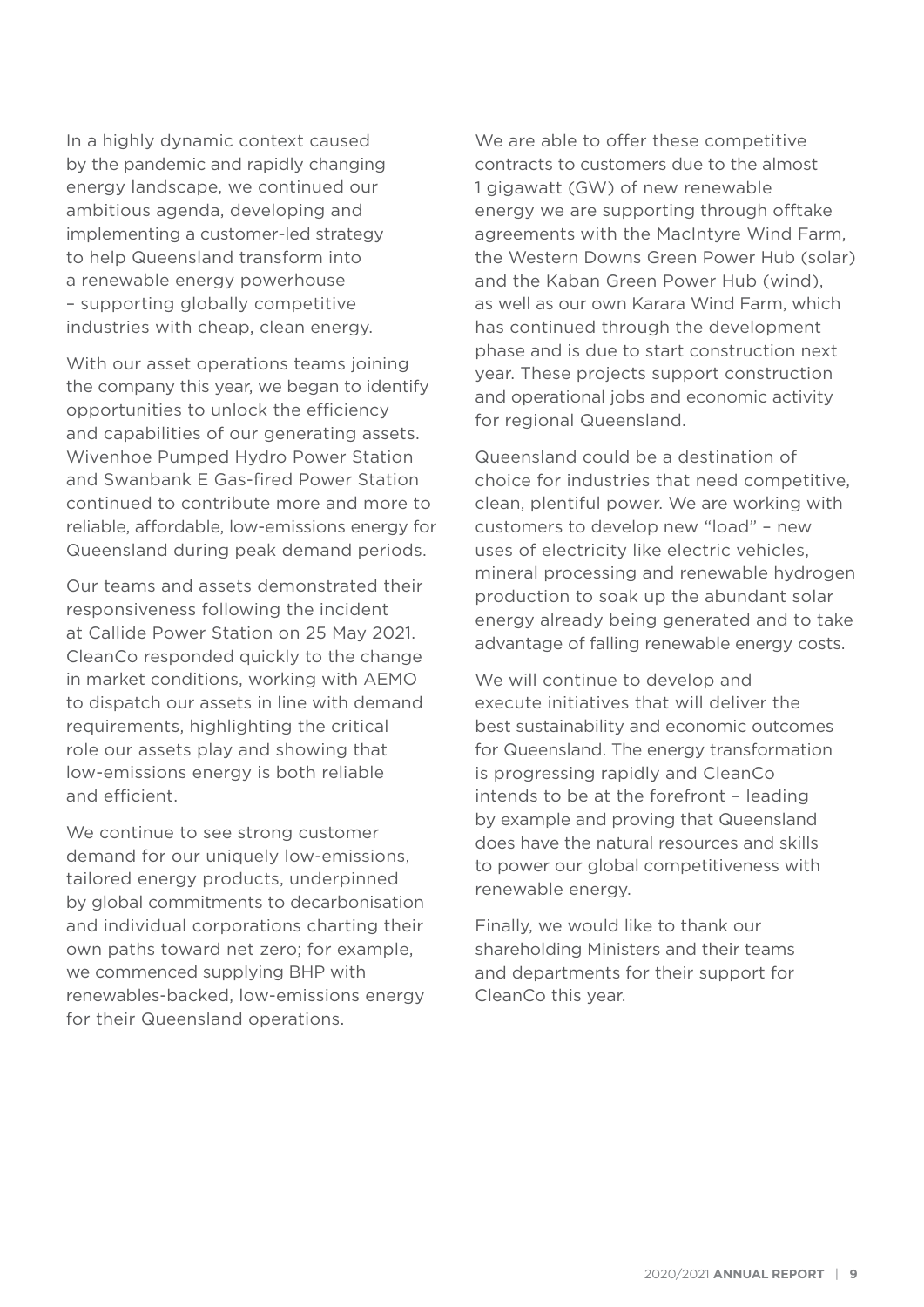In a highly dynamic context caused by the pandemic and rapidly changing energy landscape, we continued our ambitious agenda, developing and implementing a customer-led strategy to help Queensland transform into a renewable energy powerhouse – supporting globally competitive industries with cheap, clean energy.

With our asset operations teams joining the company this year, we began to identify opportunities to unlock the efficiency and capabilities of our generating assets. Wivenhoe Pumped Hydro Power Station and Swanbank E Gas-fired Power Station continued to contribute more and more to reliable, affordable, low-emissions energy for Queensland during peak demand periods.

Our teams and assets demonstrated their responsiveness following the incident at Callide Power Station on 25 May 2021. CleanCo responded quickly to the change in market conditions, working with AEMO to dispatch our assets in line with demand requirements, highlighting the critical role our assets play and showing that low-emissions energy is both reliable and efficient.

We continue to see strong customer demand for our uniquely low-emissions, tailored energy products, underpinned by global commitments to decarbonisation and individual corporations charting their own paths toward net zero; for example, we commenced supplying BHP with renewables-backed, low-emissions energy for their Queensland operations.

We are able to offer these competitive contracts to customers due to the almost 1 gigawatt (GW) of new renewable energy we are supporting through offtake agreements with the MacIntyre Wind Farm, the Western Downs Green Power Hub (solar) and the Kaban Green Power Hub (wind), as well as our own Karara Wind Farm, which has continued through the development phase and is due to start construction next year. These projects support construction and operational jobs and economic activity for regional Queensland.

Queensland could be a destination of choice for industries that need competitive, clean, plentiful power. We are working with customers to develop new "load" – new uses of electricity like electric vehicles, mineral processing and renewable hydrogen production to soak up the abundant solar energy already being generated and to take advantage of falling renewable energy costs.

We will continue to develop and execute initiatives that will deliver the best sustainability and economic outcomes for Queensland. The energy transformation is progressing rapidly and CleanCo intends to be at the forefront – leading by example and proving that Queensland does have the natural resources and skills to power our global competitiveness with renewable energy.

Finally, we would like to thank our shareholding Ministers and their teams and departments for their support for CleanCo this year.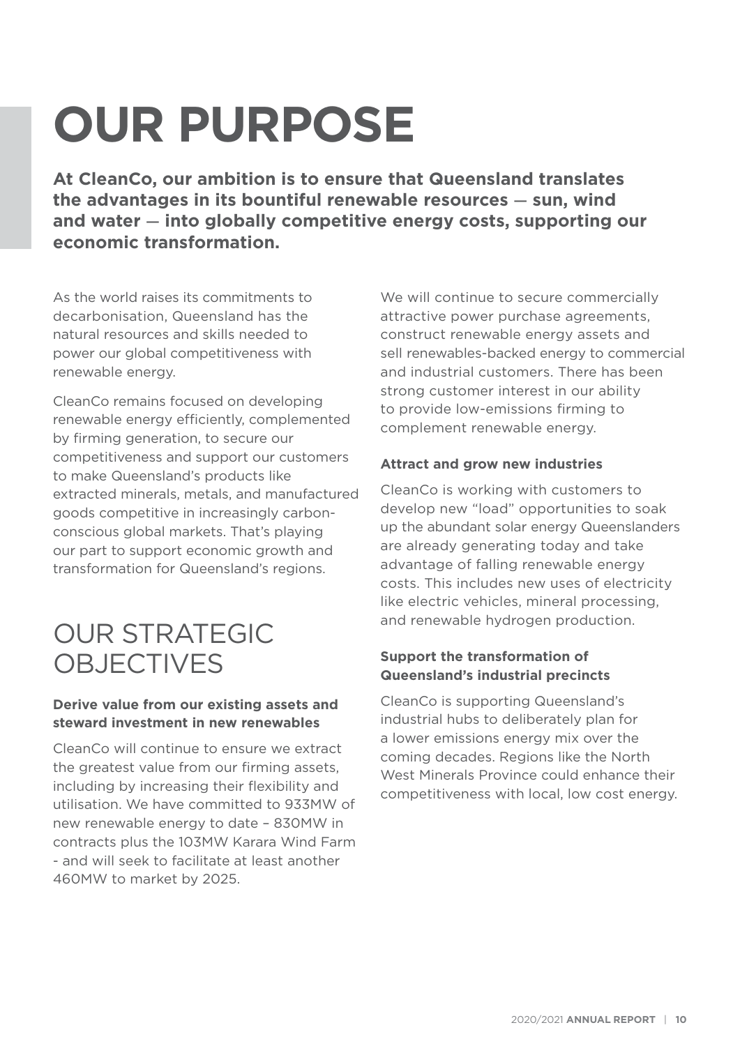# OUR PURPOSE

**At CleanCo, our ambition is to ensure that Queensland translates the advantages in its bountiful renewable resources — sun, wind and water — into globally competitive energy costs, supporting our economic transformation.**

As the world raises its commitments to decarbonisation, Queensland has the natural resources and skills needed to power our global competitiveness with renewable energy.

CleanCo remains focused on developing renewable energy efficiently, complemented by firming generation, to secure our competitiveness and support our customers to make Queensland's products like extracted minerals, metals, and manufactured goods competitive in increasingly carbon-conscious global markets. That's playing our part to support economic growth and transformation for Queensland's regions.

## OUR STRATEGIC OBJECTIVES

### Derive value from our existing assets and steward investment in new renewables

CleanCo will continue to ensure we extract the greatest value from our firming assets, including by increasing their flexibility and utilisation. We have committed to 933MW of new renewable energy to date – 830MW in contracts plus the 103MW Karara Wind Farm - and will seek to facilitate at least another 460MW to market by 2025.

We will continue to secure commercially attractive power purchase agreements, construct renewable energy assets and sell renewables-backed energy to commercial and industrial customers. There has been strong customer interest in our ability to provide low-emissions firming to complement renewable energy.

### Attract and grow new industries

CleanCo is working with customers to develop new "load" opportunities to soak up the abundant solar energy Queenslanders are already generating today and take advantage of falling renewable energy costs. This includes new uses of electricity like electric vehicles, mineral processing, and renewable hydrogen production.

### Support the transformation of Queensland's industrial precincts

CleanCo is supporting Queensland's industrial hubs to deliberately plan for a lower emissions energy mix over the coming decades. Regions like the North West Minerals Province could enhance their competitiveness with local, low cost energy.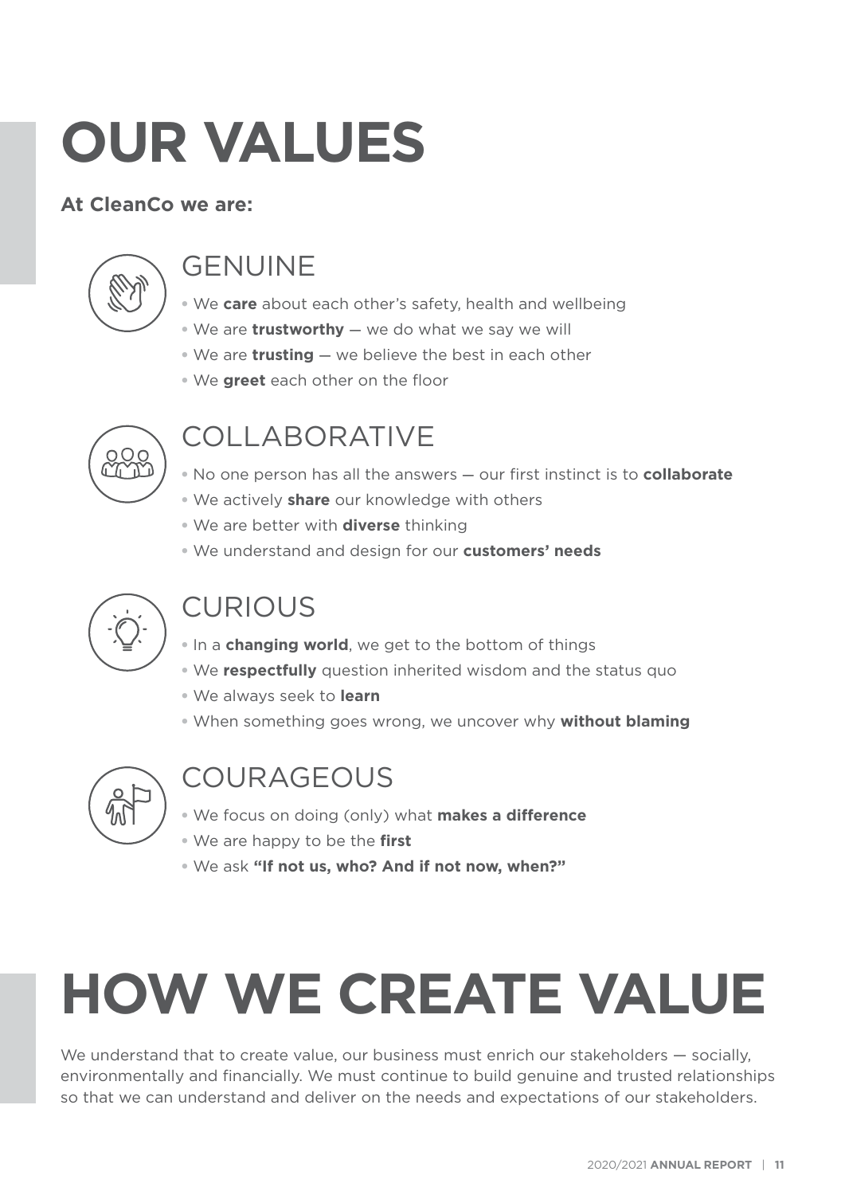# OUR VALUES

**At CleanCo we are:**

## GENUINE

- We **care** about each other's safety, health and wellbeing
- We are **trustworthy** — we do what we say we will
- We are **trusting** — we believe the best in each other
- We **greet** each other on the floor

## COLLABORATIVE

- No one person has all the answers — our first instinct is to **collaborate**
- We actively **share** our knowledge with others
- We are better with **diverse** thinking
- We understand and design for our **customers' needs**

## CURIOUS

- In a **changing world**, we get to the bottom of things
- We **respectfully** question inherited wisdom and the status quo
- We always seek to **learn**
- When something goes wrong, we uncover why **without blaming**

## COURAGEOUS

- We focus on doing (only) what **makes a difference**
- We are happy to be the **first**
- We ask **"If not us, who? And if not now, when?"**

# HOW WE CREATE VALUE

We understand that to create value, our business must enrich our stakeholders — socially, environmentally and financially. We must continue to build genuine and trusted relationships so that we can understand and deliver on the needs and expectations of our stakeholders.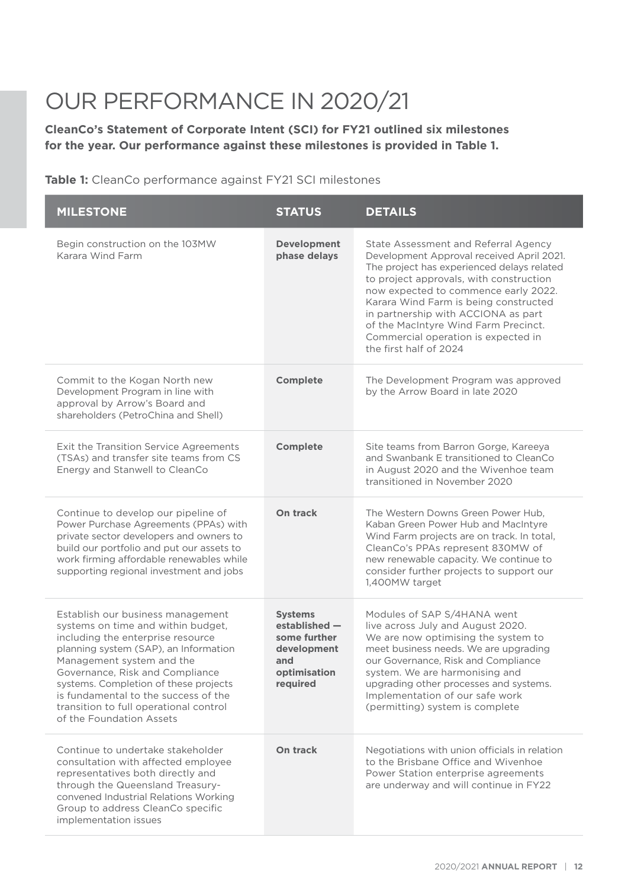# OUR PERFORMANCE IN 2020/21

**CleanCo's Statement of Corporate Intent (SCI) for FY21 outlined six milestones for the year. Our performance against these milestones is provided in Table 1.**

**Table 1:** CleanCo performance against FY21 SCI milestones

| MILESTONE | STATUS | DETAILS |
|---|---|---|
| Begin construction on the 103MW Karara Wind Farm | **Development phase delays** | State Assessment and Referral Agency Development Approval received April 2021. The project has experienced delays related to project approvals, with construction now expected to commence early 2022. Karara Wind Farm is being constructed in partnership with ACCIONA as part of the MacIntyre Wind Farm Precinct. Commercial operation is expected in the first half of 2024 |
| Commit to the Kogan North new Development Program in line with approval by Arrow's Board and shareholders (PetroChina and Shell) | **Complete** | The Development Program was approved by the Arrow Board in late 2020 |
| Exit the Transition Service Agreements (TSAs) and transfer site teams from CS Energy and Stanwell to CleanCo | **Complete** | Site teams from Barron Gorge, Kareeya and Swanbank E transitioned to CleanCo in August 2020 and the Wivenhoe team transitioned in November 2020 |
| Continue to develop our pipeline of Power Purchase Agreements (PPAs) with private sector developers and owners to build our portfolio and put our assets to work firming affordable renewables while supporting regional investment and jobs | **On track** | The Western Downs Green Power Hub, Kaban Green Power Hub and MacIntyre Wind Farm projects are on track. In total, CleanCo's PPAs represent 830MW of new renewable capacity. We continue to consider further projects to support our 1,400MW target |
| Establish our business management systems on time and within budget, including the enterprise resource planning system (SAP), an Information Management system and the Governance, Risk and Compliance systems. Completion of these projects is fundamental to the success of the transition to full operational control of the Foundation Assets | **Systems established — some further development and optimisation required** | Modules of SAP S/4HANA went live across July and August 2020. We are now optimising the system to meet business needs. We are upgrading our Governance, Risk and Compliance system. We are harmonising and upgrading other processes and systems. Implementation of our safe work (permitting) system is complete |
| Continue to undertake stakeholder consultation with affected employee representatives both directly and through the Queensland Treasury-convened Industrial Relations Working Group to address CleanCo specific implementation issues | **On track** | Negotiations with union officials in relation to the Brisbane Office and Wivenhoe Power Station enterprise agreements are underway and will continue in FY22 |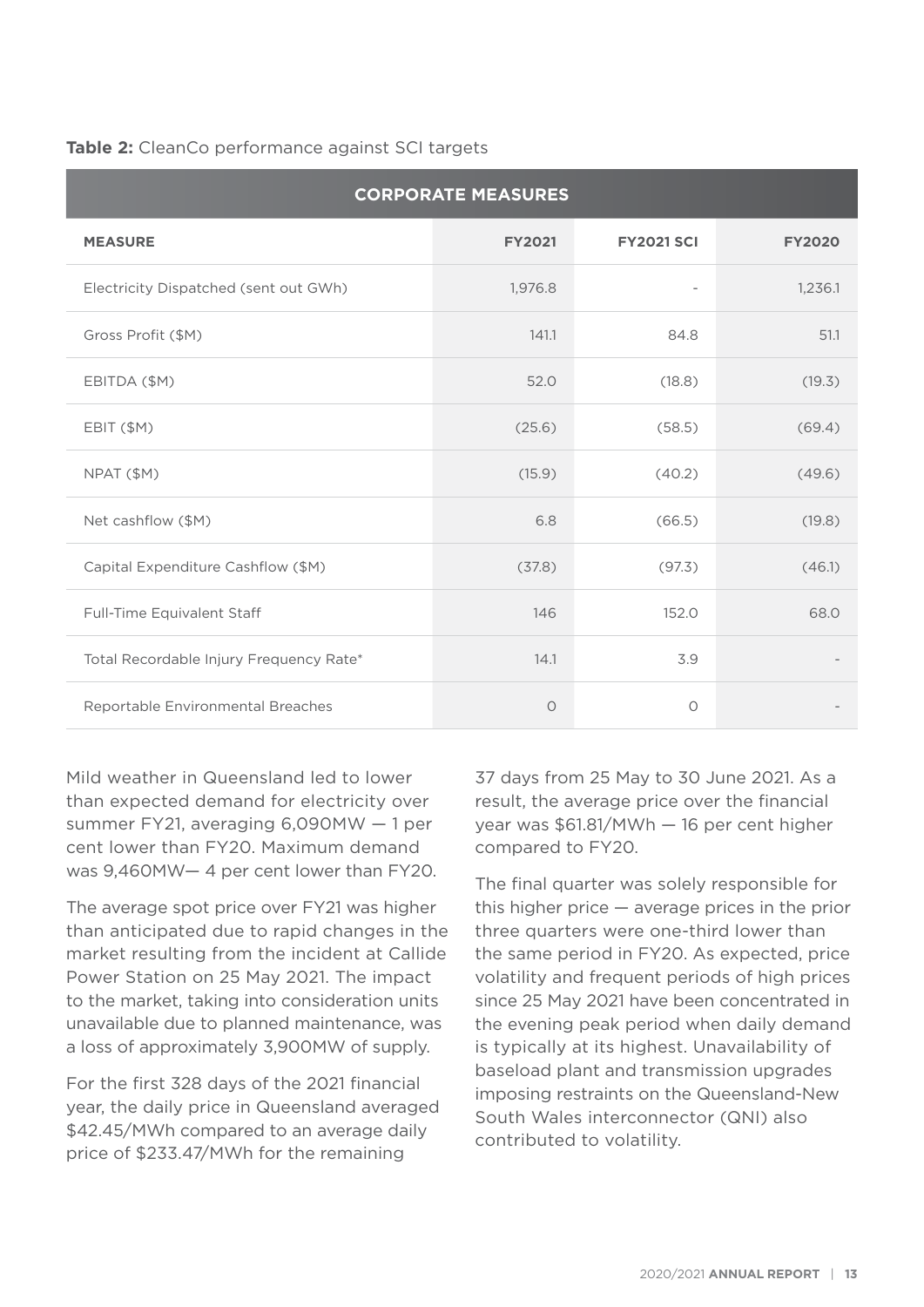**Table 2:** CleanCo performance against SCI targets

| CORPORATE MEASURES | | | |
|---|---|---|---|
| **MEASURE** | **FY2021** | **FY2021 SCI** | **FY2020** |
| Electricity Dispatched (sent out GWh) | 1,976.8 | - | 1,236.1 |
| Gross Profit ($M) | 141.1 | 84.8 | 51.1 |
| EBITDA ($M) | 52.0 | (18.8) | (19.3) |
| EBIT ($M) | (25.6) | (58.5) | (69.4) |
| NPAT ($M) | (15.9) | (40.2) | (49.6) |
| Net cashflow ($M) | 6.8 | (66.5) | (19.8) |
| Capital Expenditure Cashflow ($M) | (37.8) | (97.3) | (46.1) |
| Full-Time Equivalent Staff | 146 | 152.0 | 68.0 |
| Total Recordable Injury Frequency Rate* | 14.1 | 3.9 | - |
| Reportable Environmental Breaches | 0 | 0 | - |

Mild weather in Queensland led to lower than expected demand for electricity over summer FY21, averaging 6,090MW — 1 per cent lower than FY20. Maximum demand was 9,460MW— 4 per cent lower than FY20.

The average spot price over FY21 was higher than anticipated due to rapid changes in the market resulting from the incident at Callide Power Station on 25 May 2021. The impact to the market, taking into consideration units unavailable due to planned maintenance, was a loss of approximately 3,900MW of supply.

For the first 328 days of the 2021 financial year, the daily price in Queensland averaged $42.45/MWh compared to an average daily price of $233.47/MWh for the remaining 37 days from 25 May to 30 June 2021. As a result, the average price over the financial year was $61.81/MWh — 16 per cent higher compared to FY20.

The final quarter was solely responsible for this higher price — average prices in the prior three quarters were one-third lower than the same period in FY20. As expected, price volatility and frequent periods of high prices since 25 May 2021 have been concentrated in the evening peak period when daily demand is typically at its highest. Unavailability of baseload plant and transmission upgrades imposing restraints on the Queensland-New South Wales interconnector (QNI) also contributed to volatility.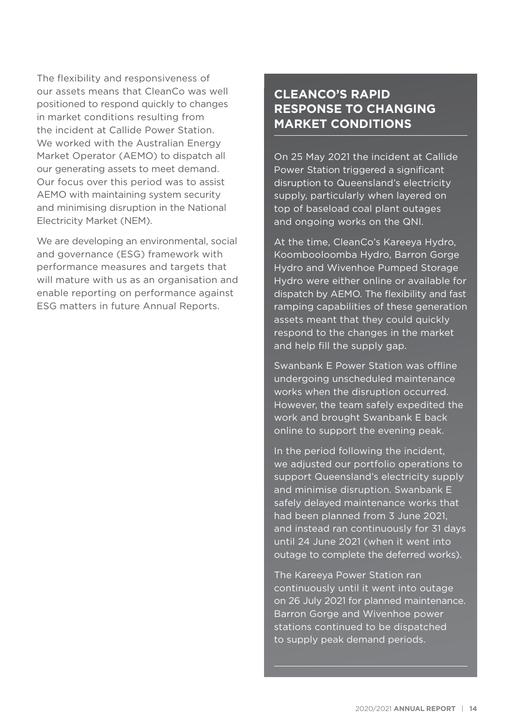The flexibility and responsiveness of our assets means that CleanCo was well positioned to respond quickly to changes in market conditions resulting from the incident at Callide Power Station. We worked with the Australian Energy Market Operator (AEMO) to dispatch all our generating assets to meet demand. Our focus over this period was to assist AEMO with maintaining system security and minimising disruption in the National Electricity Market (NEM).

We are developing an environmental, social and governance (ESG) framework with performance measures and targets that will mature with us as an organisation and enable reporting on performance against ESG matters in future Annual Reports.

## CLEANCO'S RAPID RESPONSE TO CHANGING MARKET CONDITIONS

On 25 May 2021 the incident at Callide Power Station triggered a significant disruption to Queensland's electricity supply, particularly when layered on top of baseload coal plant outages and ongoing works on the QNI.

At the time, CleanCo's Kareeya Hydro, Koombooloomba Hydro, Barron Gorge Hydro and Wivenhoe Pumped Storage Hydro were either online or available for dispatch by AEMO. The flexibility and fast ramping capabilities of these generation assets meant that they could quickly respond to the changes in the market and help fill the supply gap.

Swanbank E Power Station was offline undergoing unscheduled maintenance works when the disruption occurred. However, the team safely expedited the work and brought Swanbank E back online to support the evening peak.

In the period following the incident, we adjusted our portfolio operations to support Queensland's electricity supply and minimise disruption. Swanbank E safely delayed maintenance works that had been planned from 3 June 2021, and instead ran continuously for 31 days until 24 June 2021 (when it went into outage to complete the deferred works).

The Kareeya Power Station ran continuously until it went into outage on 26 July 2021 for planned maintenance. Barron Gorge and Wivenhoe power stations continued to be dispatched to supply peak demand periods.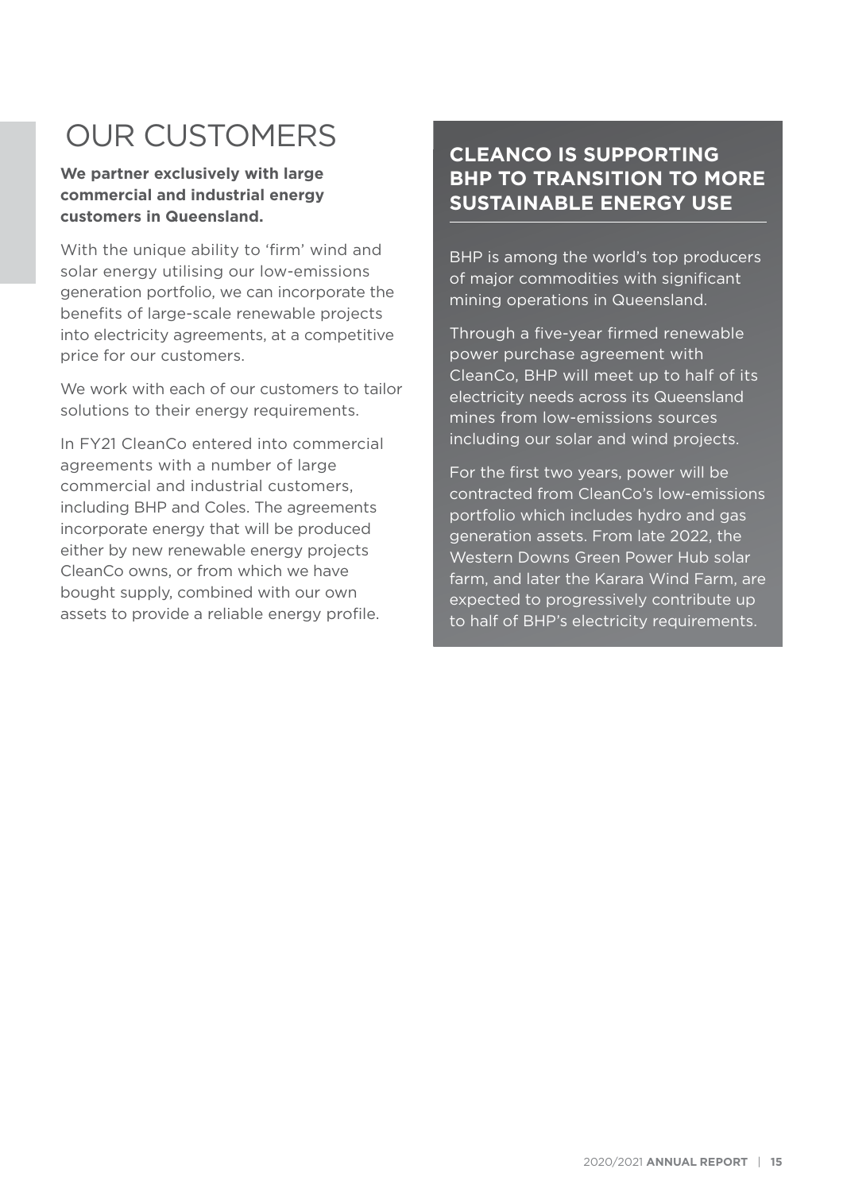# OUR CUSTOMERS

**We partner exclusively with large commercial and industrial energy customers in Queensland.**

With the unique ability to 'firm' wind and solar energy utilising our low-emissions generation portfolio, we can incorporate the benefits of large-scale renewable projects into electricity agreements, at a competitive price for our customers.

We work with each of our customers to tailor solutions to their energy requirements.

In FY21 CleanCo entered into commercial agreements with a number of large commercial and industrial customers, including BHP and Coles. The agreements incorporate energy that will be produced either by new renewable energy projects CleanCo owns, or from which we have bought supply, combined with our own assets to provide a reliable energy profile.

## CLEANCO IS SUPPORTING BHP TO TRANSITION TO MORE SUSTAINABLE ENERGY USE

BHP is among the world's top producers of major commodities with significant mining operations in Queensland.

Through a five-year firmed renewable power purchase agreement with CleanCo, BHP will meet up to half of its electricity needs across its Queensland mines from low-emissions sources including our solar and wind projects.

For the first two years, power will be contracted from CleanCo's low-emissions portfolio which includes hydro and gas generation assets. From late 2022, the Western Downs Green Power Hub solar farm, and later the Karara Wind Farm, are expected to progressively contribute up to half of BHP's electricity requirements.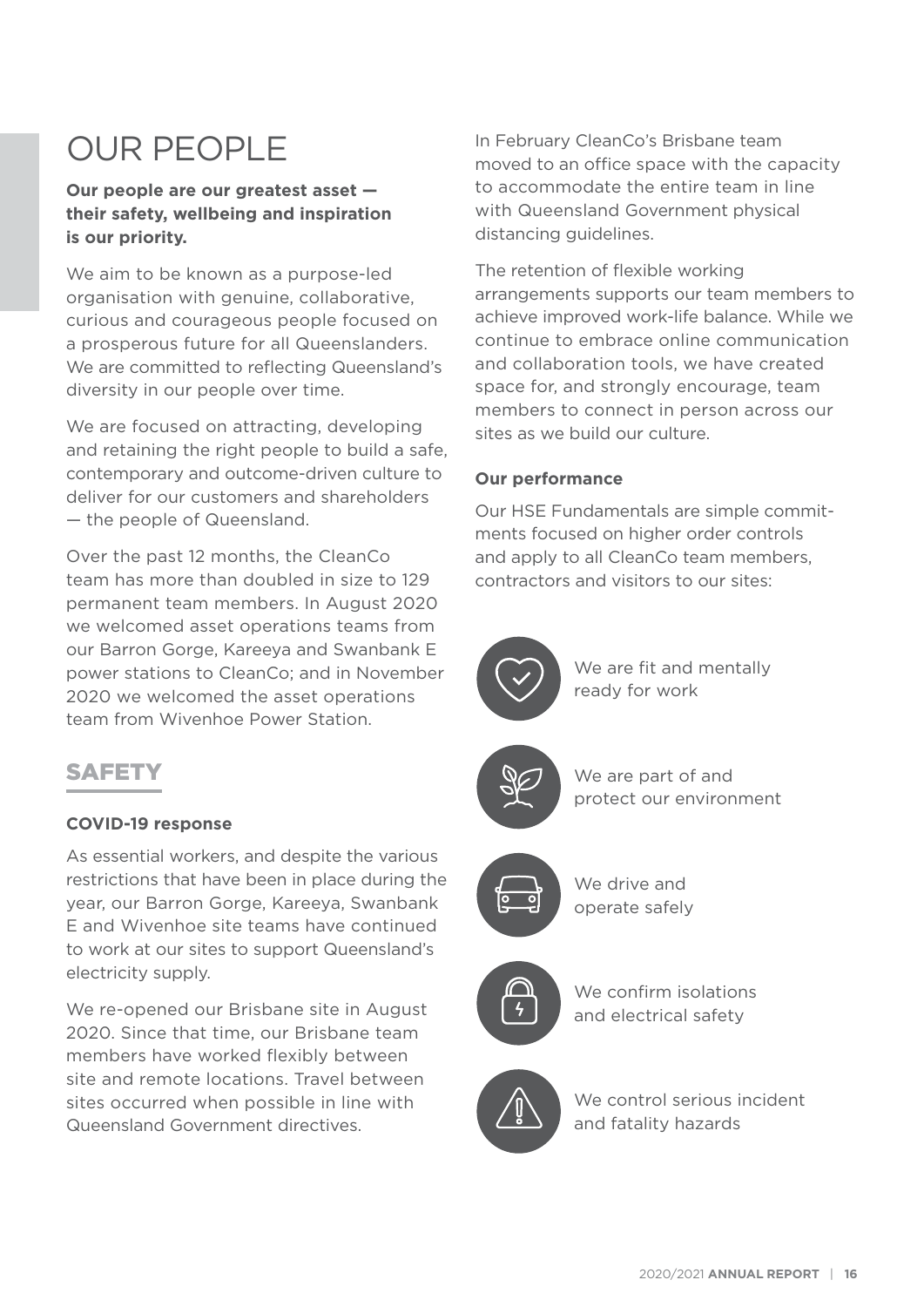# OUR PEOPLE

**Our people are our greatest asset — their safety, wellbeing and inspiration is our priority.**

We aim to be known as a purpose-led organisation with genuine, collaborative, curious and courageous people focused on a prosperous future for all Queenslanders. We are committed to reflecting Queensland's diversity in our people over time.

We are focused on attracting, developing and retaining the right people to build a safe, contemporary and outcome-driven culture to deliver for our customers and shareholders — the people of Queensland.

Over the past 12 months, the CleanCo team has more than doubled in size to 129 permanent team members. In August 2020 we welcomed asset operations teams from our Barron Gorge, Kareeya and Swanbank E power stations to CleanCo; and in November 2020 we welcomed the asset operations team from Wivenhoe Power Station.

## SAFETY

### COVID-19 response

As essential workers, and despite the various restrictions that have been in place during the year, our Barron Gorge, Kareeya, Swanbank E and Wivenhoe site teams have continued to work at our sites to support Queensland's electricity supply.

We re-opened our Brisbane site in August 2020. Since that time, our Brisbane team members have worked flexibly between site and remote locations. Travel between sites occurred when possible in line with Queensland Government directives.

In February CleanCo's Brisbane team moved to an office space with the capacity to accommodate the entire team in line with Queensland Government physical distancing guidelines.

The retention of flexible working arrangements supports our team members to achieve improved work-life balance. While we continue to embrace online communication and collaboration tools, we have created space for, and strongly encourage, team members to connect in person across our sites as we build our culture.

### Our performance

Our HSE Fundamentals are simple commitments focused on higher order controls and apply to all CleanCo team members, contractors and visitors to our sites:

- We are fit and mentally ready for work
- We are part of and protect our environment
- We drive and operate safely
- We confirm isolations and electrical safety
- We control serious incident and fatality hazards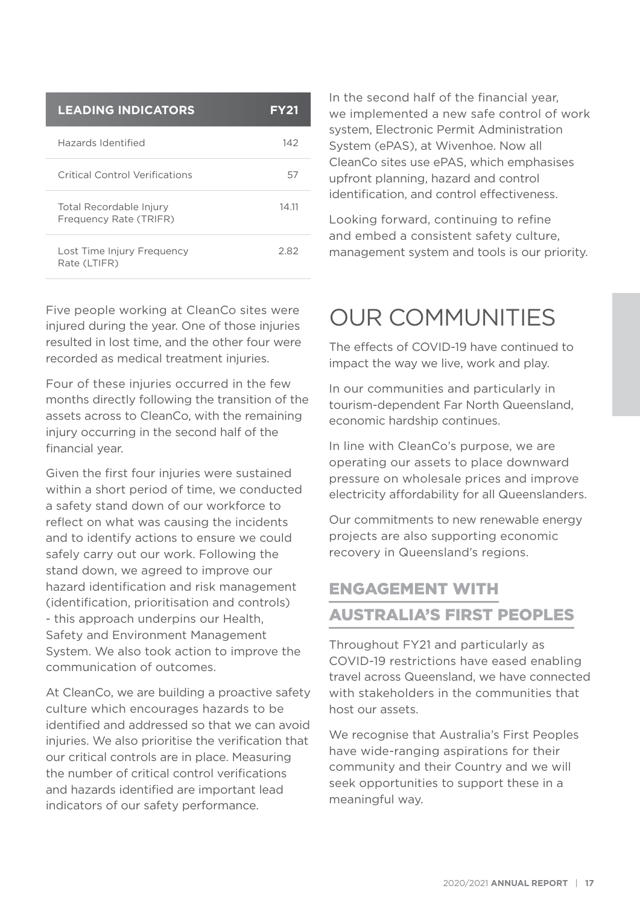| LEADING INDICATORS | FY21 |
|---|---|
| Hazards Identified | 142 |
| Critical Control Verifications | 57 |
| Total Recordable Injury Frequency Rate (TRIFR) | 14.11 |
| Lost Time Injury Frequency Rate (LTIFR) | 2.82 |

Five people working at CleanCo sites were injured during the year. One of those injuries resulted in lost time, and the other four were recorded as medical treatment injuries.

Four of these injuries occurred in the few months directly following the transition of the assets across to CleanCo, with the remaining injury occurring in the second half of the financial year.

Given the first four injuries were sustained within a short period of time, we conducted a safety stand down of our workforce to reflect on what was causing the incidents and to identify actions to ensure we could safely carry out our work. Following the stand down, we agreed to improve our hazard identification and risk management (identification, prioritisation and controls) - this approach underpins our Health, Safety and Environment Management System. We also took action to improve the communication of outcomes.

At CleanCo, we are building a proactive safety culture which encourages hazards to be identified and addressed so that we can avoid injuries. We also prioritise the verification that our critical controls are in place. Measuring the number of critical control verifications and hazards identified are important lead indicators of our safety performance.

In the second half of the financial year, we implemented a new safe control of work system, Electronic Permit Administration System (ePAS), at Wivenhoe. Now all CleanCo sites use ePAS, which emphasises upfront planning, hazard and control identification, and control effectiveness.

Looking forward, continuing to refine and embed a consistent safety culture, management system and tools is our priority.

# OUR COMMUNITIES

The effects of COVID-19 have continued to impact the way we live, work and play.

In our communities and particularly in tourism-dependent Far North Queensland, economic hardship continues.

In line with CleanCo's purpose, we are operating our assets to place downward pressure on wholesale prices and improve electricity affordability for all Queenslanders.

Our commitments to new renewable energy projects are also supporting economic recovery in Queensland's regions.

## ENGAGEMENT WITH AUSTRALIA'S FIRST PEOPLES

Throughout FY21 and particularly as COVID-19 restrictions have eased enabling travel across Queensland, we have connected with stakeholders in the communities that host our assets.

We recognise that Australia's First Peoples have wide-ranging aspirations for their community and their Country and we will seek opportunities to support these in a meaningful way.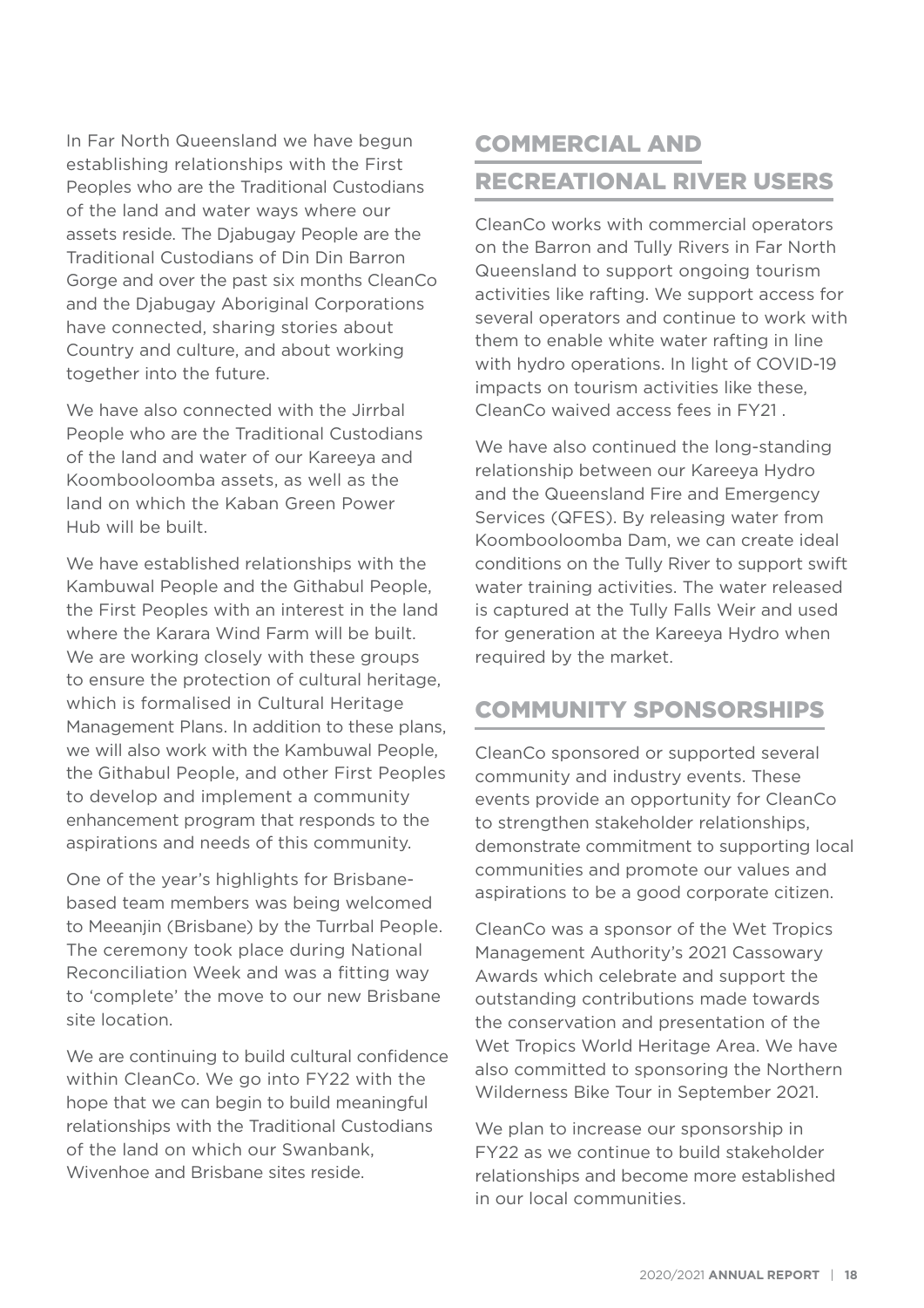In Far North Queensland we have begun establishing relationships with the First Peoples who are the Traditional Custodians of the land and water ways where our assets reside. The Djabugay People are the Traditional Custodians of Din Din Barron Gorge and over the past six months CleanCo and the Djabugay Aboriginal Corporations have connected, sharing stories about Country and culture, and about working together into the future.

We have also connected with the Jirrbal People who are the Traditional Custodians of the land and water of our Kareeya and Koombooloomba assets, as well as the land on which the Kaban Green Power Hub will be built.

We have established relationships with the Kambuwal People and the Githabul People, the First Peoples with an interest in the land where the Karara Wind Farm will be built. We are working closely with these groups to ensure the protection of cultural heritage, which is formalised in Cultural Heritage Management Plans. In addition to these plans, we will also work with the Kambuwal People, the Githabul People, and other First Peoples to develop and implement a community enhancement program that responds to the aspirations and needs of this community.

One of the year's highlights for Brisbane-based team members was being welcomed to Meeanjin (Brisbane) by the Turrbal People. The ceremony took place during National Reconciliation Week and was a fitting way to 'complete' the move to our new Brisbane site location.

We are continuing to build cultural confidence within CleanCo. We go into FY22 with the hope that we can begin to build meaningful relationships with the Traditional Custodians of the land on which our Swanbank, Wivenhoe and Brisbane sites reside.

## COMMERCIAL AND RECREATIONAL RIVER USERS

CleanCo works with commercial operators on the Barron and Tully Rivers in Far North Queensland to support ongoing tourism activities like rafting. We support access for several operators and continue to work with them to enable white water rafting in line with hydro operations. In light of COVID-19 impacts on tourism activities like these, CleanCo waived access fees in FY21 .

We have also continued the long-standing relationship between our Kareeya Hydro and the Queensland Fire and Emergency Services (QFES). By releasing water from Koombooloomba Dam, we can create ideal conditions on the Tully River to support swift water training activities. The water released is captured at the Tully Falls Weir and used for generation at the Kareeya Hydro when required by the market.

## COMMUNITY SPONSORSHIPS

CleanCo sponsored or supported several community and industry events. These events provide an opportunity for CleanCo to strengthen stakeholder relationships, demonstrate commitment to supporting local communities and promote our values and aspirations to be a good corporate citizen.

CleanCo was a sponsor of the Wet Tropics Management Authority's 2021 Cassowary Awards which celebrate and support the outstanding contributions made towards the conservation and presentation of the Wet Tropics World Heritage Area. We have also committed to sponsoring the Northern Wilderness Bike Tour in September 2021.

We plan to increase our sponsorship in FY22 as we continue to build stakeholder relationships and become more established in our local communities.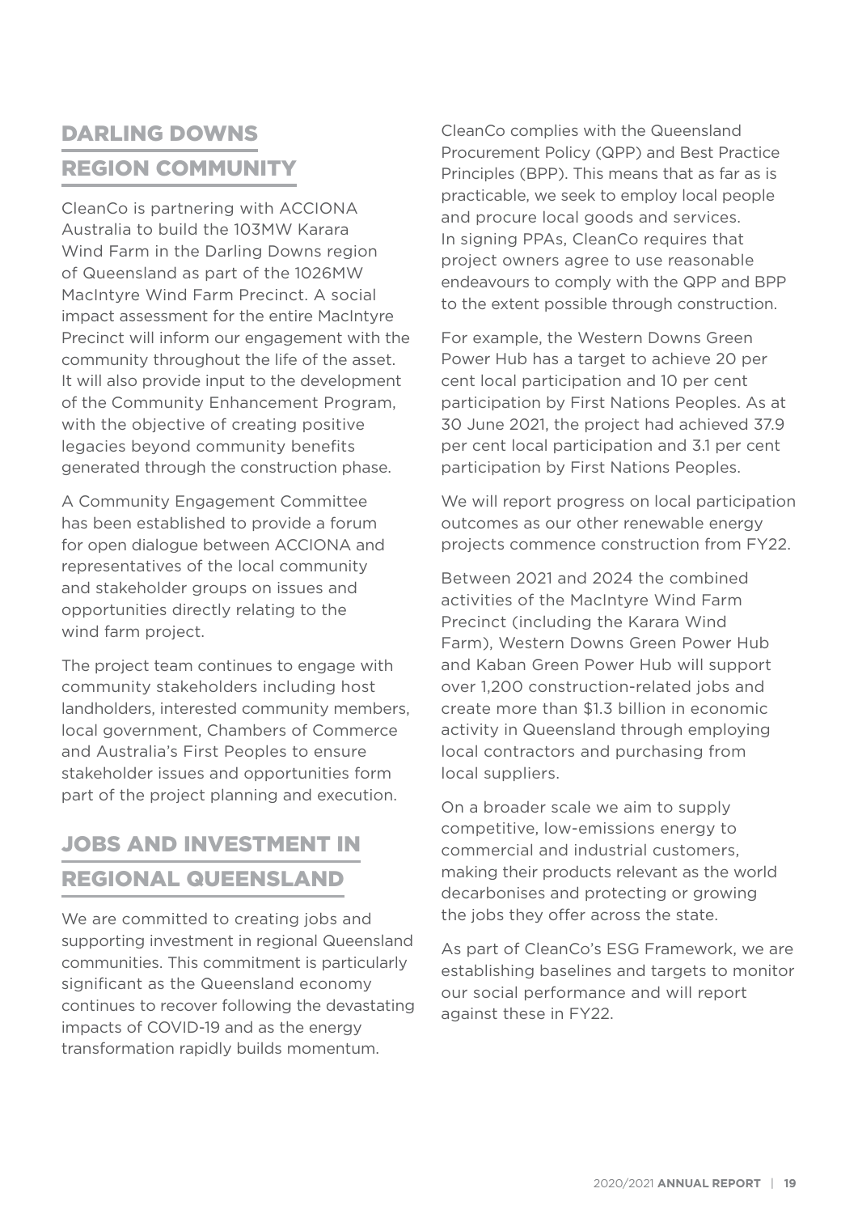## DARLING DOWNS REGION COMMUNITY

CleanCo is partnering with ACCIONA Australia to build the 103MW Karara Wind Farm in the Darling Downs region of Queensland as part of the 1026MW MacIntyre Wind Farm Precinct. A social impact assessment for the entire MacIntyre Precinct will inform our engagement with the community throughout the life of the asset. It will also provide input to the development of the Community Enhancement Program, with the objective of creating positive legacies beyond community benefits generated through the construction phase.

A Community Engagement Committee has been established to provide a forum for open dialogue between ACCIONA and representatives of the local community and stakeholder groups on issues and opportunities directly relating to the wind farm project.

The project team continues to engage with community stakeholders including host landholders, interested community members, local government, Chambers of Commerce and Australia's First Peoples to ensure stakeholder issues and opportunities form part of the project planning and execution.

## JOBS AND INVESTMENT IN REGIONAL QUEENSLAND

We are committed to creating jobs and supporting investment in regional Queensland communities. This commitment is particularly significant as the Queensland economy continues to recover following the devastating impacts of COVID-19 and as the energy transformation rapidly builds momentum.

CleanCo complies with the Queensland Procurement Policy (QPP) and Best Practice Principles (BPP). This means that as far as is practicable, we seek to employ local people and procure local goods and services. In signing PPAs, CleanCo requires that project owners agree to use reasonable endeavours to comply with the QPP and BPP to the extent possible through construction.

For example, the Western Downs Green Power Hub has a target to achieve 20 per cent local participation and 10 per cent participation by First Nations Peoples. As at 30 June 2021, the project had achieved 37.9 per cent local participation and 3.1 per cent participation by First Nations Peoples.

We will report progress on local participation outcomes as our other renewable energy projects commence construction from FY22.

Between 2021 and 2024 the combined activities of the MacIntyre Wind Farm Precinct (including the Karara Wind Farm), Western Downs Green Power Hub and Kaban Green Power Hub will support over 1,200 construction-related jobs and create more than $1.3 billion in economic activity in Queensland through employing local contractors and purchasing from local suppliers.

On a broader scale we aim to supply competitive, low-emissions energy to commercial and industrial customers, making their products relevant as the world decarbonises and protecting or growing the jobs they offer across the state.

As part of CleanCo's ESG Framework, we are establishing baselines and targets to monitor our social performance and will report against these in FY22.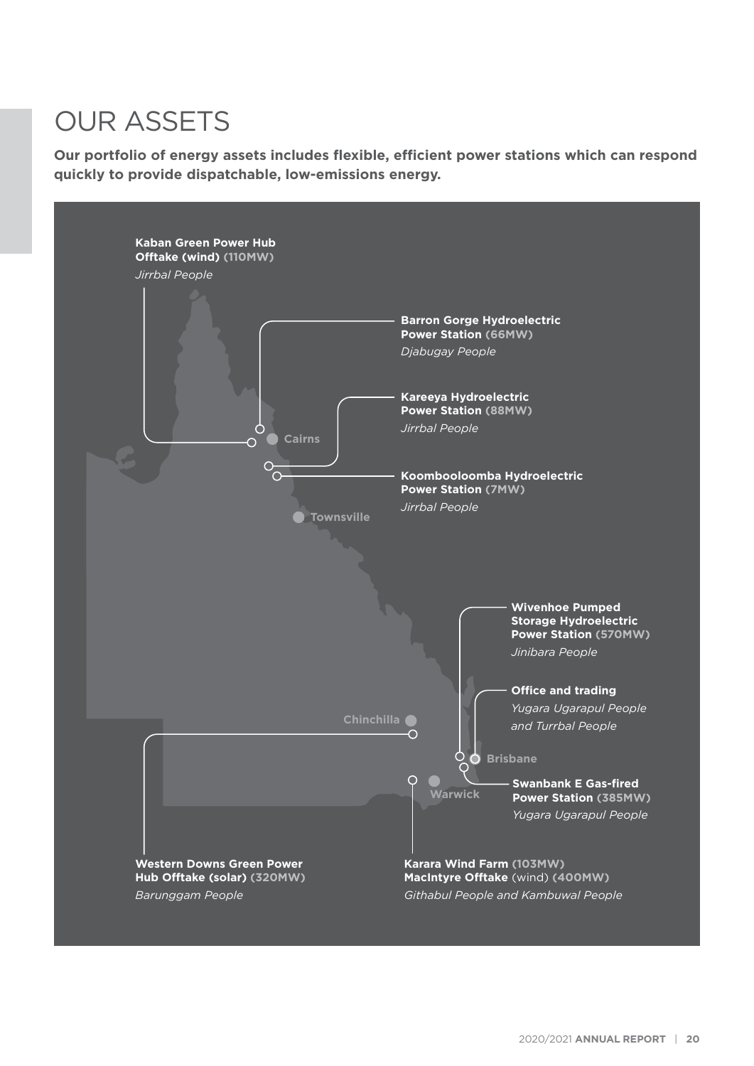# OUR ASSETS

**Our portfolio of energy assets includes flexible, efficient power stations which can respond quickly to provide dispatchable, low-emissions energy.**

**Kaban Green Power Hub Offtake (wind) (110MW)**
*Jirrbal People*

**Barron Gorge Hydroelectric Power Station (66MW)**
*Djabugay People*

**Kareeya Hydroelectric Power Station (88MW)**
*Jirrbal People*

**Koombooloomba Hydroelectric Power Station (7MW)**
*Jirrbal People*

Cairns

Townsville

**Wivenhoe Pumped Storage Hydroelectric Power Station (570MW)**
*Jinibara People*

**Office and trading**
*Yugara Ugarapul People and Turrbal People*

Chinchilla

Brisbane

Warwick

**Swanbank E Gas-fired Power Station (385MW)**
*Yugara Ugarapul People*

**Western Downs Green Power Hub Offtake (solar) (320MW)**
*Barunggam People*

**Karara Wind Farm (103MW)**
**MacIntyre Offtake** (wind) **(400MW)**
*Githabul People and Kambuwal People*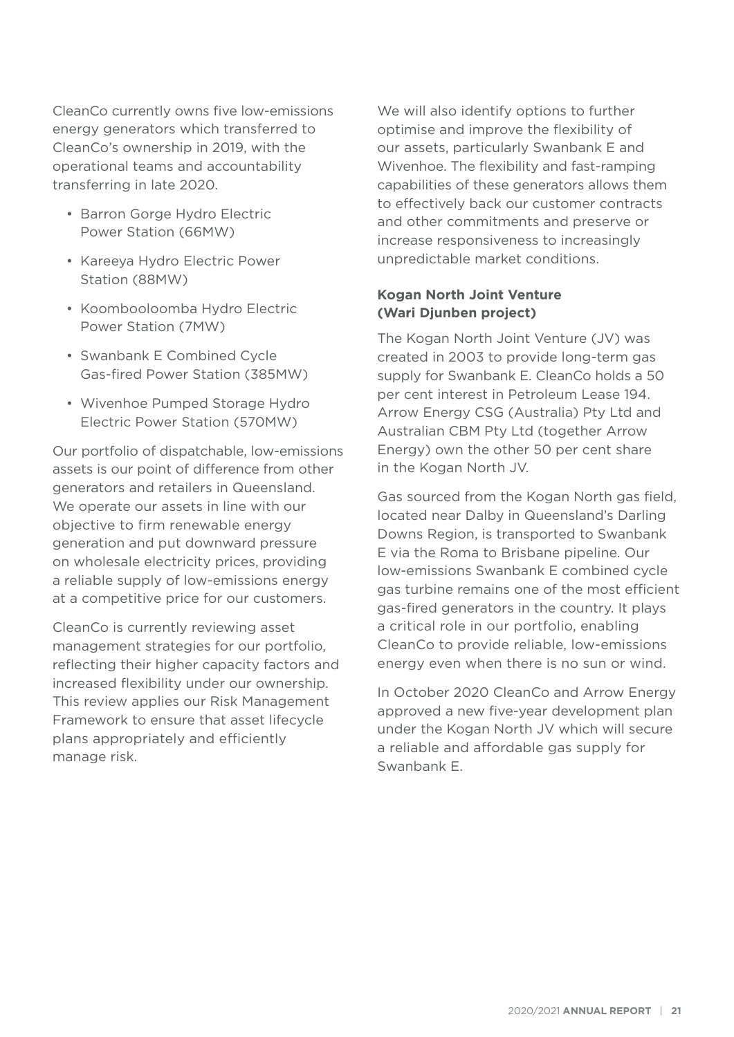CleanCo currently owns five low-emissions energy generators which transferred to CleanCo's ownership in 2019, with the operational teams and accountability transferring in late 2020.

- Barron Gorge Hydro Electric Power Station (66MW)
- Kareeya Hydro Electric Power Station (88MW)
- Koombooloomba Hydro Electric Power Station (7MW)
- Swanbank E Combined Cycle Gas-fired Power Station (385MW)
- Wivenhoe Pumped Storage Hydro Electric Power Station (570MW)

Our portfolio of dispatchable, low-emissions assets is our point of difference from other generators and retailers in Queensland. We operate our assets in line with our objective to firm renewable energy generation and put downward pressure on wholesale electricity prices, providing a reliable supply of low-emissions energy at a competitive price for our customers.

CleanCo is currently reviewing asset management strategies for our portfolio, reflecting their higher capacity factors and increased flexibility under our ownership. This review applies our Risk Management Framework to ensure that asset lifecycle plans appropriately and efficiently manage risk.

We will also identify options to further optimise and improve the flexibility of our assets, particularly Swanbank E and Wivenhoe. The flexibility and fast-ramping capabilities of these generators allows them to effectively back our customer contracts and other commitments and preserve or increase responsiveness to increasingly unpredictable market conditions.

**Kogan North Joint Venture (Wari Djunben project)**

The Kogan North Joint Venture (JV) was created in 2003 to provide long-term gas supply for Swanbank E. CleanCo holds a 50 per cent interest in Petroleum Lease 194. Arrow Energy CSG (Australia) Pty Ltd and Australian CBM Pty Ltd (together Arrow Energy) own the other 50 per cent share in the Kogan North JV.

Gas sourced from the Kogan North gas field, located near Dalby in Queensland's Darling Downs Region, is transported to Swanbank E via the Roma to Brisbane pipeline. Our low-emissions Swanbank E combined cycle gas turbine remains one of the most efficient gas-fired generators in the country. It plays a critical role in our portfolio, enabling CleanCo to provide reliable, low-emissions energy even when there is no sun or wind.

In October 2020 CleanCo and Arrow Energy approved a new five-year development plan under the Kogan North JV which will secure a reliable and affordable gas supply for Swanbank E.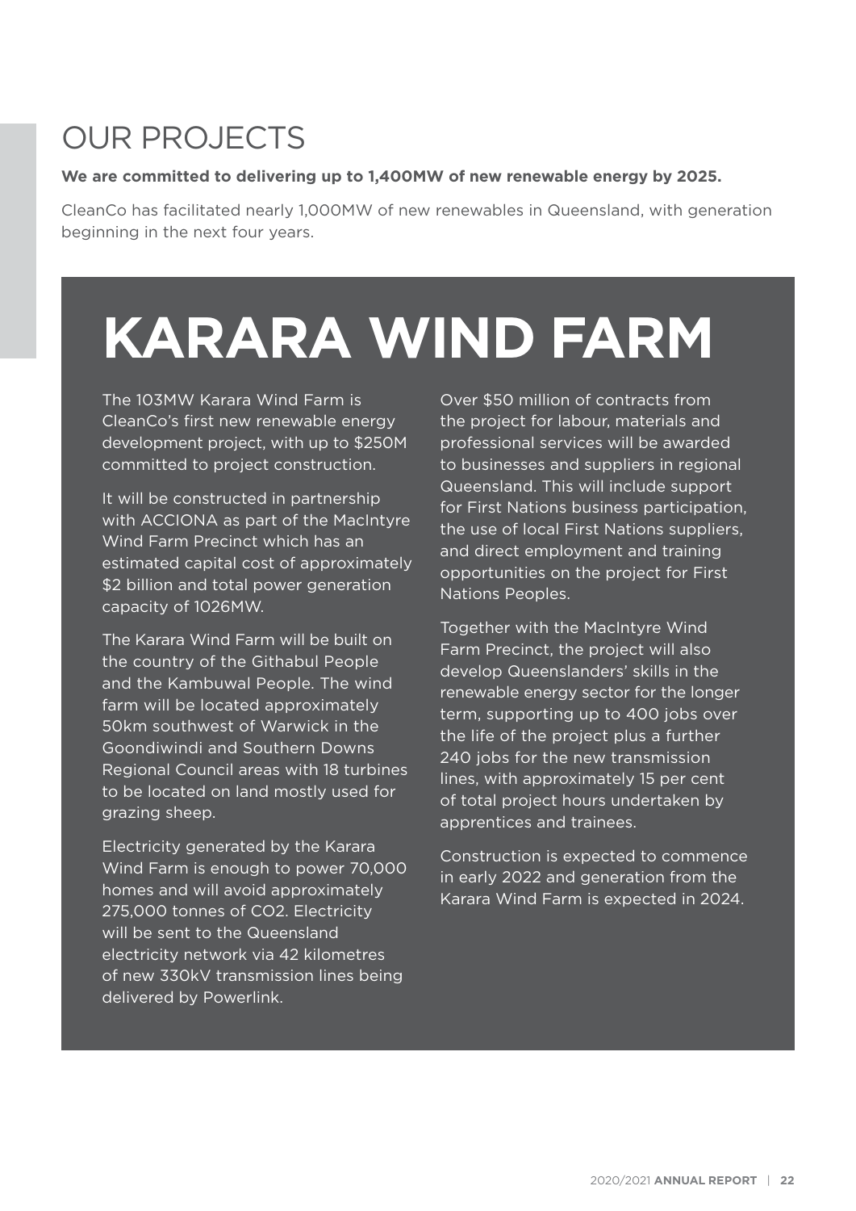# OUR PROJECTS

**We are committed to delivering up to 1,400MW of new renewable energy by 2025.**

CleanCo has facilitated nearly 1,000MW of new renewables in Queensland, with generation beginning in the next four years.

## KARARA WIND FARM

The 103MW Karara Wind Farm is CleanCo's first new renewable energy development project, with up to $250M committed to project construction.

It will be constructed in partnership with ACCIONA as part of the MacIntyre Wind Farm Precinct which has an estimated capital cost of approximately $2 billion and total power generation capacity of 1026MW.

The Karara Wind Farm will be built on the country of the Githabul People and the Kambuwal People. The wind farm will be located approximately 50km southwest of Warwick in the Goondiwindi and Southern Downs Regional Council areas with 18 turbines to be located on land mostly used for grazing sheep.

Electricity generated by the Karara Wind Farm is enough to power 70,000 homes and will avoid approximately 275,000 tonnes of $CO_2$. Electricity will be sent to the Queensland electricity network via 42 kilometres of new 330kV transmission lines being delivered by Powerlink.

Over $50 million of contracts from the project for labour, materials and professional services will be awarded to businesses and suppliers in regional Queensland. This will include support for First Nations business participation, the use of local First Nations suppliers, and direct employment and training opportunities on the project for First Nations Peoples.

Together with the MacIntyre Wind Farm Precinct, the project will also develop Queenslanders' skills in the renewable energy sector for the longer term, supporting up to 400 jobs over the life of the project plus a further 240 jobs for the new transmission lines, with approximately 15 per cent of total project hours undertaken by apprentices and trainees.

Construction is expected to commence in early 2022 and generation from the Karara Wind Farm is expected in 2024.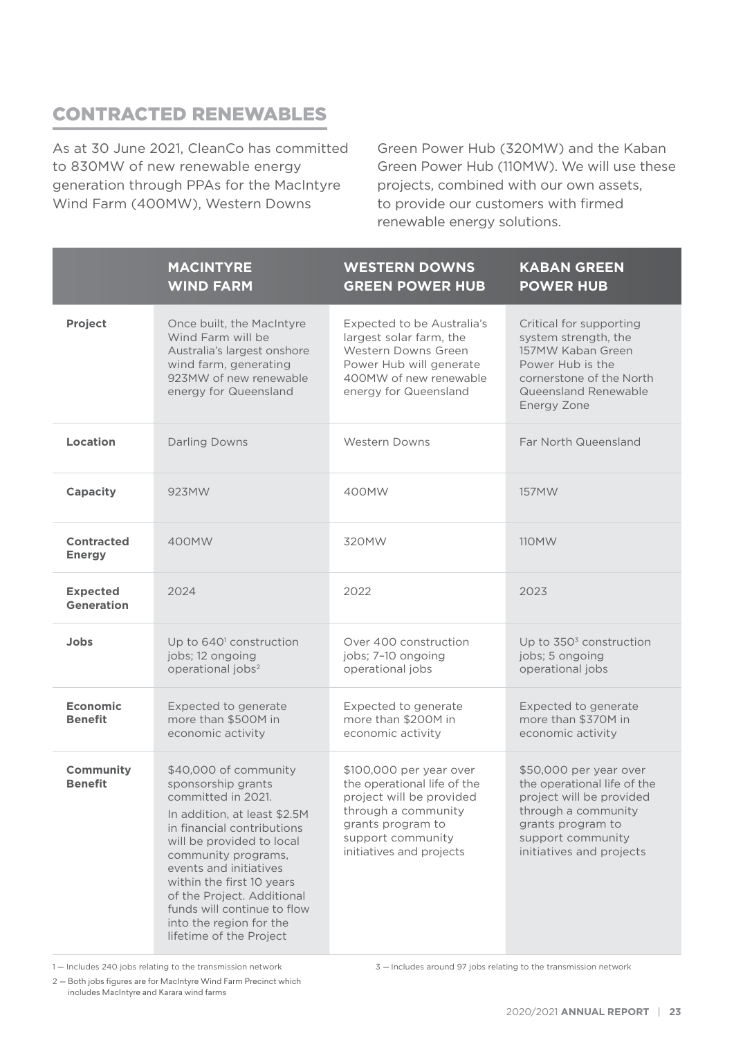## CONTRACTED RENEWABLES

As at 30 June 2021, CleanCo has committed to 830MW of new renewable energy generation through PPAs for the MacIntyre Wind Farm (400MW), Western Downs Green Power Hub (320MW) and the Kaban Green Power Hub (110MW). We will use these projects, combined with our own assets, to provide our customers with firmed renewable energy solutions.

| | **MACINTYRE WIND FARM** | **WESTERN DOWNS GREEN POWER HUB** | **KABAN GREEN POWER HUB** |
|---|---|---|---|
| **Project** | Once built, the MacIntyre Wind Farm will be Australia's largest onshore wind farm, generating 923MW of new renewable energy for Queensland | Expected to be Australia's largest solar farm, the Western Downs Green Power Hub will generate 400MW of new renewable energy for Queensland | Critical for supporting system strength, the 157MW Kaban Green Power Hub is the cornerstone of the North Queensland Renewable Energy Zone |
| **Location** | Darling Downs | Western Downs | Far North Queensland |
| **Capacity** | 923MW | 400MW | 157MW |
| **Contracted Energy** | 400MW | 320MW | 110MW |
| **Expected Generation** | 2024 | 2022 | 2023 |
| **Jobs** | Up to 640[1] construction jobs; 12 ongoing operational jobs[2] | Over 400 construction jobs; 7–10 ongoing operational jobs | Up to 350[3] construction jobs; 5 ongoing operational jobs |
| **Economic Benefit** | Expected to generate more than $500M in economic activity | Expected to generate more than $200M in economic activity | Expected to generate more than $370M in economic activity |
| **Community Benefit** | $40,000 of community sponsorship grants committed in 2021. In addition, at least $2.5M in financial contributions will be provided to local community programs, events and initiatives within the first 10 years of the Project. Additional funds will continue to flow into the region for the lifetime of the Project | $100,000 per year over the operational life of the project will be provided through a community grants program to support community initiatives and projects | $50,000 per year over the operational life of the project will be provided through a community grants program to support community initiatives and projects |

1 – Includes 240 jobs relating to the transmission network

2 – Both jobs figures are for MacIntyre Wind Farm Precinct which includes MacIntyre and Karara wind farms

3 – Includes around 97 jobs relating to the transmission network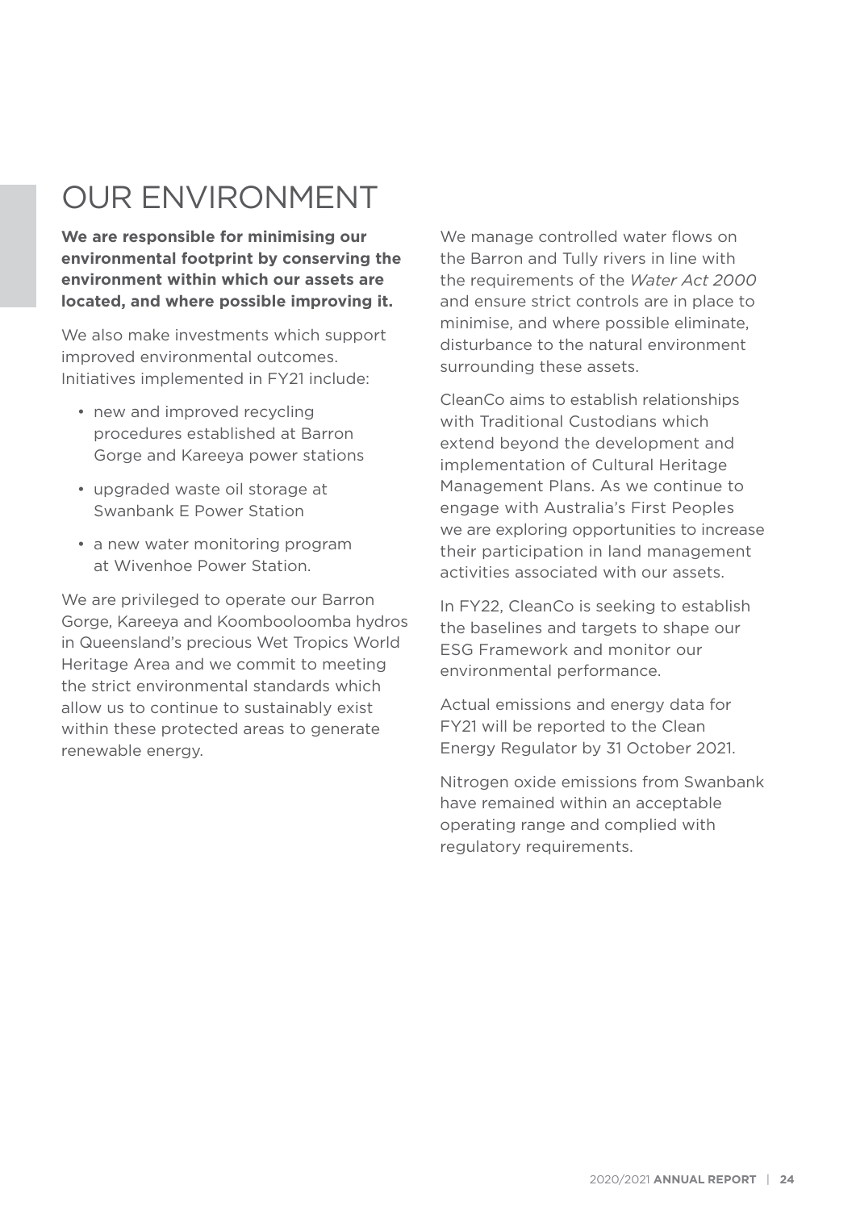# OUR ENVIRONMENT

**We are responsible for minimising our environmental footprint by conserving the environment within which our assets are located, and where possible improving it.**

We also make investments which support improved environmental outcomes. Initiatives implemented in FY21 include:

- new and improved recycling procedures established at Barron Gorge and Kareeya power stations
- upgraded waste oil storage at Swanbank E Power Station
- a new water monitoring program at Wivenhoe Power Station.

We are privileged to operate our Barron Gorge, Kareeya and Koombooloomba hydros in Queensland's precious Wet Tropics World Heritage Area and we commit to meeting the strict environmental standards which allow us to continue to sustainably exist within these protected areas to generate renewable energy.

We manage controlled water flows on the Barron and Tully rivers in line with the requirements of the *Water Act 2000* and ensure strict controls are in place to minimise, and where possible eliminate, disturbance to the natural environment surrounding these assets.

CleanCo aims to establish relationships with Traditional Custodians which extend beyond the development and implementation of Cultural Heritage Management Plans. As we continue to engage with Australia's First Peoples we are exploring opportunities to increase their participation in land management activities associated with our assets.

In FY22, CleanCo is seeking to establish the baselines and targets to shape our ESG Framework and monitor our environmental performance.

Actual emissions and energy data for FY21 will be reported to the Clean Energy Regulator by 31 October 2021.

Nitrogen oxide emissions from Swanbank have remained within an acceptable operating range and complied with regulatory requirements.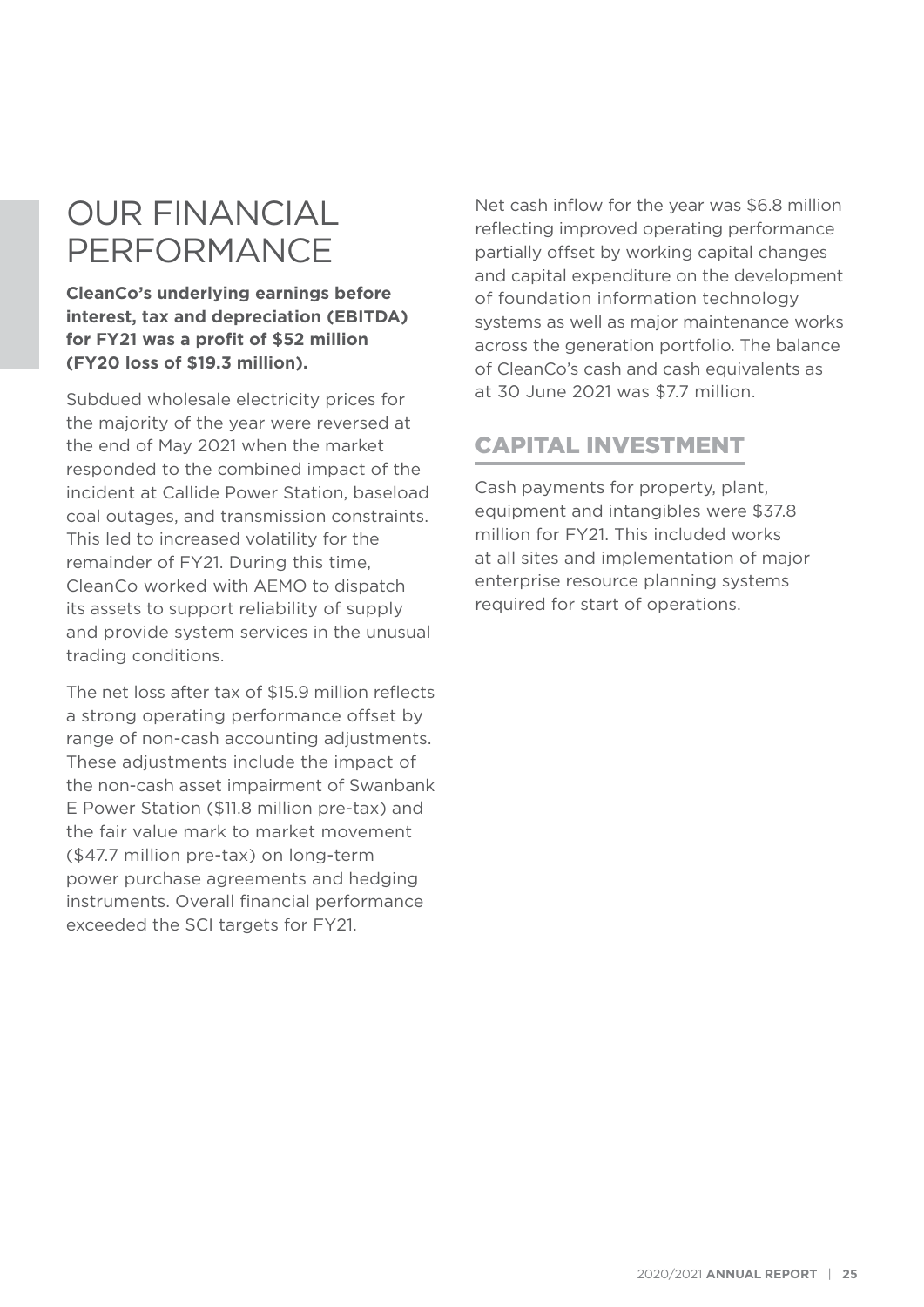# OUR FINANCIAL PERFORMANCE

**CleanCo's underlying earnings before interest, tax and depreciation (EBITDA) for FY21 was a profit of $52 million (FY20 loss of $19.3 million).**

Subdued wholesale electricity prices for the majority of the year were reversed at the end of May 2021 when the market responded to the combined impact of the incident at Callide Power Station, baseload coal outages, and transmission constraints. This led to increased volatility for the remainder of FY21. During this time, CleanCo worked with AEMO to dispatch its assets to support reliability of supply and provide system services in the unusual trading conditions.

The net loss after tax of $15.9 million reflects a strong operating performance offset by range of non-cash accounting adjustments. These adjustments include the impact of the non-cash asset impairment of Swanbank E Power Station ($11.8 million pre-tax) and the fair value mark to market movement ($47.7 million pre-tax) on long-term power purchase agreements and hedging instruments. Overall financial performance exceeded the SCI targets for FY21.

Net cash inflow for the year was $6.8 million reflecting improved operating performance partially offset by working capital changes and capital expenditure on the development of foundation information technology systems as well as major maintenance works across the generation portfolio. The balance of CleanCo's cash and cash equivalents as at 30 June 2021 was $7.7 million.

## CAPITAL INVESTMENT

Cash payments for property, plant, equipment and intangibles were $37.8 million for FY21. This included works at all sites and implementation of major enterprise resource planning systems required for start of operations.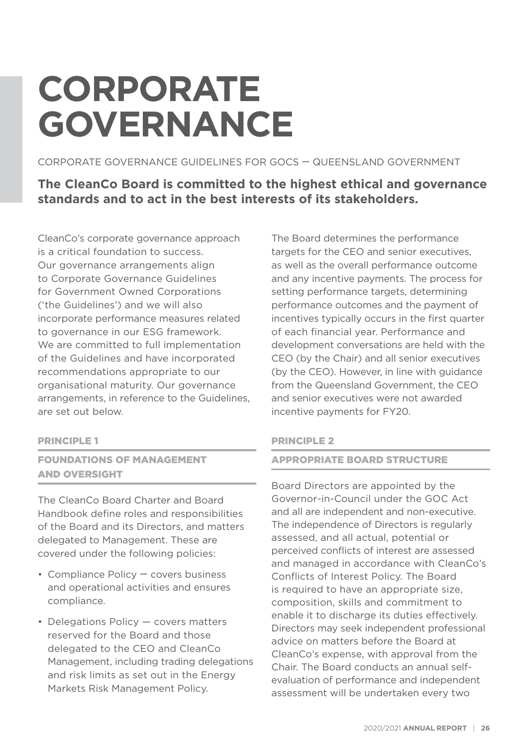# CORPORATE GOVERNANCE

CORPORATE GOVERNANCE GUIDELINES FOR GOCS – QUEENSLAND GOVERNMENT

**The CleanCo Board is committed to the highest ethical and governance standards and to act in the best interests of its stakeholders.**

CleanCo's corporate governance approach is a critical foundation to success. Our governance arrangements align to Corporate Governance Guidelines for Government Owned Corporations ('the Guidelines') and we will also incorporate performance measures related to governance in our ESG framework. We are committed to full implementation of the Guidelines and have incorporated recommendations appropriate to our organisational maturity. Our governance arrangements, in reference to the Guidelines, are set out below.

### PRINCIPLE 1

### FOUNDATIONS OF MANAGEMENT AND OVERSIGHT

The CleanCo Board Charter and Board Handbook define roles and responsibilities of the Board and its Directors, and matters delegated to Management. These are covered under the following policies:

- Compliance Policy – covers business and operational activities and ensures compliance.
- Delegations Policy – covers matters reserved for the Board and those delegated to the CEO and CleanCo Management, including trading delegations and risk limits as set out in the Energy Markets Risk Management Policy.

The Board determines the performance targets for the CEO and senior executives, as well as the overall performance outcome and any incentive payments. The process for setting performance targets, determining performance outcomes and the payment of incentives typically occurs in the first quarter of each financial year. Performance and development conversations are held with the CEO (by the Chair) and all senior executives (by the CEO). However, in line with guidance from the Queensland Government, the CEO and senior executives were not awarded incentive payments for FY20.

### PRINCIPLE 2

### APPROPRIATE BOARD STRUCTURE

Board Directors are appointed by the Governor-in-Council under the GOC Act and all are independent and non-executive. The independence of Directors is regularly assessed, and all actual, potential or perceived conflicts of interest are assessed and managed in accordance with CleanCo's Conflicts of Interest Policy. The Board is required to have an appropriate size, composition, skills and commitment to enable it to discharge its duties effectively. Directors may seek independent professional advice on matters before the Board at CleanCo's expense, with approval from the Chair. The Board conducts an annual self-evaluation of performance and independent assessment will be undertaken every two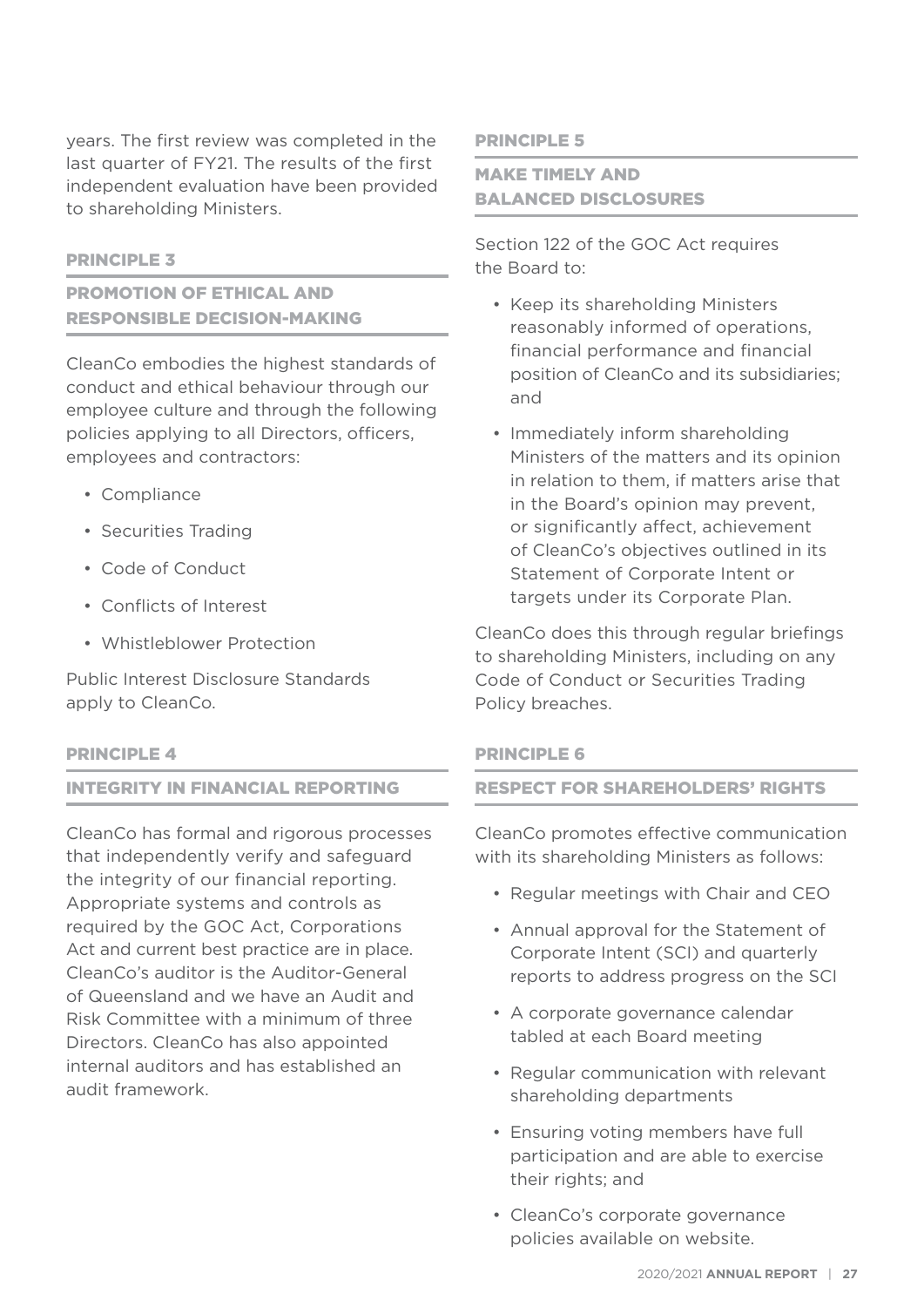years. The first review was completed in the last quarter of FY21. The results of the first independent evaluation have been provided to shareholding Ministers.

### PRINCIPLE 3

### PROMOTION OF ETHICAL AND RESPONSIBLE DECISION-MAKING

CleanCo embodies the highest standards of conduct and ethical behaviour through our employee culture and through the following policies applying to all Directors, officers, employees and contractors:

- Compliance
- Securities Trading
- Code of Conduct
- Conflicts of Interest
- Whistleblower Protection

Public Interest Disclosure Standards apply to CleanCo.

### PRINCIPLE 4

### INTEGRITY IN FINANCIAL REPORTING

CleanCo has formal and rigorous processes that independently verify and safeguard the integrity of our financial reporting. Appropriate systems and controls as required by the GOC Act, Corporations Act and current best practice are in place. CleanCo's auditor is the Auditor-General of Queensland and we have an Audit and Risk Committee with a minimum of three Directors. CleanCo has also appointed internal auditors and has established an audit framework.

### PRINCIPLE 5

### MAKE TIMELY AND BALANCED DISCLOSURES

Section 122 of the GOC Act requires the Board to:

- Keep its shareholding Ministers reasonably informed of operations, financial performance and financial position of CleanCo and its subsidiaries; and
- Immediately inform shareholding Ministers of the matters and its opinion in relation to them, if matters arise that in the Board's opinion may prevent, or significantly affect, achievement of CleanCo's objectives outlined in its Statement of Corporate Intent or targets under its Corporate Plan.

CleanCo does this through regular briefings to shareholding Ministers, including on any Code of Conduct or Securities Trading Policy breaches.

### PRINCIPLE 6

### RESPECT FOR SHAREHOLDERS' RIGHTS

CleanCo promotes effective communication with its shareholding Ministers as follows:

- Regular meetings with Chair and CEO
- Annual approval for the Statement of Corporate Intent (SCI) and quarterly reports to address progress on the SCI
- A corporate governance calendar tabled at each Board meeting
- Regular communication with relevant shareholding departments
- Ensuring voting members have full participation and are able to exercise their rights; and
- CleanCo's corporate governance policies available on website.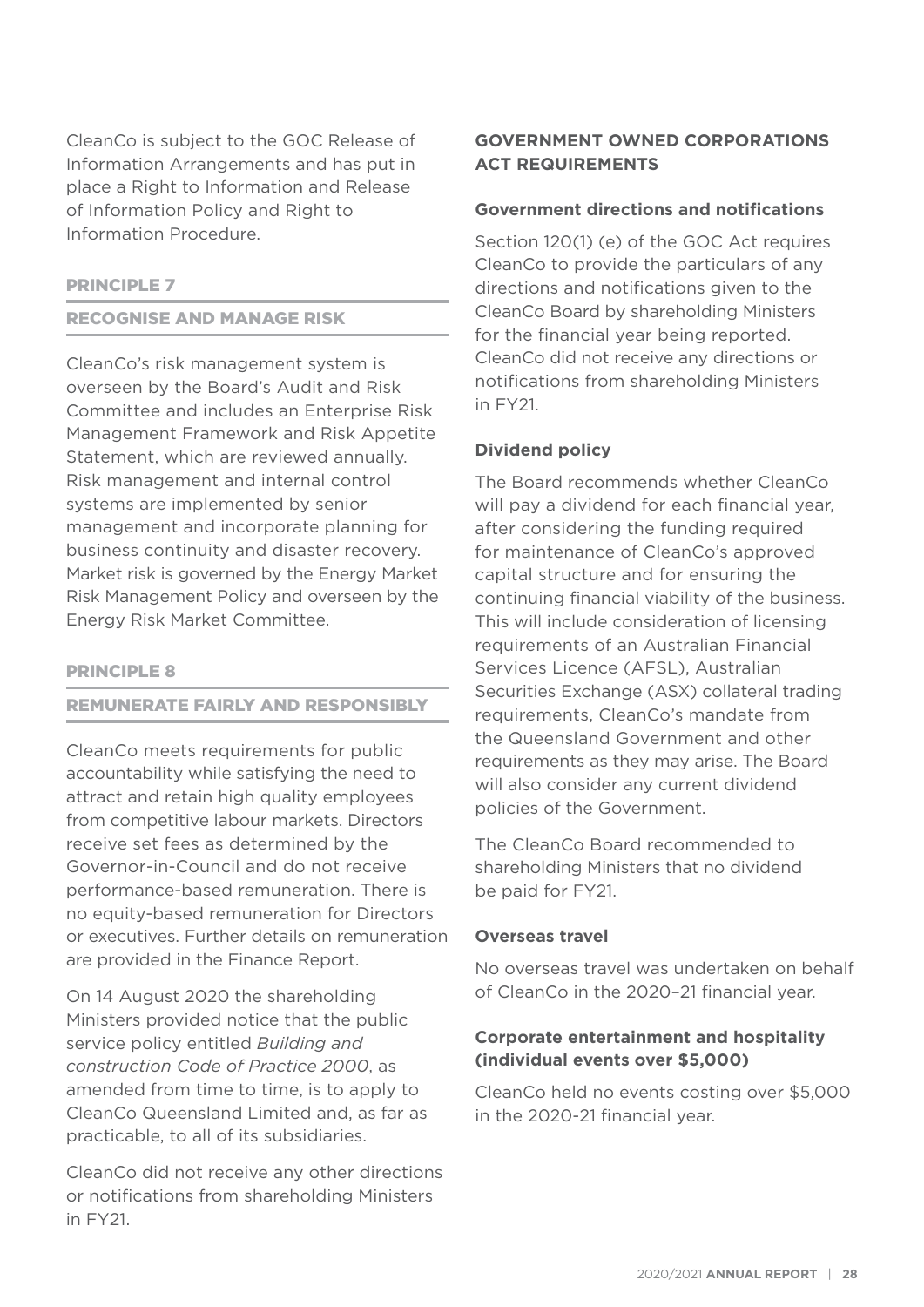CleanCo is subject to the GOC Release of Information Arrangements and has put in place a Right to Information and Release of Information Policy and Right to Information Procedure.

## PRINCIPLE 7

## RECOGNISE AND MANAGE RISK

CleanCo's risk management system is overseen by the Board's Audit and Risk Committee and includes an Enterprise Risk Management Framework and Risk Appetite Statement, which are reviewed annually. Risk management and internal control systems are implemented by senior management and incorporate planning for business continuity and disaster recovery. Market risk is governed by the Energy Market Risk Management Policy and overseen by the Energy Risk Market Committee.

## PRINCIPLE 8

## REMUNERATE FAIRLY AND RESPONSIBLY

CleanCo meets requirements for public accountability while satisfying the need to attract and retain high quality employees from competitive labour markets. Directors receive set fees as determined by the Governor-in-Council and do not receive performance-based remuneration. There is no equity-based remuneration for Directors or executives. Further details on remuneration are provided in the Finance Report.

On 14 August 2020 the shareholding Ministers provided notice that the public service policy entitled *Building and construction Code of Practice 2000*, as amended from time to time, is to apply to CleanCo Queensland Limited and, as far as practicable, to all of its subsidiaries.

CleanCo did not receive any other directions or notifications from shareholding Ministers in FY21.

## GOVERNMENT OWNED CORPORATIONS ACT REQUIREMENTS

### Government directions and notifications

Section 120(1) (e) of the GOC Act requires CleanCo to provide the particulars of any directions and notifications given to the CleanCo Board by shareholding Ministers for the financial year being reported. CleanCo did not receive any directions or notifications from shareholding Ministers in FY21.

### Dividend policy

The Board recommends whether CleanCo will pay a dividend for each financial year, after considering the funding required for maintenance of CleanCo's approved capital structure and for ensuring the continuing financial viability of the business. This will include consideration of licensing requirements of an Australian Financial Services Licence (AFSL), Australian Securities Exchange (ASX) collateral trading requirements, CleanCo's mandate from the Queensland Government and other requirements as they may arise. The Board will also consider any current dividend policies of the Government.

The CleanCo Board recommended to shareholding Ministers that no dividend be paid for FY21.

### Overseas travel

No overseas travel was undertaken on behalf of CleanCo in the 2020–21 financial year.

### Corporate entertainment and hospitality (individual events over $5,000)

CleanCo held no events costing over $5,000 in the 2020-21 financial year.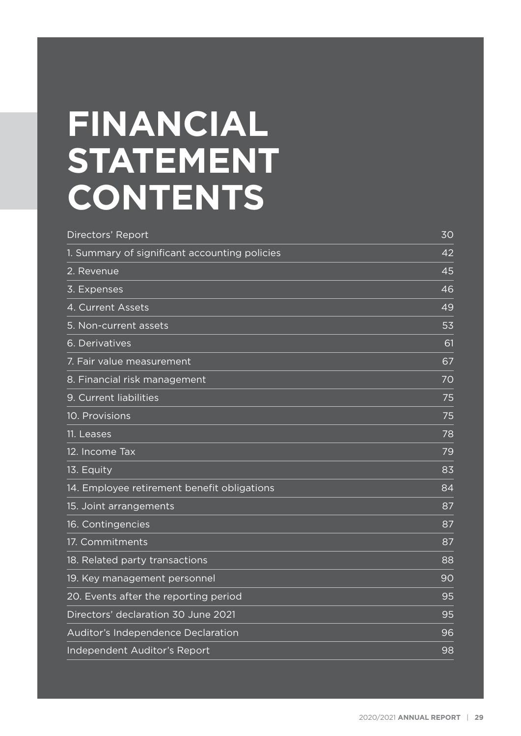# FINANCIAL STATEMENT CONTENTS

| | |
|---|---|
| Directors' Report | 30 |
| 1. Summary of significant accounting policies | 42 |
| 2. Revenue | 45 |
| 3. Expenses | 46 |
| 4. Current Assets | 49 |
| 5. Non-current assets | 53 |
| 6. Derivatives | 61 |
| 7. Fair value measurement | 67 |
| 8. Financial risk management | 70 |
| 9. Current liabilities | 75 |
| 10. Provisions | 75 |
| 11. Leases | 78 |
| 12. Income Tax | 79 |
| 13. Equity | 83 |
| 14. Employee retirement benefit obligations | 84 |
| 15. Joint arrangements | 87 |
| 16. Contingencies | 87 |
| 17. Commitments | 87 |
| 18. Related party transactions | 88 |
| 19. Key management personnel | 90 |
| 20. Events after the reporting period | 95 |
| Directors' declaration 30 June 2021 | 95 |
| Auditor's Independence Declaration | 96 |
| Independent Auditor's Report | 98 |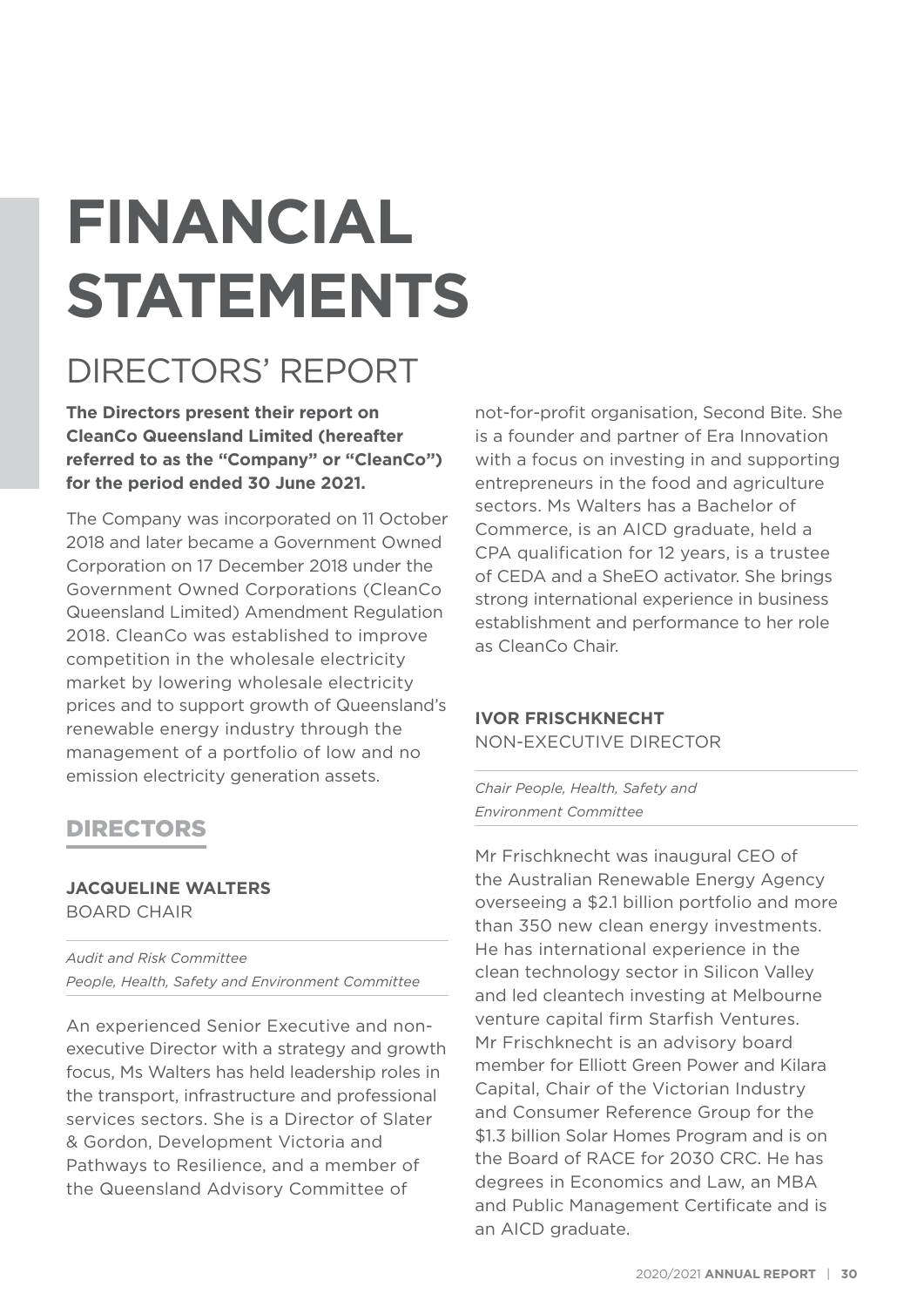# FINANCIAL STATEMENTS

## DIRECTORS' REPORT

**The Directors present their report on CleanCo Queensland Limited (hereafter referred to as the "Company" or "CleanCo") for the period ended 30 June 2021.**

The Company was incorporated on 11 October 2018 and later became a Government Owned Corporation on 17 December 2018 under the Government Owned Corporations (CleanCo Queensland Limited) Amendment Regulation 2018. CleanCo was established to improve competition in the wholesale electricity market by lowering wholesale electricity prices and to support growth of Queensland's renewable energy industry through the management of a portfolio of low and no emission electricity generation assets.

### DIRECTORS

**JACQUELINE WALTERS**
BOARD CHAIR

*Audit and Risk Committee*
*People, Health, Safety and Environment Committee*

An experienced Senior Executive and non-executive Director with a strategy and growth focus, Ms Walters has held leadership roles in the transport, infrastructure and professional services sectors. She is a Director of Slater & Gordon, Development Victoria and Pathways to Resilience, and a member of the Queensland Advisory Committee of not-for-profit organisation, Second Bite. She is a founder and partner of Era Innovation with a focus on investing in and supporting entrepreneurs in the food and agriculture sectors. Ms Walters has a Bachelor of Commerce, is an AICD graduate, held a CPA qualification for 12 years, is a trustee of CEDA and a SheEO activator. She brings strong international experience in business establishment and performance to her role as CleanCo Chair.

**IVOR FRISCHKNECHT**
NON-EXECUTIVE DIRECTOR

*Chair People, Health, Safety and Environment Committee*

Mr Frischknecht was inaugural CEO of the Australian Renewable Energy Agency overseeing a $2.1 billion portfolio and more than 350 new clean energy investments. He has international experience in the clean technology sector in Silicon Valley and led cleantech investing at Melbourne venture capital firm Starfish Ventures. Mr Frischknecht is an advisory board member for Elliott Green Power and Kilara Capital, Chair of the Victorian Industry and Consumer Reference Group for the $1.3 billion Solar Homes Program and is on the Board of RACE for 2030 CRC. He has degrees in Economics and Law, an MBA and Public Management Certificate and is an AICD graduate.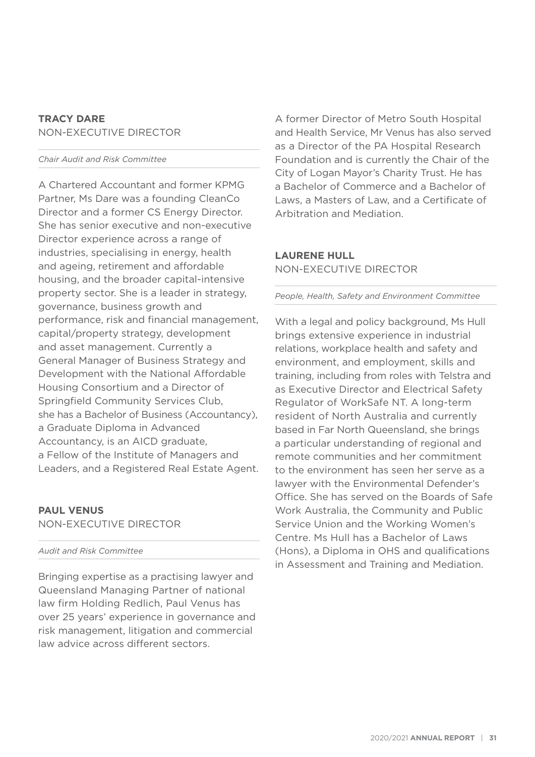### TRACY DARE
NON-EXECUTIVE DIRECTOR

*Chair Audit and Risk Committee*

A Chartered Accountant and former KPMG Partner, Ms Dare was a founding CleanCo Director and a former CS Energy Director. She has senior executive and non-executive Director experience across a range of industries, specialising in energy, health and ageing, retirement and affordable housing, and the broader capital-intensive property sector. She is a leader in strategy, governance, business growth and performance, risk and financial management, capital/property strategy, development and asset management. Currently a General Manager of Business Strategy and Development with the National Affordable Housing Consortium and a Director of Springfield Community Services Club, she has a Bachelor of Business (Accountancy), a Graduate Diploma in Advanced Accountancy, is an AICD graduate, a Fellow of the Institute of Managers and Leaders, and a Registered Real Estate Agent.

### PAUL VENUS
NON-EXECUTIVE DIRECTOR

*Audit and Risk Committee*

Bringing expertise as a practising lawyer and Queensland Managing Partner of national law firm Holding Redlich, Paul Venus has over 25 years' experience in governance and risk management, litigation and commercial law advice across different sectors.

A former Director of Metro South Hospital and Health Service, Mr Venus has also served as a Director of the PA Hospital Research Foundation and is currently the Chair of the City of Logan Mayor's Charity Trust. He has a Bachelor of Commerce and a Bachelor of Laws, a Masters of Law, and a Certificate of Arbitration and Mediation.

### LAURENE HULL
NON-EXECUTIVE DIRECTOR

*People, Health, Safety and Environment Committee*

With a legal and policy background, Ms Hull brings extensive experience in industrial relations, workplace health and safety and environment, and employment, skills and training, including from roles with Telstra and as Executive Director and Electrical Safety Regulator of WorkSafe NT. A long-term resident of North Australia and currently based in Far North Queensland, she brings a particular understanding of regional and remote communities and her commitment to the environment has seen her serve as a lawyer with the Environmental Defender's Office. She has served on the Boards of Safe Work Australia, the Community and Public Service Union and the Working Women's Centre. Ms Hull has a Bachelor of Laws (Hons), a Diploma in OHS and qualifications in Assessment and Training and Mediation.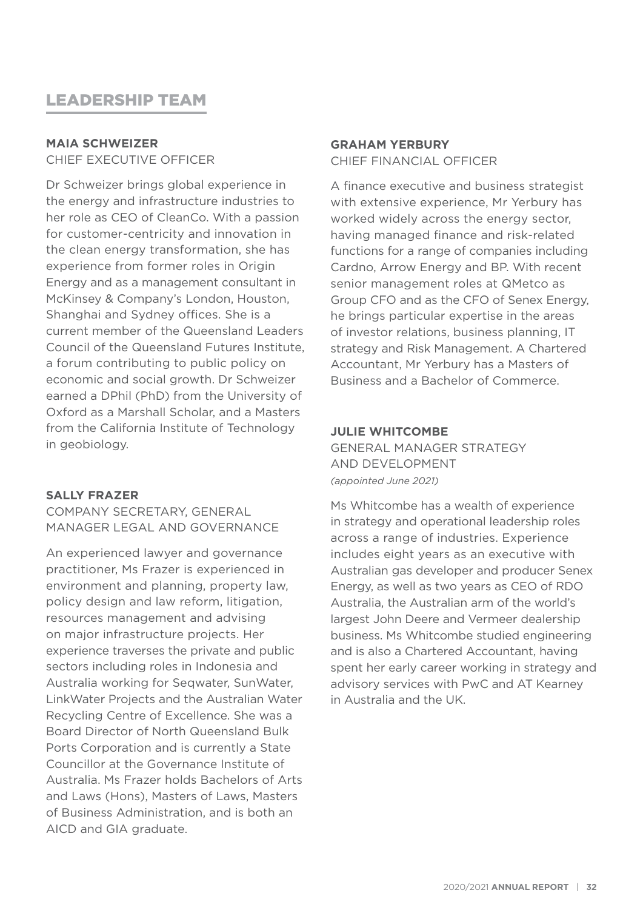# LEADERSHIP TEAM

**MAIA SCHWEIZER**
CHIEF EXECUTIVE OFFICER

Dr Schweizer brings global experience in the energy and infrastructure industries to her role as CEO of CleanCo. With a passion for customer-centricity and innovation in the clean energy transformation, she has experience from former roles in Origin Energy and as a management consultant in McKinsey & Company's London, Houston, Shanghai and Sydney offices. She is a current member of the Queensland Leaders Council of the Queensland Futures Institute, a forum contributing to public policy on economic and social growth. Dr Schweizer earned a DPhil (PhD) from the University of Oxford as a Marshall Scholar, and a Masters from the California Institute of Technology in geobiology.

**SALLY FRAZER**
COMPANY SECRETARY, GENERAL MANAGER LEGAL AND GOVERNANCE

An experienced lawyer and governance practitioner, Ms Frazer is experienced in environment and planning, property law, policy design and law reform, litigation, resources management and advising on major infrastructure projects. Her experience traverses the private and public sectors including roles in Indonesia and Australia working for Seqwater, SunWater, LinkWater Projects and the Australian Water Recycling Centre of Excellence. She was a Board Director of North Queensland Bulk Ports Corporation and is currently a State Councillor at the Governance Institute of Australia. Ms Frazer holds Bachelors of Arts and Laws (Hons), Masters of Laws, Masters of Business Administration, and is both an AICD and GIA graduate.

**GRAHAM YERBURY**
CHIEF FINANCIAL OFFICER

A finance executive and business strategist with extensive experience, Mr Yerbury has worked widely across the energy sector, having managed finance and risk-related functions for a range of companies including Cardno, Arrow Energy and BP. With recent senior management roles at QMetco as Group CFO and as the CFO of Senex Energy, he brings particular expertise in the areas of investor relations, business planning, IT strategy and Risk Management. A Chartered Accountant, Mr Yerbury has a Masters of Business and a Bachelor of Commerce.

**JULIE WHITCOMBE**
GENERAL MANAGER STRATEGY AND DEVELOPMENT
*(appointed June 2021)*

Ms Whitcombe has a wealth of experience in strategy and operational leadership roles across a range of industries. Experience includes eight years as an executive with Australian gas developer and producer Senex Energy, as well as two years as CEO of RDO Australia, the Australian arm of the world's largest John Deere and Vermeer dealership business. Ms Whitcombe studied engineering and is also a Chartered Accountant, having spent her early career working in strategy and advisory services with PwC and AT Kearney in Australia and the UK.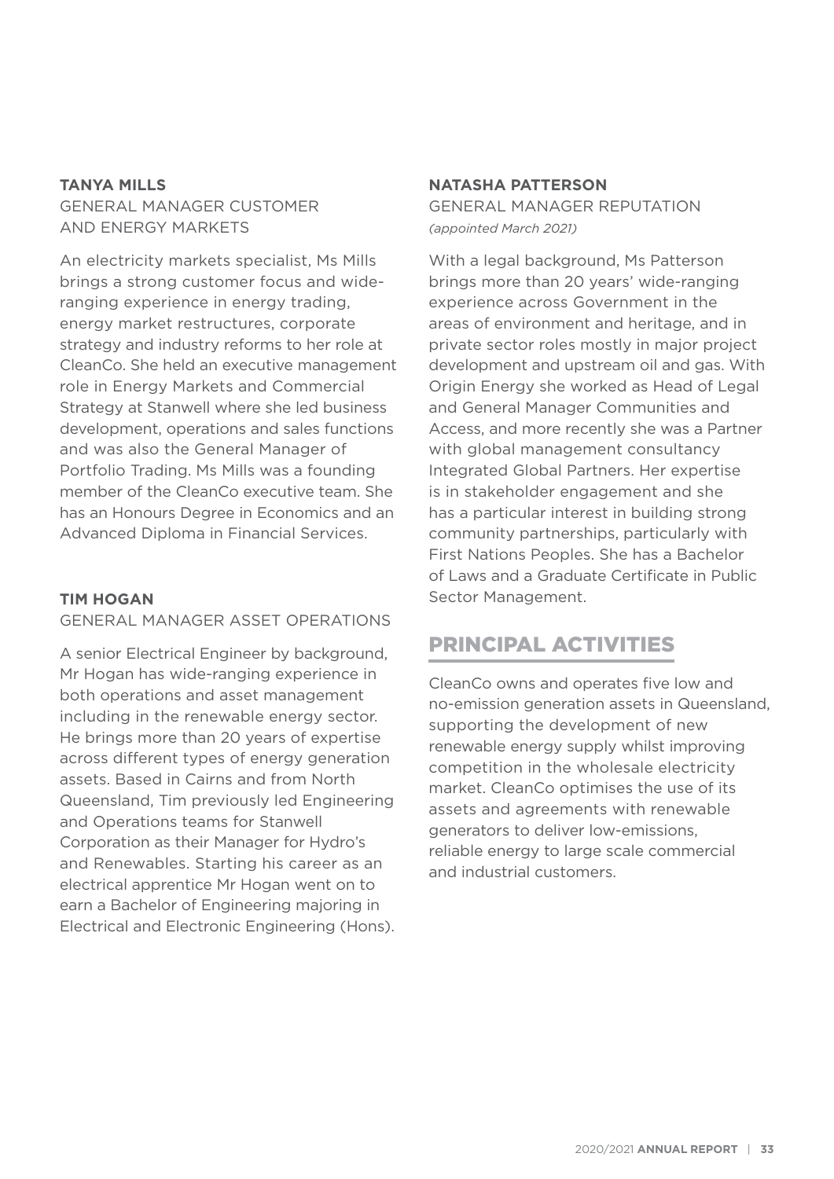**TANYA MILLS**

GENERAL MANAGER CUSTOMER AND ENERGY MARKETS

An electricity markets specialist, Ms Mills brings a strong customer focus and wide-ranging experience in energy trading, energy market restructures, corporate strategy and industry reforms to her role at CleanCo. She held an executive management role in Energy Markets and Commercial Strategy at Stanwell where she led business development, operations and sales functions and was also the General Manager of Portfolio Trading. Ms Mills was a founding member of the CleanCo executive team. She has an Honours Degree in Economics and an Advanced Diploma in Financial Services.

**TIM HOGAN**

GENERAL MANAGER ASSET OPERATIONS

A senior Electrical Engineer by background, Mr Hogan has wide-ranging experience in both operations and asset management including in the renewable energy sector. He brings more than 20 years of expertise across different types of energy generation assets. Based in Cairns and from North Queensland, Tim previously led Engineering and Operations teams for Stanwell Corporation as their Manager for Hydro's and Renewables. Starting his career as an electrical apprentice Mr Hogan went on to earn a Bachelor of Engineering majoring in Electrical and Electronic Engineering (Hons).

**NATASHA PATTERSON**

GENERAL MANAGER REPUTATION

*(appointed March 2021)*

With a legal background, Ms Patterson brings more than 20 years' wide-ranging experience across Government in the areas of environment and heritage, and in private sector roles mostly in major project development and upstream oil and gas. With Origin Energy she worked as Head of Legal and General Manager Communities and Access, and more recently she was a Partner with global management consultancy Integrated Global Partners. Her expertise is in stakeholder engagement and she has a particular interest in building strong community partnerships, particularly with First Nations Peoples. She has a Bachelor of Laws and a Graduate Certificate in Public Sector Management.

## PRINCIPAL ACTIVITIES

CleanCo owns and operates five low and no-emission generation assets in Queensland, supporting the development of new renewable energy supply whilst improving competition in the wholesale electricity market. CleanCo optimises the use of its assets and agreements with renewable generators to deliver low-emissions, reliable energy to large scale commercial and industrial customers.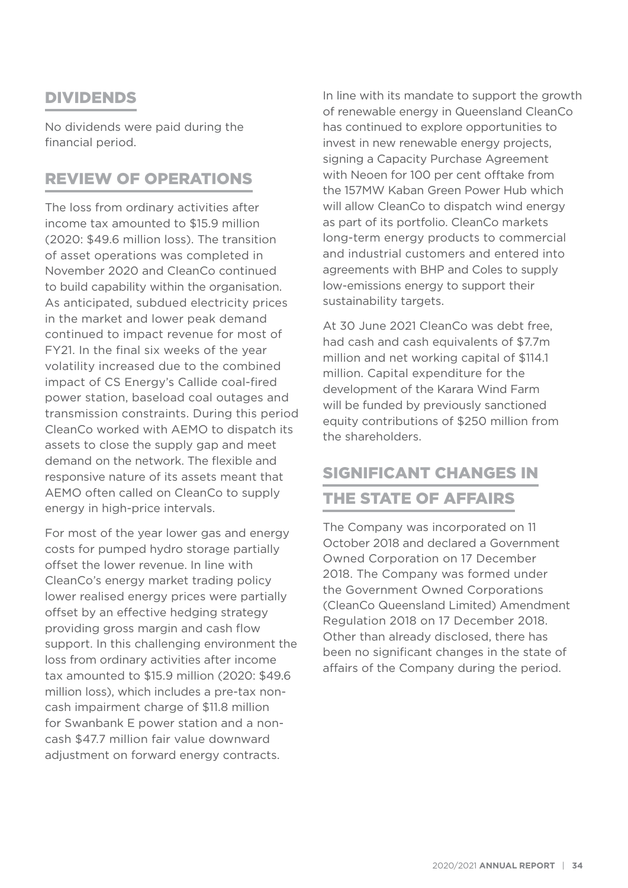## DIVIDENDS

No dividends were paid during the financial period.

## REVIEW OF OPERATIONS

The loss from ordinary activities after income tax amounted to $15.9 million (2020: $49.6 million loss). The transition of asset operations was completed in November 2020 and CleanCo continued to build capability within the organisation. As anticipated, subdued electricity prices in the market and lower peak demand continued to impact revenue for most of FY21. In the final six weeks of the year volatility increased due to the combined impact of CS Energy's Callide coal-fired power station, baseload coal outages and transmission constraints. During this period CleanCo worked with AEMO to dispatch its assets to close the supply gap and meet demand on the network. The flexible and responsive nature of its assets meant that AEMO often called on CleanCo to supply energy in high-price intervals.

For most of the year lower gas and energy costs for pumped hydro storage partially offset the lower revenue. In line with CleanCo's energy market trading policy lower realised energy prices were partially offset by an effective hedging strategy providing gross margin and cash flow support. In this challenging environment the loss from ordinary activities after income tax amounted to $15.9 million (2020: $49.6 million loss), which includes a pre-tax non-cash impairment charge of $11.8 million for Swanbank E power station and a non-cash $47.7 million fair value downward adjustment on forward energy contracts.

In line with its mandate to support the growth of renewable energy in Queensland CleanCo has continued to explore opportunities to invest in new renewable energy projects, signing a Capacity Purchase Agreement with Neoen for 100 per cent offtake from the 157MW Kaban Green Power Hub which will allow CleanCo to dispatch wind energy as part of its portfolio. CleanCo markets long-term energy products to commercial and industrial customers and entered into agreements with BHP and Coles to supply low-emissions energy to support their sustainability targets.

At 30 June 2021 CleanCo was debt free, had cash and cash equivalents of $7.7m million and net working capital of $114.1 million. Capital expenditure for the development of the Karara Wind Farm will be funded by previously sanctioned equity contributions of $250 million from the shareholders.

## SIGNIFICANT CHANGES IN THE STATE OF AFFAIRS

The Company was incorporated on 11 October 2018 and declared a Government Owned Corporation on 17 December 2018. The Company was formed under the Government Owned Corporations (CleanCo Queensland Limited) Amendment Regulation 2018 on 17 December 2018. Other than already disclosed, there has been no significant changes in the state of affairs of the Company during the period.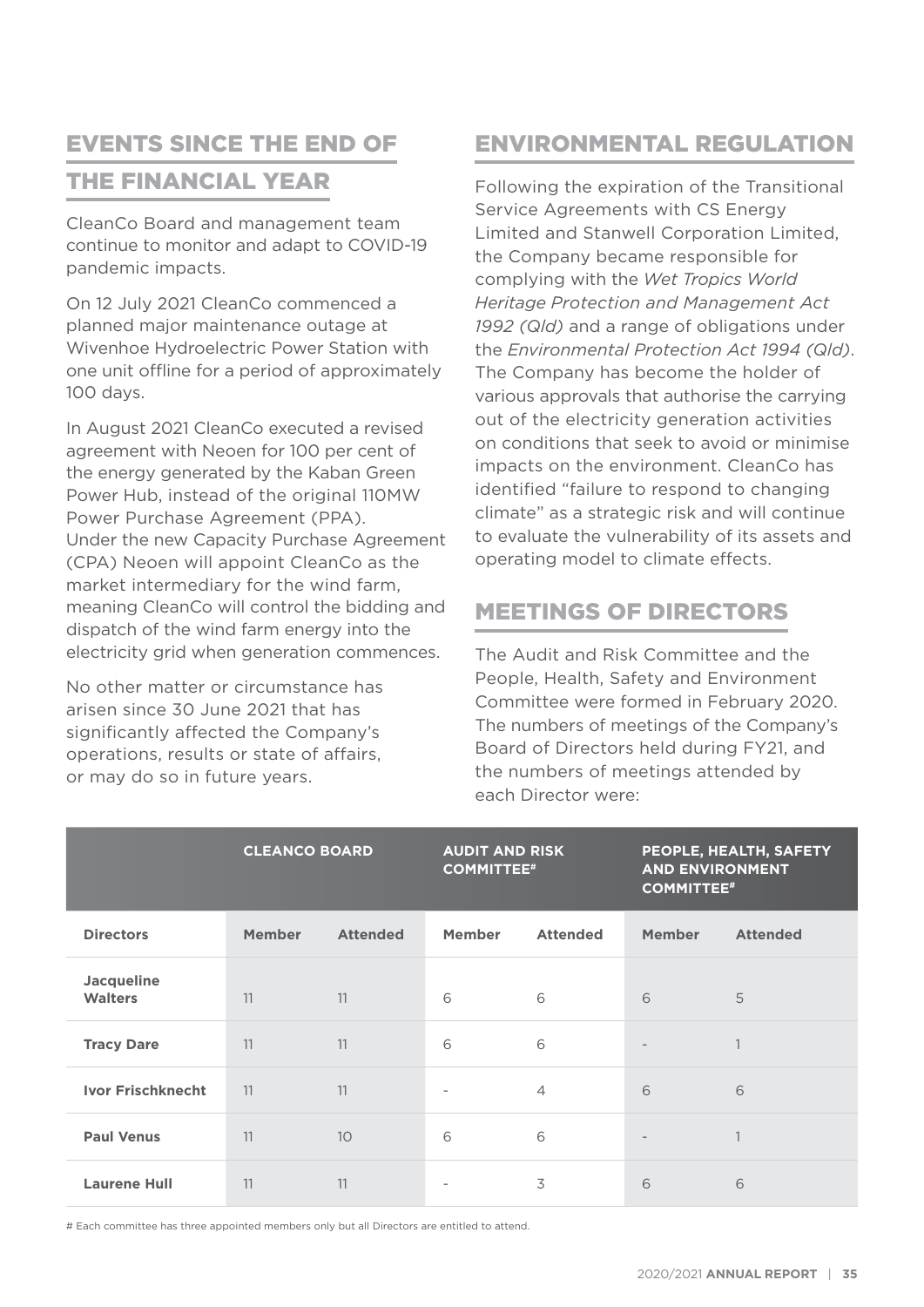## EVENTS SINCE THE END OF THE FINANCIAL YEAR

CleanCo Board and management team continue to monitor and adapt to COVID-19 pandemic impacts.

On 12 July 2021 CleanCo commenced a planned major maintenance outage at Wivenhoe Hydroelectric Power Station with one unit offline for a period of approximately 100 days.

In August 2021 CleanCo executed a revised agreement with Neoen for 100 per cent of the energy generated by the Kaban Green Power Hub, instead of the original 110MW Power Purchase Agreement (PPA). Under the new Capacity Purchase Agreement (CPA) Neoen will appoint CleanCo as the market intermediary for the wind farm, meaning CleanCo will control the bidding and dispatch of the wind farm energy into the electricity grid when generation commences.

No other matter or circumstance has arisen since 30 June 2021 that has significantly affected the Company's operations, results or state of affairs, or may do so in future years.

## ENVIRONMENTAL REGULATION

Following the expiration of the Transitional Service Agreements with CS Energy Limited and Stanwell Corporation Limited, the Company became responsible for complying with the *Wet Tropics World Heritage Protection and Management Act 1992 (Qld)* and a range of obligations under the *Environmental Protection Act 1994 (Qld)*. The Company has become the holder of various approvals that authorise the carrying out of the electricity generation activities on conditions that seek to avoid or minimise impacts on the environment. CleanCo has identified "failure to respond to changing climate" as a strategic risk and will continue to evaluate the vulnerability of its assets and operating model to climate effects.

## MEETINGS OF DIRECTORS

The Audit and Risk Committee and the People, Health, Safety and Environment Committee were formed in February 2020. The numbers of meetings of the Company's Board of Directors held during FY21, and the numbers of meetings attended by each Director were:

| | CLEANCO BOARD | | AUDIT AND RISK COMMITTEE# | | PEOPLE, HEALTH, SAFETY AND ENVIRONMENT COMMITTEE# | |
|---|---|---|---|---|---|---|
| **Directors** | **Member** | **Attended** | **Member** | **Attended** | **Member** | **Attended** |
| **Jacqueline Walters** | 11 | 11 | 6 | 6 | 6 | 5 |
| **Tracy Dare** | 11 | 11 | 6 | 6 | - | 1 |
| **Ivor Frischknecht** | 11 | 11 | - | 4 | 6 | 6 |
| **Paul Venus** | 11 | 10 | 6 | 6 | - | 1 |
| **Laurene Hull** | 11 | 11 | - | 3 | 6 | 6 |

# Each committee has three appointed members only but all Directors are entitled to attend.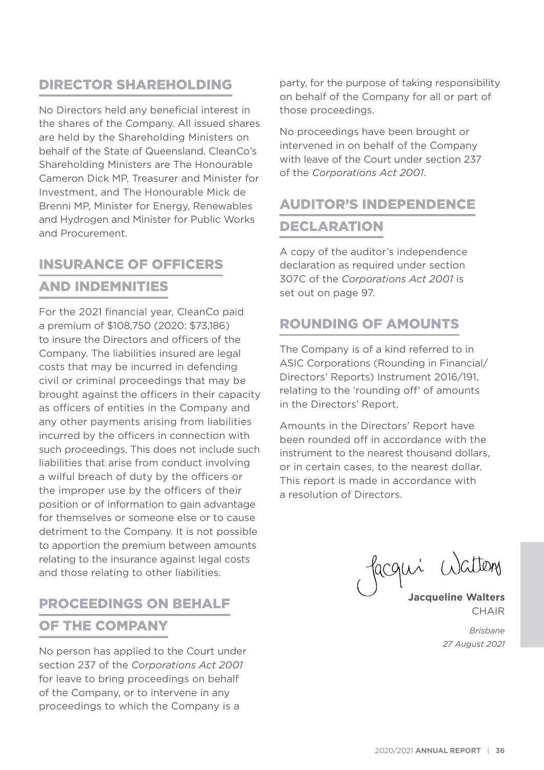## DIRECTOR SHAREHOLDING

No Directors held any beneficial interest in the shares of the Company. All issued shares are held by the Shareholding Ministers on behalf of the State of Queensland. CleanCo's Shareholding Ministers are The Honourable Cameron Dick MP, Treasurer and Minister for Investment, and The Honourable Mick de Brenni MP, Minister for Energy, Renewables and Hydrogen and Minister for Public Works and Procurement.

## INSURANCE OF OFFICERS AND INDEMNITIES

For the 2021 financial year, CleanCo paid a premium of $108,750 (2020: $73,186) to insure the Directors and officers of the Company. The liabilities insured are legal costs that may be incurred in defending civil or criminal proceedings that may be brought against the officers in their capacity as officers of entities in the Company and any other payments arising from liabilities incurred by the officers in connection with such proceedings. This does not include such liabilities that arise from conduct involving a wilful breach of duty by the officers or the improper use by the officers of their position or of information to gain advantage for themselves or someone else or to cause detriment to the Company. It is not possible to apportion the premium between amounts relating to the insurance against legal costs and those relating to other liabilities.

## PROCEEDINGS ON BEHALF OF THE COMPANY

No person has applied to the Court under section 237 of the *Corporations Act 2001* for leave to bring proceedings on behalf of the Company, or to intervene in any proceedings to which the Company is a party, for the purpose of taking responsibility on behalf of the Company for all or part of those proceedings.

No proceedings have been brought or intervened in on behalf of the Company with leave of the Court under section 237 of the *Corporations Act 2001*.

## AUDITOR'S INDEPENDENCE DECLARATION

A copy of the auditor's independence declaration as required under section 307C of the *Corporations Act 2001* is set out on page 97.

## ROUNDING OF AMOUNTS

The Company is of a kind referred to in ASIC Corporations (Rounding in Financial/ Directors' Reports) Instrument 2016/191, relating to the 'rounding off' of amounts in the Directors' Report.

Amounts in the Directors' Report have been rounded off in accordance with the instrument to the nearest thousand dollars, or in certain cases, to the nearest dollar. This report is made in accordance with a resolution of Directors.

Jacqui Walters

**Jacqueline Walters**
CHAIR

*Brisbane*
*27 August 2021*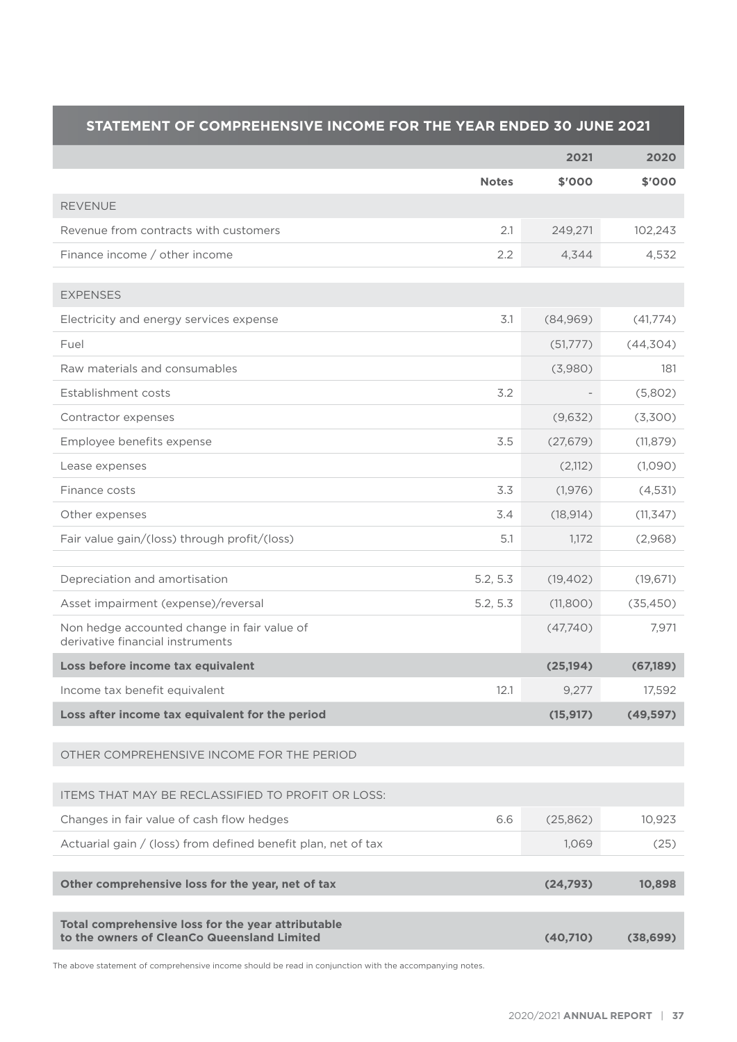## STATEMENT OF COMPREHENSIVE INCOME FOR THE YEAR ENDED 30 JUNE 2021

| | Notes | 2021 $'000 | 2020 $'000 |
|---|---|---|---|
| REVENUE | | | |
| Revenue from contracts with customers | 2.1 | 249,271 | 102,243 |
| Finance income / other income | 2.2 | 4,344 | 4,532 |
| | | | |
| EXPENSES | | | |
| Electricity and energy services expense | 3.1 | (84,969) | (41,774) |
| Fuel | | (51,777) | (44,304) |
| Raw materials and consumables | | (3,980) | 181 |
| Establishment costs | 3.2 | - | (5,802) |
| Contractor expenses | | (9,632) | (3,300) |
| Employee benefits expense | 3.5 | (27,679) | (11,879) |
| Lease expenses | | (2,112) | (1,090) |
| Finance costs | 3.3 | (1,976) | (4,531) |
| Other expenses | 3.4 | (18,914) | (11,347) |
| Fair value gain/(loss) through profit/(loss) | 5.1 | 1,172 | (2,968) |
| | | | |
| Depreciation and amortisation | 5.2, 5.3 | (19,402) | (19,671) |
| Asset impairment (expense)/reversal | 5.2, 5.3 | (11,800) | (35,450) |
| Non hedge accounted change in fair value of derivative financial instruments | | (47,740) | 7,971 |
| **Loss before income tax equivalent** | | **(25,194)** | **(67,189)** |
| Income tax benefit equivalent | 12.1 | 9,277 | 17,592 |
| **Loss after income tax equivalent for the period** | | **(15,917)** | **(49,597)** |
| | | | |
| OTHER COMPREHENSIVE INCOME FOR THE PERIOD | | | |
| | | | |
| ITEMS THAT MAY BE RECLASSIFIED TO PROFIT OR LOSS: | | | |
| Changes in fair value of cash flow hedges | 6.6 | (25,862) | 10,923 |
| Actuarial gain / (loss) from defined benefit plan, net of tax | | 1,069 | (25) |
| | | | |
| **Other comprehensive loss for the year, net of tax** | | **(24,793)** | **10,898** |
| | | | |
| **Total comprehensive loss for the year attributable to the owners of CleanCo Queensland Limited** | | **(40,710)** | **(38,699)** |

The above statement of comprehensive income should be read in conjunction with the accompanying notes.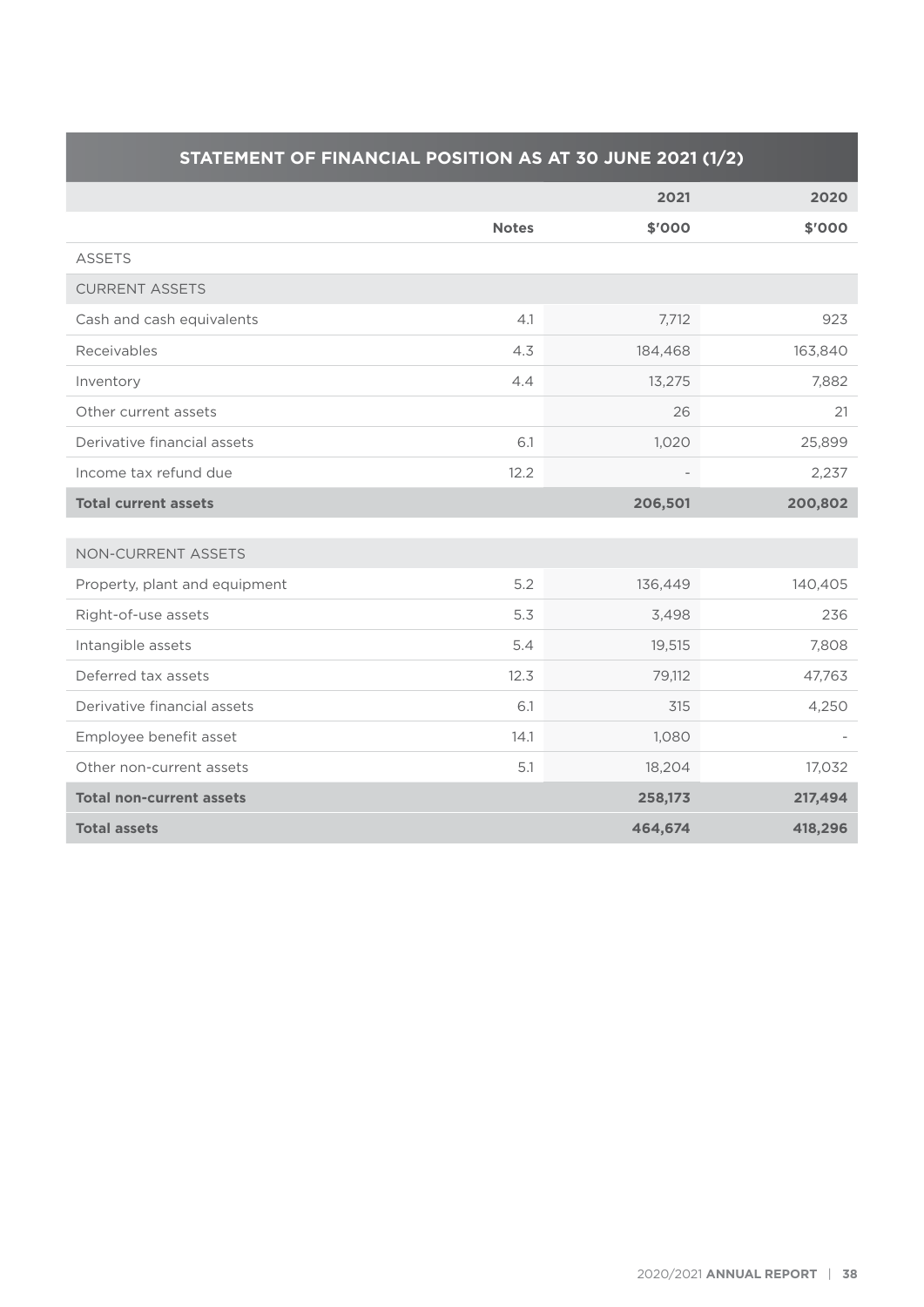## STATEMENT OF FINANCIAL POSITION AS AT 30 JUNE 2021 (1/2)

| | Notes | 2021 $'000 | 2020 $'000 |
|---|---|---|---|
| ASSETS | | | |
| CURRENT ASSETS | | | |
| Cash and cash equivalents | 4.1 | 7,712 | 923 |
| Receivables | 4.3 | 184,468 | 163,840 |
| Inventory | 4.4 | 13,275 | 7,882 |
| Other current assets | | 26 | 21 |
| Derivative financial assets | 6.1 | 1,020 | 25,899 |
| Income tax refund due | 12.2 | - | 2,237 |
| **Total current assets** | | **206,501** | **200,802** |
| NON-CURRENT ASSETS | | | |
| Property, plant and equipment | 5.2 | 136,449 | 140,405 |
| Right-of-use assets | 5.3 | 3,498 | 236 |
| Intangible assets | 5.4 | 19,515 | 7,808 |
| Deferred tax assets | 12.3 | 79,112 | 47,763 |
| Derivative financial assets | 6.1 | 315 | 4,250 |
| Employee benefit asset | 14.1 | 1,080 | - |
| Other non-current assets | 5.1 | 18,204 | 17,032 |
| **Total non-current assets** | | **258,173** | **217,494** |
| **Total assets** | | **464,674** | **418,296** |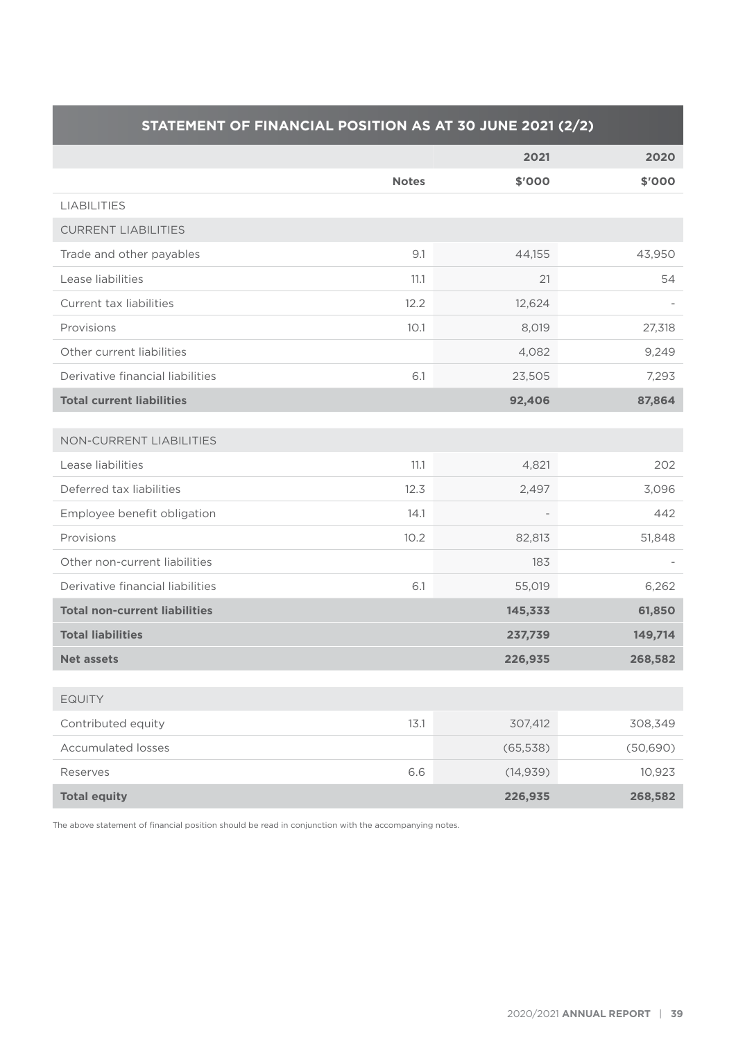## STATEMENT OF FINANCIAL POSITION AS AT 30 JUNE 2021 (2/2)

| | Notes | 2021 $'000 | 2020 $'000 |
|---|---|---|---|
| LIABILITIES | | | |
| CURRENT LIABILITIES | | | |
| Trade and other payables | 9.1 | 44,155 | 43,950 |
| Lease liabilities | 11.1 | 21 | 54 |
| Current tax liabilities | 12.2 | 12,624 | - |
| Provisions | 10.1 | 8,019 | 27,318 |
| Other current liabilities | | 4,082 | 9,249 |
| Derivative financial liabilities | 6.1 | 23,505 | 7,293 |
| **Total current liabilities** | | **92,406** | **87,864** |
| NON-CURRENT LIABILITIES | | | |
| Lease liabilities | 11.1 | 4,821 | 202 |
| Deferred tax liabilities | 12.3 | 2,497 | 3,096 |
| Employee benefit obligation | 14.1 | - | 442 |
| Provisions | 10.2 | 82,813 | 51,848 |
| Other non-current liabilities | | 183 | - |
| Derivative financial liabilities | 6.1 | 55,019 | 6,262 |
| **Total non-current liabilities** | | **145,333** | **61,850** |
| **Total liabilities** | | **237,739** | **149,714** |
| **Net assets** | | **226,935** | **268,582** |
| EQUITY | | | |
| Contributed equity | 13.1 | 307,412 | 308,349 |
| Accumulated losses | | (65,538) | (50,690) |
| Reserves | 6.6 | (14,939) | 10,923 |
| **Total equity** | | **226,935** | **268,582** |

The above statement of financial position should be read in conjunction with the accompanying notes.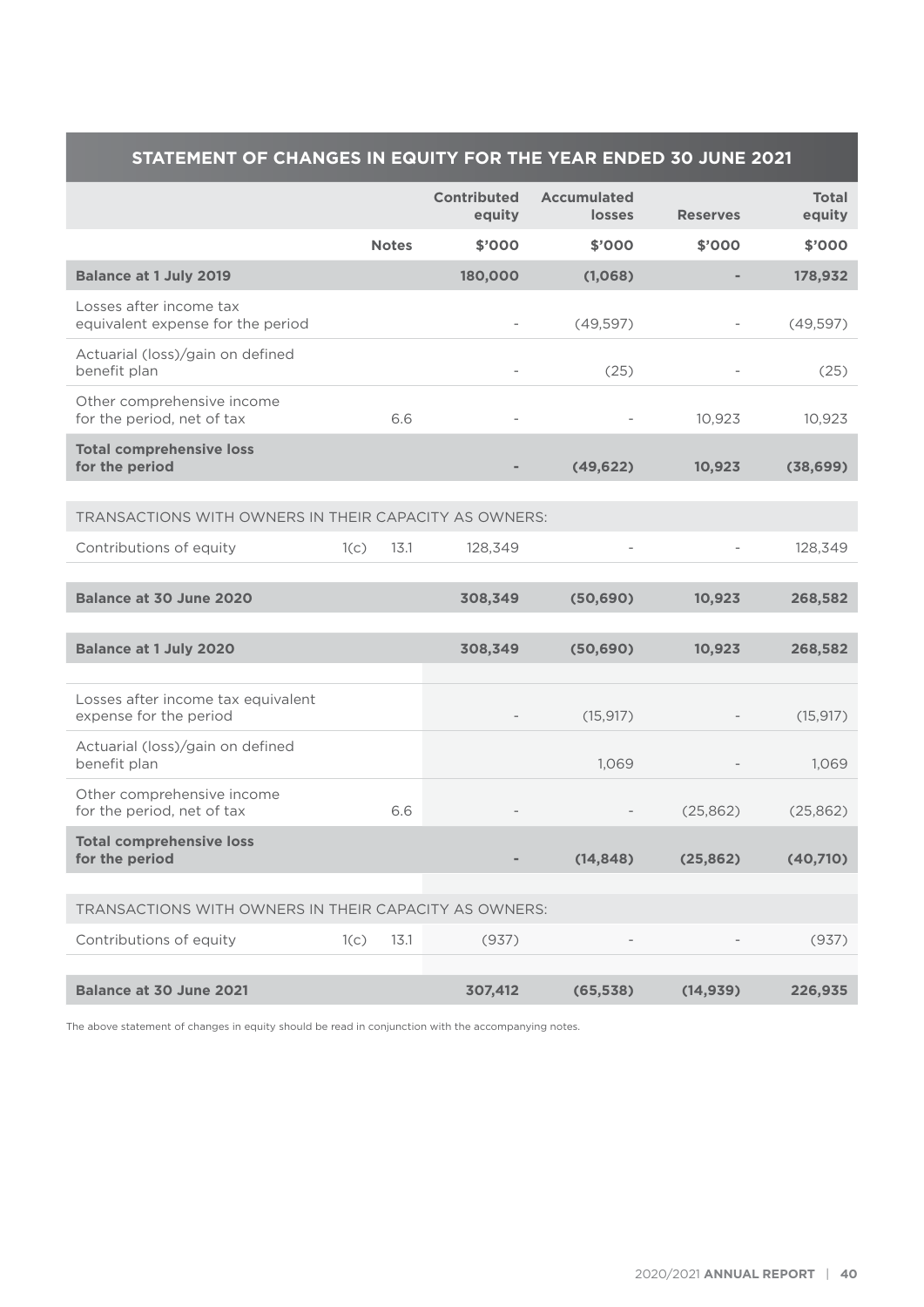## STATEMENT OF CHANGES IN EQUITY FOR THE YEAR ENDED 30 JUNE 2021

| | Notes | | Contributed equity | Accumulated losses | Reserves | Total equity |
|---|---|---|---|---|---|---|
| | | | $'000 | $'000 | $'000 | $'000 |
| **Balance at 1 July 2019** | | | **180,000** | **(1,068)** | **-** | **178,932** |
| Losses after income tax equivalent expense for the period | | | - | (49,597) | - | (49,597) |
| Actuarial (loss)/gain on defined benefit plan | | | - | (25) | - | (25) |
| Other comprehensive income for the period, net of tax | | 6.6 | - | - | 10,923 | 10,923 |
| **Total comprehensive loss for the period** | | | **-** | **(49,622)** | **10,923** | **(38,699)** |
| TRANSACTIONS WITH OWNERS IN THEIR CAPACITY AS OWNERS: | | | | | | |
| Contributions of equity | 1(c) | 13.1 | 128,349 | - | - | 128,349 |
| **Balance at 30 June 2020** | | | **308,349** | **(50,690)** | **10,923** | **268,582** |
| **Balance at 1 July 2020** | | | **308,349** | **(50,690)** | **10,923** | **268,582** |
| Losses after income tax equivalent expense for the period | | | - | (15,917) | - | (15,917) |
| Actuarial (loss)/gain on defined benefit plan | | | | 1,069 | - | 1,069 |
| Other comprehensive income for the period, net of tax | | 6.6 | - | - | (25,862) | (25,862) |
| **Total comprehensive loss for the period** | | | **-** | **(14,848)** | **(25,862)** | **(40,710)** |
| TRANSACTIONS WITH OWNERS IN THEIR CAPACITY AS OWNERS: | | | | | | |
| Contributions of equity | 1(c) | 13.1 | (937) | - | - | (937) |
| **Balance at 30 June 2021** | | | **307,412** | **(65,538)** | **(14,939)** | **226,935** |

The above statement of changes in equity should be read in conjunction with the accompanying notes.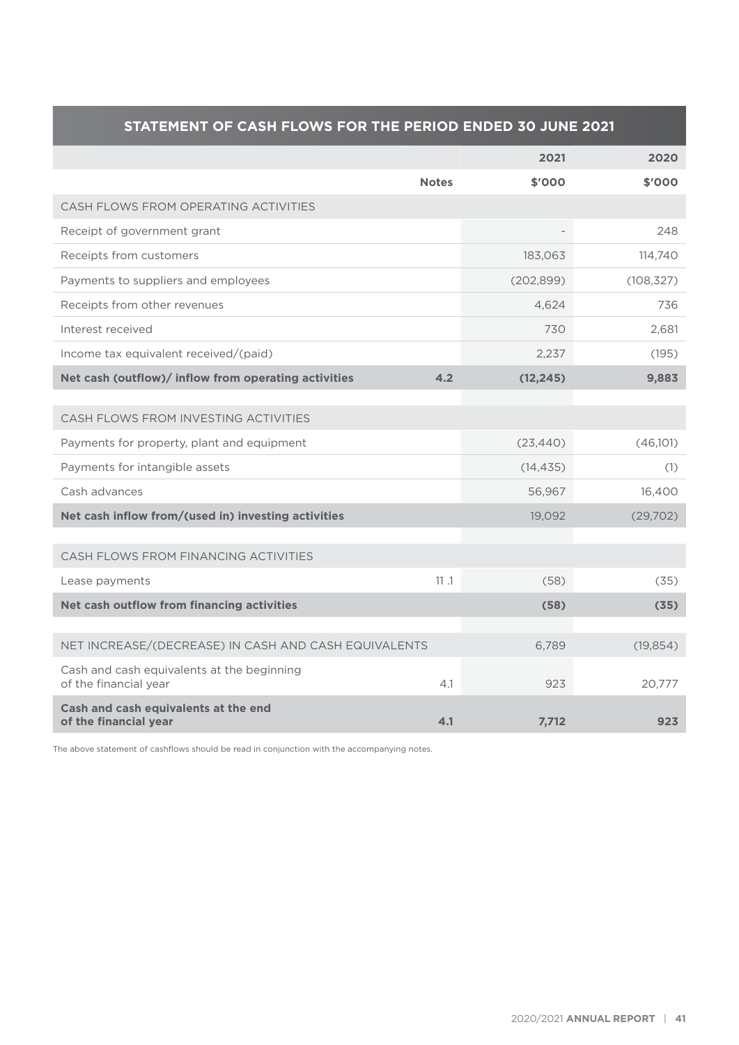## STATEMENT OF CASH FLOWS FOR THE PERIOD ENDED 30 JUNE 2021

| | Notes | 2021 | 2020 |
|---|---|---|---|
| | | $'000 | $'000 |
| CASH FLOWS FROM OPERATING ACTIVITIES | | | |
| Receipt of government grant | | - | 248 |
| Receipts from customers | | 183,063 | 114,740 |
| Payments to suppliers and employees | | (202,899) | (108,327) |
| Receipts from other revenues | | 4,624 | 736 |
| Interest received | | 730 | 2,681 |
| Income tax equivalent received/(paid) | | 2,237 | (195) |
| **Net cash (outflow)/ inflow from operating activities** | **4.2** | **(12,245)** | **9,883** |
| | | | |
| CASH FLOWS FROM INVESTING ACTIVITIES | | | |
| Payments for property, plant and equipment | | (23,440) | (46,101) |
| Payments for intangible assets | | (14,435) | (1) |
| Cash advances | | 56,967 | 16,400 |
| **Net cash inflow from/(used in) investing activities** | | 19,092 | (29,702) |
| | | | |
| CASH FLOWS FROM FINANCING ACTIVITIES | | | |
| Lease payments | 11 .1 | (58) | (35) |
| **Net cash outflow from financing activities** | | **(58)** | **(35)** |
| | | | |
| NET INCREASE/(DECREASE) IN CASH AND CASH EQUIVALENTS | | 6,789 | (19,854) |
| Cash and cash equivalents at the beginning of the financial year | 4.1 | 923 | 20,777 |
| **Cash and cash equivalents at the end of the financial year** | **4.1** | **7,712** | **923** |

The above statement of cashflows should be read in conjunction with the accompanying notes.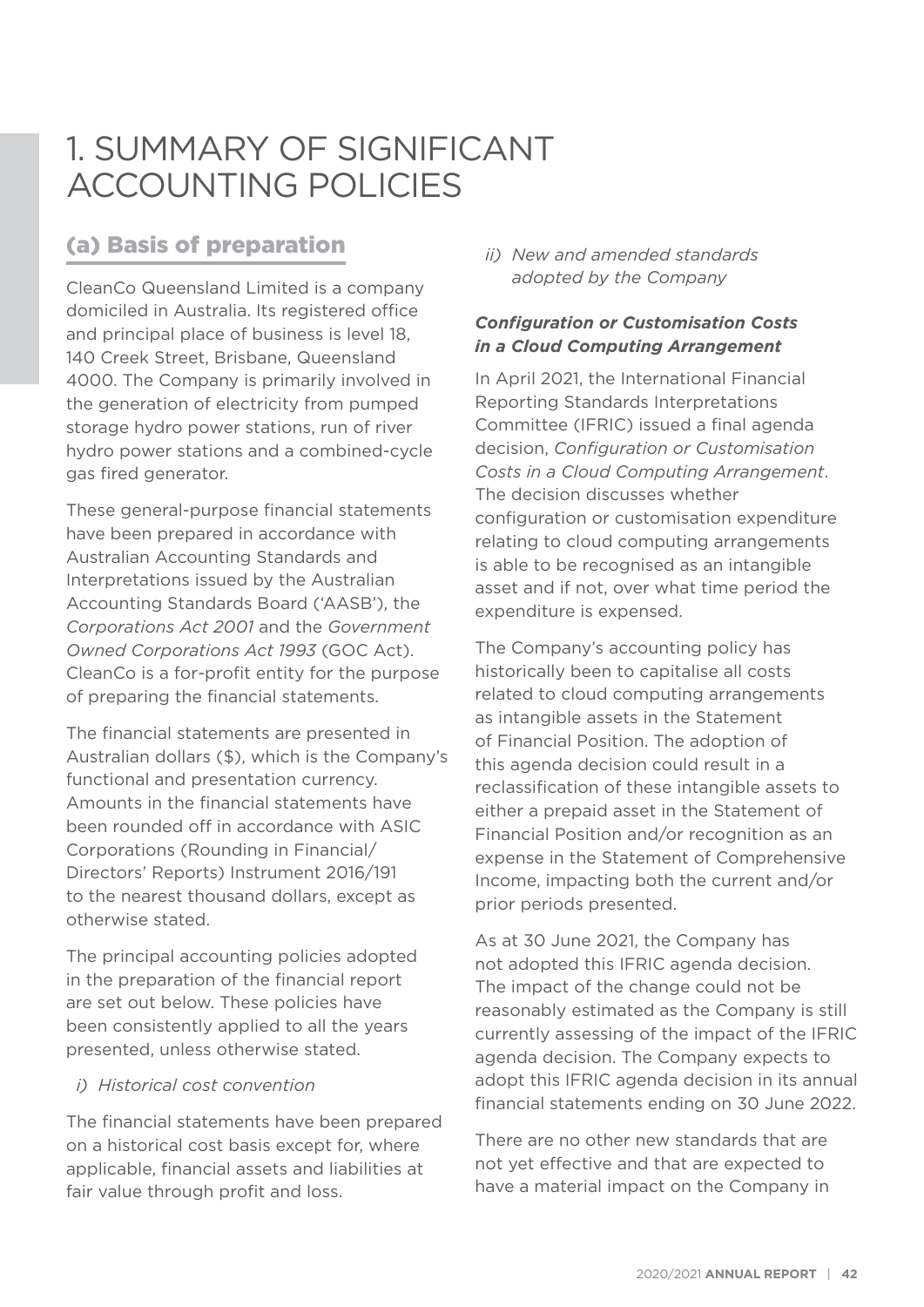# 1. SUMMARY OF SIGNIFICANT ACCOUNTING POLICIES

## (a) Basis of preparation

CleanCo Queensland Limited is a company domiciled in Australia. Its registered office and principal place of business is level 18, 140 Creek Street, Brisbane, Queensland 4000. The Company is primarily involved in the generation of electricity from pumped storage hydro power stations, run of river hydro power stations and a combined-cycle gas fired generator.

These general-purpose financial statements have been prepared in accordance with Australian Accounting Standards and Interpretations issued by the Australian Accounting Standards Board ('AASB'), the *Corporations Act 2001* and the *Government Owned Corporations Act 1993* (GOC Act). CleanCo is a for-profit entity for the purpose of preparing the financial statements.

The financial statements are presented in Australian dollars ($), which is the Company's functional and presentation currency. Amounts in the financial statements have been rounded off in accordance with ASIC Corporations (Rounding in Financial/ Directors' Reports) Instrument 2016/191 to the nearest thousand dollars, except as otherwise stated.

The principal accounting policies adopted in the preparation of the financial report are set out below. These policies have been consistently applied to all the years presented, unless otherwise stated.

*i) Historical cost convention*

The financial statements have been prepared on a historical cost basis except for, where applicable, financial assets and liabilities at fair value through profit and loss.

*ii) New and amended standards adopted by the Company*

***Configuration or Customisation Costs in a Cloud Computing Arrangement***

In April 2021, the International Financial Reporting Standards Interpretations Committee (IFRIC) issued a final agenda decision, *Configuration or Customisation Costs in a Cloud Computing Arrangement*. The decision discusses whether configuration or customisation expenditure relating to cloud computing arrangements is able to be recognised as an intangible asset and if not, over what time period the expenditure is expensed.

The Company's accounting policy has historically been to capitalise all costs related to cloud computing arrangements as intangible assets in the Statement of Financial Position. The adoption of this agenda decision could result in a reclassification of these intangible assets to either a prepaid asset in the Statement of Financial Position and/or recognition as an expense in the Statement of Comprehensive Income, impacting both the current and/or prior periods presented.

As at 30 June 2021, the Company has not adopted this IFRIC agenda decision. The impact of the change could not be reasonably estimated as the Company is still currently assessing of the impact of the IFRIC agenda decision. The Company expects to adopt this IFRIC agenda decision in its annual financial statements ending on 30 June 2022.

There are no other new standards that are not yet effective and that are expected to have a material impact on the Company in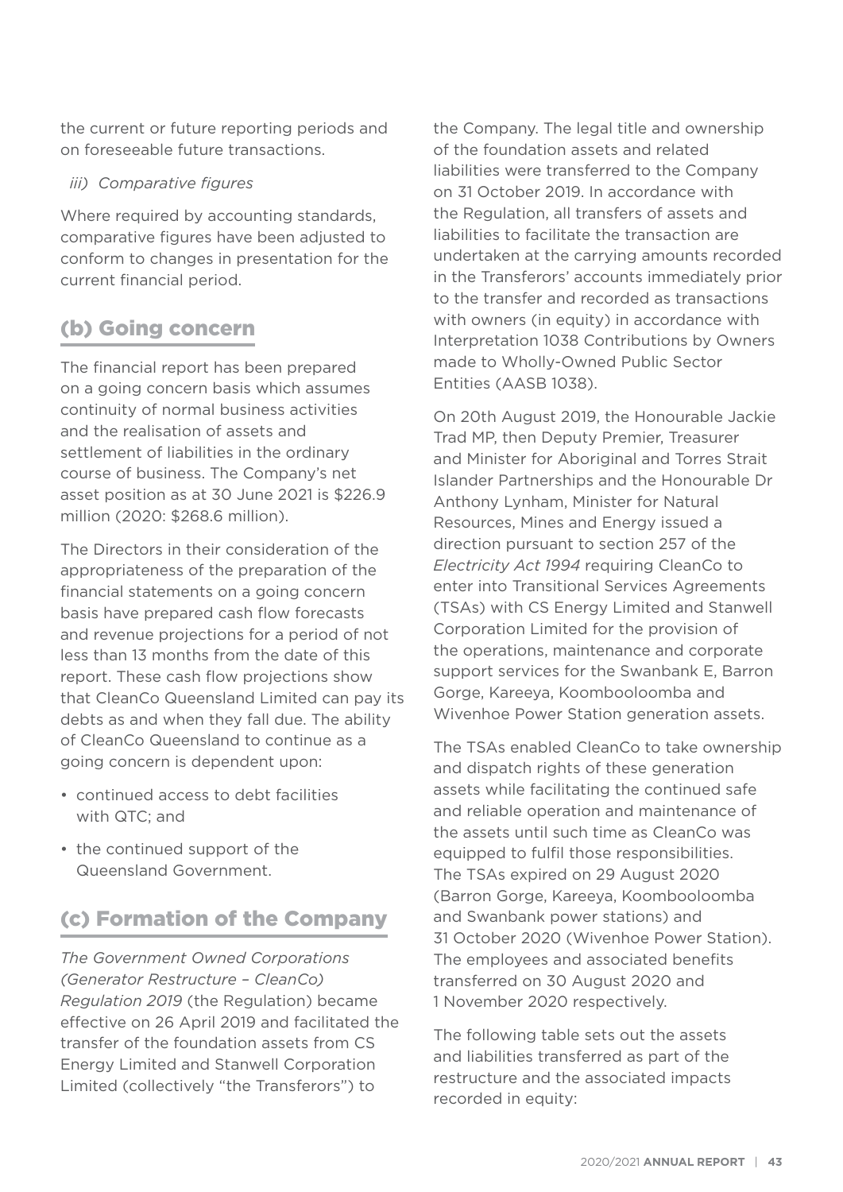the current or future reporting periods and on foreseeable future transactions.

*iii) Comparative figures*

Where required by accounting standards, comparative figures have been adjusted to conform to changes in presentation for the current financial period.

## (b) Going concern

The financial report has been prepared on a going concern basis which assumes continuity of normal business activities and the realisation of assets and settlement of liabilities in the ordinary course of business. The Company's net asset position as at 30 June 2021 is $226.9 million (2020: $268.6 million).

The Directors in their consideration of the appropriateness of the preparation of the financial statements on a going concern basis have prepared cash flow forecasts and revenue projections for a period of not less than 13 months from the date of this report. These cash flow projections show that CleanCo Queensland Limited can pay its debts as and when they fall due. The ability of CleanCo Queensland to continue as a going concern is dependent upon:

- continued access to debt facilities with QTC; and
- the continued support of the Queensland Government.

## (c) Formation of the Company

*The Government Owned Corporations (Generator Restructure – CleanCo) Regulation 2019* (the Regulation) became effective on 26 April 2019 and facilitated the transfer of the foundation assets from CS Energy Limited and Stanwell Corporation Limited (collectively "the Transferors") to the Company. The legal title and ownership of the foundation assets and related liabilities were transferred to the Company on 31 October 2019. In accordance with the Regulation, all transfers of assets and liabilities to facilitate the transaction are undertaken at the carrying amounts recorded in the Transferors' accounts immediately prior to the transfer and recorded as transactions with owners (in equity) in accordance with Interpretation 1038 Contributions by Owners made to Wholly-Owned Public Sector Entities (AASB 1038).

On 20th August 2019, the Honourable Jackie Trad MP, then Deputy Premier, Treasurer and Minister for Aboriginal and Torres Strait Islander Partnerships and the Honourable Dr Anthony Lynham, Minister for Natural Resources, Mines and Energy issued a direction pursuant to section 257 of the *Electricity Act 1994* requiring CleanCo to enter into Transitional Services Agreements (TSAs) with CS Energy Limited and Stanwell Corporation Limited for the provision of the operations, maintenance and corporate support services for the Swanbank E, Barron Gorge, Kareeya, Koombooloomba and Wivenhoe Power Station generation assets.

The TSAs enabled CleanCo to take ownership and dispatch rights of these generation assets while facilitating the continued safe and reliable operation and maintenance of the assets until such time as CleanCo was equipped to fulfil those responsibilities. The TSAs expired on 29 August 2020 (Barron Gorge, Kareeya, Koombooloomba and Swanbank power stations) and 31 October 2020 (Wivenhoe Power Station). The employees and associated benefits transferred on 30 August 2020 and 1 November 2020 respectively.

The following table sets out the assets and liabilities transferred as part of the restructure and the associated impacts recorded in equity: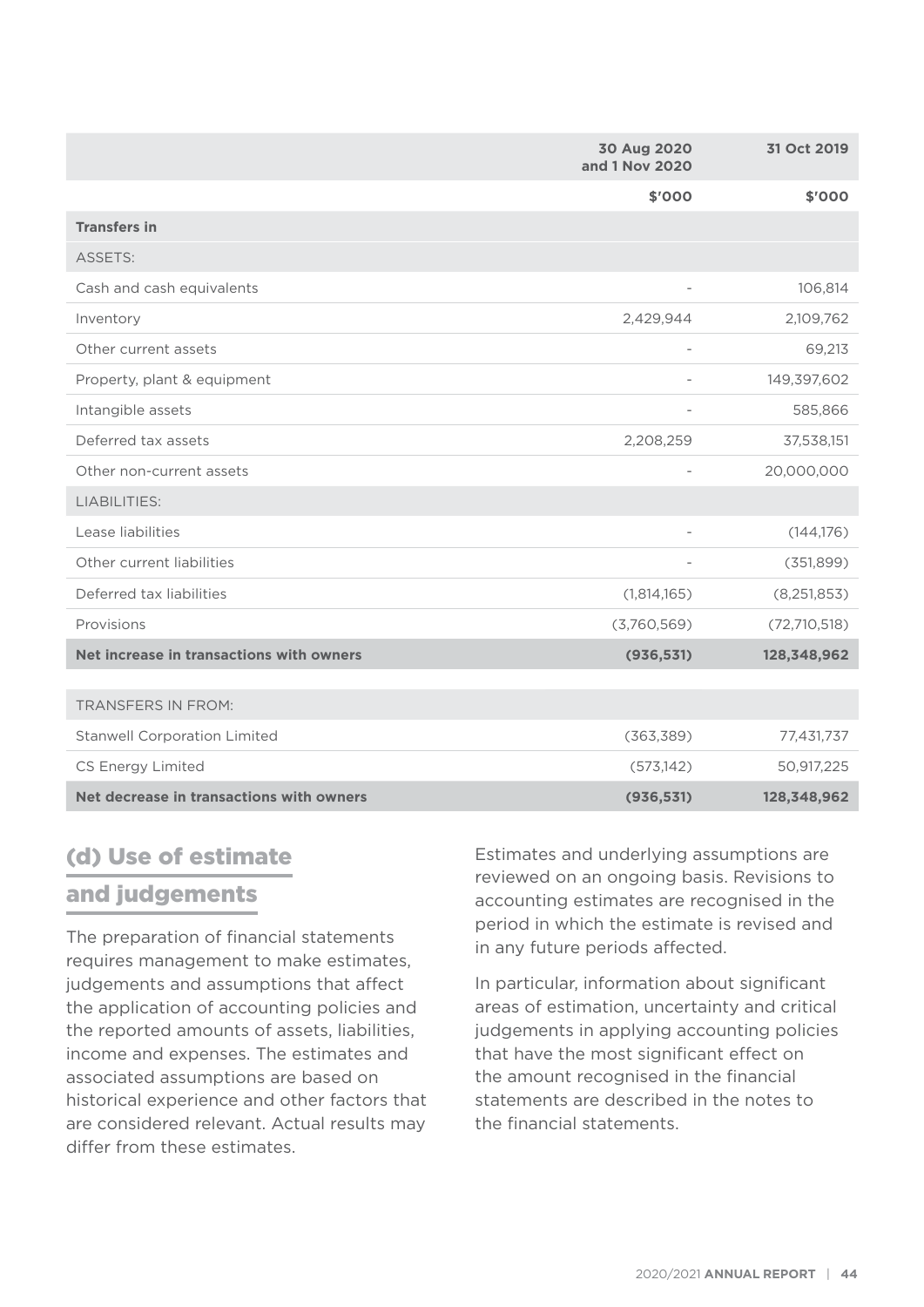| | 30 Aug 2020 and 1 Nov 2020 | 31 Oct 2019 |
|---|---|---|
| | $'000 | $'000 |
| **Transfers in** | | |
| ASSETS: | | |
| Cash and cash equivalents | - | 106,814 |
| Inventory | 2,429,944 | 2,109,762 |
| Other current assets | - | 69,213 |
| Property, plant & equipment | - | 149,397,602 |
| Intangible assets | - | 585,866 |
| Deferred tax assets | 2,208,259 | 37,538,151 |
| Other non-current assets | - | 20,000,000 |
| LIABILITIES: | | |
| Lease liabilities | - | (144,176) |
| Other current liabilities | - | (351,899) |
| Deferred tax liabilities | (1,814,165) | (8,251,853) |
| Provisions | (3,760,569) | (72,710,518) |
| **Net increase in transactions with owners** | **(936,531)** | **128,348,962** |
| | | |
| TRANSFERS IN FROM: | | |
| Stanwell Corporation Limited | (363,389) | 77,431,737 |
| CS Energy Limited | (573,142) | 50,917,225 |
| **Net decrease in transactions with owners** | **(936,531)** | **128,348,962** |

## (d) Use of estimate and judgements

The preparation of financial statements requires management to make estimates, judgements and assumptions that affect the application of accounting policies and the reported amounts of assets, liabilities, income and expenses. The estimates and associated assumptions are based on historical experience and other factors that are considered relevant. Actual results may differ from these estimates.

Estimates and underlying assumptions are reviewed on an ongoing basis. Revisions to accounting estimates are recognised in the period in which the estimate is revised and in any future periods affected.

In particular, information about significant areas of estimation, uncertainty and critical judgements in applying accounting policies that have the most significant effect on the amount recognised in the financial statements are described in the notes to the financial statements.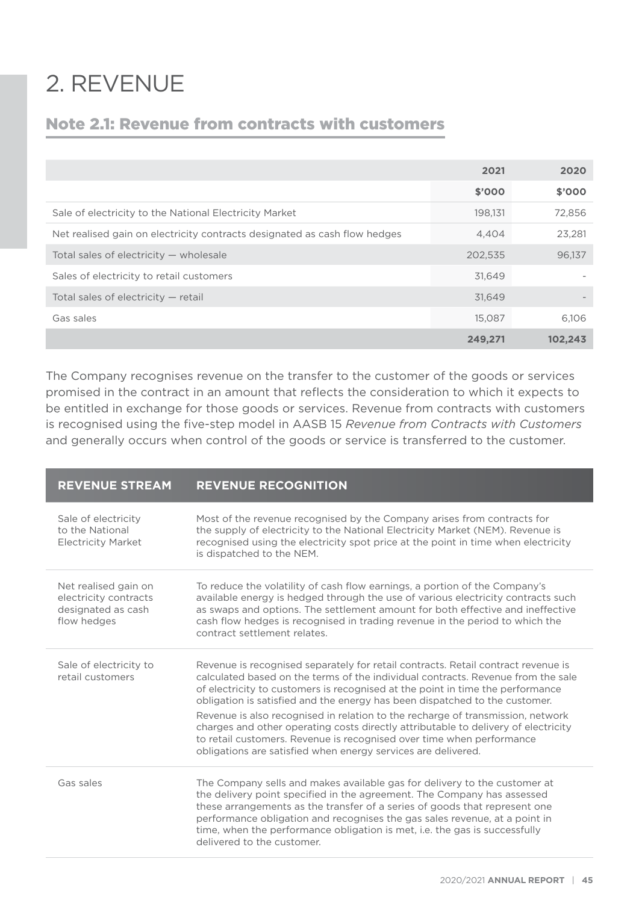# 2. REVENUE

## Note 2.1: Revenue from contracts with customers

| | 2021 | 2020 |
|---|---|---|
| | $'000 | $'000 |
| Sale of electricity to the National Electricity Market | 198,131 | 72,856 |
| Net realised gain on electricity contracts designated as cash flow hedges | 4,404 | 23,281 |
| Total sales of electricity — wholesale | 202,535 | 96,137 |
| Sales of electricity to retail customers | 31,649 | - |
| Total sales of electricity — retail | 31,649 | - |
| Gas sales | 15,087 | 6,106 |
| | **249,271** | **102,243** |

The Company recognises revenue on the transfer to the customer of the goods or services promised in the contract in an amount that reflects the consideration to which it expects to be entitled in exchange for those goods or services. Revenue from contracts with customers is recognised using the five-step model in AASB 15 *Revenue from Contracts with Customers* and generally occurs when control of the goods or service is transferred to the customer.

| REVENUE STREAM | REVENUE RECOGNITION |
|---|---|
| Sale of electricity to the National Electricity Market | Most of the revenue recognised by the Company arises from contracts for the supply of electricity to the National Electricity Market (NEM). Revenue is recognised using the electricity spot price at the point in time when electricity is dispatched to the NEM. |
| Net realised gain on electricity contracts designated as cash flow hedges | To reduce the volatility of cash flow earnings, a portion of the Company's available energy is hedged through the use of various electricity contracts such as swaps and options. The settlement amount for both effective and ineffective cash flow hedges is recognised in trading revenue in the period to which the contract settlement relates. |
| Sale of electricity to retail customers | Revenue is recognised separately for retail contracts. Retail contract revenue is calculated based on the terms of the individual contracts. Revenue from the sale of electricity to customers is recognised at the point in time the performance obligation is satisfied and the energy has been dispatched to the customer.<br><br>Revenue is also recognised in relation to the recharge of transmission, network charges and other operating costs directly attributable to delivery of electricity to retail customers. Revenue is recognised over time when performance obligations are satisfied when energy services are delivered. |
| Gas sales | The Company sells and makes available gas for delivery to the customer at the delivery point specified in the agreement. The Company has assessed these arrangements as the transfer of a series of goods that represent one performance obligation and recognises the gas sales revenue, at a point in time, when the performance obligation is met, i.e. the gas is successfully delivered to the customer. |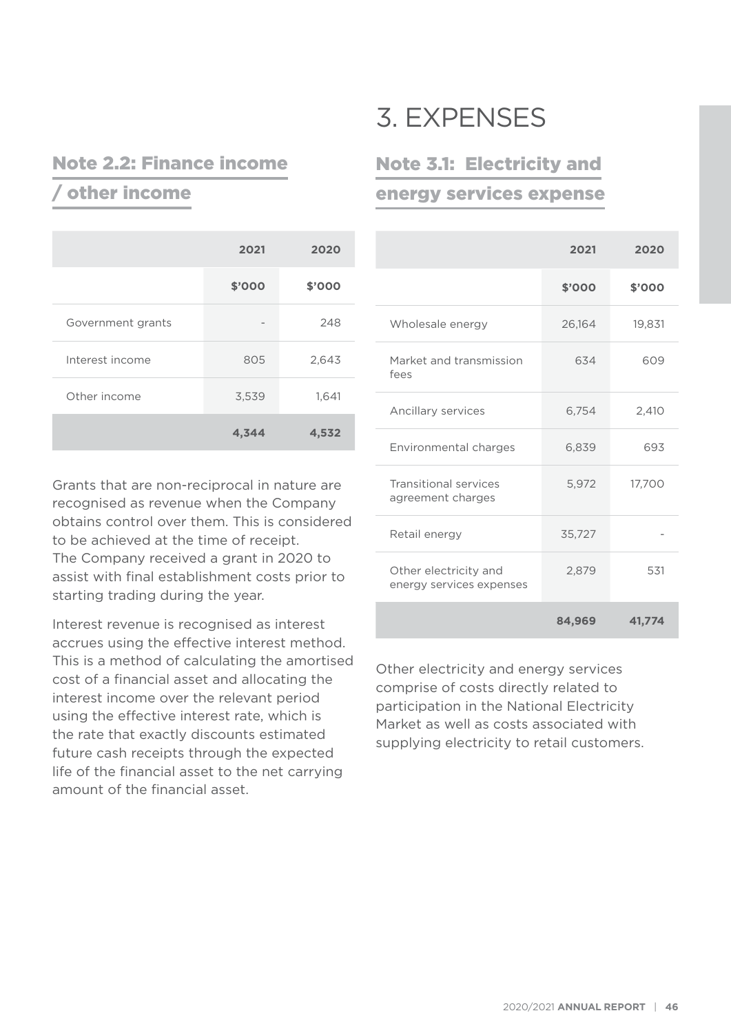## Note 2.2: Finance income / other income

| | 2021 | 2020 |
|---|---|---|
| | $'000 | $'000 |
| Government grants | - | 248 |
| Interest income | 805 | 2,643 |
| Other income | 3,539 | 1,641 |
| | **4,344** | **4,532** |

Grants that are non-reciprocal in nature are recognised as revenue when the Company obtains control over them. This is considered to be achieved at the time of receipt. The Company received a grant in 2020 to assist with final establishment costs prior to starting trading during the year.

Interest revenue is recognised as interest accrues using the effective interest method. This is a method of calculating the amortised cost of a financial asset and allocating the interest income over the relevant period using the effective interest rate, which is the rate that exactly discounts estimated future cash receipts through the expected life of the financial asset to the net carrying amount of the financial asset.

# 3. EXPENSES

## Note 3.1: Electricity and energy services expense

| | 2021 | 2020 |
|---|---|---|
| | $'000 | $'000 |
| Wholesale energy | 26,164 | 19,831 |
| Market and transmission fees | 634 | 609 |
| Ancillary services | 6,754 | 2,410 |
| Environmental charges | 6,839 | 693 |
| Transitional services agreement charges | 5,972 | 17,700 |
| Retail energy | 35,727 | - |
| Other electricity and energy services expenses | 2,879 | 531 |
| | **84,969** | **41,774** |

Other electricity and energy services comprise of costs directly related to participation in the National Electricity Market as well as costs associated with supplying electricity to retail customers.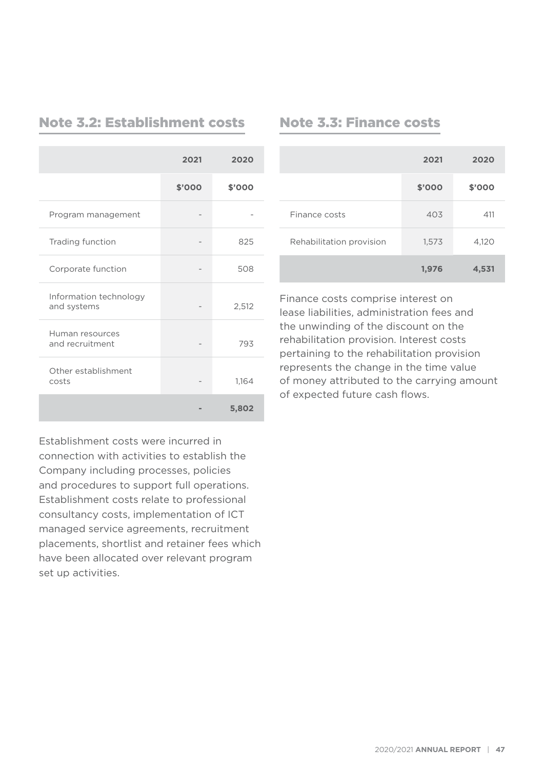## Note 3.2: Establishment costs

| | 2021 | 2020 |
|---|---|---|
| | $'000 | $'000 |
| Program management | - | - |
| Trading function | - | 825 |
| Corporate function | - | 508 |
| Information technology and systems | - | 2,512 |
| Human resources and recruitment | - | 793 |
| Other establishment costs | - | 1,164 |
| | **-** | **5,802** |

Establishment costs were incurred in connection with activities to establish the Company including processes, policies and procedures to support full operations. Establishment costs relate to professional consultancy costs, implementation of ICT managed service agreements, recruitment placements, shortlist and retainer fees which have been allocated over relevant program set up activities.

## Note 3.3: Finance costs

| | 2021 | 2020 |
|---|---|---|
| | $'000 | $'000 |
| Finance costs | 403 | 411 |
| Rehabilitation provision | 1,573 | 4,120 |
| | **1,976** | **4,531** |

Finance costs comprise interest on lease liabilities, administration fees and the unwinding of the discount on the rehabilitation provision. Interest costs pertaining to the rehabilitation provision represents the change in the time value of money attributed to the carrying amount of expected future cash flows.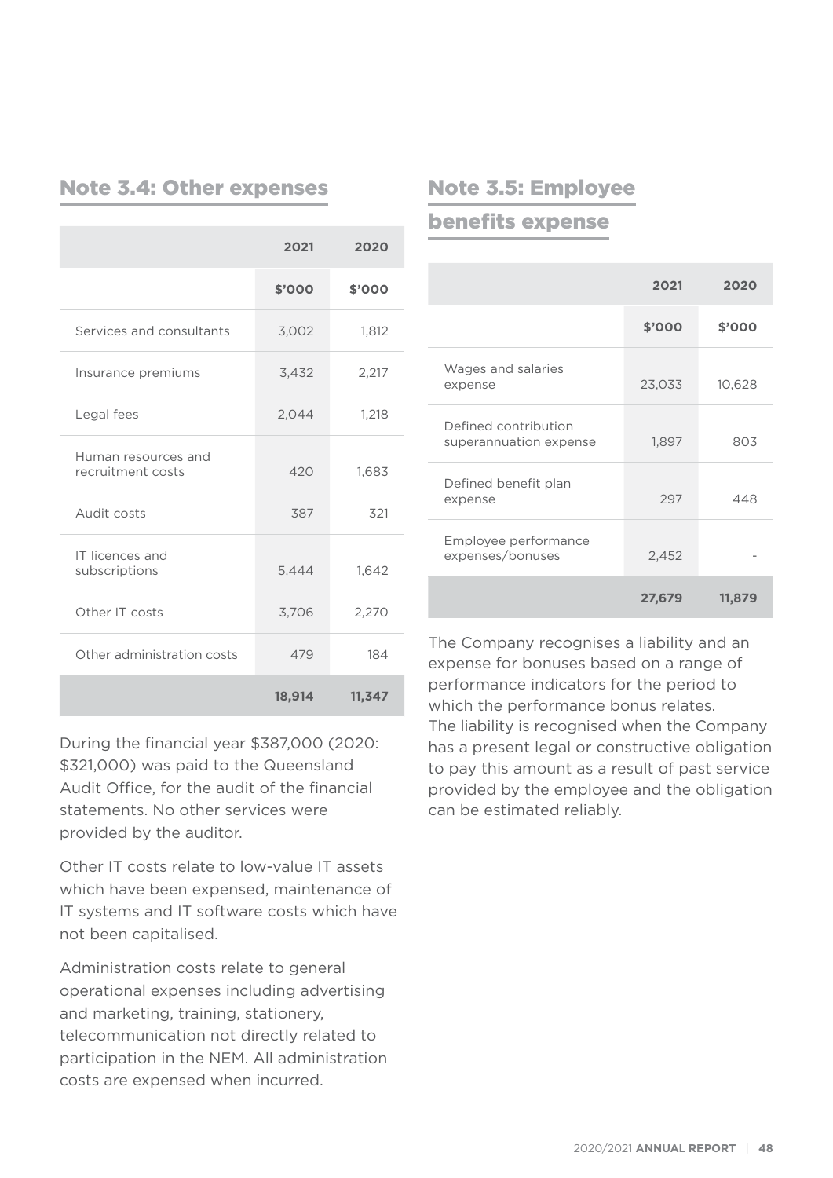## Note 3.4: Other expenses

| | 2021 | 2020 |
|---|---|---|
| | $'000 | $'000 |
| Services and consultants | 3,002 | 1,812 |
| Insurance premiums | 3,432 | 2,217 |
| Legal fees | 2,044 | 1,218 |
| Human resources and recruitment costs | 420 | 1,683 |
| Audit costs | 387 | 321 |
| IT licences and subscriptions | 5,444 | 1,642 |
| Other IT costs | 3,706 | 2,270 |
| Other administration costs | 479 | 184 |
| | **18,914** | **11,347** |

During the financial year $387,000 (2020: $321,000) was paid to the Queensland Audit Office, for the audit of the financial statements. No other services were provided by the auditor.

Other IT costs relate to low-value IT assets which have been expensed, maintenance of IT systems and IT software costs which have not been capitalised.

Administration costs relate to general operational expenses including advertising and marketing, training, stationery, telecommunication not directly related to participation in the NEM. All administration costs are expensed when incurred.

## Note 3.5: Employee benefits expense

| | 2021 | 2020 |
|---|---|---|
| | $'000 | $'000 |
| Wages and salaries expense | 23,033 | 10,628 |
| Defined contribution superannuation expense | 1,897 | 803 |
| Defined benefit plan expense | 297 | 448 |
| Employee performance expenses/bonuses | 2,452 | - |
| | **27,679** | **11,879** |

The Company recognises a liability and an expense for bonuses based on a range of performance indicators for the period to which the performance bonus relates. The liability is recognised when the Company has a present legal or constructive obligation to pay this amount as a result of past service provided by the employee and the obligation can be estimated reliably.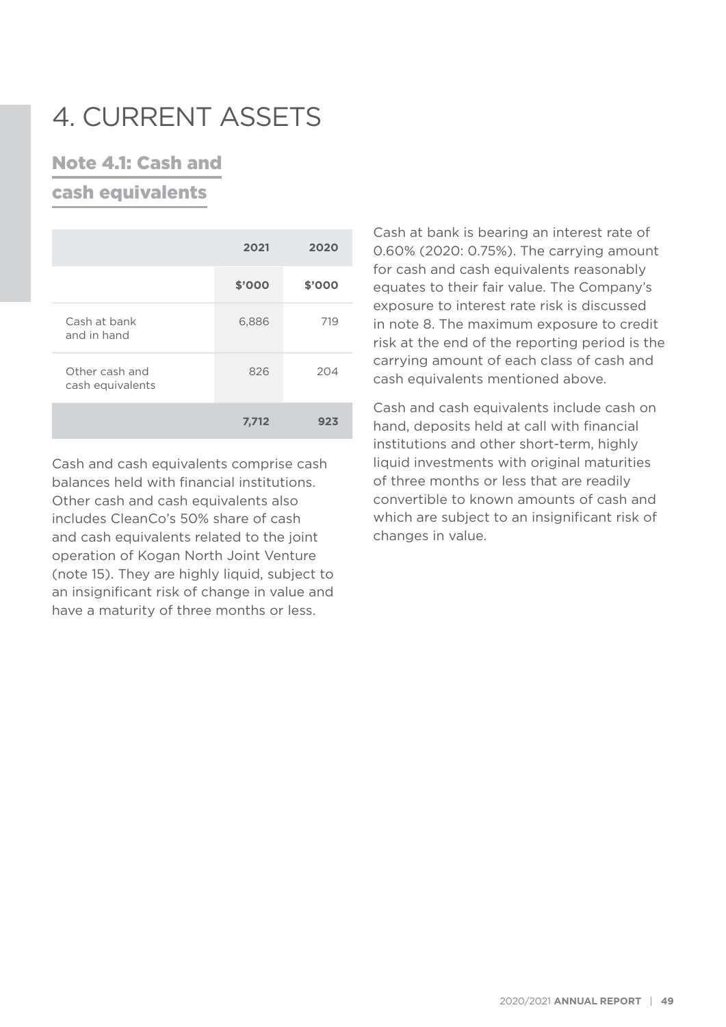# 4. CURRENT ASSETS

## Note 4.1: Cash and cash equivalents

| | 2021 | 2020 |
|---|---|---|
| | $'000 | $'000 |
| Cash at bank and in hand | 6,886 | 719 |
| Other cash and cash equivalents | 826 | 204 |
| | **7,712** | **923** |

Cash and cash equivalents comprise cash balances held with financial institutions. Other cash and cash equivalents also includes CleanCo's 50% share of cash and cash equivalents related to the joint operation of Kogan North Joint Venture (note 15). They are highly liquid, subject to an insignificant risk of change in value and have a maturity of three months or less.

Cash at bank is bearing an interest rate of 0.60% (2020: 0.75%). The carrying amount for cash and cash equivalents reasonably equates to their fair value. The Company's exposure to interest rate risk is discussed in note 8. The maximum exposure to credit risk at the end of the reporting period is the carrying amount of each class of cash and cash equivalents mentioned above.

Cash and cash equivalents include cash on hand, deposits held at call with financial institutions and other short-term, highly liquid investments with original maturities of three months or less that are readily convertible to known amounts of cash and which are subject to an insignificant risk of changes in value.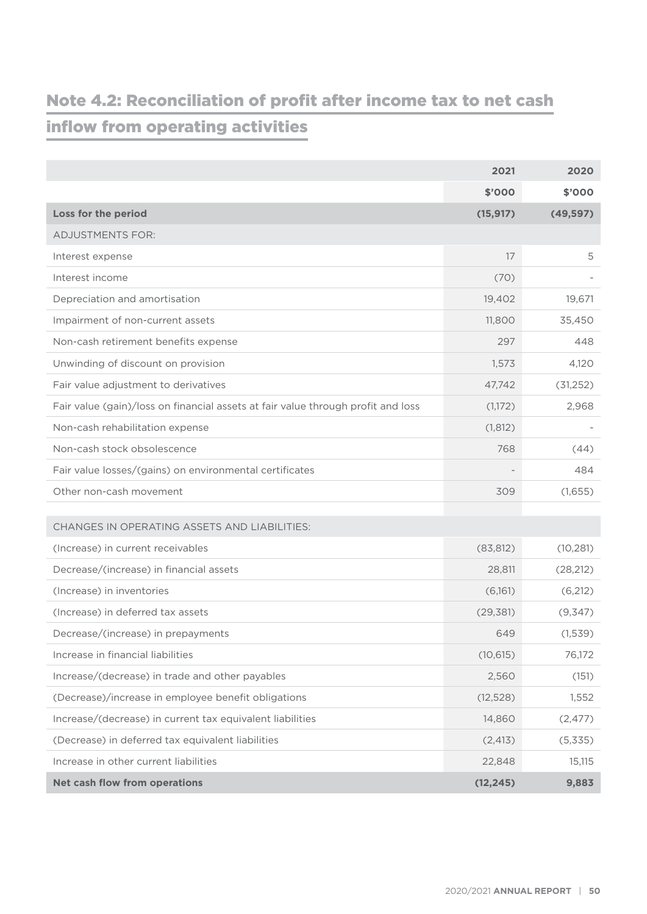## Note 4.2: Reconciliation of profit after income tax to net cash inflow from operating activities

| | 2021 | 2020 |
|---|---|---|
| | **$'000** | **$'000** |
| **Loss for the period** | **(15,917)** | **(49,597)** |
| ADJUSTMENTS FOR: | | |
| Interest expense | 17 | 5 |
| Interest income | (70) | - |
| Depreciation and amortisation | 19,402 | 19,671 |
| Impairment of non-current assets | 11,800 | 35,450 |
| Non-cash retirement benefits expense | 297 | 448 |
| Unwinding of discount on provision | 1,573 | 4,120 |
| Fair value adjustment to derivatives | 47,742 | (31,252) |
| Fair value (gain)/loss on financial assets at fair value through profit and loss | (1,172) | 2,968 |
| Non-cash rehabilitation expense | (1,812) | - |
| Non-cash stock obsolescence | 768 | (44) |
| Fair value losses/(gains) on environmental certificates | - | 484 |
| Other non-cash movement | 309 | (1,655) |
| | | |
| CHANGES IN OPERATING ASSETS AND LIABILITIES: | | |
| (Increase) in current receivables | (83,812) | (10,281) |
| Decrease/(increase) in financial assets | 28,811 | (28,212) |
| (Increase) in inventories | (6,161) | (6,212) |
| (Increase) in deferred tax assets | (29,381) | (9,347) |
| Decrease/(increase) in prepayments | 649 | (1,539) |
| Increase in financial liabilities | (10,615) | 76,172 |
| Increase/(decrease) in trade and other payables | 2,560 | (151) |
| (Decrease)/increase in employee benefit obligations | (12,528) | 1,552 |
| Increase/(decrease) in current tax equivalent liabilities | 14,860 | (2,477) |
| (Decrease) in deferred tax equivalent liabilities | (2,413) | (5,335) |
| Increase in other current liabilities | 22,848 | 15,115 |
| **Net cash flow from operations** | **(12,245)** | **9,883** |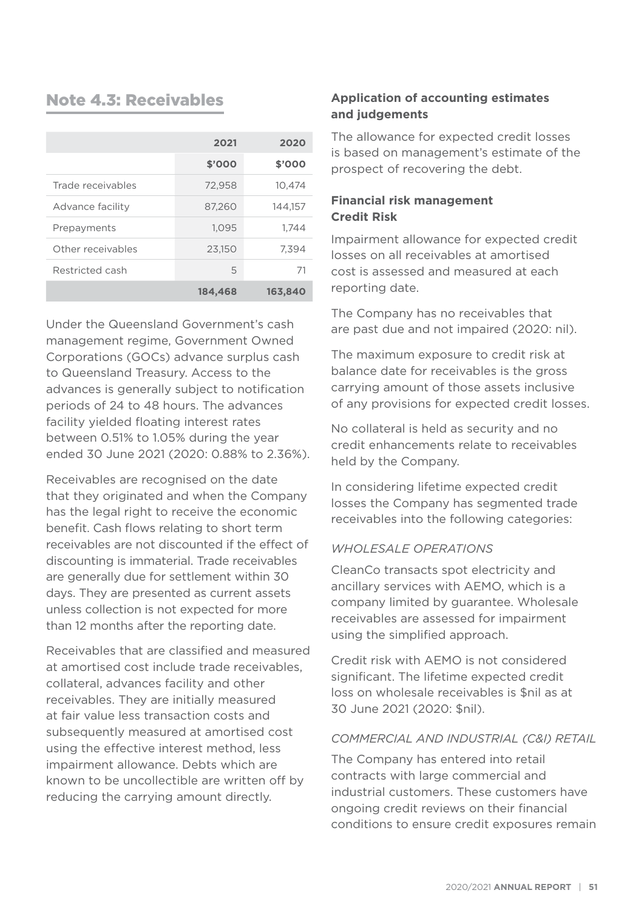## Note 4.3: Receivables

| | 2021 | 2020 |
|---|---|---|
| | $'000 | $'000 |
| Trade receivables | 72,958 | 10,474 |
| Advance facility | 87,260 | 144,157 |
| Prepayments | 1,095 | 1,744 |
| Other receivables | 23,150 | 7,394 |
| Restricted cash | 5 | 71 |
| | **184,468** | **163,840** |

Under the Queensland Government's cash management regime, Government Owned Corporations (GOCs) advance surplus cash to Queensland Treasury. Access to the advances is generally subject to notification periods of 24 to 48 hours. The advances facility yielded floating interest rates between 0.51% to 1.05% during the year ended 30 June 2021 (2020: 0.88% to 2.36%).

Receivables are recognised on the date that they originated and when the Company has the legal right to receive the economic benefit. Cash flows relating to short term receivables are not discounted if the effect of discounting is immaterial. Trade receivables are generally due for settlement within 30 days. They are presented as current assets unless collection is not expected for more than 12 months after the reporting date.

Receivables that are classified and measured at amortised cost include trade receivables, collateral, advances facility and other receivables. They are initially measured at fair value less transaction costs and subsequently measured at amortised cost using the effective interest method, less impairment allowance. Debts which are known to be uncollectible are written off by reducing the carrying amount directly.

**Application of accounting estimates and judgements**

The allowance for expected credit losses is based on management's estimate of the prospect of recovering the debt.

**Financial risk management**
**Credit Risk**

Impairment allowance for expected credit losses on all receivables at amortised cost is assessed and measured at each reporting date.

The Company has no receivables that are past due and not impaired (2020: nil).

The maximum exposure to credit risk at balance date for receivables is the gross carrying amount of those assets inclusive of any provisions for expected credit losses.

No collateral is held as security and no credit enhancements relate to receivables held by the Company.

In considering lifetime expected credit losses the Company has segmented trade receivables into the following categories:

*WHOLESALE OPERATIONS*

CleanCo transacts spot electricity and ancillary services with AEMO, which is a company limited by guarantee. Wholesale receivables are assessed for impairment using the simplified approach.

Credit risk with AEMO is not considered significant. The lifetime expected credit loss on wholesale receivables is $nil as at 30 June 2021 (2020: $nil).

*COMMERCIAL AND INDUSTRIAL (C&I) RETAIL*

The Company has entered into retail contracts with large commercial and industrial customers. These customers have ongoing credit reviews on their financial conditions to ensure credit exposures remain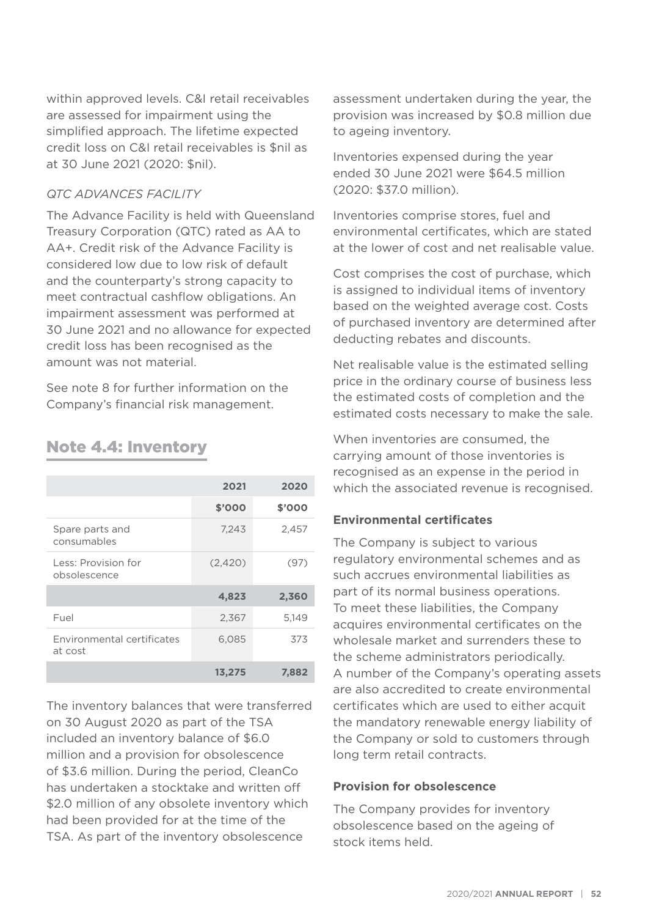within approved levels. C&I retail receivables are assessed for impairment using the simplified approach. The lifetime expected credit loss on C&I retail receivables is $nil as at 30 June 2021 (2020: $nil).

*QTC ADVANCES FACILITY*

The Advance Facility is held with Queensland Treasury Corporation (QTC) rated as AA to AA+. Credit risk of the Advance Facility is considered low due to low risk of default and the counterparty's strong capacity to meet contractual cashflow obligations. An impairment assessment was performed at 30 June 2021 and no allowance for expected credit loss has been recognised as the amount was not material.

See note 8 for further information on the Company's financial risk management.

## Note 4.4: Inventory

| | 2021 | 2020 |
|---|---|---|
| | $'000 | $'000 |
| Spare parts and consumables | 7,243 | 2,457 |
| Less: Provision for obsolescence | (2,420) | (97) |
| | **4,823** | **2,360** |
| Fuel | 2,367 | 5,149 |
| Environmental certificates at cost | 6,085 | 373 |
| | **13,275** | **7,882** |

The inventory balances that were transferred on 30 August 2020 as part of the TSA included an inventory balance of $6.0 million and a provision for obsolescence of $3.6 million. During the period, CleanCo has undertaken a stocktake and written off $2.0 million of any obsolete inventory which had been provided for at the time of the TSA. As part of the inventory obsolescence assessment undertaken during the year, the provision was increased by $0.8 million due to ageing inventory.

Inventories expensed during the year ended 30 June 2021 were $64.5 million (2020: $37.0 million).

Inventories comprise stores, fuel and environmental certificates, which are stated at the lower of cost and net realisable value.

Cost comprises the cost of purchase, which is assigned to individual items of inventory based on the weighted average cost. Costs of purchased inventory are determined after deducting rebates and discounts.

Net realisable value is the estimated selling price in the ordinary course of business less the estimated costs of completion and the estimated costs necessary to make the sale.

When inventories are consumed, the carrying amount of those inventories is recognised as an expense in the period in which the associated revenue is recognised.

**Environmental certificates**

The Company is subject to various regulatory environmental schemes and as such accrues environmental liabilities as part of its normal business operations. To meet these liabilities, the Company acquires environmental certificates on the wholesale market and surrenders these to the scheme administrators periodically. A number of the Company's operating assets are also accredited to create environmental certificates which are used to either acquit the mandatory renewable energy liability of the Company or sold to customers through long term retail contracts.

**Provision for obsolescence**

The Company provides for inventory obsolescence based on the ageing of stock items held.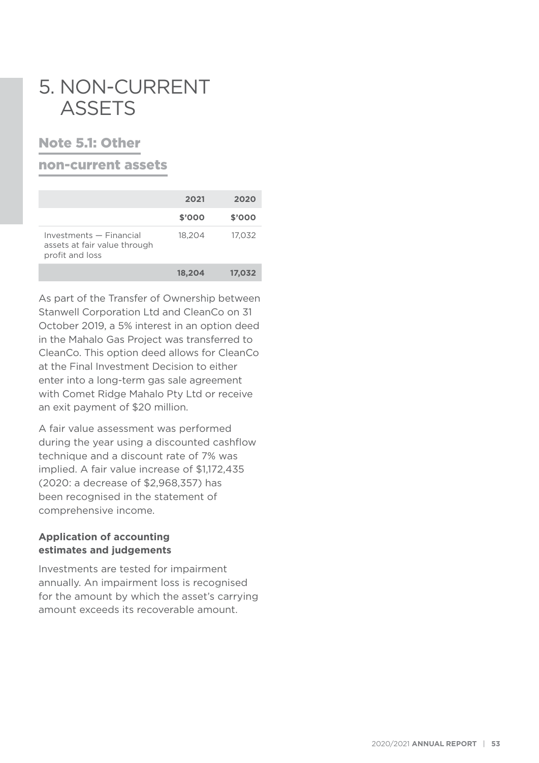# 5. NON-CURRENT ASSETS

## Note 5.1: Other non-current assets

| | 2021 | 2020 |
|---|---|---|
| | $'000 | $'000 |
| Investments — Financial assets at fair value through profit and loss | 18,204 | 17,032 |
| | **18,204** | **17,032** |

As part of the Transfer of Ownership between Stanwell Corporation Ltd and CleanCo on 31 October 2019, a 5% interest in an option deed in the Mahalo Gas Project was transferred to CleanCo. This option deed allows for CleanCo at the Final Investment Decision to either enter into a long-term gas sale agreement with Comet Ridge Mahalo Pty Ltd or receive an exit payment of $20 million.

A fair value assessment was performed during the year using a discounted cashflow technique and a discount rate of 7% was implied. A fair value increase of $1,172,435 (2020: a decrease of $2,968,357) has been recognised in the statement of comprehensive income.

**Application of accounting estimates and judgements**

Investments are tested for impairment annually. An impairment loss is recognised for the amount by which the asset's carrying amount exceeds its recoverable amount.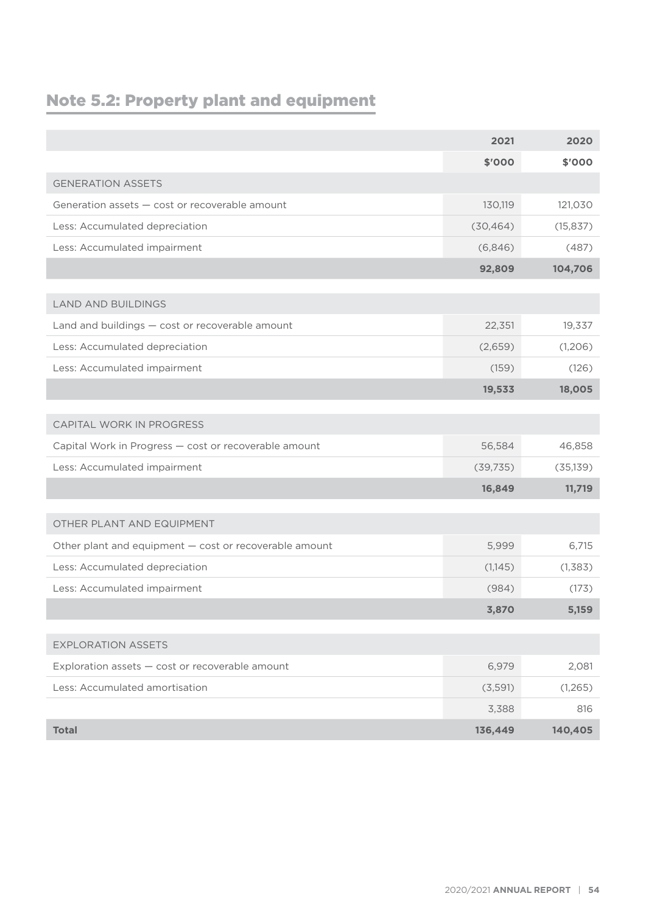## Note 5.2: Property plant and equipment

| | 2021 | 2020 |
|---|---|---|
| | $'000 | $'000 |
| GENERATION ASSETS | | |
| Generation assets — cost or recoverable amount | 130,119 | 121,030 |
| Less: Accumulated depreciation | (30,464) | (15,837) |
| Less: Accumulated impairment | (6,846) | (487) |
| | **92,809** | **104,706** |
| LAND AND BUILDINGS | | |
| Land and buildings — cost or recoverable amount | 22,351 | 19,337 |
| Less: Accumulated depreciation | (2,659) | (1,206) |
| Less: Accumulated impairment | (159) | (126) |
| | **19,533** | **18,005** |
| CAPITAL WORK IN PROGRESS | | |
| Capital Work in Progress — cost or recoverable amount | 56,584 | 46,858 |
| Less: Accumulated impairment | (39,735) | (35,139) |
| | **16,849** | **11,719** |
| OTHER PLANT AND EQUIPMENT | | |
| Other plant and equipment — cost or recoverable amount | 5,999 | 6,715 |
| Less: Accumulated depreciation | (1,145) | (1,383) |
| Less: Accumulated impairment | (984) | (173) |
| | **3,870** | **5,159** |
| EXPLORATION ASSETS | | |
| Exploration assets — cost or recoverable amount | 6,979 | 2,081 |
| Less: Accumulated amortisation | (3,591) | (1,265) |
| | 3,388 | 816 |
| **Total** | **136,449** | **140,405** |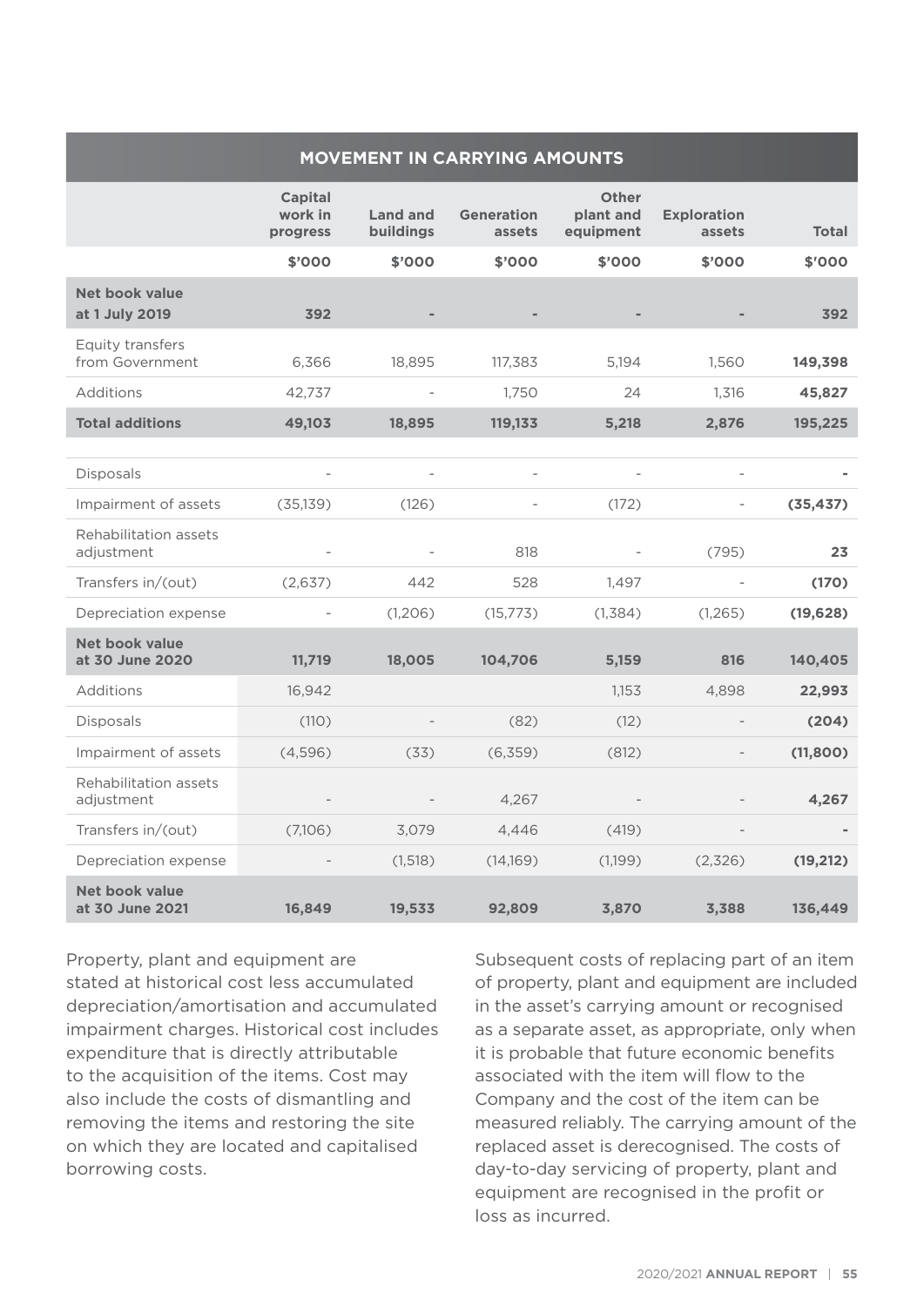| MOVEMENT IN CARRYING AMOUNTS | | | | | | |
|---|---|---|---|---|---|---|
| | Capital work in progress | Land and buildings | Generation assets | Other plant and equipment | Exploration assets | Total |
| | $'000 | $'000 | $'000 | $'000 | $'000 | $'000 |
| **Net book value at 1 July 2019** | **392** | **-** | **-** | **-** | **-** | **392** |
| Equity transfers from Government | 6,366 | 18,895 | 117,383 | 5,194 | 1,560 | **149,398** |
| Additions | 42,737 | - | 1,750 | 24 | 1,316 | **45,827** |
| **Total additions** | **49,103** | **18,895** | **119,133** | **5,218** | **2,876** | **195,225** |
| | | | | | | |
| Disposals | - | - | - | - | - | **-** |
| Impairment of assets | (35,139) | (126) | - | (172) | - | **(35,437)** |
| Rehabilitation assets adjustment | - | - | 818 | - | (795) | **23** |
| Transfers in/(out) | (2,637) | 442 | 528 | 1,497 | - | **(170)** |
| Depreciation expense | - | (1,206) | (15,773) | (1,384) | (1,265) | **(19,628)** |
| **Net book value at 30 June 2020** | **11,719** | **18,005** | **104,706** | **5,159** | **816** | **140,405** |
| Additions | 16,942 | | | 1,153 | 4,898 | **22,993** |
| Disposals | (110) | - | (82) | (12) | - | **(204)** |
| Impairment of assets | (4,596) | (33) | (6,359) | (812) | - | **(11,800)** |
| Rehabilitation assets adjustment | - | - | 4,267 | - | - | **4,267** |
| Transfers in/(out) | (7,106) | 3,079 | 4,446 | (419) | - | **-** |
| Depreciation expense | - | (1,518) | (14,169) | (1,199) | (2,326) | **(19,212)** |
| **Net book value at 30 June 2021** | **16,849** | **19,533** | **92,809** | **3,870** | **3,388** | **136,449** |

Property, plant and equipment are stated at historical cost less accumulated depreciation/amortisation and accumulated impairment charges. Historical cost includes expenditure that is directly attributable to the acquisition of the items. Cost may also include the costs of dismantling and removing the items and restoring the site on which they are located and capitalised borrowing costs.

Subsequent costs of replacing part of an item of property, plant and equipment are included in the asset's carrying amount or recognised as a separate asset, as appropriate, only when it is probable that future economic benefits associated with the item will flow to the Company and the cost of the item can be measured reliably. The carrying amount of the replaced asset is derecognised. The costs of day-to-day servicing of property, plant and equipment are recognised in the profit or loss as incurred.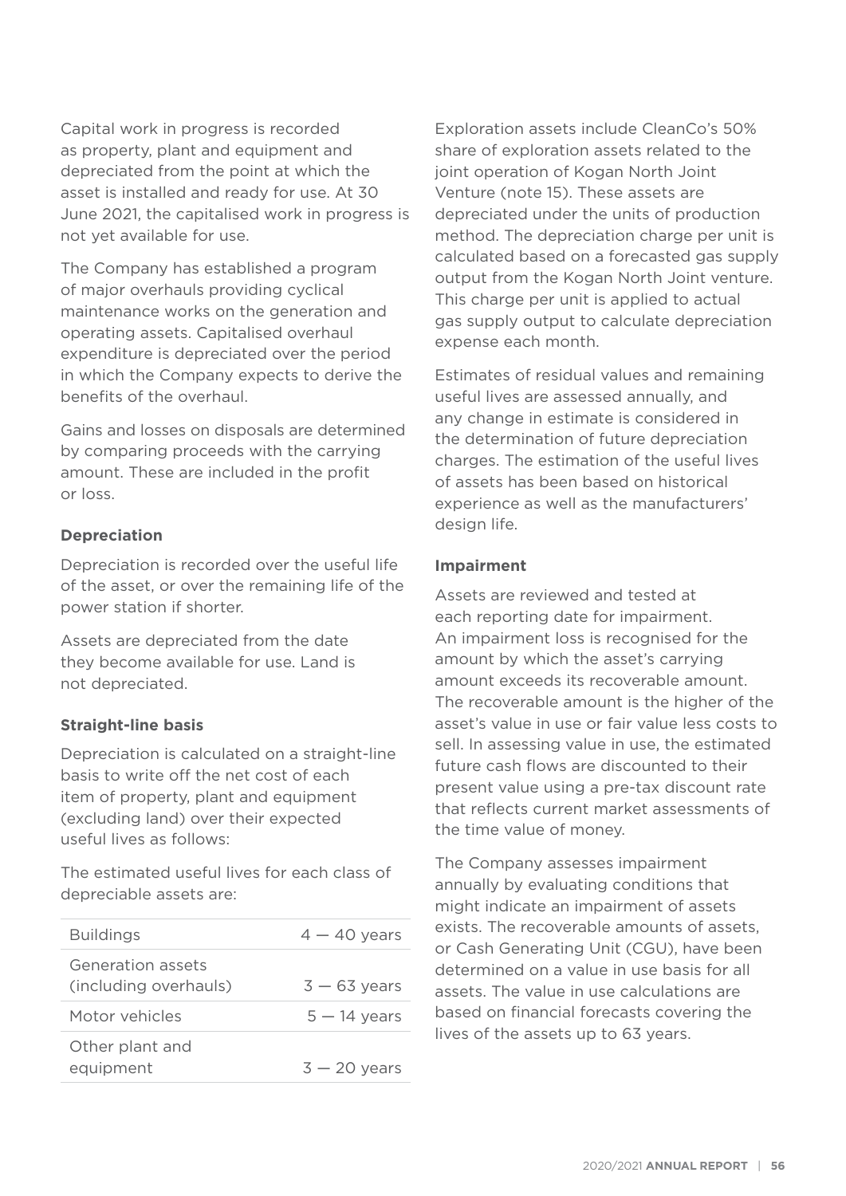Capital work in progress is recorded as property, plant and equipment and depreciated from the point at which the asset is installed and ready for use. At 30 June 2021, the capitalised work in progress is not yet available for use.

The Company has established a program of major overhauls providing cyclical maintenance works on the generation and operating assets. Capitalised overhaul expenditure is depreciated over the period in which the Company expects to derive the benefits of the overhaul.

Gains and losses on disposals are determined by comparing proceeds with the carrying amount. These are included in the profit or loss.

**Depreciation**

Depreciation is recorded over the useful life of the asset, or over the remaining life of the power station if shorter.

Assets are depreciated from the date they become available for use. Land is not depreciated.

**Straight-line basis**

Depreciation is calculated on a straight-line basis to write off the net cost of each item of property, plant and equipment (excluding land) over their expected useful lives as follows:

The estimated useful lives for each class of depreciable assets are:

| | |
|---|---|
| Buildings | 4 — 40 years |
| Generation assets (including overhauls) | 3 — 63 years |
| Motor vehicles | 5 — 14 years |
| Other plant and equipment | 3 — 20 years |

Exploration assets include CleanCo's 50% share of exploration assets related to the joint operation of Kogan North Joint Venture (note 15). These assets are depreciated under the units of production method. The depreciation charge per unit is calculated based on a forecasted gas supply output from the Kogan North Joint venture. This charge per unit is applied to actual gas supply output to calculate depreciation expense each month.

Estimates of residual values and remaining useful lives are assessed annually, and any change in estimate is considered in the determination of future depreciation charges. The estimation of the useful lives of assets has been based on historical experience as well as the manufacturers' design life.

**Impairment**

Assets are reviewed and tested at each reporting date for impairment. An impairment loss is recognised for the amount by which the asset's carrying amount exceeds its recoverable amount. The recoverable amount is the higher of the asset's value in use or fair value less costs to sell. In assessing value in use, the estimated future cash flows are discounted to their present value using a pre-tax discount rate that reflects current market assessments of the time value of money.

The Company assesses impairment annually by evaluating conditions that might indicate an impairment of assets exists. The recoverable amounts of assets, or Cash Generating Unit (CGU), have been determined on a value in use basis for all assets. The value in use calculations are based on financial forecasts covering the lives of the assets up to 63 years.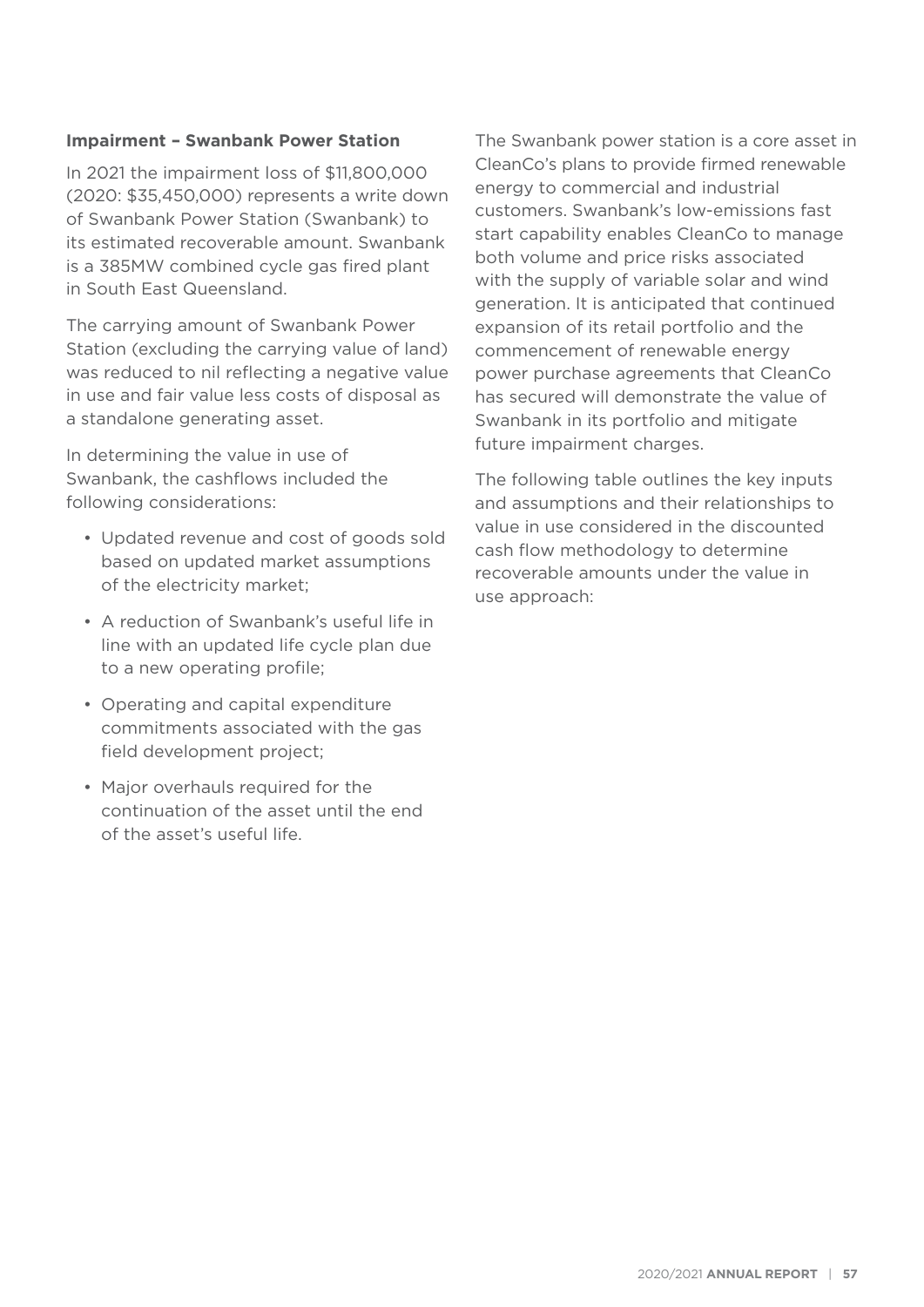**Impairment – Swanbank Power Station**

In 2021 the impairment loss of $11,800,000 (2020: $35,450,000) represents a write down of Swanbank Power Station (Swanbank) to its estimated recoverable amount. Swanbank is a 385MW combined cycle gas fired plant in South East Queensland.

The carrying amount of Swanbank Power Station (excluding the carrying value of land) was reduced to nil reflecting a negative value in use and fair value less costs of disposal as a standalone generating asset.

In determining the value in use of Swanbank, the cashflows included the following considerations:

- Updated revenue and cost of goods sold based on updated market assumptions of the electricity market;
- A reduction of Swanbank's useful life in line with an updated life cycle plan due to a new operating profile;
- Operating and capital expenditure commitments associated with the gas field development project;
- Major overhauls required for the continuation of the asset until the end of the asset's useful life.

The Swanbank power station is a core asset in CleanCo's plans to provide firmed renewable energy to commercial and industrial customers. Swanbank's low-emissions fast start capability enables CleanCo to manage both volume and price risks associated with the supply of variable solar and wind generation. It is anticipated that continued expansion of its retail portfolio and the commencement of renewable energy power purchase agreements that CleanCo has secured will demonstrate the value of Swanbank in its portfolio and mitigate future impairment charges.

The following table outlines the key inputs and assumptions and their relationships to value in use considered in the discounted cash flow methodology to determine recoverable amounts under the value in use approach: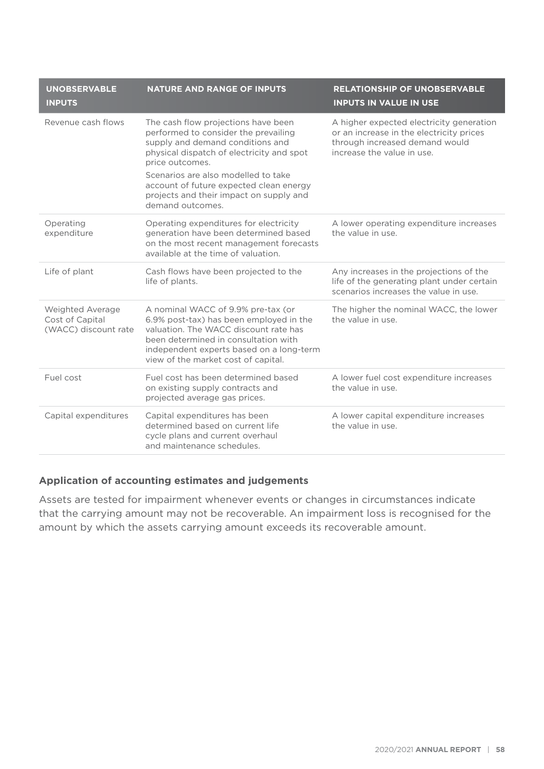| UNOBSERVABLE INPUTS | NATURE AND RANGE OF INPUTS | RELATIONSHIP OF UNOBSERVABLE INPUTS IN VALUE IN USE |
|---|---|---|
| Revenue cash flows | The cash flow projections have been performed to consider the prevailing supply and demand conditions and physical dispatch of electricity and spot price outcomes. Scenarios are also modelled to take account of future expected clean energy projects and their impact on supply and demand outcomes. | A higher expected electricity generation or an increase in the electricity prices through increased demand would increase the value in use. |
| Operating expenditure | Operating expenditures for electricity generation have been determined based on the most recent management forecasts available at the time of valuation. | A lower operating expenditure increases the value in use. |
| Life of plant | Cash flows have been projected to the life of plants. | Any increases in the projections of the life of the generating plant under certain scenarios increases the value in use. |
| Weighted Average Cost of Capital (WACC) discount rate | A nominal WACC of 9.9% pre-tax (or 6.9% post-tax) has been employed in the valuation. The WACC discount rate has been determined in consultation with independent experts based on a long-term view of the market cost of capital. | The higher the nominal WACC, the lower the value in use. |
| Fuel cost | Fuel cost has been determined based on existing supply contracts and projected average gas prices. | A lower fuel cost expenditure increases the value in use. |
| Capital expenditures | Capital expenditures has been determined based on current life cycle plans and current overhaul and maintenance schedules. | A lower capital expenditure increases the value in use. |

### Application of accounting estimates and judgements

Assets are tested for impairment whenever events or changes in circumstances indicate that the carrying amount may not be recoverable. An impairment loss is recognised for the amount by which the assets carrying amount exceeds its recoverable amount.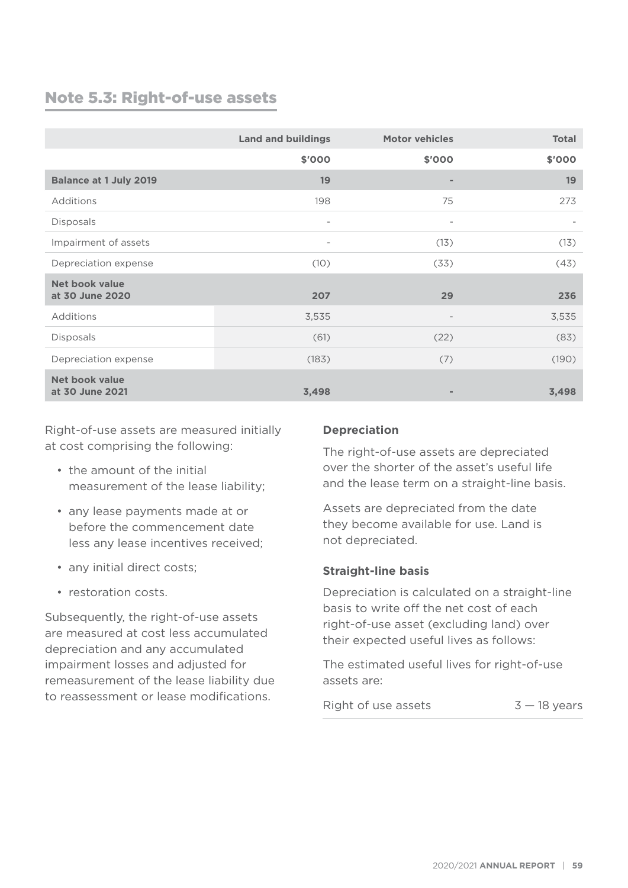## Note 5.3: Right-of-use assets

| | Land and buildings | Motor vehicles | Total |
|---|---|---|---|
| | $'000 | $'000 | $'000 |
| **Balance at 1 July 2019** | **19** | **-** | **19** |
| Additions | 198 | 75 | 273 |
| Disposals | - | - | - |
| Impairment of assets | - | (13) | (13) |
| Depreciation expense | (10) | (33) | (43) |
| **Net book value at 30 June 2020** | **207** | **29** | **236** |
| Additions | 3,535 | - | 3,535 |
| Disposals | (61) | (22) | (83) |
| Depreciation expense | (183) | (7) | (190) |
| **Net book value at 30 June 2021** | **3,498** | **-** | **3,498** |

Right-of-use assets are measured initially at cost comprising the following:

- the amount of the initial measurement of the lease liability;
- any lease payments made at or before the commencement date less any lease incentives received;
- any initial direct costs;
- restoration costs.

Subsequently, the right-of-use assets are measured at cost less accumulated depreciation and any accumulated impairment losses and adjusted for remeasurement of the lease liability due to reassessment or lease modifications.

**Depreciation**

The right-of-use assets are depreciated over the shorter of the asset's useful life and the lease term on a straight-line basis.

Assets are depreciated from the date they become available for use. Land is not depreciated.

**Straight-line basis**

Depreciation is calculated on a straight-line basis to write off the net cost of each right-of-use asset (excluding land) over their expected useful lives as follows:

The estimated useful lives for right-of-use assets are:

| | |
|---|---|
| Right of use assets | 3 — 18 years |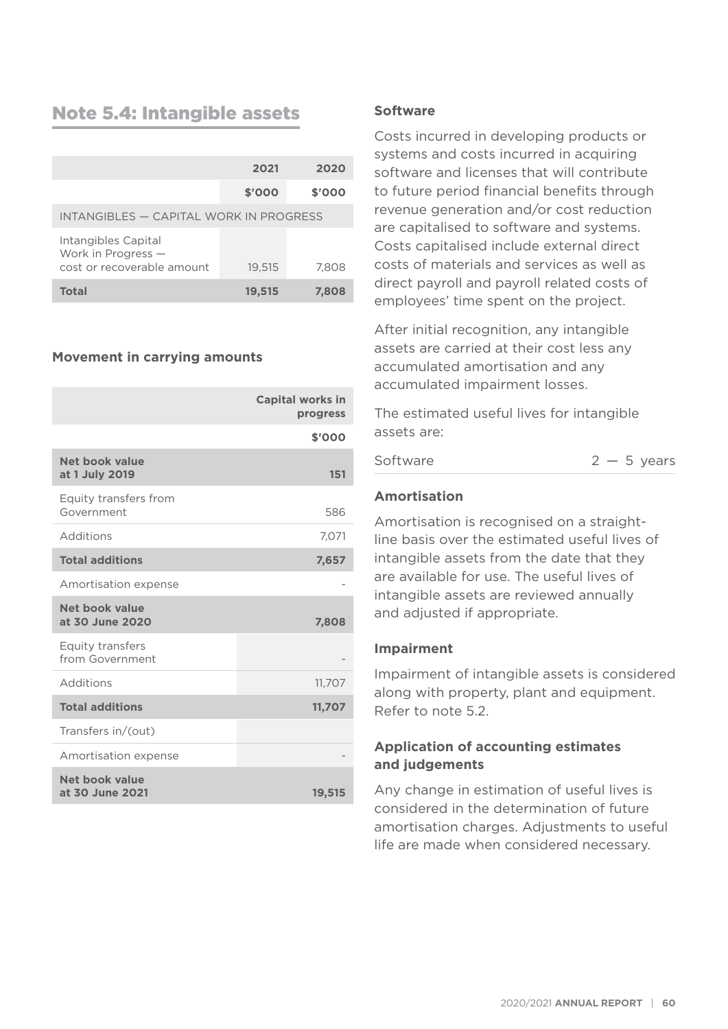## Note 5.4: Intangible assets

| | 2021 | 2020 |
|---|---|---|
| | $'000 | $'000 |
| INTANGIBLES — CAPITAL WORK IN PROGRESS | | |
| Intangibles Capital Work in Progress — cost or recoverable amount | 19,515 | 7,808 |
| **Total** | **19,515** | **7,808** |

### Movement in carrying amounts

| | Capital works in progress |
|---|---|
| | $'000 |
| **Net book value at 1 July 2019** | **151** |
| Equity transfers from Government | 586 |
| Additions | 7,071 |
| **Total additions** | **7,657** |
| Amortisation expense | - |
| **Net book value at 30 June 2020** | **7,808** |
| Equity transfers from Government | - |
| Additions | 11,707 |
| **Total additions** | **11,707** |
| Transfers in/(out) | |
| Amortisation expense | - |
| **Net book value at 30 June 2021** | **19,515** |

### Software

Costs incurred in developing products or systems and costs incurred in acquiring software and licenses that will contribute to future period financial benefits through revenue generation and/or cost reduction are capitalised to software and systems. Costs capitalised include external direct costs of materials and services as well as direct payroll and payroll related costs of employees' time spent on the project.

After initial recognition, any intangible assets are carried at their cost less any accumulated amortisation and any accumulated impairment losses.

The estimated useful lives for intangible assets are:

| | |
|---|---|
| Software | 2 — 5 years |

### Amortisation

Amortisation is recognised on a straight-line basis over the estimated useful lives of intangible assets from the date that they are available for use. The useful lives of intangible assets are reviewed annually and adjusted if appropriate.

### Impairment

Impairment of intangible assets is considered along with property, plant and equipment. Refer to note 5.2.

### Application of accounting estimates and judgements

Any change in estimation of useful lives is considered in the determination of future amortisation charges. Adjustments to useful life are made when considered necessary.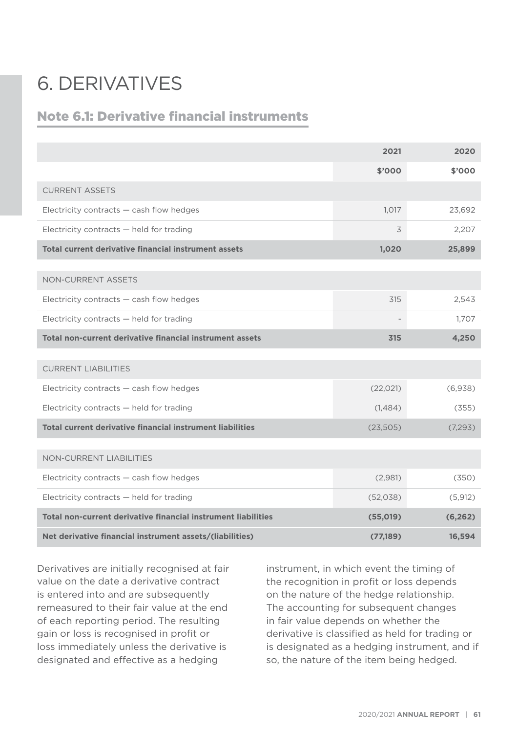# 6. DERIVATIVES

## Note 6.1: Derivative financial instruments

| | 2021 | 2020 |
|---|---|---|
| | $'000 | $'000 |
| CURRENT ASSETS | | |
| Electricity contracts — cash flow hedges | 1,017 | 23,692 |
| Electricity contracts — held for trading | 3 | 2,207 |
| **Total current derivative financial instrument assets** | **1,020** | **25,899** |
| NON-CURRENT ASSETS | | |
| Electricity contracts — cash flow hedges | 315 | 2,543 |
| Electricity contracts — held for trading | - | 1,707 |
| **Total non-current derivative financial instrument assets** | **315** | **4,250** |
| CURRENT LIABILITIES | | |
| Electricity contracts — cash flow hedges | (22,021) | (6,938) |
| Electricity contracts — held for trading | (1,484) | (355) |
| **Total current derivative financial instrument liabilities** | (23,505) | (7,293) |
| NON-CURRENT LIABILITIES | | |
| Electricity contracts — cash flow hedges | (2,981) | (350) |
| Electricity contracts — held for trading | (52,038) | (5,912) |
| **Total non-current derivative financial instrument liabilities** | **(55,019)** | **(6,262)** |
| **Net derivative financial instrument assets/(liabilities)** | **(77,189)** | **16,594** |

Derivatives are initially recognised at fair value on the date a derivative contract is entered into and are subsequently remeasured to their fair value at the end of each reporting period. The resulting gain or loss is recognised in profit or loss immediately unless the derivative is designated and effective as a hedging instrument, in which event the timing of the recognition in profit or loss depends on the nature of the hedge relationship. The accounting for subsequent changes in fair value depends on whether the derivative is classified as held for trading or is designated as a hedging instrument, and if so, the nature of the item being hedged.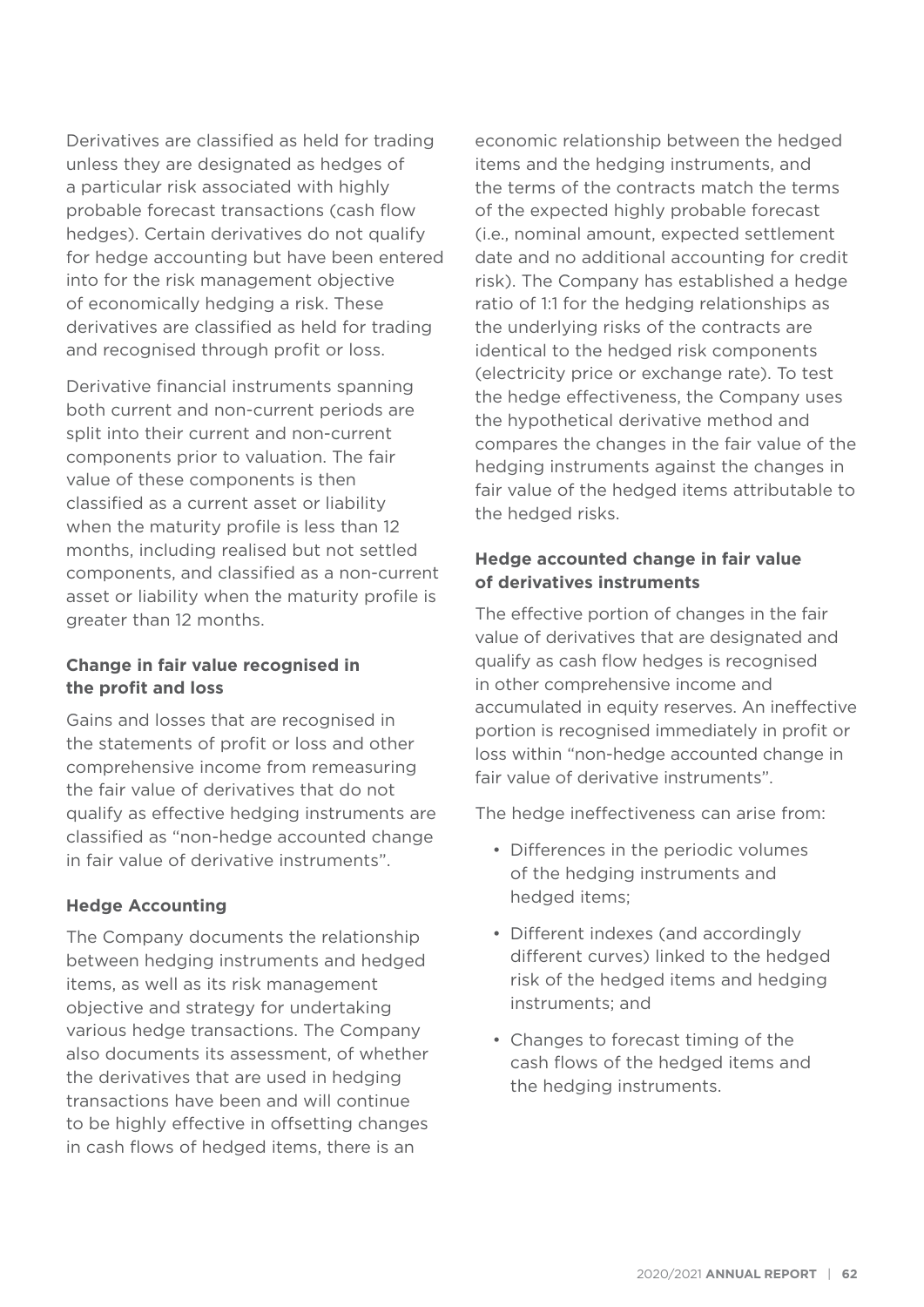Derivatives are classified as held for trading unless they are designated as hedges of a particular risk associated with highly probable forecast transactions (cash flow hedges). Certain derivatives do not qualify for hedge accounting but have been entered into for the risk management objective of economically hedging a risk. These derivatives are classified as held for trading and recognised through profit or loss.

Derivative financial instruments spanning both current and non-current periods are split into their current and non-current components prior to valuation. The fair value of these components is then classified as a current asset or liability when the maturity profile is less than 12 months, including realised but not settled components, and classified as a non-current asset or liability when the maturity profile is greater than 12 months.

### Change in fair value recognised in the profit and loss

Gains and losses that are recognised in the statements of profit or loss and other comprehensive income from remeasuring the fair value of derivatives that do not qualify as effective hedging instruments are classified as "non-hedge accounted change in fair value of derivative instruments".

### Hedge Accounting

The Company documents the relationship between hedging instruments and hedged items, as well as its risk management objective and strategy for undertaking various hedge transactions. The Company also documents its assessment, of whether the derivatives that are used in hedging transactions have been and will continue to be highly effective in offsetting changes in cash flows of hedged items, there is an economic relationship between the hedged items and the hedging instruments, and the terms of the contracts match the terms of the expected highly probable forecast (i.e., nominal amount, expected settlement date and no additional accounting for credit risk). The Company has established a hedge ratio of 1:1 for the hedging relationships as the underlying risks of the contracts are identical to the hedged risk components (electricity price or exchange rate). To test the hedge effectiveness, the Company uses the hypothetical derivative method and compares the changes in the fair value of the hedging instruments against the changes in fair value of the hedged items attributable to the hedged risks.

### Hedge accounted change in fair value of derivatives instruments

The effective portion of changes in the fair value of derivatives that are designated and qualify as cash flow hedges is recognised in other comprehensive income and accumulated in equity reserves. An ineffective portion is recognised immediately in profit or loss within "non-hedge accounted change in fair value of derivative instruments".

The hedge ineffectiveness can arise from:

- Differences in the periodic volumes of the hedging instruments and hedged items;
- Different indexes (and accordingly different curves) linked to the hedged risk of the hedged items and hedging instruments; and
- Changes to forecast timing of the cash flows of the hedged items and the hedging instruments.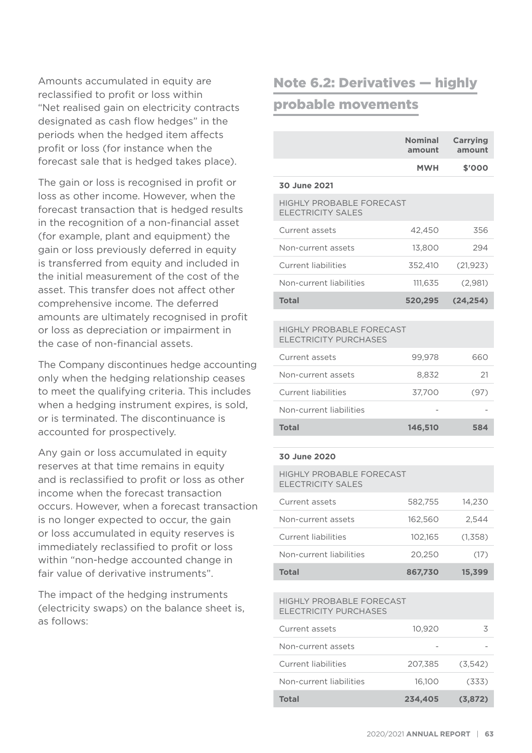Amounts accumulated in equity are reclassified to profit or loss within "Net realised gain on electricity contracts designated as cash flow hedges" in the periods when the hedged item affects profit or loss (for instance when the forecast sale that is hedged takes place).

The gain or loss is recognised in profit or loss as other income. However, when the forecast transaction that is hedged results in the recognition of a non-financial asset (for example, plant and equipment) the gain or loss previously deferred in equity is transferred from equity and included in the initial measurement of the cost of the asset. This transfer does not affect other comprehensive income. The deferred amounts are ultimately recognised in profit or loss as depreciation or impairment in the case of non-financial assets.

The Company discontinues hedge accounting only when the hedging relationship ceases to meet the qualifying criteria. This includes when a hedging instrument expires, is sold, or is terminated. The discontinuance is accounted for prospectively.

Any gain or loss accumulated in equity reserves at that time remains in equity and is reclassified to profit or loss as other income when the forecast transaction occurs. However, when a forecast transaction is no longer expected to occur, the gain or loss accumulated in equity reserves is immediately reclassified to profit or loss within "non-hedge accounted change in fair value of derivative instruments".

The impact of the hedging instruments (electricity swaps) on the balance sheet is, as follows:

## Note 6.2: Derivatives — highly probable movements

| | Nominal amount | Carrying amount |
|---|---|---|
| | MWH | $'000 |
| **30 June 2021** | | |
| HIGHLY PROBABLE FORECAST ELECTRICITY SALES | | |
| Current assets | 42,450 | 356 |
| Non-current assets | 13,800 | 294 |
| Current liabilities | 352,410 | (21,923) |
| Non-current liabilities | 111,635 | (2,981) |
| **Total** | **520,295** | **(24,254)** |
| HIGHLY PROBABLE FORECAST ELECTRICITY PURCHASES | | |
| Current assets | 99,978 | 660 |
| Non-current assets | 8,832 | 21 |
| Current liabilities | 37,700 | (97) |
| Non-current liabilities | - | - |
| **Total** | **146,510** | **584** |
| **30 June 2020** | | |
| HIGHLY PROBABLE FORECAST ELECTRICITY SALES | | |
| Current assets | 582,755 | 14,230 |
| Non-current assets | 162,560 | 2,544 |
| Current liabilities | 102,165 | (1,358) |
| Non-current liabilities | 20,250 | (17) |
| **Total** | **867,730** | **15,399** |
| HIGHLY PROBABLE FORECAST ELECTRICITY PURCHASES | | |
| Current assets | 10,920 | 3 |
| Non-current assets | - | - |
| Current liabilities | 207,385 | (3,542) |
| Non-current liabilities | 16,100 | (333) |
| **Total** | **234,405** | **(3,872)** |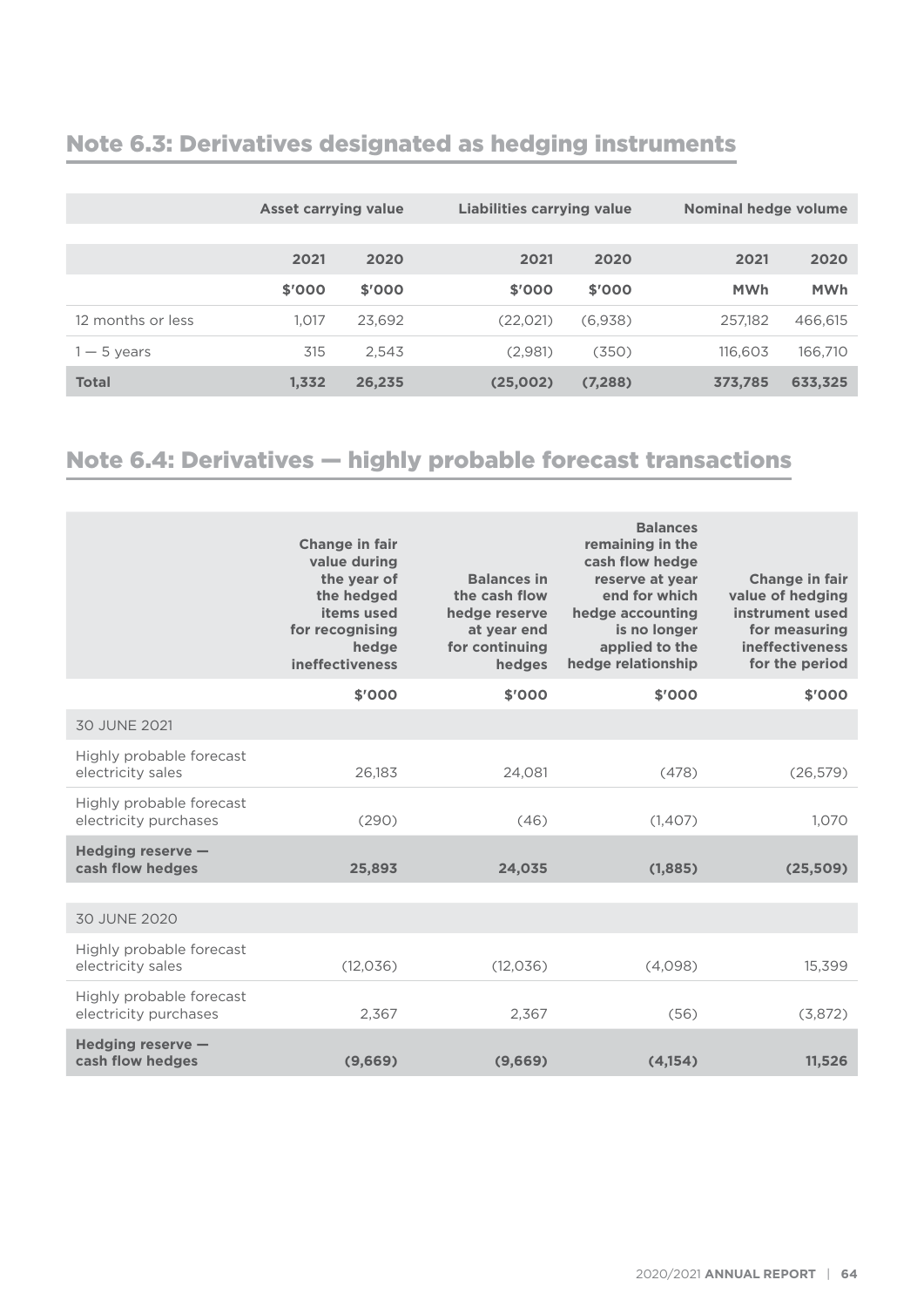## Note 6.3: Derivatives designated as hedging instruments

| | Asset carrying value | | Liabilities carrying value | | Nominal hedge volume | |
|---|---|---|---|---|---|---|
| | 2021 | 2020 | 2021 | 2020 | 2021 | 2020 |
| | $'000 | $'000 | $'000 | $'000 | MWh | MWh |
| 12 months or less | 1,017 | 23,692 | (22,021) | (6,938) | 257,182 | 466,615 |
| 1 — 5 years | 315 | 2,543 | (2,981) | (350) | 116,603 | 166,710 |
| **Total** | **1,332** | **26,235** | **(25,002)** | **(7,288)** | **373,785** | **633,325** |

## Note 6.4: Derivatives — highly probable forecast transactions

| | Change in fair value during the year of the hedged items used for recognising hedge ineffectiveness | Balances in the cash flow hedge reserve at year end for continuing hedges | Balances remaining in the cash flow hedge reserve at year end for which hedge accounting is no longer applied to the hedge relationship | Change in fair value of hedging instrument used for measuring ineffectiveness for the period |
|---|---|---|---|---|
| | $'000 | $'000 | $'000 | $'000 |
| 30 JUNE 2021 | | | | |
| Highly probable forecast electricity sales | 26,183 | 24,081 | (478) | (26,579) |
| Highly probable forecast electricity purchases | (290) | (46) | (1,407) | 1,070 |
| **Hedging reserve — cash flow hedges** | **25,893** | **24,035** | **(1,885)** | **(25,509)** |
| 30 JUNE 2020 | | | | |
| Highly probable forecast electricity sales | (12,036) | (12,036) | (4,098) | 15,399 |
| Highly probable forecast electricity purchases | 2,367 | 2,367 | (56) | (3,872) |
| **Hedging reserve — cash flow hedges** | **(9,669)** | **(9,669)** | **(4,154)** | **11,526** |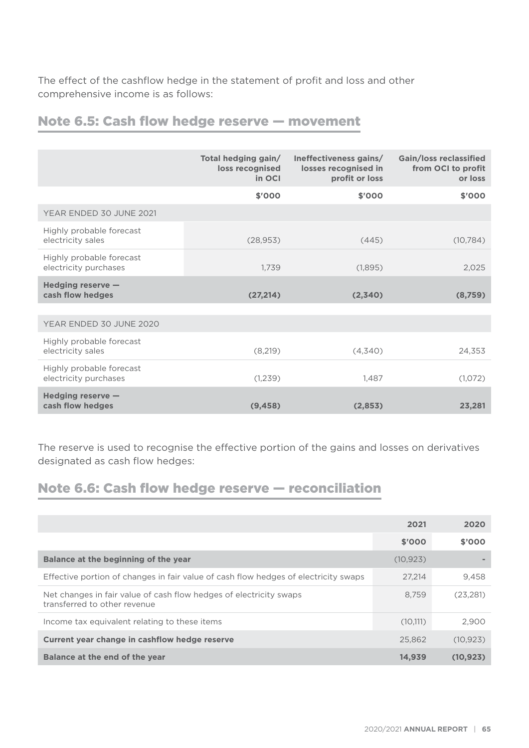The effect of the cashflow hedge in the statement of profit and loss and other comprehensive income is as follows:

## Note 6.5: Cash flow hedge reserve — movement

| | Total hedging gain/ loss recognised in OCI | Ineffectiveness gains/ losses recognised in profit or loss | Gain/loss reclassified from OCI to profit or loss |
|---|---|---|---|
| | $'000 | $'000 | $'000 |
| YEAR ENDED 30 JUNE 2021 | | | |
| Highly probable forecast electricity sales | (28,953) | (445) | (10,784) |
| Highly probable forecast electricity purchases | 1,739 | (1,895) | 2,025 |
| **Hedging reserve — cash flow hedges** | **(27,214)** | **(2,340)** | **(8,759)** |
| YEAR ENDED 30 JUNE 2020 | | | |
| Highly probable forecast electricity sales | (8,219) | (4,340) | 24,353 |
| Highly probable forecast electricity purchases | (1,239) | 1,487 | (1,072) |
| **Hedging reserve — cash flow hedges** | **(9,458)** | **(2,853)** | **23,281** |

The reserve is used to recognise the effective portion of the gains and losses on derivatives designated as cash flow hedges:

## Note 6.6: Cash flow hedge reserve — reconciliation

| | 2021 | 2020 |
|---|---|---|
| | $'000 | $'000 |
| **Balance at the beginning of the year** | (10,923) | - |
| Effective portion of changes in fair value of cash flow hedges of electricity swaps | 27,214 | 9,458 |
| Net changes in fair value of cash flow hedges of electricity swaps transferred to other revenue | 8,759 | (23,281) |
| Income tax equivalent relating to these items | (10,111) | 2,900 |
| **Current year change in cashflow hedge reserve** | 25,862 | (10,923) |
| **Balance at the end of the year** | **14,939** | **(10,923)** |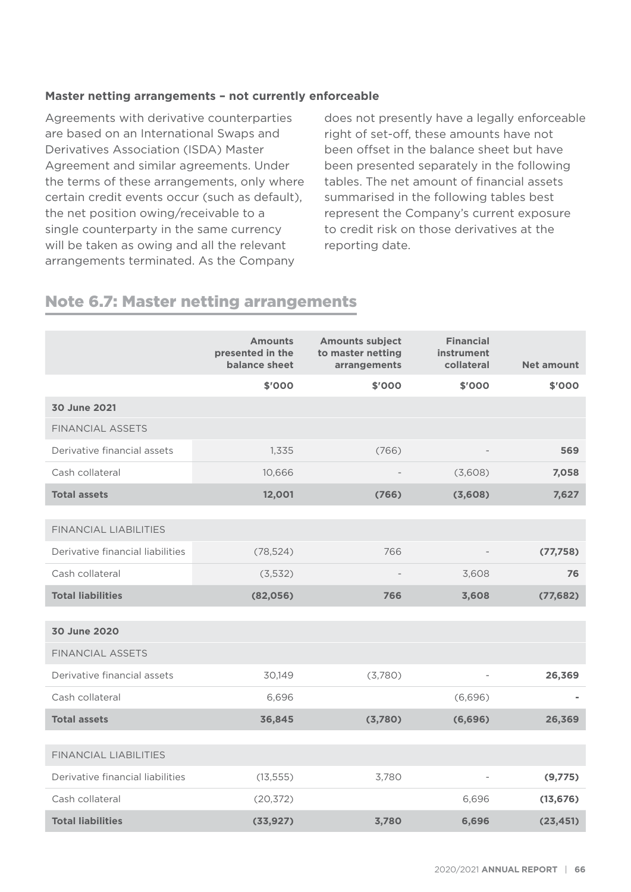### Master netting arrangements – not currently enforceable

Agreements with derivative counterparties are based on an International Swaps and Derivatives Association (ISDA) Master Agreement and similar agreements. Under the terms of these arrangements, only where certain credit events occur (such as default), the net position owing/receivable to a single counterparty in the same currency will be taken as owing and all the relevant arrangements terminated. As the Company does not presently have a legally enforceable right of set-off, these amounts have not been offset in the balance sheet but have been presented separately in the following tables. The net amount of financial assets summarised in the following tables best represent the Company's current exposure to credit risk on those derivatives at the reporting date.

## Note 6.7: Master netting arrangements

| | Amounts presented in the balance sheet | Amounts subject to master netting arrangements | Financial instrument collateral | Net amount |
|---|---|---|---|---|
| | $'000 | $'000 | $'000 | $'000 |
| **30 June 2021** | | | | |
| FINANCIAL ASSETS | | | | |
| Derivative financial assets | 1,335 | (766) | - | **569** |
| Cash collateral | 10,666 | - | (3,608) | **7,058** |
| **Total assets** | **12,001** | **(766)** | **(3,608)** | **7,627** |
| FINANCIAL LIABILITIES | | | | |
| Derivative financial liabilities | (78,524) | 766 | - | **(77,758)** |
| Cash collateral | (3,532) | - | 3,608 | **76** |
| **Total liabilities** | **(82,056)** | **766** | **3,608** | **(77,682)** |
| **30 June 2020** | | | | |
| FINANCIAL ASSETS | | | | |
| Derivative financial assets | 30,149 | (3,780) | - | **26,369** |
| Cash collateral | 6,696 | | (6,696) | **-** |
| **Total assets** | **36,845** | **(3,780)** | **(6,696)** | **26,369** |
| FINANCIAL LIABILITIES | | | | |
| Derivative financial liabilities | (13,555) | 3,780 | - | **(9,775)** |
| Cash collateral | (20,372) | | 6,696 | **(13,676)** |
| **Total liabilities** | **(33,927)** | **3,780** | **6,696** | **(23,451)** |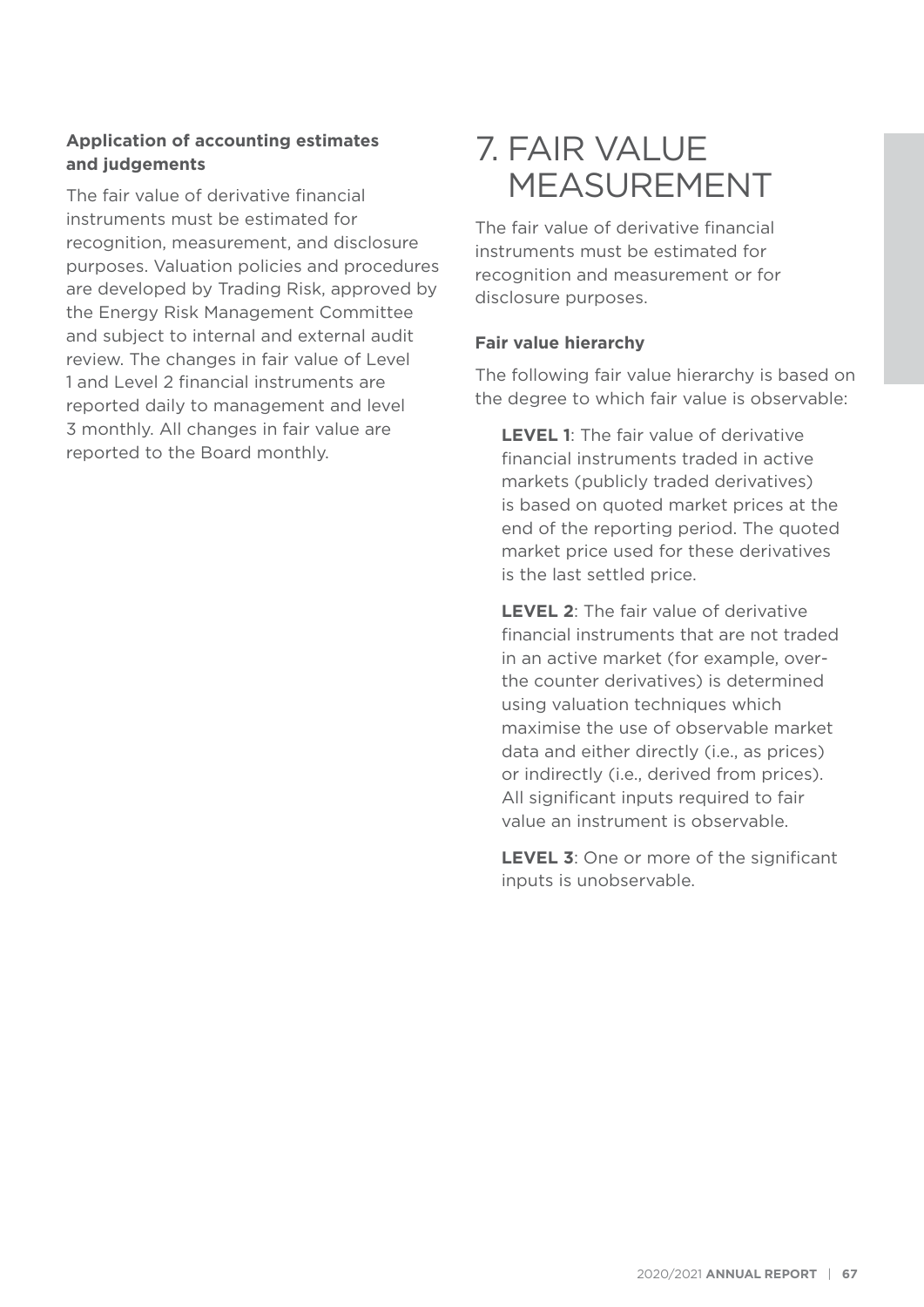**Application of accounting estimates and judgements**

The fair value of derivative financial instruments must be estimated for recognition, measurement, and disclosure purposes. Valuation policies and procedures are developed by Trading Risk, approved by the Energy Risk Management Committee and subject to internal and external audit review. The changes in fair value of Level 1 and Level 2 financial instruments are reported daily to management and level 3 monthly. All changes in fair value are reported to the Board monthly.

# 7. FAIR VALUE MEASUREMENT

The fair value of derivative financial instruments must be estimated for recognition and measurement or for disclosure purposes.

**Fair value hierarchy**

The following fair value hierarchy is based on the degree to which fair value is observable:

**LEVEL 1**: The fair value of derivative financial instruments traded in active markets (publicly traded derivatives) is based on quoted market prices at the end of the reporting period. The quoted market price used for these derivatives is the last settled price.

**LEVEL 2**: The fair value of derivative financial instruments that are not traded in an active market (for example, over-the counter derivatives) is determined using valuation techniques which maximise the use of observable market data and either directly (i.e., as prices) or indirectly (i.e., derived from prices). All significant inputs required to fair value an instrument is observable.

**LEVEL 3**: One or more of the significant inputs is unobservable.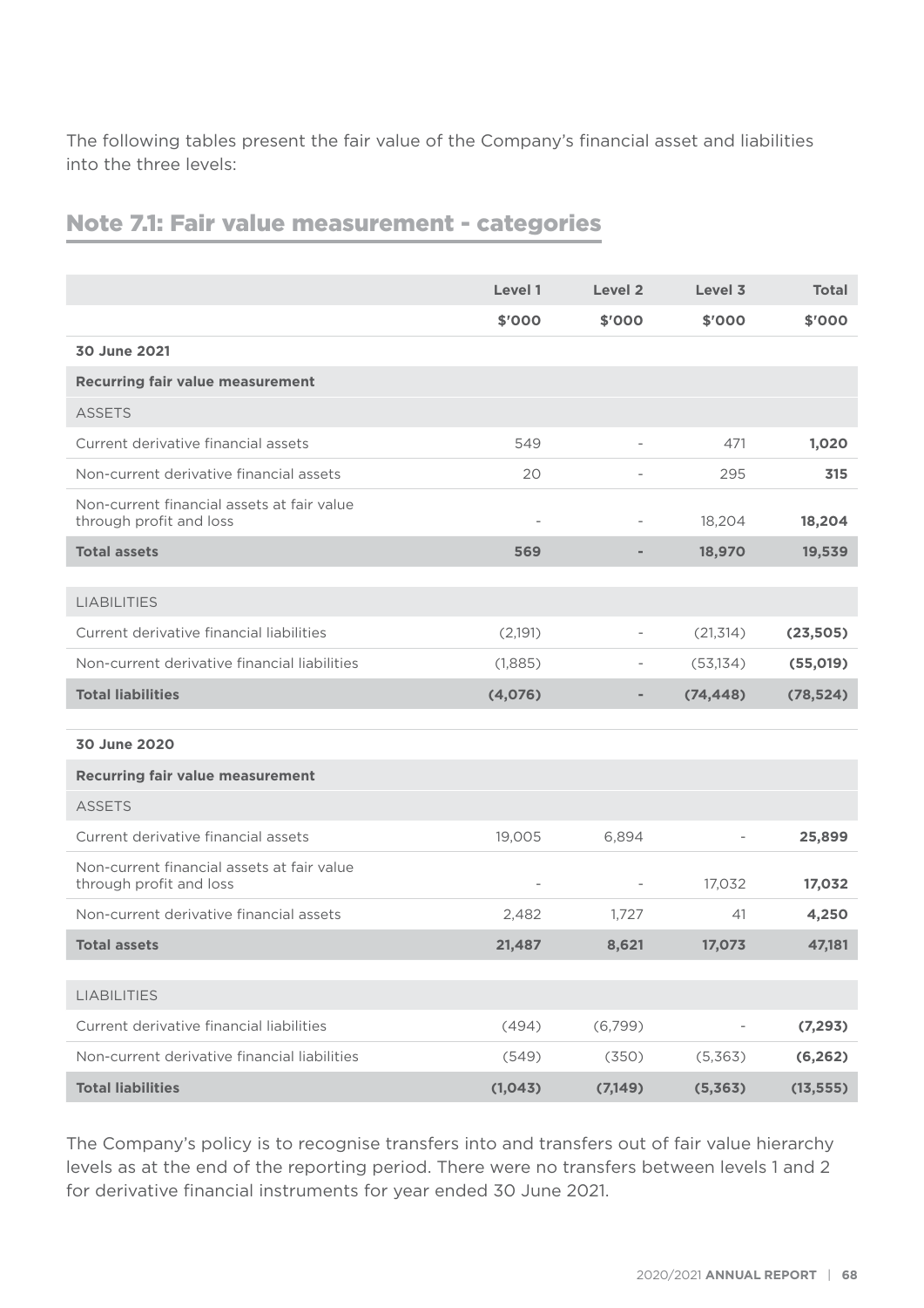The following tables present the fair value of the Company's financial asset and liabilities into the three levels:

## Note 7.1: Fair value measurement - categories

| | Level 1 | Level 2 | Level 3 | Total |
|---|---|---|---|---|
| | $'000 | $'000 | $'000 | $'000 |
| **30 June 2021** | | | | |
| **Recurring fair value measurement** | | | | |
| ASSETS | | | | |
| Current derivative financial assets | 549 | - | 471 | **1,020** |
| Non-current derivative financial assets | 20 | - | 295 | **315** |
| Non-current financial assets at fair value through profit and loss | - | - | 18,204 | **18,204** |
| **Total assets** | **569** | **-** | **18,970** | **19,539** |
| LIABILITIES | | | | |
| Current derivative financial liabilities | (2,191) | - | (21,314) | **(23,505)** |
| Non-current derivative financial liabilities | (1,885) | - | (53,134) | **(55,019)** |
| **Total liabilities** | **(4,076)** | **-** | **(74,448)** | **(78,524)** |
| **30 June 2020** | | | | |
| **Recurring fair value measurement** | | | | |
| ASSETS | | | | |
| Current derivative financial assets | 19,005 | 6,894 | - | **25,899** |
| Non-current financial assets at fair value through profit and loss | - | - | 17,032 | **17,032** |
| Non-current derivative financial assets | 2,482 | 1,727 | 41 | **4,250** |
| **Total assets** | **21,487** | **8,621** | **17,073** | **47,181** |
| LIABILITIES | | | | |
| Current derivative financial liabilities | (494) | (6,799) | - | **(7,293)** |
| Non-current derivative financial liabilities | (549) | (350) | (5,363) | **(6,262)** |
| **Total liabilities** | **(1,043)** | **(7,149)** | **(5,363)** | **(13,555)** |

The Company's policy is to recognise transfers into and transfers out of fair value hierarchy levels as at the end of the reporting period. There were no transfers between levels 1 and 2 for derivative financial instruments for year ended 30 June 2021.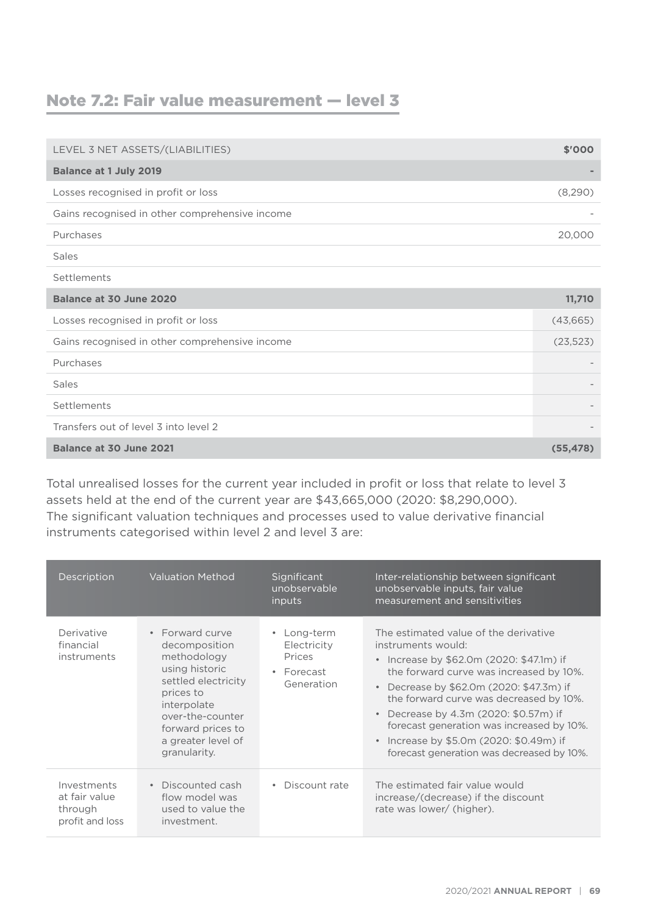## Note 7.2: Fair value measurement — level 3

| LEVEL 3 NET ASSETS/(LIABILITIES) | $'000 |
|---|---|
| **Balance at 1 July 2019** | **-** |
| Losses recognised in profit or loss | (8,290) |
| Gains recognised in other comprehensive income | - |
| Purchases | 20,000 |
| Sales | |
| Settlements | |
| **Balance at 30 June 2020** | **11,710** |
| Losses recognised in profit or loss | (43,665) |
| Gains recognised in other comprehensive income | (23,523) |
| Purchases | - |
| Sales | - |
| Settlements | - |
| Transfers out of level 3 into level 2 | - |
| **Balance at 30 June 2021** | **(55,478)** |

Total unrealised losses for the current year included in profit or loss that relate to level 3 assets held at the end of the current year are $43,665,000 (2020: $8,290,000).
The significant valuation techniques and processes used to value derivative financial instruments categorised within level 2 and level 3 are:

| Description | Valuation Method | Significant unobservable inputs | Inter-relationship between significant unobservable inputs, fair value measurement and sensitivities |
|---|---|---|---|
| Derivative financial instruments | • Forward curve decomposition methodology using historic settled electricity prices to interpolate over-the-counter forward prices to a greater level of granularity. | • Long-term Electricity Prices<br>• Forecast Generation | The estimated value of the derivative instruments would:<br>• Increase by $62.0m (2020: $47.1m) if the forward curve was increased by 10%.<br>• Decrease by $62.0m (2020: $47.3m) if the forward curve was decreased by 10%.<br>• Decrease by 4.3m (2020: $0.57m) if forecast generation was increased by 10%.<br>• Increase by $5.0m (2020: $0.49m) if forecast generation was decreased by 10%. |
| Investments at fair value through profit and loss | • Discounted cash flow model was used to value the investment. | • Discount rate | The estimated fair value would increase/(decrease) if the discount rate was lower/ (higher). |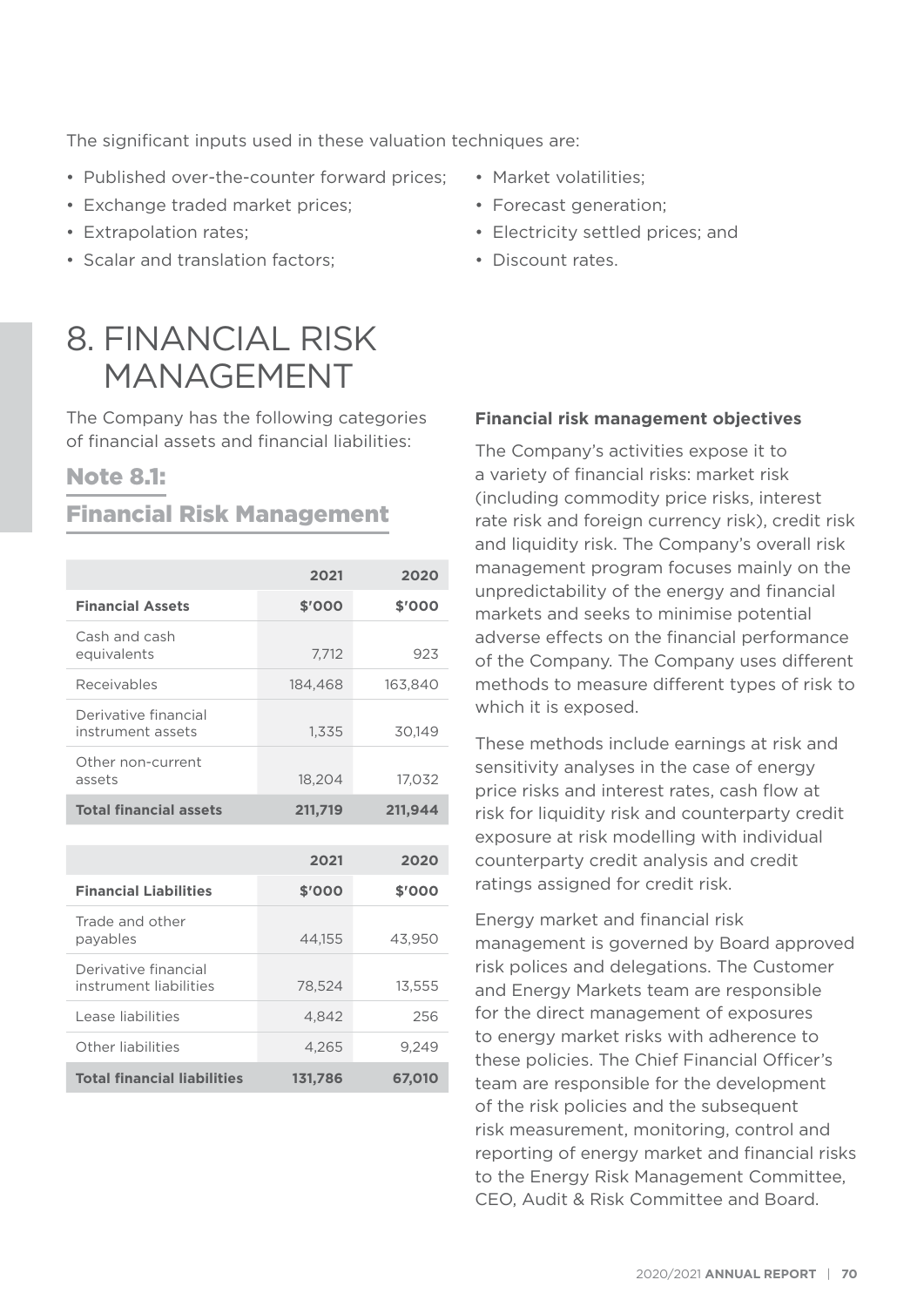The significant inputs used in these valuation techniques are:

- Published over-the-counter forward prices;
- Exchange traded market prices;
- Extrapolation rates;
- Scalar and translation factors;
- Market volatilities;
- Forecast generation;
- Electricity settled prices; and
- Discount rates.

# 8. FINANCIAL RISK MANAGEMENT

The Company has the following categories of financial assets and financial liabilities:

## Note 8.1: Financial Risk Management

| | 2021 | 2020 |
|---|---|---|
| **Financial Assets** | **$'000** | **$'000** |
| Cash and cash equivalents | 7,712 | 923 |
| Receivables | 184,468 | 163,840 |
| Derivative financial instrument assets | 1,335 | 30,149 |
| Other non-current assets | 18,204 | 17,032 |
| **Total financial assets** | **211,719** | **211,944** |

| | 2021 | 2020 |
|---|---|---|
| **Financial Liabilities** | **$'000** | **$'000** |
| Trade and other payables | 44,155 | 43,950 |
| Derivative financial instrument liabilities | 78,524 | 13,555 |
| Lease liabilities | 4,842 | 256 |
| Other liabilities | 4,265 | 9,249 |
| **Total financial liabilities** | **131,786** | **67,010** |

**Financial risk management objectives**

The Company's activities expose it to a variety of financial risks: market risk (including commodity price risks, interest rate risk and foreign currency risk), credit risk and liquidity risk. The Company's overall risk management program focuses mainly on the unpredictability of the energy and financial markets and seeks to minimise potential adverse effects on the financial performance of the Company. The Company uses different methods to measure different types of risk to which it is exposed.

These methods include earnings at risk and sensitivity analyses in the case of energy price risks and interest rates, cash flow at risk for liquidity risk and counterparty credit exposure at risk modelling with individual counterparty credit analysis and credit ratings assigned for credit risk.

Energy market and financial risk management is governed by Board approved risk polices and delegations. The Customer and Energy Markets team are responsible for the direct management of exposures to energy market risks with adherence to these policies. The Chief Financial Officer's team are responsible for the development of the risk policies and the subsequent risk measurement, monitoring, control and reporting of energy market and financial risks to the Energy Risk Management Committee, CEO, Audit & Risk Committee and Board.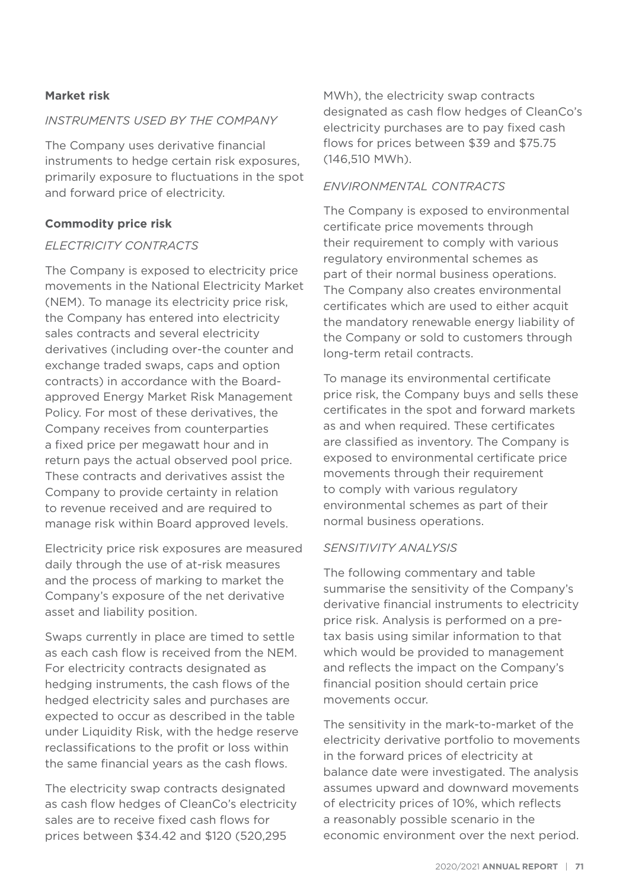**Market risk**

*INSTRUMENTS USED BY THE COMPANY*

The Company uses derivative financial instruments to hedge certain risk exposures, primarily exposure to fluctuations in the spot and forward price of electricity.

**Commodity price risk**

*ELECTRICITY CONTRACTS*

The Company is exposed to electricity price movements in the National Electricity Market (NEM). To manage its electricity price risk, the Company has entered into electricity sales contracts and several electricity derivatives (including over-the counter and exchange traded swaps, caps and option contracts) in accordance with the Board-approved Energy Market Risk Management Policy. For most of these derivatives, the Company receives from counterparties a fixed price per megawatt hour and in return pays the actual observed pool price. These contracts and derivatives assist the Company to provide certainty in relation to revenue received and are required to manage risk within Board approved levels.

Electricity price risk exposures are measured daily through the use of at-risk measures and the process of marking to market the Company's exposure of the net derivative asset and liability position.

Swaps currently in place are timed to settle as each cash flow is received from the NEM. For electricity contracts designated as hedging instruments, the cash flows of the hedged electricity sales and purchases are expected to occur as described in the table under Liquidity Risk, with the hedge reserve reclassifications to the profit or loss within the same financial years as the cash flows.

The electricity swap contracts designated as cash flow hedges of CleanCo's electricity sales are to receive fixed cash flows for prices between $34.42 and $120 (520,295 MWh), the electricity swap contracts designated as cash flow hedges of CleanCo's electricity purchases are to pay fixed cash flows for prices between $39 and $75.75 (146,510 MWh).

*ENVIRONMENTAL CONTRACTS*

The Company is exposed to environmental certificate price movements through their requirement to comply with various regulatory environmental schemes as part of their normal business operations. The Company also creates environmental certificates which are used to either acquit the mandatory renewable energy liability of the Company or sold to customers through long-term retail contracts.

To manage its environmental certificate price risk, the Company buys and sells these certificates in the spot and forward markets as and when required. These certificates are classified as inventory. The Company is exposed to environmental certificate price movements through their requirement to comply with various regulatory environmental schemes as part of their normal business operations.

*SENSITIVITY ANALYSIS*

The following commentary and table summarise the sensitivity of the Company's derivative financial instruments to electricity price risk. Analysis is performed on a pre-tax basis using similar information to that which would be provided to management and reflects the impact on the Company's financial position should certain price movements occur.

The sensitivity in the mark-to-market of the electricity derivative portfolio to movements in the forward prices of electricity at balance date were investigated. The analysis assumes upward and downward movements of electricity prices of 10%, which reflects a reasonably possible scenario in the economic environment over the next period.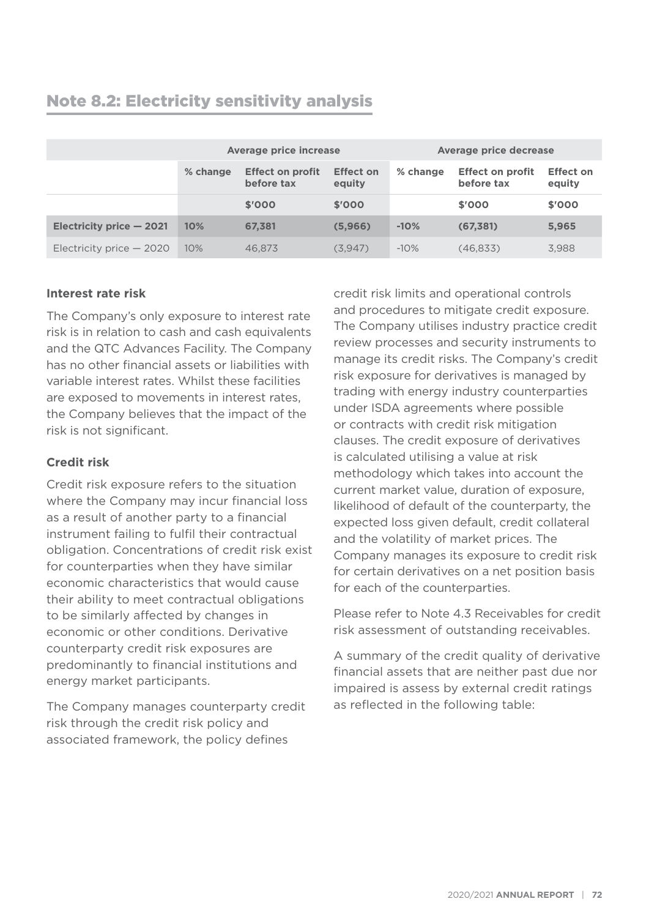## Note 8.2: Electricity sensitivity analysis

| | Average price increase | | | Average price decrease | | |
|---|---|---|---|---|---|---|
| | % change | Effect on profit before tax | Effect on equity | % change | Effect on profit before tax | Effect on equity |
| | | $'000 | $'000 | | $'000 | $'000 |
| **Electricity price — 2021** | **10%** | **67,381** | **(5,966)** | **-10%** | **(67,381)** | **5,965** |
| Electricity price — 2020 | 10% | 46,873 | (3,947) | -10% | (46,833) | 3,988 |

### Interest rate risk

The Company's only exposure to interest rate risk is in relation to cash and cash equivalents and the QTC Advances Facility. The Company has no other financial assets or liabilities with variable interest rates. Whilst these facilities are exposed to movements in interest rates, the Company believes that the impact of the risk is not significant.

### Credit risk

Credit risk exposure refers to the situation where the Company may incur financial loss as a result of another party to a financial instrument failing to fulfil their contractual obligation. Concentrations of credit risk exist for counterparties when they have similar economic characteristics that would cause their ability to meet contractual obligations to be similarly affected by changes in economic or other conditions. Derivative counterparty credit risk exposures are predominantly to financial institutions and energy market participants.

The Company manages counterparty credit risk through the credit risk policy and associated framework, the policy defines credit risk limits and operational controls and procedures to mitigate credit exposure. The Company utilises industry practice credit review processes and security instruments to manage its credit risks. The Company's credit risk exposure for derivatives is managed by trading with energy industry counterparties under ISDA agreements where possible or contracts with credit risk mitigation clauses. The credit exposure of derivatives is calculated utilising a value at risk methodology which takes into account the current market value, duration of exposure, likelihood of default of the counterparty, the expected loss given default, credit collateral and the volatility of market prices. The Company manages its exposure to credit risk for certain derivatives on a net position basis for each of the counterparties.

Please refer to Note 4.3 Receivables for credit risk assessment of outstanding receivables.

A summary of the credit quality of derivative financial assets that are neither past due nor impaired is assess by external credit ratings as reflected in the following table: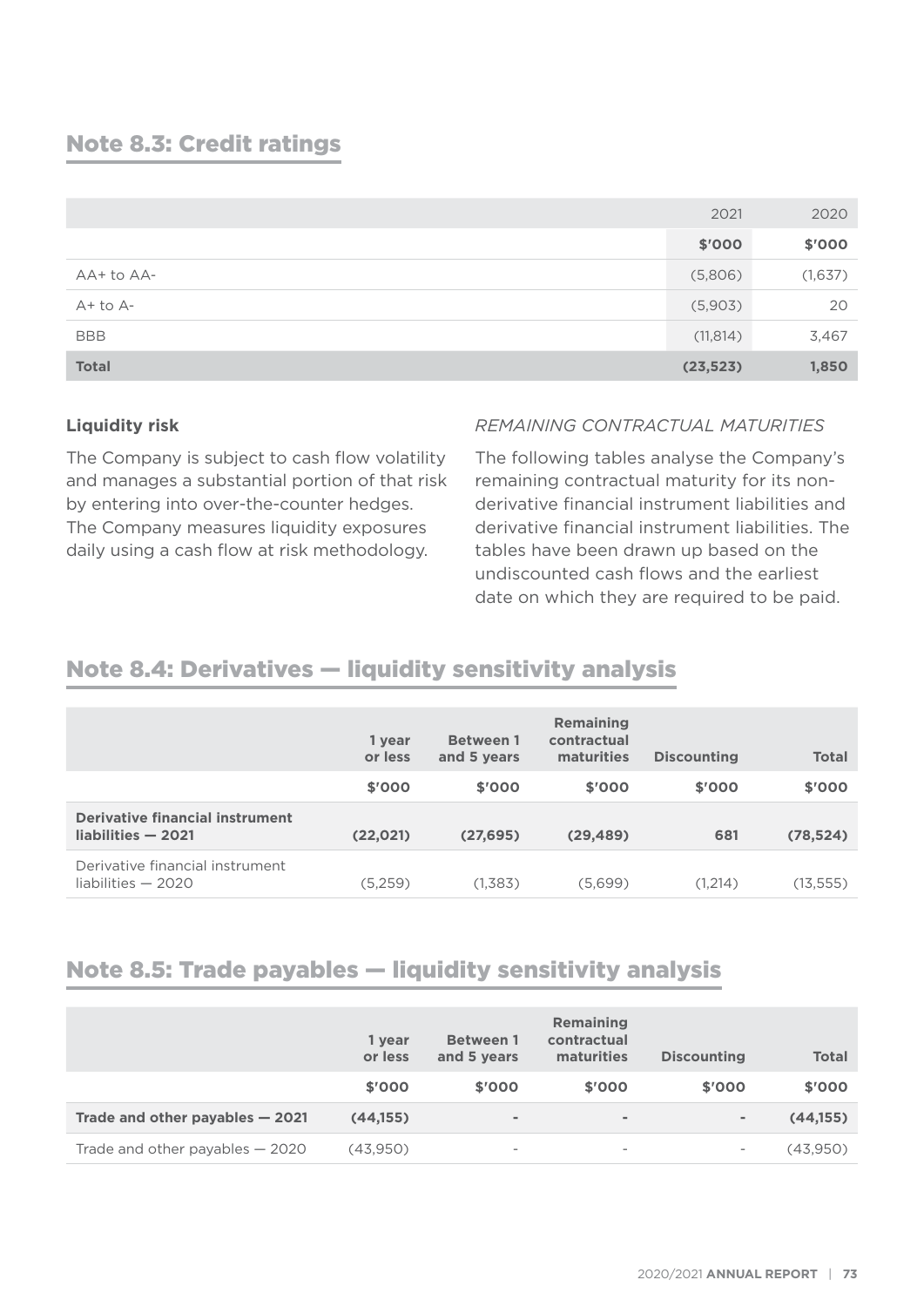## Note 8.3: Credit ratings

| | 2021 | 2020 |
|---|---|---|
| | **$'000** | **$'000** |
| AA+ to AA- | (5,806) | (1,637) |
| A+ to A- | (5,903) | 20 |
| BBB | (11,814) | 3,467 |
| **Total** | **(23,523)** | **1,850** |

**Liquidity risk**

The Company is subject to cash flow volatility and manages a substantial portion of that risk by entering into over-the-counter hedges. The Company measures liquidity exposures daily using a cash flow at risk methodology.

*REMAINING CONTRACTUAL MATURITIES*

The following tables analyse the Company's remaining contractual maturity for its non-derivative financial instrument liabilities and derivative financial instrument liabilities. The tables have been drawn up based on the undiscounted cash flows and the earliest date on which they are required to be paid.

## Note 8.4: Derivatives — liquidity sensitivity analysis

| | 1 year or less | Between 1 and 5 years | Remaining contractual maturities | Discounting | Total |
|---|---|---|---|---|---|
| | **$'000** | **$'000** | **$'000** | **$'000** | **$'000** |
| **Derivative financial instrument liabilities — 2021** | **(22,021)** | **(27,695)** | **(29,489)** | **681** | **(78,524)** |
| Derivative financial instrument liabilities — 2020 | (5,259) | (1,383) | (5,699) | (1,214) | (13,555) |

## Note 8.5: Trade payables — liquidity sensitivity analysis

| | 1 year or less | Between 1 and 5 years | Remaining contractual maturities | Discounting | Total |
|---|---|---|---|---|---|
| | **$'000** | **$'000** | **$'000** | **$'000** | **$'000** |
| **Trade and other payables — 2021** | **(44,155)** | **-** | **-** | **-** | **(44,155)** |
| Trade and other payables — 2020 | (43,950) | - | - | - | (43,950) |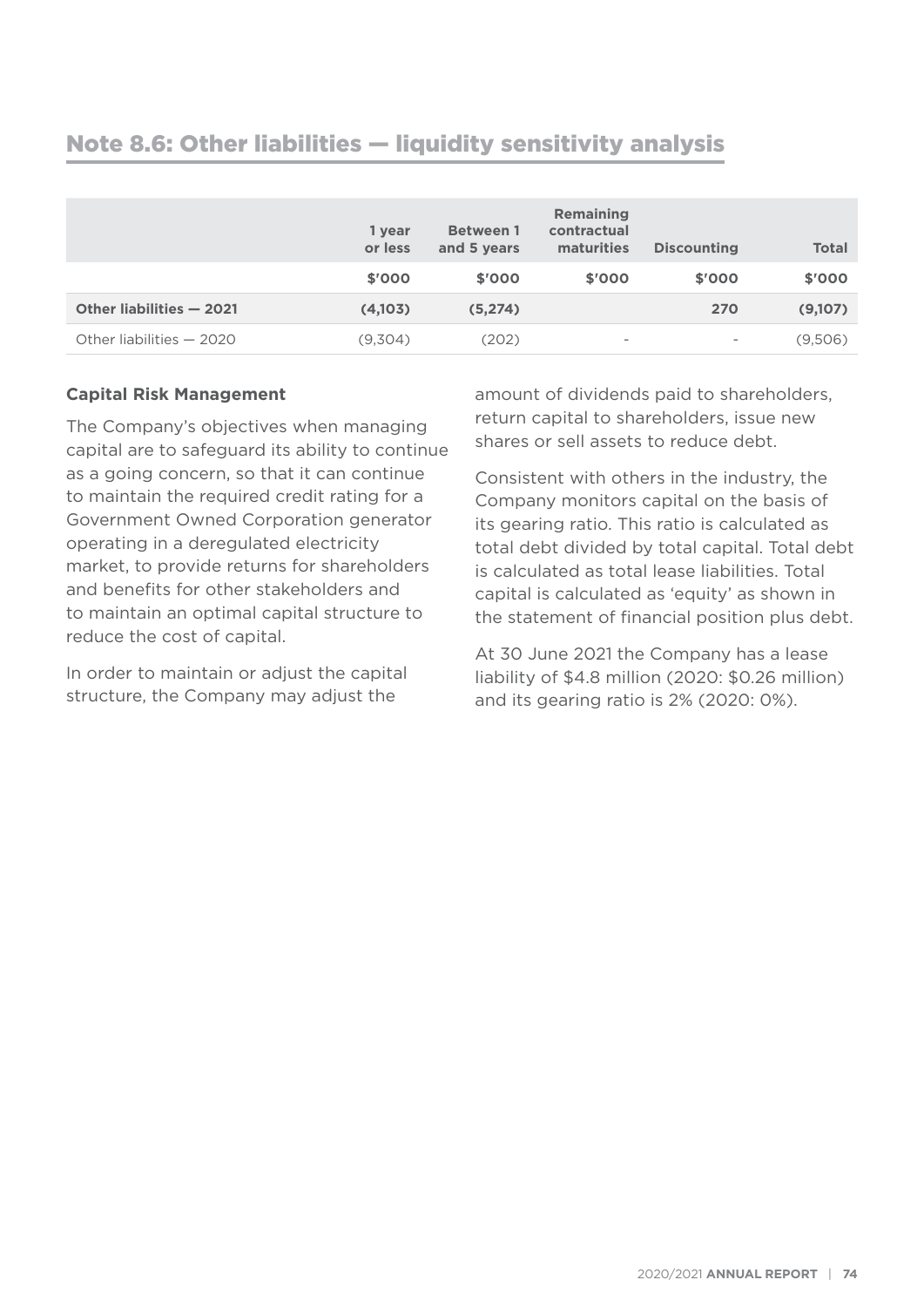## Note 8.6: Other liabilities — liquidity sensitivity analysis

| | 1 year or less | Between 1 and 5 years | Remaining contractual maturities | Discounting | Total |
|---|---|---|---|---|---|
| | $'000 | $'000 | $'000 | $'000 | $'000 |
| **Other liabilities — 2021** | **(4,103)** | **(5,274)** | | **270** | **(9,107)** |
| Other liabilities — 2020 | (9,304) | (202) | - | - | (9,506) |

**Capital Risk Management**

The Company's objectives when managing capital are to safeguard its ability to continue as a going concern, so that it can continue to maintain the required credit rating for a Government Owned Corporation generator operating in a deregulated electricity market, to provide returns for shareholders and benefits for other stakeholders and to maintain an optimal capital structure to reduce the cost of capital.

In order to maintain or adjust the capital structure, the Company may adjust the amount of dividends paid to shareholders, return capital to shareholders, issue new shares or sell assets to reduce debt.

Consistent with others in the industry, the Company monitors capital on the basis of its gearing ratio. This ratio is calculated as total debt divided by total capital. Total debt is calculated as total lease liabilities. Total capital is calculated as 'equity' as shown in the statement of financial position plus debt.

At 30 June 2021 the Company has a lease liability of $4.8 million (2020: $0.26 million) and its gearing ratio is 2% (2020: 0%).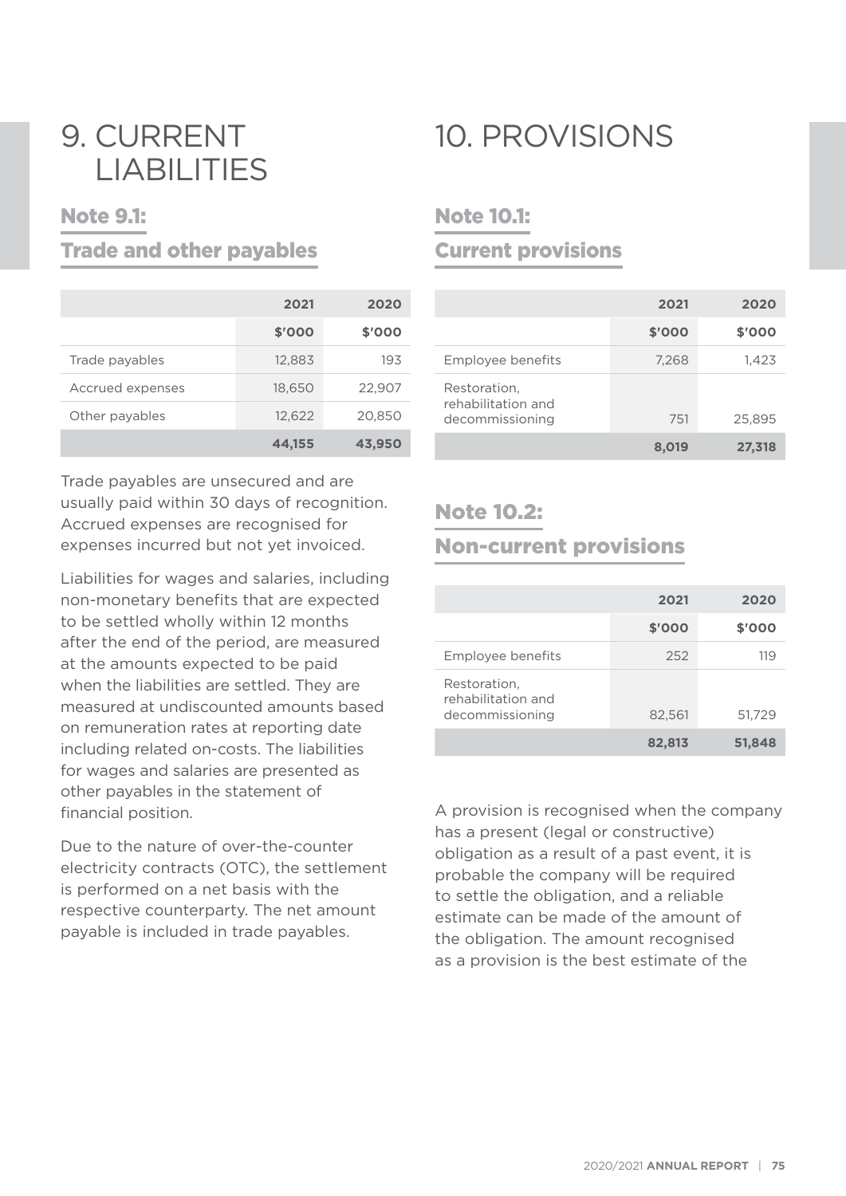# 9. CURRENT LIABILITIES

## Note 9.1:

## Trade and other payables

| | 2021 | 2020 |
|---|---|---|
| | $'000 | $'000 |
| Trade payables | 12,883 | 193 |
| Accrued expenses | 18,650 | 22,907 |
| Other payables | 12,622 | 20,850 |
| | **44,155** | **43,950** |

Trade payables are unsecured and are usually paid within 30 days of recognition. Accrued expenses are recognised for expenses incurred but not yet invoiced.

Liabilities for wages and salaries, including non-monetary benefits that are expected to be settled wholly within 12 months after the end of the period, are measured at the amounts expected to be paid when the liabilities are settled. They are measured at undiscounted amounts based on remuneration rates at reporting date including related on-costs. The liabilities for wages and salaries are presented as other payables in the statement of financial position.

Due to the nature of over-the-counter electricity contracts (OTC), the settlement is performed on a net basis with the respective counterparty. The net amount payable is included in trade payables.

# 10. PROVISIONS

## Note 10.1:

## Current provisions

| | 2021 | 2020 |
|---|---|---|
| | $'000 | $'000 |
| Employee benefits | 7,268 | 1,423 |
| Restoration, rehabilitation and decommissioning | 751 | 25,895 |
| | **8,019** | **27,318** |

## Note 10.2:

## Non-current provisions

| | 2021 | 2020 |
|---|---|---|
| | $'000 | $'000 |
| Employee benefits | 252 | 119 |
| Restoration, rehabilitation and decommissioning | 82,561 | 51,729 |
| | **82,813** | **51,848** |

A provision is recognised when the company has a present (legal or constructive) obligation as a result of a past event, it is probable the company will be required to settle the obligation, and a reliable estimate can be made of the amount of the obligation. The amount recognised as a provision is the best estimate of the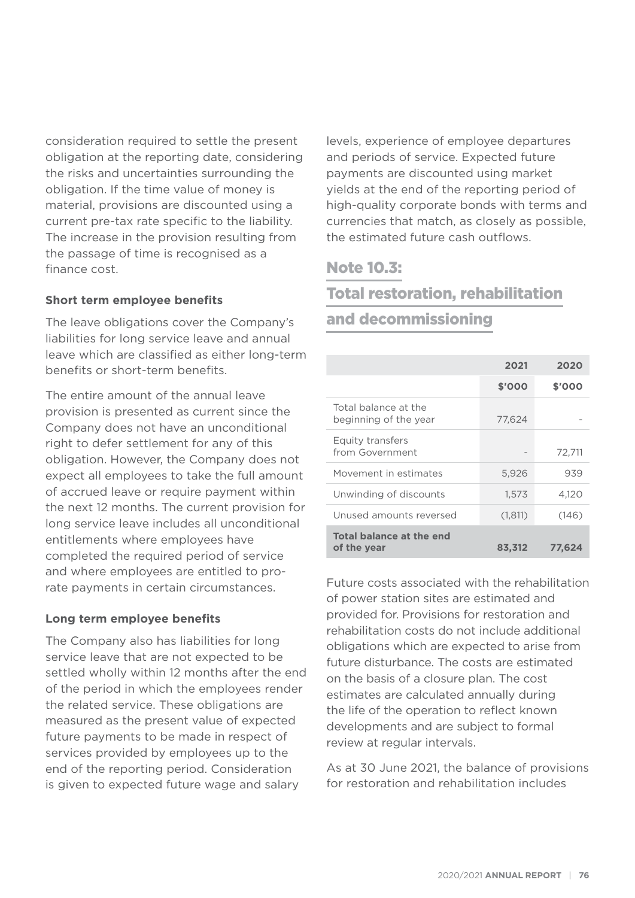consideration required to settle the present obligation at the reporting date, considering the risks and uncertainties surrounding the obligation. If the time value of money is material, provisions are discounted using a current pre-tax rate specific to the liability. The increase in the provision resulting from the passage of time is recognised as a finance cost.

**Short term employee benefits**

The leave obligations cover the Company's liabilities for long service leave and annual leave which are classified as either long-term benefits or short-term benefits.

The entire amount of the annual leave provision is presented as current since the Company does not have an unconditional right to defer settlement for any of this obligation. However, the Company does not expect all employees to take the full amount of accrued leave or require payment within the next 12 months. The current provision for long service leave includes all unconditional entitlements where employees have completed the required period of service and where employees are entitled to pro-rate payments in certain circumstances.

**Long term employee benefits**

The Company also has liabilities for long service leave that are not expected to be settled wholly within 12 months after the end of the period in which the employees render the related service. These obligations are measured as the present value of expected future payments to be made in respect of services provided by employees up to the end of the reporting period. Consideration is given to expected future wage and salary levels, experience of employee departures and periods of service. Expected future payments are discounted using market yields at the end of the reporting period of high-quality corporate bonds with terms and currencies that match, as closely as possible, the estimated future cash outflows.

## Note 10.3: Total restoration, rehabilitation and decommissioning

| | 2021 | 2020 |
|---|---|---|
| | $'000 | $'000 |
| Total balance at the beginning of the year | 77,624 | - |
| Equity transfers from Government | - | 72,711 |
| Movement in estimates | 5,926 | 939 |
| Unwinding of discounts | 1,573 | 4,120 |
| Unused amounts reversed | (1,811) | (146) |
| **Total balance at the end of the year** | **83,312** | **77,624** |

Future costs associated with the rehabilitation of power station sites are estimated and provided for. Provisions for restoration and rehabilitation costs do not include additional obligations which are expected to arise from future disturbance. The costs are estimated on the basis of a closure plan. The cost estimates are calculated annually during the life of the operation to reflect known developments and are subject to formal review at regular intervals.

As at 30 June 2021, the balance of provisions for restoration and rehabilitation includes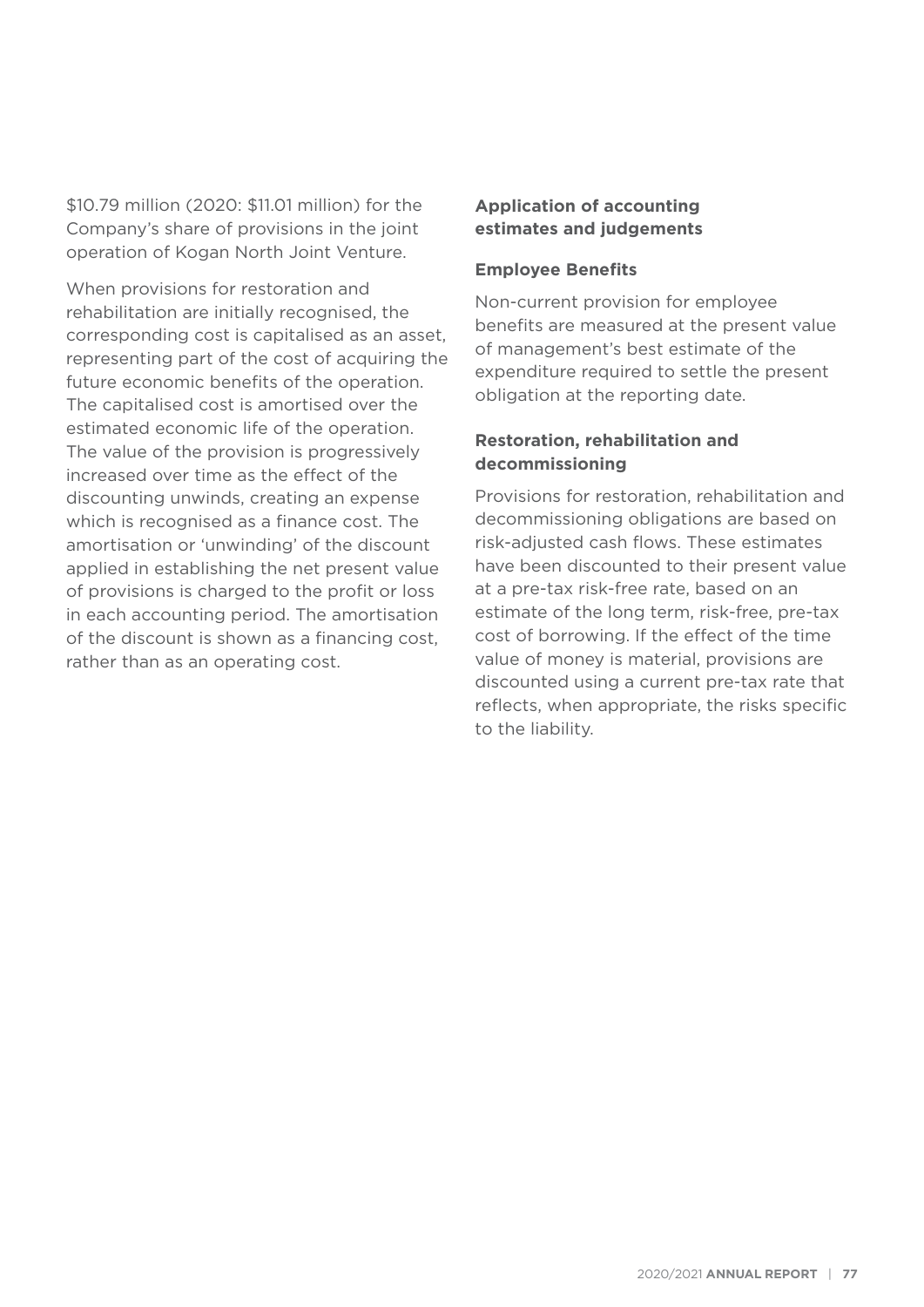$10.79 million (2020: $11.01 million) for the Company's share of provisions in the joint operation of Kogan North Joint Venture.

When provisions for restoration and rehabilitation are initially recognised, the corresponding cost is capitalised as an asset, representing part of the cost of acquiring the future economic benefits of the operation. The capitalised cost is amortised over the estimated economic life of the operation. The value of the provision is progressively increased over time as the effect of the discounting unwinds, creating an expense which is recognised as a finance cost. The amortisation or 'unwinding' of the discount applied in establishing the net present value of provisions is charged to the profit or loss in each accounting period. The amortisation of the discount is shown as a financing cost, rather than as an operating cost.

**Application of accounting estimates and judgements**

**Employee Benefits**

Non-current provision for employee benefits are measured at the present value of management's best estimate of the expenditure required to settle the present obligation at the reporting date.

**Restoration, rehabilitation and decommissioning**

Provisions for restoration, rehabilitation and decommissioning obligations are based on risk-adjusted cash flows. These estimates have been discounted to their present value at a pre-tax risk-free rate, based on an estimate of the long term, risk-free, pre-tax cost of borrowing. If the effect of the time value of money is material, provisions are discounted using a current pre-tax rate that reflects, when appropriate, the risks specific to the liability.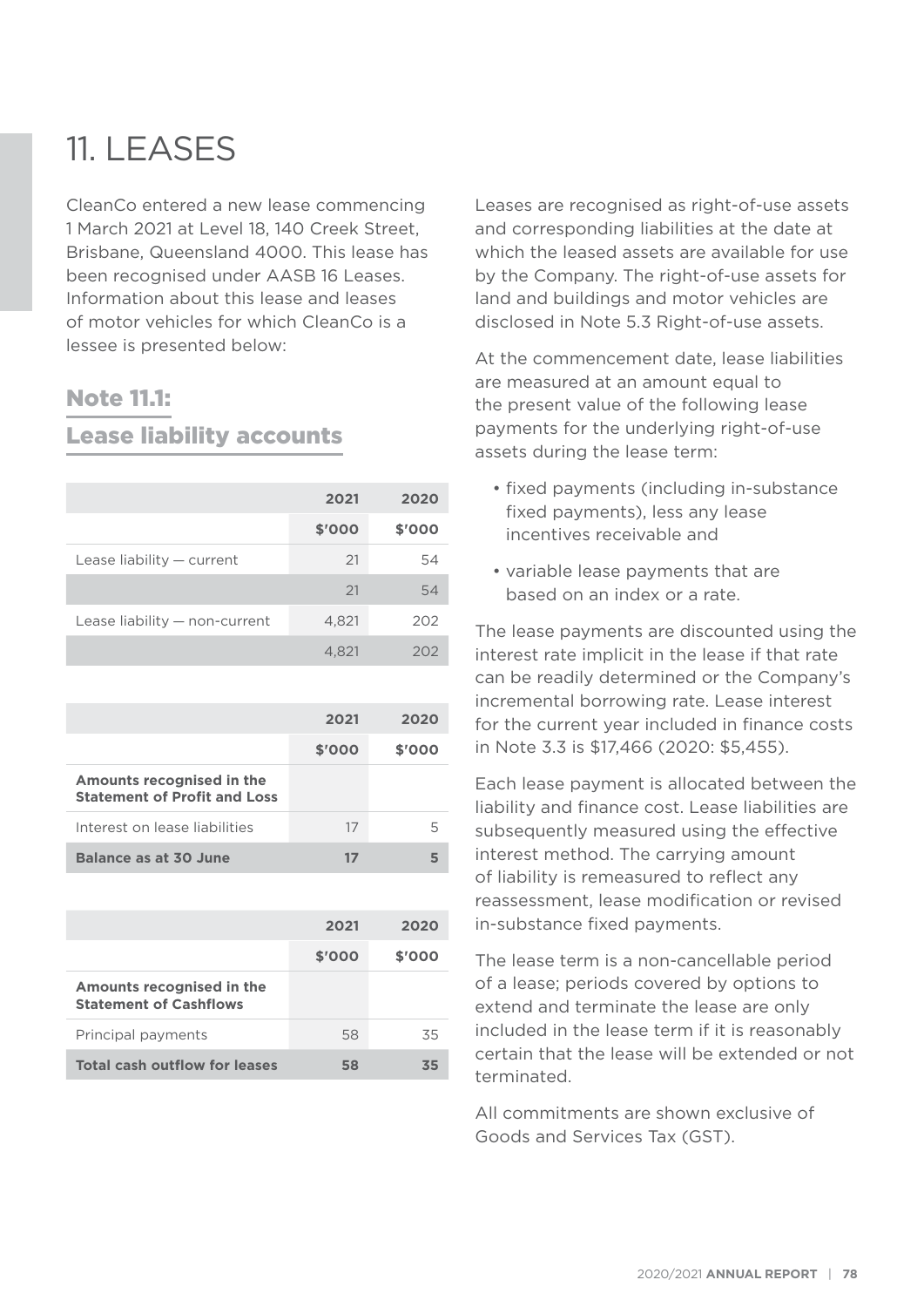# 11. LEASES

CleanCo entered a new lease commencing 1 March 2021 at Level 18, 140 Creek Street, Brisbane, Queensland 4000. This lease has been recognised under AASB 16 Leases. Information about this lease and leases of motor vehicles for which CleanCo is a lessee is presented below:

## Note 11.1: Lease liability accounts

| | 2021 | 2020 |
|---|---|---|
| | $'000 | $'000 |
| Lease liability — current | 21 | 54 |
| | 21 | 54 |
| Lease liability — non-current | 4,821 | 202 |
| | 4,821 | 202 |

| | 2021 | 2020 |
|---|---|---|
| | $'000 | $'000 |
| **Amounts recognised in the Statement of Profit and Loss** | | |
| Interest on lease liabilities | 17 | 5 |
| **Balance as at 30 June** | **17** | **5** |

| | 2021 | 2020 |
|---|---|---|
| | $'000 | $'000 |
| **Amounts recognised in the Statement of Cashflows** | | |
| Principal payments | 58 | 35 |
| **Total cash outflow for leases** | **58** | **35** |

Leases are recognised as right-of-use assets and corresponding liabilities at the date at which the leased assets are available for use by the Company. The right-of-use assets for land and buildings and motor vehicles are disclosed in Note 5.3 Right-of-use assets.

At the commencement date, lease liabilities are measured at an amount equal to the present value of the following lease payments for the underlying right-of-use assets during the lease term:

- fixed payments (including in-substance fixed payments), less any lease incentives receivable and
- variable lease payments that are based on an index or a rate.

The lease payments are discounted using the interest rate implicit in the lease if that rate can be readily determined or the Company's incremental borrowing rate. Lease interest for the current year included in finance costs in Note 3.3 is $17,466 (2020: $5,455).

Each lease payment is allocated between the liability and finance cost. Lease liabilities are subsequently measured using the effective interest method. The carrying amount of liability is remeasured to reflect any reassessment, lease modification or revised in-substance fixed payments.

The lease term is a non-cancellable period of a lease; periods covered by options to extend and terminate the lease are only included in the lease term if it is reasonably certain that the lease will be extended or not terminated.

All commitments are shown exclusive of Goods and Services Tax (GST).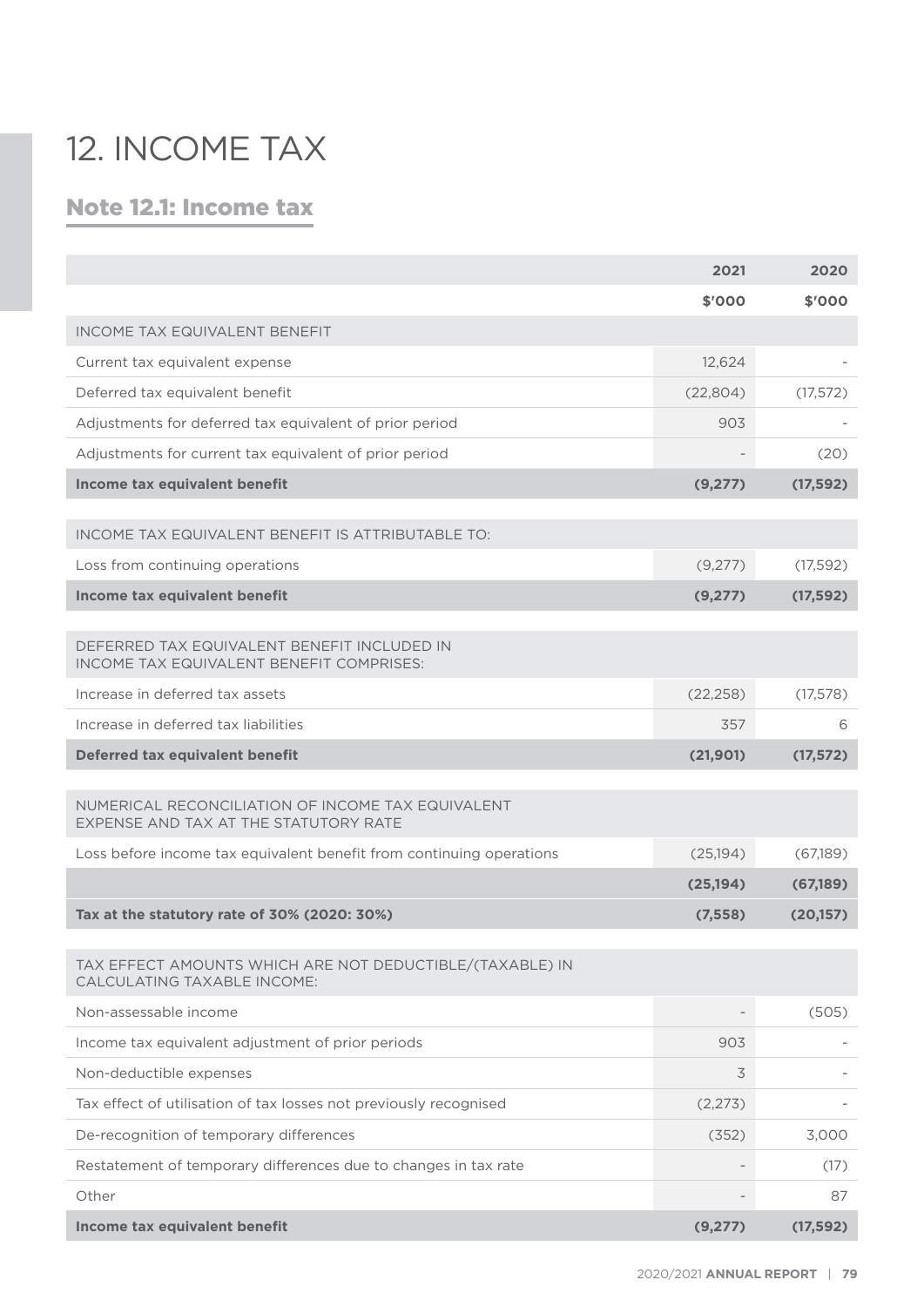# 12. INCOME TAX

## Note 12.1: Income tax

| | 2021 | 2020 |
|---|---|---|
| | $'000 | $'000 |
| INCOME TAX EQUIVALENT BENEFIT | | |
| Current tax equivalent expense | 12,624 | - |
| Deferred tax equivalent benefit | (22,804) | (17,572) |
| Adjustments for deferred tax equivalent of prior period | 903 | - |
| Adjustments for current tax equivalent of prior period | - | (20) |
| **Income tax equivalent benefit** | **(9,277)** | **(17,592)** |
| INCOME TAX EQUIVALENT BENEFIT IS ATTRIBUTABLE TO: | | |
| Loss from continuing operations | (9,277) | (17,592) |
| **Income tax equivalent benefit** | **(9,277)** | **(17,592)** |
| DEFERRED TAX EQUIVALENT BENEFIT INCLUDED IN INCOME TAX EQUIVALENT BENEFIT COMPRISES: | | |
| Increase in deferred tax assets | (22,258) | (17,578) |
| Increase in deferred tax liabilities | 357 | 6 |
| **Deferred tax equivalent benefit** | **(21,901)** | **(17,572)** |
| NUMERICAL RECONCILIATION OF INCOME TAX EQUIVALENT EXPENSE AND TAX AT THE STATUTORY RATE | | |
| Loss before income tax equivalent benefit from continuing operations | (25,194) | (67,189) |
| | **(25,194)** | **(67,189)** |
| **Tax at the statutory rate of 30% (2020: 30%)** | **(7,558)** | **(20,157)** |
| TAX EFFECT AMOUNTS WHICH ARE NOT DEDUCTIBLE/(TAXABLE) IN CALCULATING TAXABLE INCOME: | | |
| Non-assessable income | - | (505) |
| Income tax equivalent adjustment of prior periods | 903 | - |
| Non-deductible expenses | 3 | - |
| Tax effect of utilisation of tax losses not previously recognised | (2,273) | - |
| De-recognition of temporary differences | (352) | 3,000 |
| Restatement of temporary differences due to changes in tax rate | - | (17) |
| Other | - | 87 |
| **Income tax equivalent benefit** | **(9,277)** | **(17,592)** |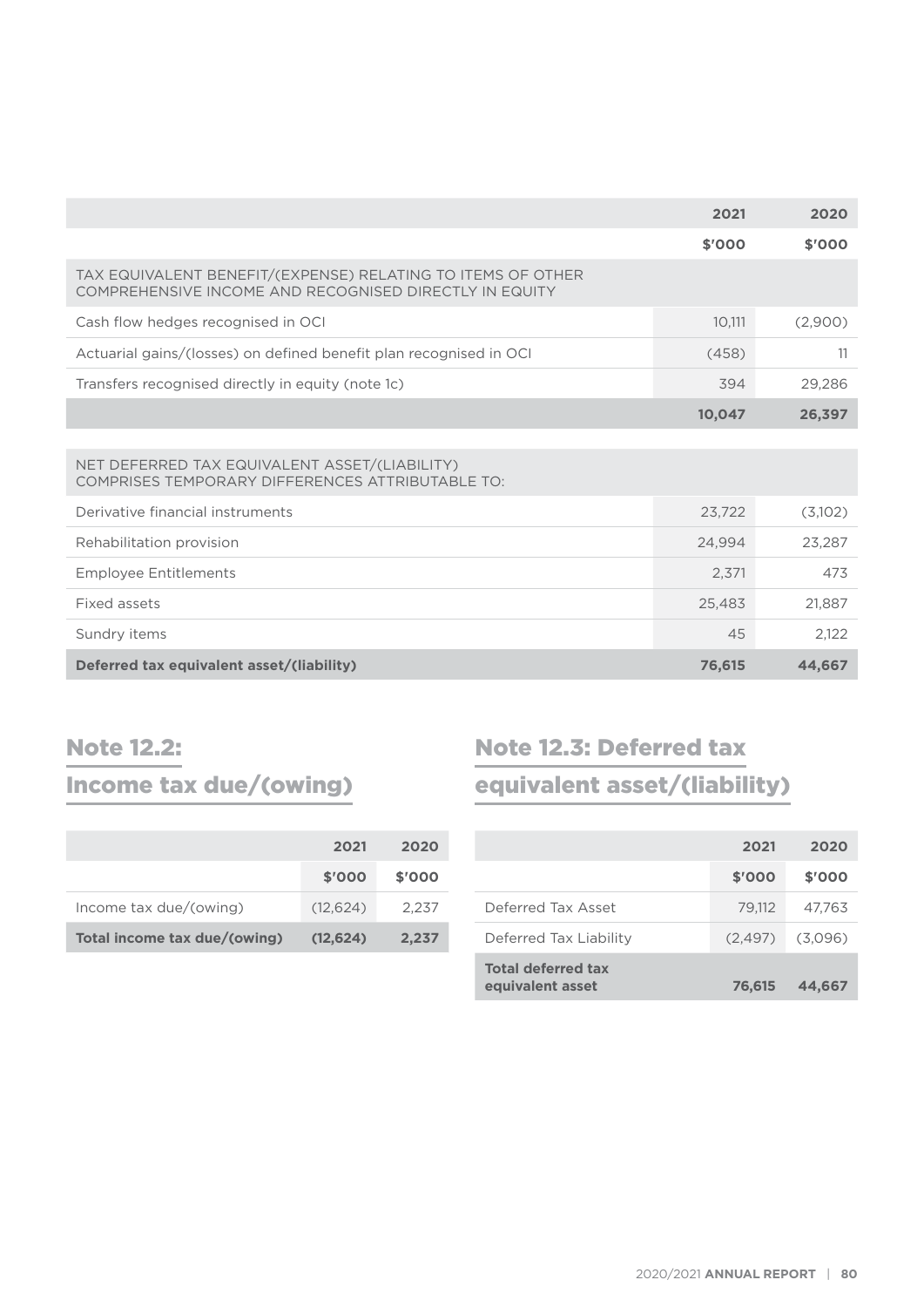| | 2021 | 2020 |
|---|---|---|
| | $'000 | $'000 |
| TAX EQUIVALENT BENEFIT/(EXPENSE) RELATING TO ITEMS OF OTHER COMPREHENSIVE INCOME AND RECOGNISED DIRECTLY IN EQUITY | | |
| Cash flow hedges recognised in OCI | 10,111 | (2,900) |
| Actuarial gains/(losses) on defined benefit plan recognised in OCI | (458) | 11 |
| Transfers recognised directly in equity (note 1c) | 394 | 29,286 |
| | **10,047** | **26,397** |

| | 2021 | 2020 |
|---|---|---|
| NET DEFERRED TAX EQUIVALENT ASSET/(LIABILITY) COMPRISES TEMPORARY DIFFERENCES ATTRIBUTABLE TO: | | |
| Derivative financial instruments | 23,722 | (3,102) |
| Rehabilitation provision | 24,994 | 23,287 |
| Employee Entitlements | 2,371 | 473 |
| Fixed assets | 25,483 | 21,887 |
| Sundry items | 45 | 2,122 |
| **Deferred tax equivalent asset/(liability)** | **76,615** | **44,667** |

## Note 12.2: Income tax due/(owing)

| | 2021 | 2020 |
|---|---|---|
| | $'000 | $'000 |
| Income tax due/(owing) | (12,624) | 2,237 |
| **Total income tax due/(owing)** | **(12,624)** | **2,237** |

## Note 12.3: Deferred tax equivalent asset/(liability)

| | 2021 | 2020 |
|---|---|---|
| | $'000 | $'000 |
| Deferred Tax Asset | 79,112 | 47,763 |
| Deferred Tax Liability | (2,497) | (3,096) |
| **Total deferred tax equivalent asset** | **76,615** | **44,667** |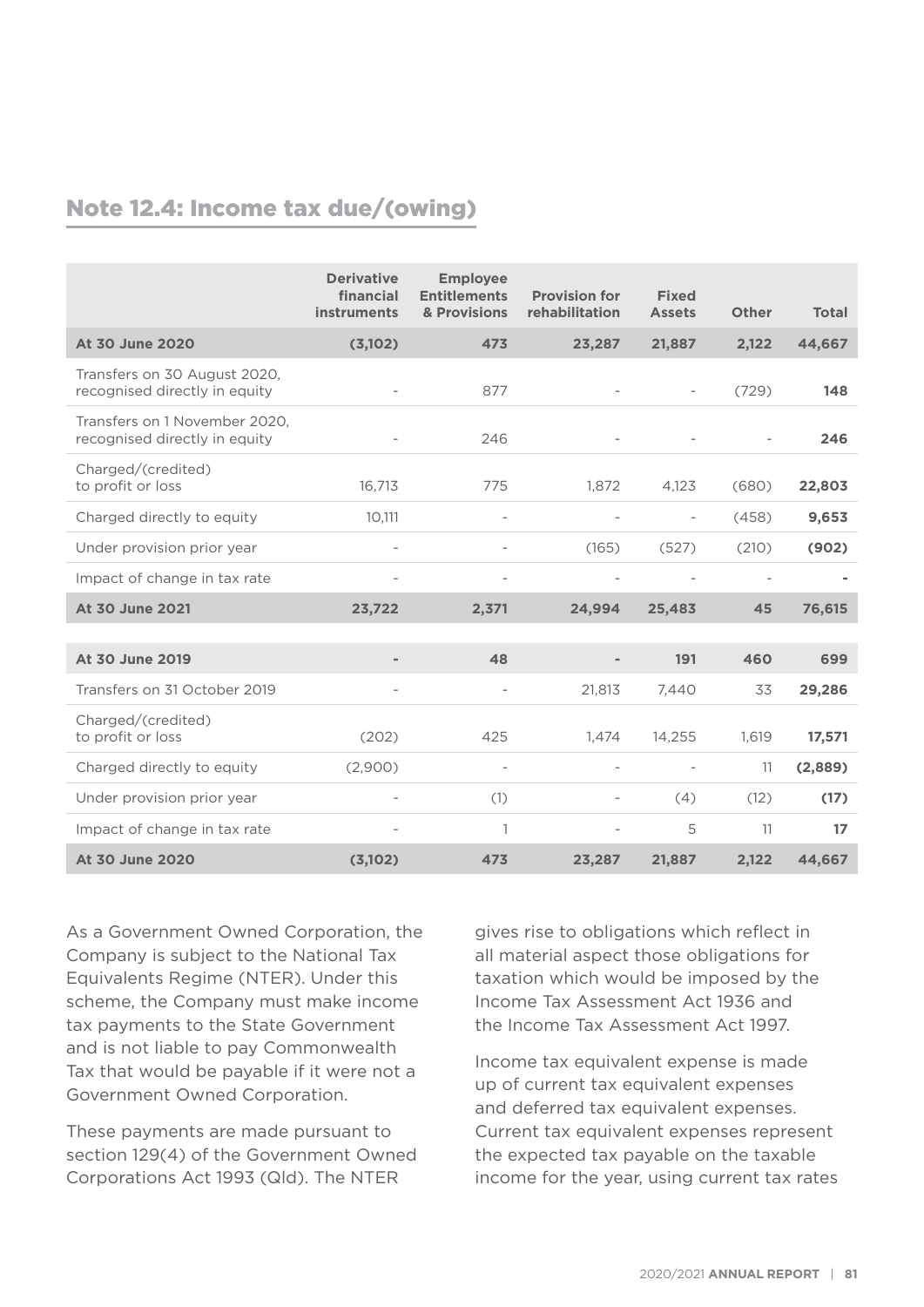## Note 12.4: Income tax due/(owing)

| | Derivative financial instruments | Employee Entitlements & Provisions | Provision for rehabilitation | Fixed Assets | Other | Total |
|---|---|---|---|---|---|---|
| **At 30 June 2020** | **(3,102)** | **473** | **23,287** | **21,887** | **2,122** | **44,667** |
| Transfers on 30 August 2020, recognised directly in equity | - | 877 | - | - | (729) | **148** |
| Transfers on 1 November 2020, recognised directly in equity | - | 246 | - | - | - | **246** |
| Charged/(credited) to profit or loss | 16,713 | 775 | 1,872 | 4,123 | (680) | **22,803** |
| Charged directly to equity | 10,111 | - | - | - | (458) | **9,653** |
| Under provision prior year | - | - | (165) | (527) | (210) | **(902)** |
| Impact of change in tax rate | - | - | - | - | - | **-** |
| **At 30 June 2021** | **23,722** | **2,371** | **24,994** | **25,483** | **45** | **76,615** |
| | | | | | | |
| **At 30 June 2019** | **-** | **48** | **-** | **191** | **460** | **699** |
| Transfers on 31 October 2019 | - | - | 21,813 | 7,440 | 33 | **29,286** |
| Charged/(credited) to profit or loss | (202) | 425 | 1,474 | 14,255 | 1,619 | **17,571** |
| Charged directly to equity | (2,900) | - | - | - | 11 | **(2,889)** |
| Under provision prior year | - | (1) | - | (4) | (12) | **(17)** |
| Impact of change in tax rate | - | 1 | - | 5 | 11 | **17** |
| **At 30 June 2020** | **(3,102)** | **473** | **23,287** | **21,887** | **2,122** | **44,667** |

As a Government Owned Corporation, the Company is subject to the National Tax Equivalents Regime (NTER). Under this scheme, the Company must make income tax payments to the State Government and is not liable to pay Commonwealth Tax that would be payable if it were not a Government Owned Corporation.

These payments are made pursuant to section 129(4) of the Government Owned Corporations Act 1993 (Qld). The NTER gives rise to obligations which reflect in all material aspect those obligations for taxation which would be imposed by the Income Tax Assessment Act 1936 and the Income Tax Assessment Act 1997.

Income tax equivalent expense is made up of current tax equivalent expenses and deferred tax equivalent expenses. Current tax equivalent expenses represent the expected tax payable on the taxable income for the year, using current tax rates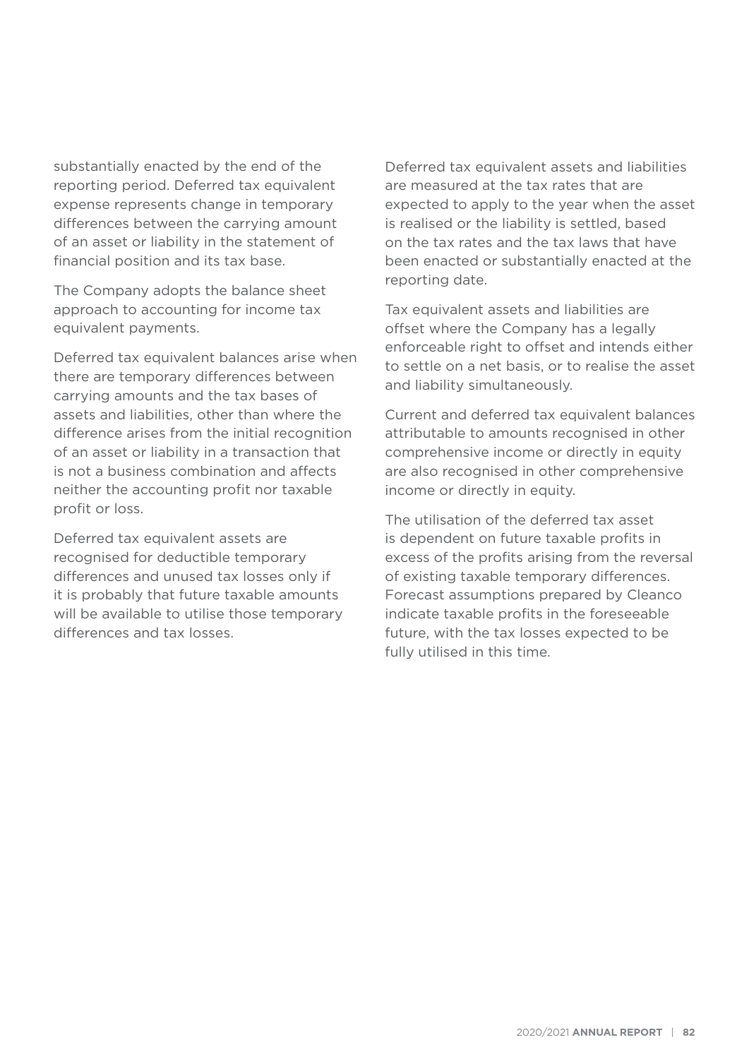substantially enacted by the end of the reporting period. Deferred tax equivalent expense represents change in temporary differences between the carrying amount of an asset or liability in the statement of financial position and its tax base.

The Company adopts the balance sheet approach to accounting for income tax equivalent payments.

Deferred tax equivalent balances arise when there are temporary differences between carrying amounts and the tax bases of assets and liabilities, other than where the difference arises from the initial recognition of an asset or liability in a transaction that is not a business combination and affects neither the accounting profit nor taxable profit or loss.

Deferred tax equivalent assets are recognised for deductible temporary differences and unused tax losses only if it is probably that future taxable amounts will be available to utilise those temporary differences and tax losses.

Deferred tax equivalent assets and liabilities are measured at the tax rates that are expected to apply to the year when the asset is realised or the liability is settled, based on the tax rates and the tax laws that have been enacted or substantially enacted at the reporting date.

Tax equivalent assets and liabilities are offset where the Company has a legally enforceable right to offset and intends either to settle on a net basis, or to realise the asset and liability simultaneously.

Current and deferred tax equivalent balances attributable to amounts recognised in other comprehensive income or directly in equity are also recognised in other comprehensive income or directly in equity.

The utilisation of the deferred tax asset is dependent on future taxable profits in excess of the profits arising from the reversal of existing taxable temporary differences. Forecast assumptions prepared by Cleanco indicate taxable profits in the foreseeable future, with the tax losses expected to be fully utilised in this time.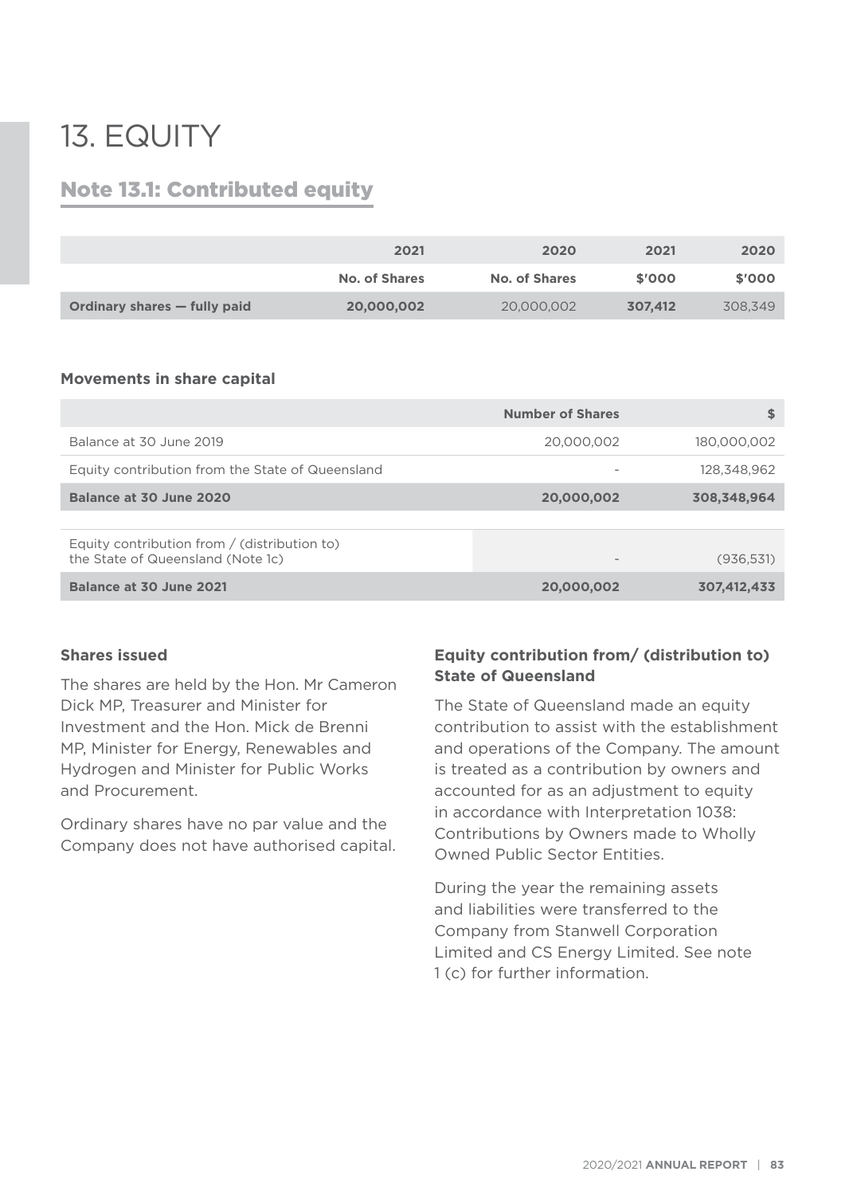# 13. EQUITY

## Note 13.1: Contributed equity

| | 2021 | 2020 | 2021 | 2020 |
|---|---|---|---|---|
| | **No. of Shares** | **No. of Shares** | **$'000** | **$'000** |
| **Ordinary shares — fully paid** | **20,000,002** | 20,000,002 | **307,412** | 308,349 |

### Movements in share capital

| | Number of Shares | $ |
|---|---|---|
| Balance at 30 June 2019 | 20,000,002 | 180,000,002 |
| Equity contribution from the State of Queensland | - | 128,348,962 |
| **Balance at 30 June 2020** | **20,000,002** | **308,348,964** |
| | | |
| Equity contribution from / (distribution to) the State of Queensland (Note 1c) | - | (936,531) |
| **Balance at 30 June 2021** | **20,000,002** | **307,412,433** |

### Shares issued

The shares are held by the Hon. Mr Cameron Dick MP, Treasurer and Minister for Investment and the Hon. Mick de Brenni MP, Minister for Energy, Renewables and Hydrogen and Minister for Public Works and Procurement.

Ordinary shares have no par value and the Company does not have authorised capital.

### Equity contribution from/ (distribution to) State of Queensland

The State of Queensland made an equity contribution to assist with the establishment and operations of the Company. The amount is treated as a contribution by owners and accounted for as an adjustment to equity in accordance with Interpretation 1038: Contributions by Owners made to Wholly Owned Public Sector Entities.

During the year the remaining assets and liabilities were transferred to the Company from Stanwell Corporation Limited and CS Energy Limited. See note 1 (c) for further information.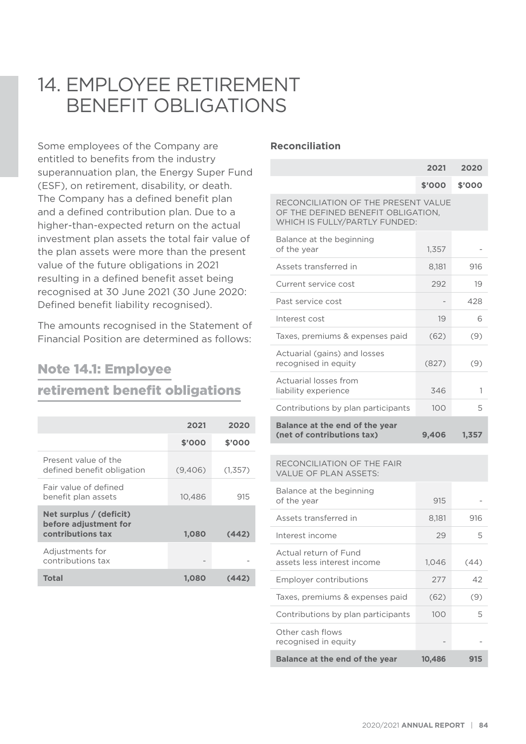# 14. EMPLOYEE RETIREMENT BENEFIT OBLIGATIONS

Some employees of the Company are entitled to benefits from the industry superannuation plan, the Energy Super Fund (ESF), on retirement, disability, or death. The Company has a defined benefit plan and a defined contribution plan. Due to a higher-than-expected return on the actual investment plan assets the total fair value of the plan assets were more than the present value of the future obligations in 2021 resulting in a defined benefit asset being recognised at 30 June 2021 (30 June 2020: Defined benefit liability recognised).

The amounts recognised in the Statement of Financial Position are determined as follows:

## Note 14.1: Employee retirement benefit obligations

| | 2021 | 2020 |
|---|---|---|
| | $'000 | $'000 |
| Present value of the defined benefit obligation | (9,406) | (1,357) |
| Fair value of defined benefit plan assets | 10,486 | 915 |
| **Net surplus / (deficit) before adjustment for contributions tax** | **1,080** | **(442)** |
| Adjustments for contributions tax | - | - |
| **Total** | **1,080** | **(442)** |

**Reconciliation**

| | 2021 | 2020 |
|---|---|---|
| | $'000 | $'000 |
| RECONCILIATION OF THE PRESENT VALUE OF THE DEFINED BENEFIT OBLIGATION, WHICH IS FULLY/PARTLY FUNDED: | | |
| Balance at the beginning of the year | 1,357 | - |
| Assets transferred in | 8,181 | 916 |
| Current service cost | 292 | 19 |
| Past service cost | - | 428 |
| Interest cost | 19 | 6 |
| Taxes, premiums & expenses paid | (62) | (9) |
| Actuarial (gains) and losses recognised in equity | (827) | (9) |
| Actuarial losses from liability experience | 346 | 1 |
| Contributions by plan participants | 100 | 5 |
| **Balance at the end of the year (net of contributions tax)** | **9,406** | **1,357** |
| RECONCILIATION OF THE FAIR VALUE OF PLAN ASSETS: | | |
| Balance at the beginning of the year | 915 | - |
| Assets transferred in | 8,181 | 916 |
| Interest income | 29 | 5 |
| Actual return of Fund assets less interest income | 1,046 | (44) |
| Employer contributions | 277 | 42 |
| Taxes, premiums & expenses paid | (62) | (9) |
| Contributions by plan participants | 100 | 5 |
| Other cash flows recognised in equity | - | - |
| **Balance at the end of the year** | **10,486** | **915** |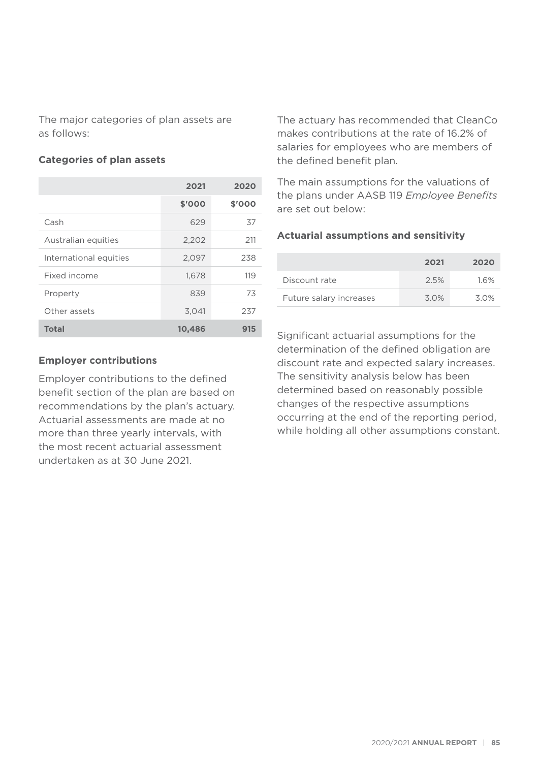The major categories of plan assets are as follows:

### Categories of plan assets

| | 2021 | 2020 |
|---|---|---|
| | $'000 | $'000 |
| Cash | 629 | 37 |
| Australian equities | 2,202 | 211 |
| International equities | 2,097 | 238 |
| Fixed income | 1,678 | 119 |
| Property | 839 | 73 |
| Other assets | 3,041 | 237 |
| **Total** | **10,486** | **915** |

### Employer contributions

Employer contributions to the defined benefit section of the plan are based on recommendations by the plan's actuary. Actuarial assessments are made at no more than three yearly intervals, with the most recent actuarial assessment undertaken as at 30 June 2021.

The actuary has recommended that CleanCo makes contributions at the rate of 16.2% of salaries for employees who are members of the defined benefit plan.

The main assumptions for the valuations of the plans under AASB 119 *Employee Benefits* are set out below:

### Actuarial assumptions and sensitivity

| | 2021 | 2020 |
|---|---|---|
| Discount rate | 2.5% | 1.6% |
| Future salary increases | 3.0% | 3.0% |

Significant actuarial assumptions for the determination of the defined obligation are discount rate and expected salary increases. The sensitivity analysis below has been determined based on reasonably possible changes of the respective assumptions occurring at the end of the reporting period, while holding all other assumptions constant.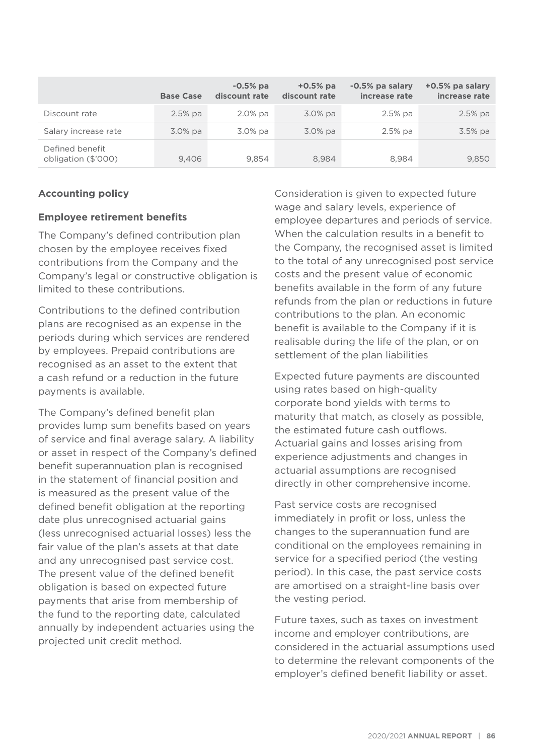|  | Base Case | -0.5% pa discount rate | +0.5% pa discount rate | -0.5% pa salary increase rate | +0.5% pa salary increase rate |
|---|---|---|---|---|---|
| Discount rate | 2.5% pa | 2.0% pa | 3.0% pa | 2.5% pa | 2.5% pa |
| Salary increase rate | 3.0% pa | 3.0% pa | 3.0% pa | 2.5% pa | 3.5% pa |
| Defined benefit obligation ($'000) | 9,406 | 9,854 | 8,984 | 8,984 | 9,850 |

**Accounting policy**

**Employee retirement benefits**

The Company's defined contribution plan chosen by the employee receives fixed contributions from the Company and the Company's legal or constructive obligation is limited to these contributions.

Contributions to the defined contribution plans are recognised as an expense in the periods during which services are rendered by employees. Prepaid contributions are recognised as an asset to the extent that a cash refund or a reduction in the future payments is available.

The Company's defined benefit plan provides lump sum benefits based on years of service and final average salary. A liability or asset in respect of the Company's defined benefit superannuation plan is recognised in the statement of financial position and is measured as the present value of the defined benefit obligation at the reporting date plus unrecognised actuarial gains (less unrecognised actuarial losses) less the fair value of the plan's assets at that date and any unrecognised past service cost. The present value of the defined benefit obligation is based on expected future payments that arise from membership of the fund to the reporting date, calculated annually by independent actuaries using the projected unit credit method.

Consideration is given to expected future wage and salary levels, experience of employee departures and periods of service. When the calculation results in a benefit to the Company, the recognised asset is limited to the total of any unrecognised post service costs and the present value of economic benefits available in the form of any future refunds from the plan or reductions in future contributions to the plan. An economic benefit is available to the Company if it is realisable during the life of the plan, or on settlement of the plan liabilities

Expected future payments are discounted using rates based on high-quality corporate bond yields with terms to maturity that match, as closely as possible, the estimated future cash outflows. Actuarial gains and losses arising from experience adjustments and changes in actuarial assumptions are recognised directly in other comprehensive income.

Past service costs are recognised immediately in profit or loss, unless the changes to the superannuation fund are conditional on the employees remaining in service for a specified period (the vesting period). In this case, the past service costs are amortised on a straight-line basis over the vesting period.

Future taxes, such as taxes on investment income and employer contributions, are considered in the actuarial assumptions used to determine the relevant components of the employer's defined benefit liability or asset.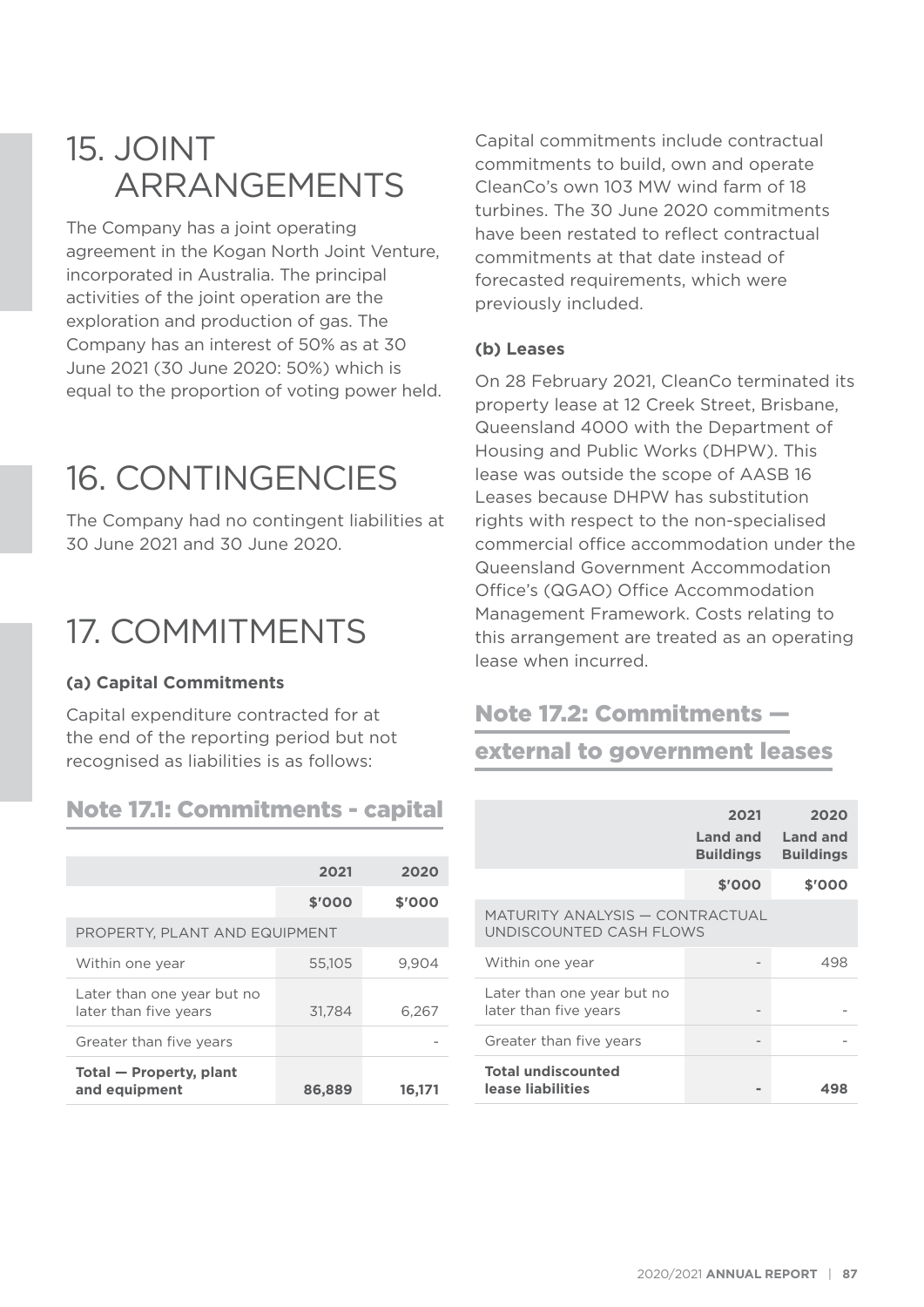# 15. JOINT ARRANGEMENTS

The Company has a joint operating agreement in the Kogan North Joint Venture, incorporated in Australia. The principal activities of the joint operation are the exploration and production of gas. The Company has an interest of 50% as at 30 June 2021 (30 June 2020: 50%) which is equal to the proportion of voting power held.

# 16. CONTINGENCIES

The Company had no contingent liabilities at 30 June 2021 and 30 June 2020.

# 17. COMMITMENTS

**(a) Capital Commitments**

Capital expenditure contracted for at the end of the reporting period but not recognised as liabilities is as follows:

## Note 17.1: Commitments - capital

| | 2021 | 2020 |
|---|---|---|
| | $'000 | $'000 |
| PROPERTY, PLANT AND EQUIPMENT | | |
| Within one year | 55,105 | 9,904 |
| Later than one year but no later than five years | 31,784 | 6,267 |
| Greater than five years | | - |
| **Total — Property, plant and equipment** | **86,889** | **16,171** |

Capital commitments include contractual commitments to build, own and operate CleanCo's own 103 MW wind farm of 18 turbines. The 30 June 2020 commitments have been restated to reflect contractual commitments at that date instead of forecasted requirements, which were previously included.

**(b) Leases**

On 28 February 2021, CleanCo terminated its property lease at 12 Creek Street, Brisbane, Queensland 4000 with the Department of Housing and Public Works (DHPW). This lease was outside the scope of AASB 16 Leases because DHPW has substitution rights with respect to the non-specialised commercial office accommodation under the Queensland Government Accommodation Office's (QGAO) Office Accommodation Management Framework. Costs relating to this arrangement are treated as an operating lease when incurred.

## Note 17.2: Commitments — external to government leases

| | 2021 Land and Buildings | 2020 Land and Buildings |
|---|---|---|
| | $'000 | $'000 |
| MATURITY ANALYSIS — CONTRACTUAL UNDISCOUNTED CASH FLOWS | | |
| Within one year | - | 498 |
| Later than one year but no later than five years | - | - |
| Greater than five years | - | - |
| **Total undiscounted lease liabilities** | **-** | **498** |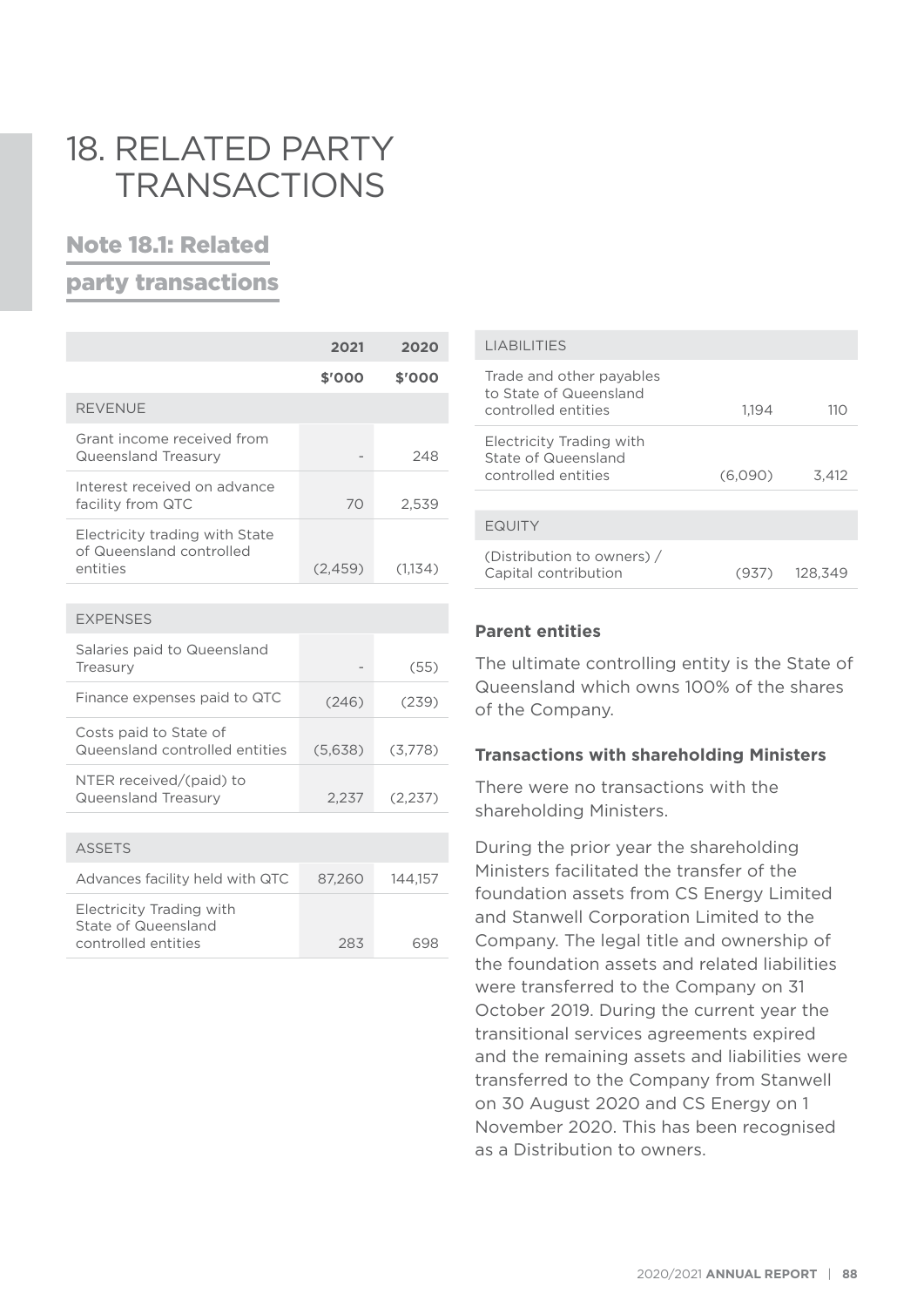# 18. RELATED PARTY TRANSACTIONS

## Note 18.1: Related party transactions

| | 2021 | 2020 |
|---|---|---|
| | $'000 | $'000 |
| **REVENUE** | | |
| Grant income received from Queensland Treasury | - | 248 |
| Interest received on advance facility from QTC | 70 | 2,539 |
| Electricity trading with State of Queensland controlled entities | (2,459) | (1,134) |
| **EXPENSES** | | |
| Salaries paid to Queensland Treasury | - | (55) |
| Finance expenses paid to QTC | (246) | (239) |
| Costs paid to State of Queensland controlled entities | (5,638) | (3,778) |
| NTER received/(paid) to Queensland Treasury | 2,237 | (2,237) |
| **ASSETS** | | |
| Advances facility held with QTC | 87,260 | 144,157 |
| Electricity Trading with State of Queensland controlled entities | 283 | 698 |
| **LIABILITIES** | | |
| Trade and other payables to State of Queensland controlled entities | 1,194 | 110 |
| Electricity Trading with State of Queensland controlled entities | (6,090) | 3,412 |
| **EQUITY** | | |
| (Distribution to owners) / Capital contribution | (937) | 128,349 |

**Parent entities**

The ultimate controlling entity is the State of Queensland which owns 100% of the shares of the Company.

**Transactions with shareholding Ministers**

There were no transactions with the shareholding Ministers.

During the prior year the shareholding Ministers facilitated the transfer of the foundation assets from CS Energy Limited and Stanwell Corporation Limited to the Company. The legal title and ownership of the foundation assets and related liabilities were transferred to the Company on 31 October 2019. During the current year the transitional services agreements expired and the remaining assets and liabilities were transferred to the Company from Stanwell on 30 August 2020 and CS Energy on 1 November 2020. This has been recognised as a Distribution to owners.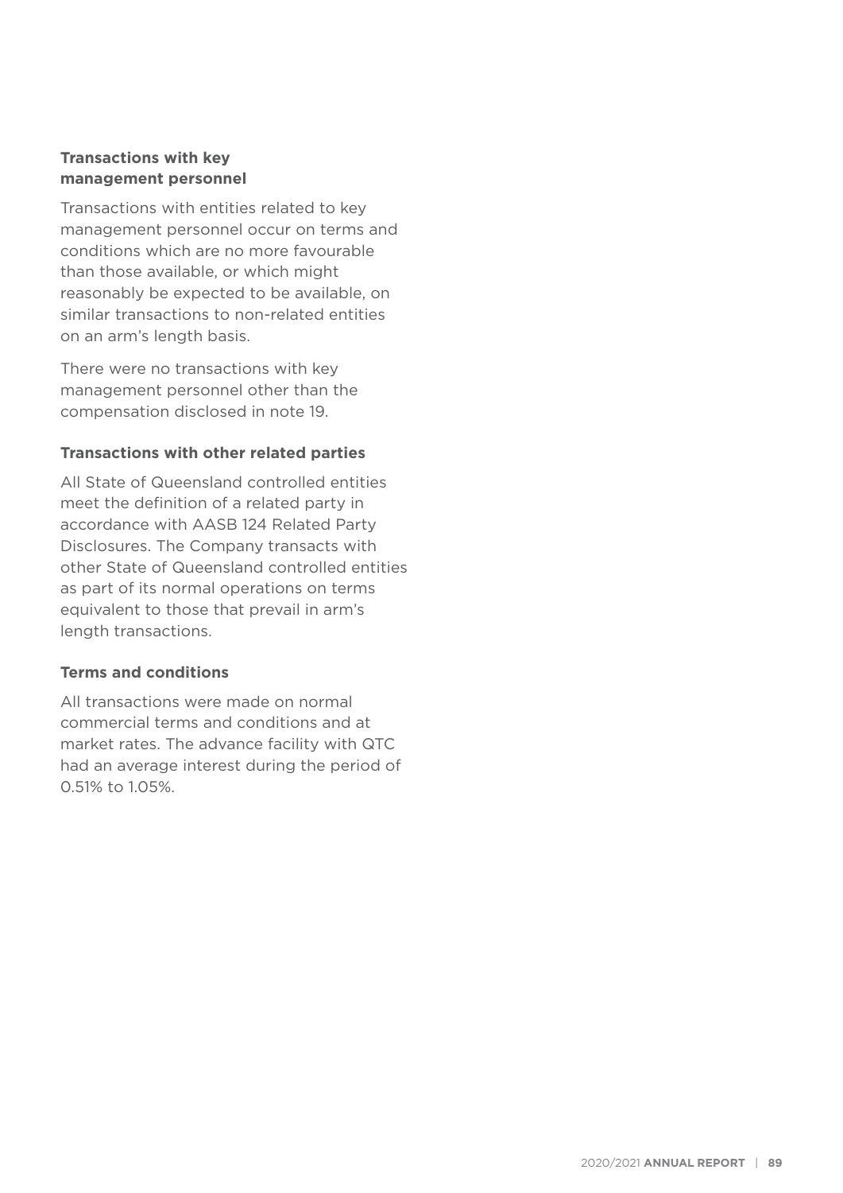### Transactions with key management personnel

Transactions with entities related to key management personnel occur on terms and conditions which are no more favourable than those available, or which might reasonably be expected to be available, on similar transactions to non-related entities on an arm's length basis.

There were no transactions with key management personnel other than the compensation disclosed in note 19.

### Transactions with other related parties

All State of Queensland controlled entities meet the definition of a related party in accordance with AASB 124 Related Party Disclosures. The Company transacts with other State of Queensland controlled entities as part of its normal operations on terms equivalent to those that prevail in arm's length transactions.

### Terms and conditions

All transactions were made on normal commercial terms and conditions and at market rates. The advance facility with QTC had an average interest during the period of 0.51% to 1.05%.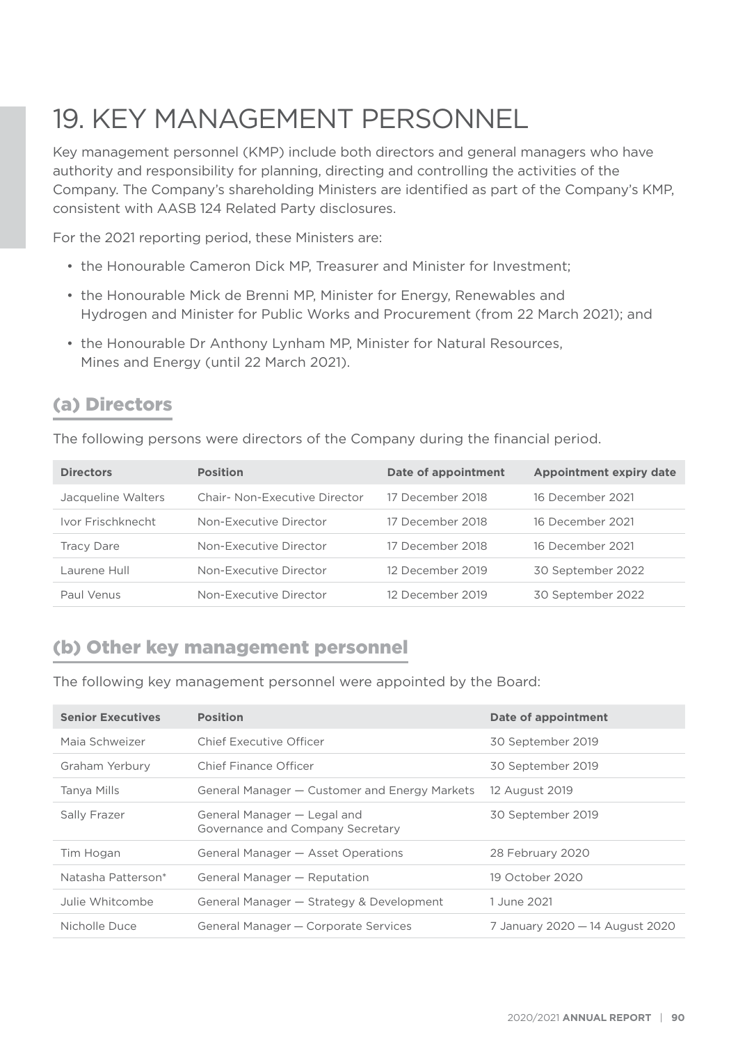# 19. KEY MANAGEMENT PERSONNEL

Key management personnel (KMP) include both directors and general managers who have authority and responsibility for planning, directing and controlling the activities of the Company. The Company's shareholding Ministers are identified as part of the Company's KMP, consistent with AASB 124 Related Party disclosures.

For the 2021 reporting period, these Ministers are:

- the Honourable Cameron Dick MP, Treasurer and Minister for Investment;
- the Honourable Mick de Brenni MP, Minister for Energy, Renewables and Hydrogen and Minister for Public Works and Procurement (from 22 March 2021); and
- the Honourable Dr Anthony Lynham MP, Minister for Natural Resources, Mines and Energy (until 22 March 2021).

## (a) Directors

The following persons were directors of the Company during the financial period.

| Directors | Position | Date of appointment | Appointment expiry date |
|---|---|---|---|
| Jacqueline Walters | Chair- Non-Executive Director | 17 December 2018 | 16 December 2021 |
| Ivor Frischknecht | Non-Executive Director | 17 December 2018 | 16 December 2021 |
| Tracy Dare | Non-Executive Director | 17 December 2018 | 16 December 2021 |
| Laurene Hull | Non-Executive Director | 12 December 2019 | 30 September 2022 |
| Paul Venus | Non-Executive Director | 12 December 2019 | 30 September 2022 |

## (b) Other key management personnel

The following key management personnel were appointed by the Board:

| Senior Executives | Position | Date of appointment |
|---|---|---|
| Maia Schweizer | Chief Executive Officer | 30 September 2019 |
| Graham Yerbury | Chief Finance Officer | 30 September 2019 |
| Tanya Mills | General Manager — Customer and Energy Markets | 12 August 2019 |
| Sally Frazer | General Manager — Legal and Governance and Company Secretary | 30 September 2019 |
| Tim Hogan | General Manager — Asset Operations | 28 February 2020 |
| Natasha Patterson* | General Manager — Reputation | 19 October 2020 |
| Julie Whitcombe | General Manager — Strategy & Development | 1 June 2021 |
| Nicholle Duce | General Manager — Corporate Services | 7 January 2020 — 14 August 2020 |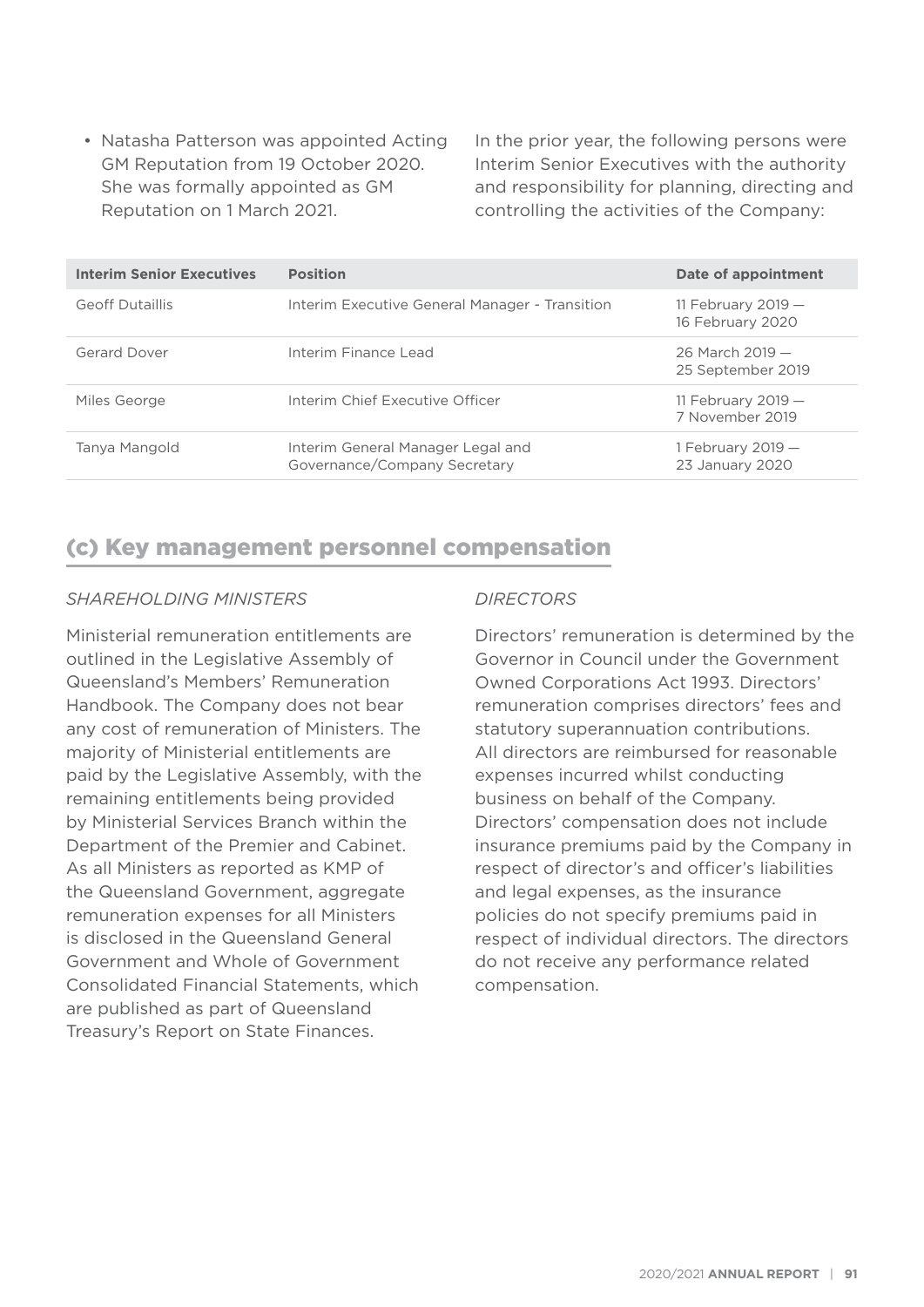- Natasha Patterson was appointed Acting GM Reputation from 19 October 2020. She was formally appointed as GM Reputation on 1 March 2021.

In the prior year, the following persons were Interim Senior Executives with the authority and responsibility for planning, directing and controlling the activities of the Company:

| Interim Senior Executives | Position | Date of appointment |
|---|---|---|
| Geoff Dutaillis | Interim Executive General Manager - Transition | 11 February 2019 — 16 February 2020 |
| Gerard Dover | Interim Finance Lead | 26 March 2019 — 25 September 2019 |
| Miles George | Interim Chief Executive Officer | 11 February 2019 — 7 November 2019 |
| Tanya Mangold | Interim General Manager Legal and Governance/Company Secretary | 1 February 2019 — 23 January 2020 |

## (c) Key management personnel compensation

*SHAREHOLDING MINISTERS*

Ministerial remuneration entitlements are outlined in the Legislative Assembly of Queensland's Members' Remuneration Handbook. The Company does not bear any cost of remuneration of Ministers. The majority of Ministerial entitlements are paid by the Legislative Assembly, with the remaining entitlements being provided by Ministerial Services Branch within the Department of the Premier and Cabinet. As all Ministers as reported as KMP of the Queensland Government, aggregate remuneration expenses for all Ministers is disclosed in the Queensland General Government and Whole of Government Consolidated Financial Statements, which are published as part of Queensland Treasury's Report on State Finances.

*DIRECTORS*

Directors' remuneration is determined by the Governor in Council under the Government Owned Corporations Act 1993. Directors' remuneration comprises directors' fees and statutory superannuation contributions. All directors are reimbursed for reasonable expenses incurred whilst conducting business on behalf of the Company. Directors' compensation does not include insurance premiums paid by the Company in respect of director's and officer's liabilities and legal expenses, as the insurance policies do not specify premiums paid in respect of individual directors. The directors do not receive any performance related compensation.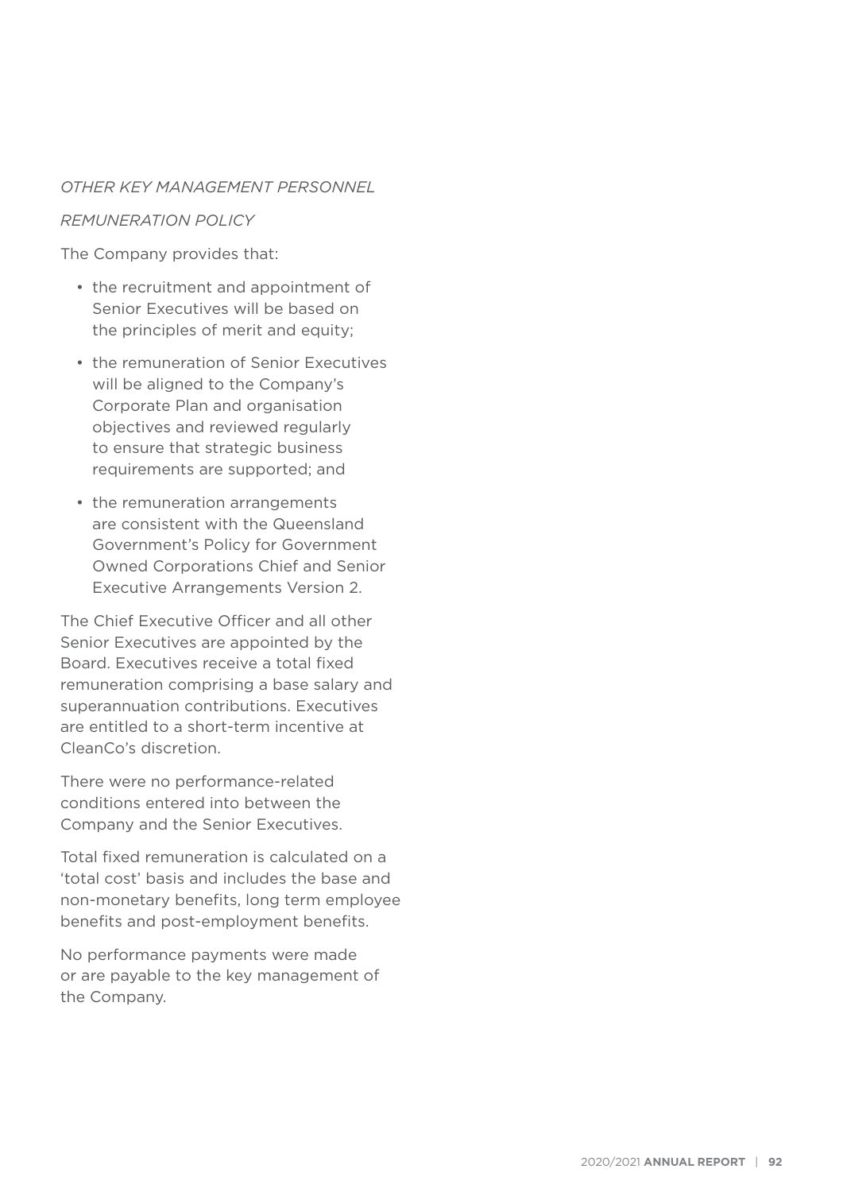*OTHER KEY MANAGEMENT PERSONNEL*

*REMUNERATION POLICY*

The Company provides that:

- the recruitment and appointment of Senior Executives will be based on the principles of merit and equity;
- the remuneration of Senior Executives will be aligned to the Company's Corporate Plan and organisation objectives and reviewed regularly to ensure that strategic business requirements are supported; and
- the remuneration arrangements are consistent with the Queensland Government's Policy for Government Owned Corporations Chief and Senior Executive Arrangements Version 2.

The Chief Executive Officer and all other Senior Executives are appointed by the Board. Executives receive a total fixed remuneration comprising a base salary and superannuation contributions. Executives are entitled to a short-term incentive at CleanCo's discretion.

There were no performance-related conditions entered into between the Company and the Senior Executives.

Total fixed remuneration is calculated on a 'total cost' basis and includes the base and non-monetary benefits, long term employee benefits and post-employment benefits.

No performance payments were made or are payable to the key management of the Company.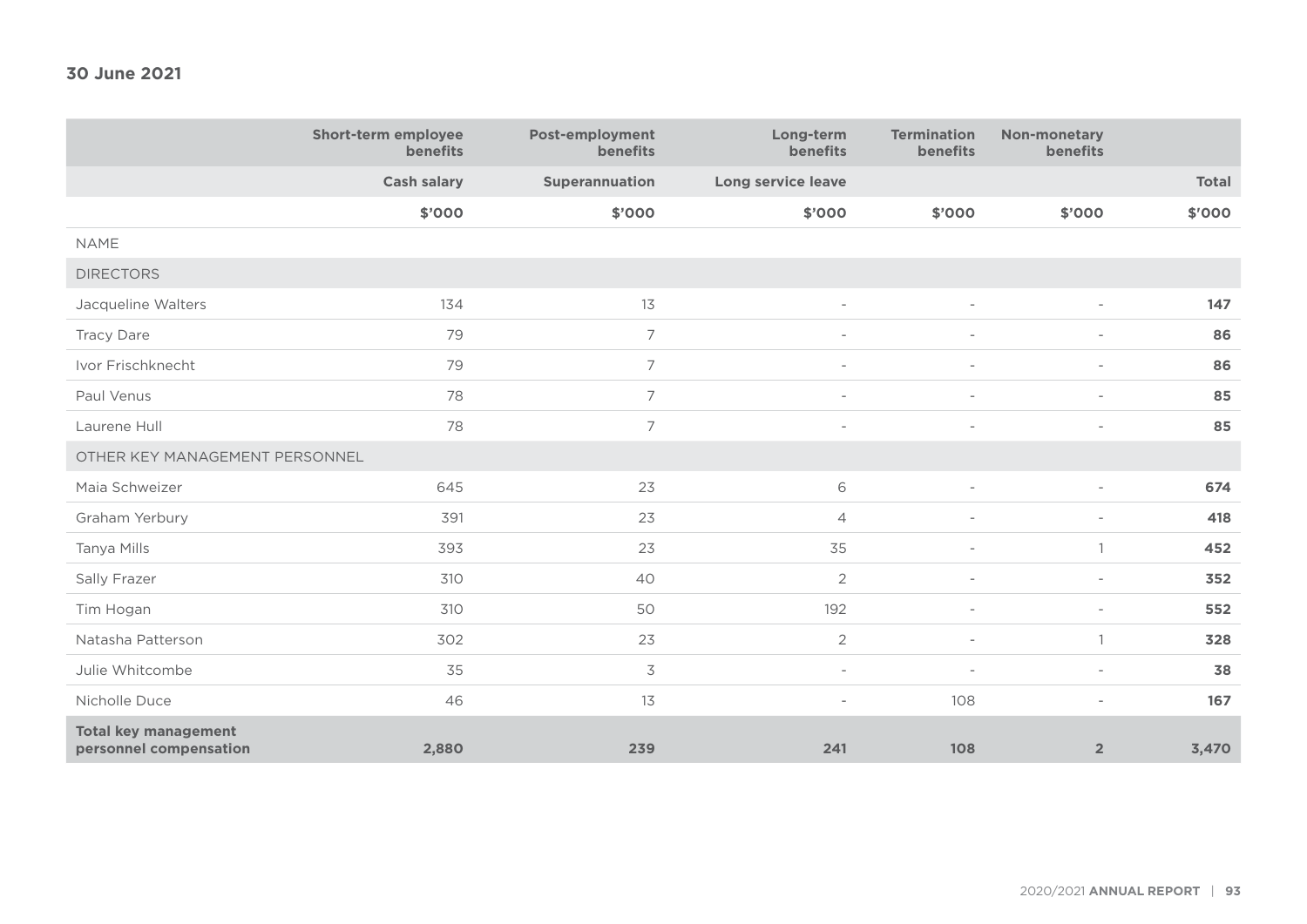**30 June 2021**

| | Short-term employee benefits | Post-employment benefits | Long-term benefits | Termination benefits | Non-monetary benefits | |
|---|---|---|---|---|---|---|
| | Cash salary | Superannuation | Long service leave | | | Total |
| | $'000 | $'000 | $'000 | $'000 | $'000 | $'000 |
| NAME | | | | | | |
| DIRECTORS | | | | | | |
| Jacqueline Walters | 134 | 13 | - | - | - | **147** |
| Tracy Dare | 79 | 7 | - | - | - | **86** |
| Ivor Frischknecht | 79 | 7 | - | - | - | **86** |
| Paul Venus | 78 | 7 | - | - | - | **85** |
| Laurene Hull | 78 | 7 | - | - | - | **85** |
| OTHER KEY MANAGEMENT PERSONNEL | | | | | | |
| Maia Schweizer | 645 | 23 | 6 | - | - | **674** |
| Graham Yerbury | 391 | 23 | 4 | - | - | **418** |
| Tanya Mills | 393 | 23 | 35 | - | 1 | **452** |
| Sally Frazer | 310 | 40 | 2 | - | - | **352** |
| Tim Hogan | 310 | 50 | 192 | - | - | **552** |
| Natasha Patterson | 302 | 23 | 2 | - | 1 | **328** |
| Julie Whitcombe | 35 | 3 | - | - | - | **38** |
| Nicholle Duce | 46 | 13 | - | 108 | - | **167** |
| **Total key management personnel compensation** | **2,880** | **239** | **241** | **108** | **2** | **3,470** |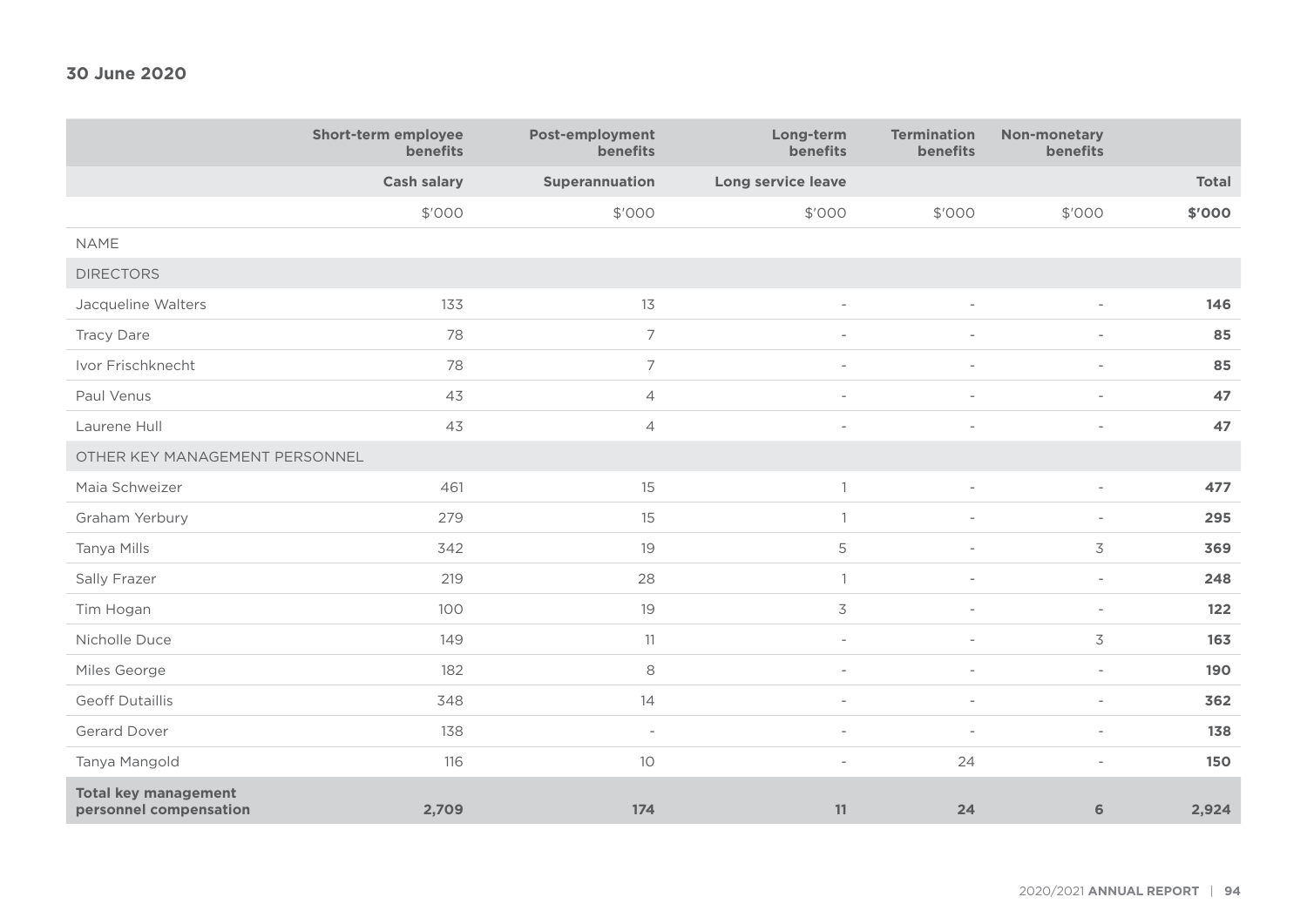**30 June 2020**

| | Short-term employee benefits | Post-employment benefits | Long-term benefits | Termination benefits | Non-monetary benefits | |
|---|---|---|---|---|---|---|
| | Cash salary | Superannuation | Long service leave | | | Total |
| | $'000 | $'000 | $'000 | $'000 | $'000 | **$'000** |
| NAME | | | | | | |
| DIRECTORS | | | | | | |
| Jacqueline Walters | 133 | 13 | - | - | - | **146** |
| Tracy Dare | 78 | 7 | - | - | - | **85** |
| Ivor Frischknecht | 78 | 7 | - | - | - | **85** |
| Paul Venus | 43 | 4 | - | - | - | **47** |
| Laurene Hull | 43 | 4 | - | - | - | **47** |
| OTHER KEY MANAGEMENT PERSONNEL | | | | | | |
| Maia Schweizer | 461 | 15 | 1 | - | - | **477** |
| Graham Yerbury | 279 | 15 | 1 | - | - | **295** |
| Tanya Mills | 342 | 19 | 5 | - | 3 | **369** |
| Sally Frazer | 219 | 28 | 1 | - | - | **248** |
| Tim Hogan | 100 | 19 | 3 | - | - | **122** |
| Nicholle Duce | 149 | 11 | - | - | 3 | **163** |
| Miles George | 182 | 8 | - | - | - | **190** |
| Geoff Dutaillis | 348 | 14 | - | - | - | **362** |
| Gerard Dover | 138 | - | - | - | - | **138** |
| Tanya Mangold | 116 | 10 | - | 24 | - | **150** |
| **Total key management personnel compensation** | **2,709** | **174** | **11** | **24** | **6** | **2,924** |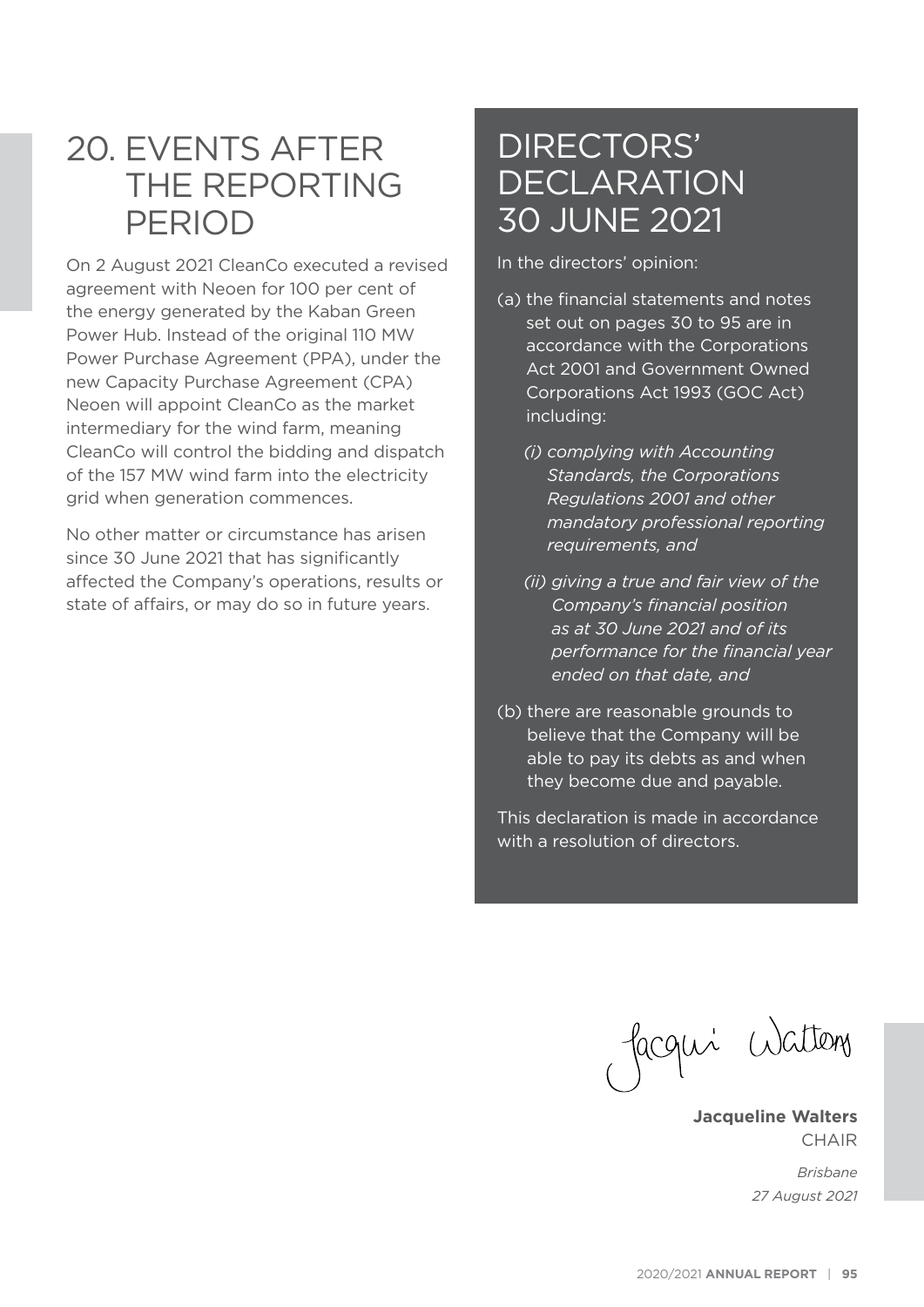## 20. EVENTS AFTER THE REPORTING PERIOD

On 2 August 2021 CleanCo executed a revised agreement with Neoen for 100 per cent of the energy generated by the Kaban Green Power Hub. Instead of the original 110 MW Power Purchase Agreement (PPA), under the new Capacity Purchase Agreement (CPA) Neoen will appoint CleanCo as the market intermediary for the wind farm, meaning CleanCo will control the bidding and dispatch of the 157 MW wind farm into the electricity grid when generation commences.

No other matter or circumstance has arisen since 30 June 2021 that has significantly affected the Company's operations, results or state of affairs, or may do so in future years.

# DIRECTORS' DECLARATION 30 JUNE 2021

In the directors' opinion:

(a) the financial statements and notes set out on pages 30 to 95 are in accordance with the Corporations Act 2001 and Government Owned Corporations Act 1993 (GOC Act) including:

*(i) complying with Accounting Standards, the Corporations Regulations 2001 and other mandatory professional reporting requirements, and*

*(ii) giving a true and fair view of the Company's financial position as at 30 June 2021 and of its performance for the financial year ended on that date, and*

(b) there are reasonable grounds to believe that the Company will be able to pay its debts as and when they become due and payable.

This declaration is made in accordance with a resolution of directors.

Jacqui Walters

**Jacqueline Walters**
CHAIR

*Brisbane*
*27 August 2021*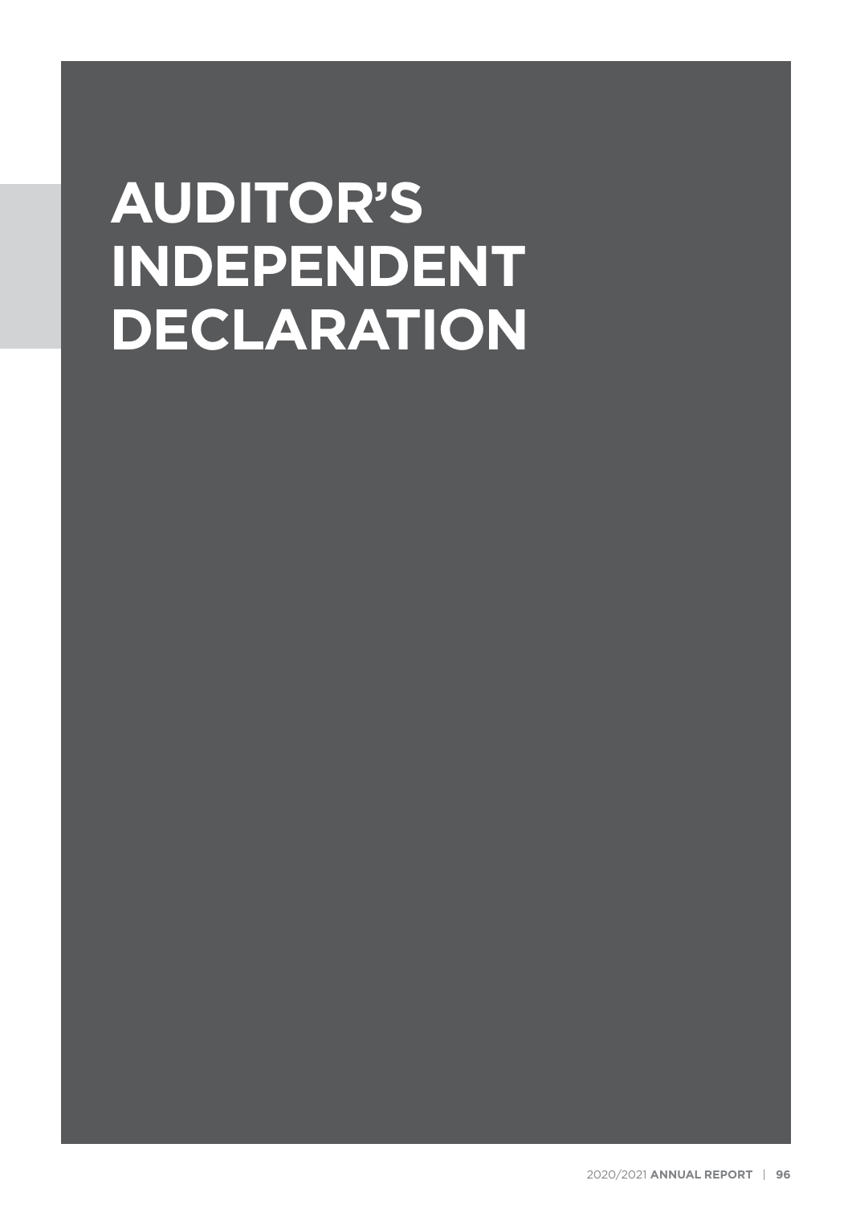# AUDITOR'S INDEPENDENT DECLARATION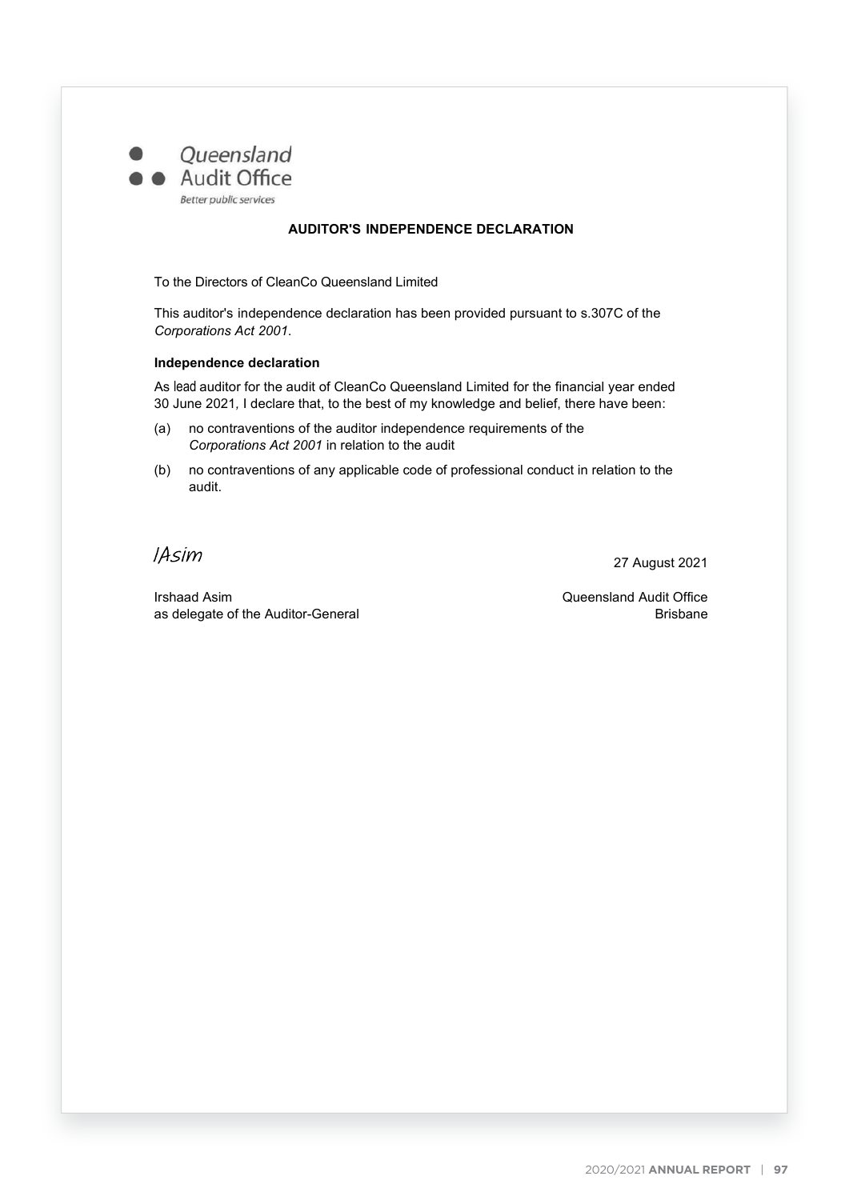Queensland Audit Office

Better public services

## AUDITOR'S INDEPENDENCE DECLARATION

To the Directors of CleanCo Queensland Limited

This auditor's independence declaration has been provided pursuant to s.307C of the *Corporations Act 2001*.

### Independence declaration

As lead auditor for the audit of CleanCo Queensland Limited for the financial year ended 30 June 2021, I declare that, to the best of my knowledge and belief, there have been:

(a) no contraventions of the auditor independence requirements of the *Corporations Act 2001* in relation to the audit

(b) no contraventions of any applicable code of professional conduct in relation to the audit.

IAsim

27 August 2021

Irshaad Asim
as delegate of the Auditor-General

Queensland Audit Office
Brisbane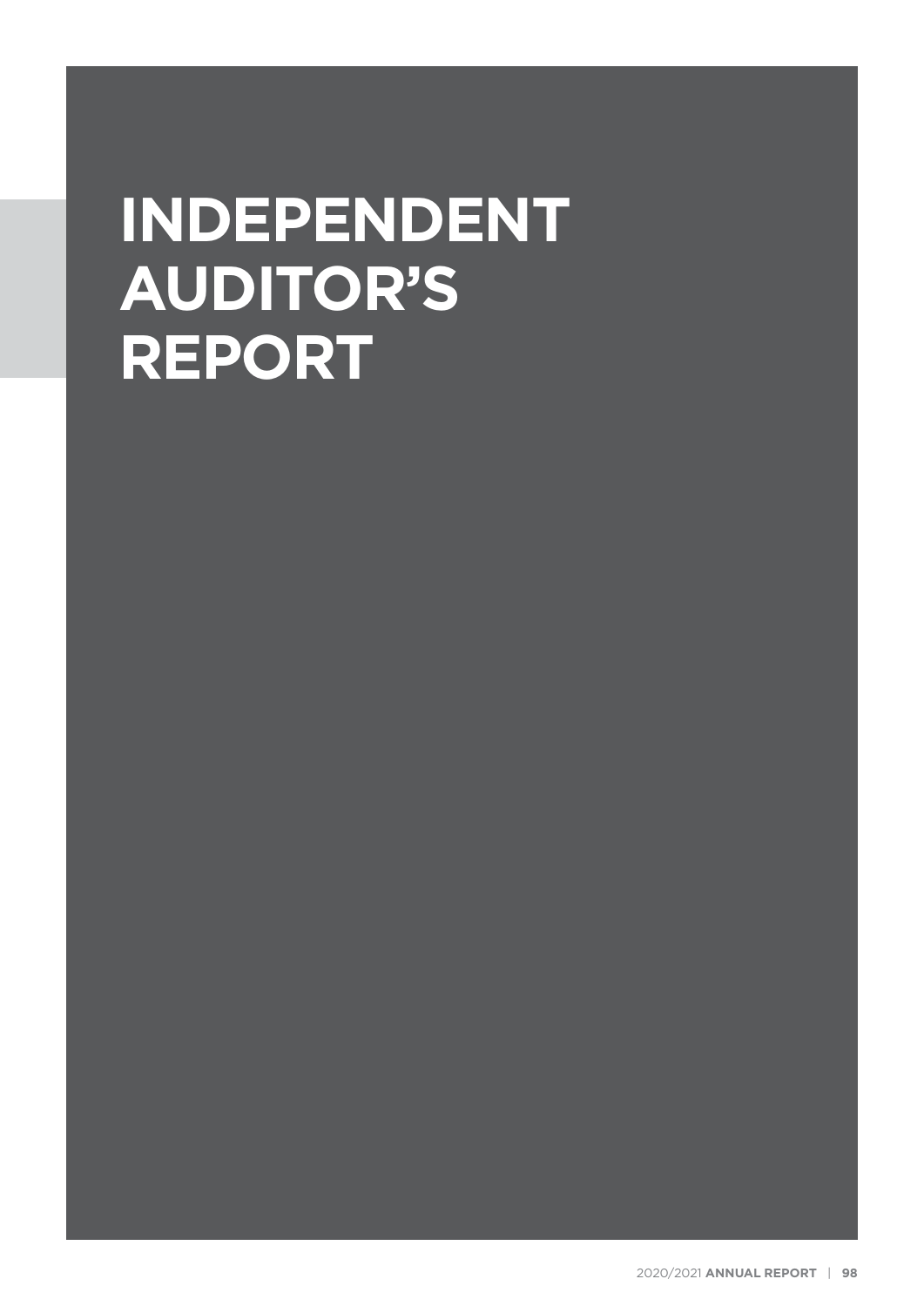# INDEPENDENT AUDITOR'S REPORT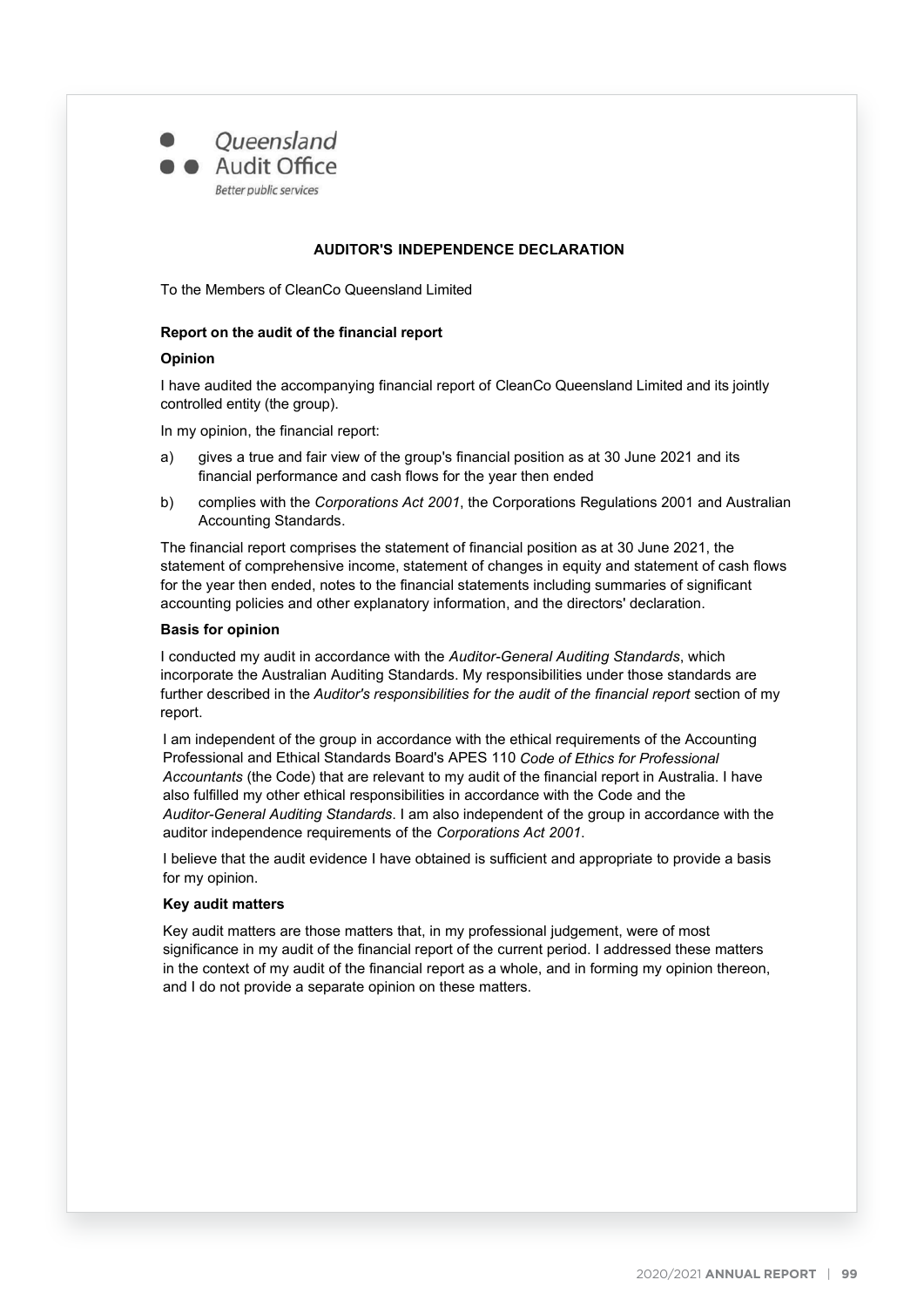Queensland Audit Office

Better public services

## AUDITOR'S INDEPENDENCE DECLARATION

To the Members of CleanCo Queensland Limited

### Report on the audit of the financial report

#### Opinion

I have audited the accompanying financial report of CleanCo Queensland Limited and its jointly controlled entity (the group).

In my opinion, the financial report:

a) gives a true and fair view of the group's financial position as at 30 June 2021 and its financial performance and cash flows for the year then ended

b) complies with the *Corporations Act 2001*, the Corporations Regulations 2001 and Australian Accounting Standards.

The financial report comprises the statement of financial position as at 30 June 2021, the statement of comprehensive income, statement of changes in equity and statement of cash flows for the year then ended, notes to the financial statements including summaries of significant accounting policies and other explanatory information, and the directors' declaration.

#### Basis for opinion

I conducted my audit in accordance with the *Auditor-General Auditing Standards*, which incorporate the Australian Auditing Standards. My responsibilities under those standards are further described in the *Auditor's responsibilities for the audit of the financial report* section of my report.

I am independent of the group in accordance with the ethical requirements of the Accounting Professional and Ethical Standards Board's APES 110 *Code of Ethics for Professional Accountants* (the Code) that are relevant to my audit of the financial report in Australia. I have also fulfilled my other ethical responsibilities in accordance with the Code and the *Auditor-General Auditing Standards*. I am also independent of the group in accordance with the auditor independence requirements of the *Corporations Act 2001*.

I believe that the audit evidence I have obtained is sufficient and appropriate to provide a basis for my opinion.

#### Key audit matters

Key audit matters are those matters that, in my professional judgement, were of most significance in my audit of the financial report of the current period. I addressed these matters in the context of my audit of the financial report as a whole, and in forming my opinion thereon, and I do not provide a separate opinion on these matters.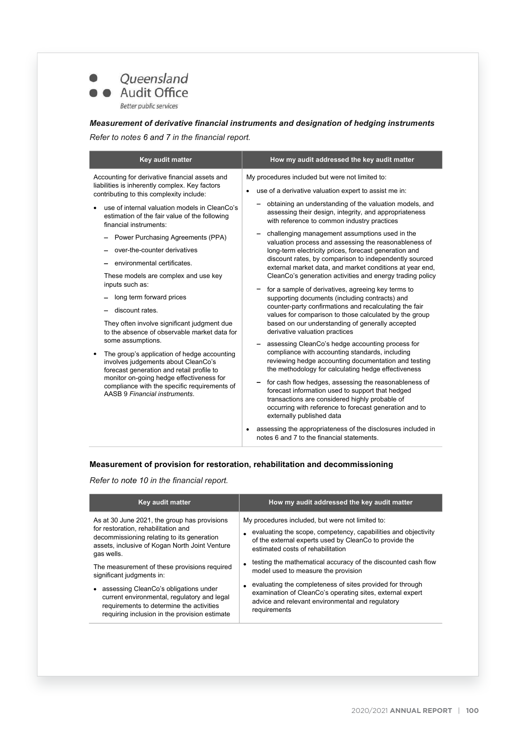### *Measurement of derivative financial instruments and designation of hedging instruments*

*Refer to notes 6 and 7 in the financial report.*

| Key audit matter | How my audit addressed the key audit matter |
|---|---|
| Accounting for derivative financial assets and liabilities is inherently complex. Key factors contributing to this complexity include:<br>• use of internal valuation models in CleanCo's estimation of the fair value of the following financial instruments:<br>– Power Purchasing Agreements (PPA)<br>– over-the-counter derivatives<br>– environmental certificates.<br>These models are complex and use key inputs such as:<br>– long term forward prices<br>– discount rates.<br>They often involve significant judgment due to the absence of observable market data for some assumptions.<br>• The group's application of hedge accounting involves judgements about CleanCo's forecast generation and retail profile to monitor on-going hedge effectiveness for compliance with the specific requirements of AASB 9 *Financial instruments*. | My procedures included but were not limited to:<br>• use of a derivative valuation expert to assist me in:<br>– obtaining an understanding of the valuation models, and assessing their design, integrity, and appropriateness with reference to common industry practices<br>– challenging management assumptions used in the valuation process and assessing the reasonableness of long-term electricity prices, forecast generation and discount rates, by comparison to independently sourced external market data, and market conditions at year end, CleanCo's generation activities and energy trading policy<br>– for a sample of derivatives, agreeing key terms to supporting documents (including contracts) and counter-party confirmations and recalculating the fair values for comparison to those calculated by the group based on our understanding of generally accepted derivative valuation practices<br>– assessing CleanCo's hedge accounting process for compliance with accounting standards, including reviewing hedge accounting documentation and testing the methodology for calculating hedge effectiveness<br>– for cash flow hedges, assessing the reasonableness of forecast information used to support that hedged transactions are considered highly probable of occurring with reference to forecast generation and to externally published data<br>• assessing the appropriateness of the disclosures included in notes 6 and 7 to the financial statements. |

### Measurement of provision for restoration, rehabilitation and decommissioning

*Refer to note 10 in the financial report.*

| Key audit matter | How my audit addressed the key audit matter |
|---|---|
| As at 30 June 2021, the group has provisions for restoration, rehabilitation and decommissioning relating to its generation assets, inclusive of Kogan North Joint Venture gas wells.<br>The measurement of these provisions required significant judgments in:<br>• assessing CleanCo's obligations under current environmental, regulatory and legal requirements to determine the activities requiring inclusion in the provision estimate | My procedures included, but were not limited to:<br>• evaluating the scope, competency, capabilities and objectivity of the external experts used by CleanCo to provide the estimated costs of rehabilitation<br>• testing the mathematical accuracy of the discounted cash flow model used to measure the provision<br>• evaluating the completeness of sites provided for through examination of CleanCo's operating sites, external expert advice and relevant environmental and regulatory requirements |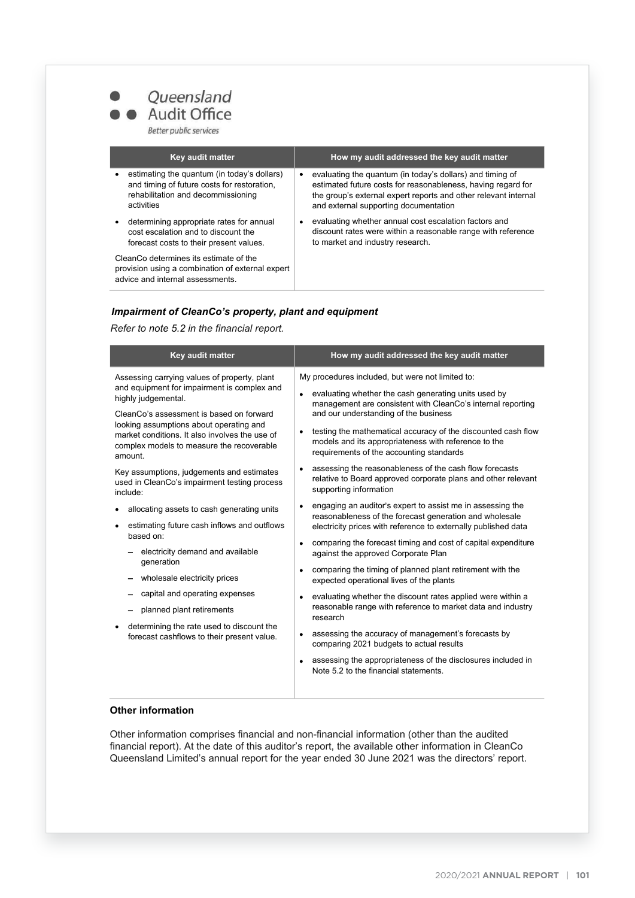| Key audit matter | How my audit addressed the key audit matter |
| --- | --- |
| • estimating the quantum (in today's dollars) and timing of future costs for restoration, rehabilitation and decommissioning activities<br>• determining appropriate rates for annual cost escalation and to discount the forecast costs to their present values.<br><br>CleanCo determines its estimate of the provision using a combination of external expert advice and internal assessments. | • evaluating the quantum (in today's dollars) and timing of estimated future costs for reasonableness, having regard for the group's external expert reports and other relevant internal and external supporting documentation<br>• evaluating whether annual cost escalation factors and discount rates were within a reasonable range with reference to market and industry research. |

#### *Impairment of CleanCo's property, plant and equipment*

*Refer to note 5.2 in the financial report.*

| Key audit matter | How my audit addressed the key audit matter |
| --- | --- |
| Assessing carrying values of property, plant and equipment for impairment is complex and highly judgemental.<br><br>CleanCo's assessment is based on forward looking assumptions about operating and market conditions. It also involves the use of complex models to measure the recoverable amount.<br><br>Key assumptions, judgements and estimates used in CleanCo's impairment testing process include:<br>• allocating assets to cash generating units<br>• estimating future cash inflows and outflows based on:<br>  – electricity demand and available generation<br>  – wholesale electricity prices<br>  – capital and operating expenses<br>  – planned plant retirements<br>• determining the rate used to discount the forecast cashflows to their present value. | My procedures included, but were not limited to:<br>• evaluating whether the cash generating units used by management are consistent with CleanCo's internal reporting and our understanding of the business<br>• testing the mathematical accuracy of the discounted cash flow models and its appropriateness with reference to the requirements of the accounting standards<br>• assessing the reasonableness of the cash flow forecasts relative to Board approved corporate plans and other relevant supporting information<br>• engaging an auditor's expert to assist me in assessing the reasonableness of the forecast generation and wholesale electricity prices with reference to externally published data<br>• comparing the forecast timing and cost of capital expenditure against the approved Corporate Plan<br>• comparing the timing of planned plant retirement with the expected operational lives of the plants<br>• evaluating whether the discount rates applied were within a reasonable range with reference to market data and industry research<br>• assessing the accuracy of management's forecasts by comparing 2021 budgets to actual results<br>• assessing the appropriateness of the disclosures included in Note 5.2 to the financial statements. |

### Other information

Other information comprises financial and non-financial information (other than the audited financial report). At the date of this auditor's report, the available other information in CleanCo Queensland Limited's annual report for the year ended 30 June 2021 was the directors' report.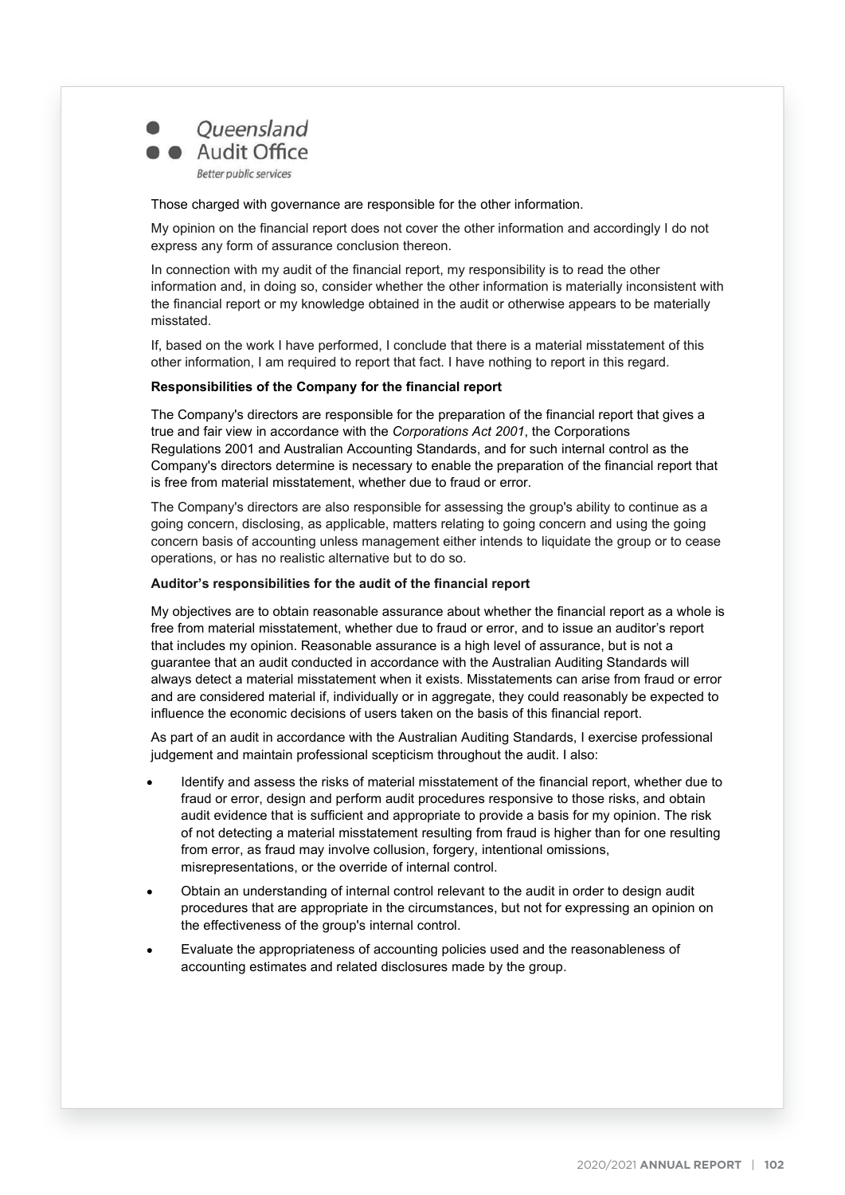Queensland Audit Office
Better public services

Those charged with governance are responsible for the other information.

My opinion on the financial report does not cover the other information and accordingly I do not express any form of assurance conclusion thereon.

In connection with my audit of the financial report, my responsibility is to read the other information and, in doing so, consider whether the other information is materially inconsistent with the financial report or my knowledge obtained in the audit or otherwise appears to be materially misstated.

If, based on the work I have performed, I conclude that there is a material misstatement of this other information, I am required to report that fact. I have nothing to report in this regard.

**Responsibilities of the Company for the financial report**

The Company's directors are responsible for the preparation of the financial report that gives a true and fair view in accordance with the *Corporations Act 2001*, the Corporations Regulations 2001 and Australian Accounting Standards, and for such internal control as the Company's directors determine is necessary to enable the preparation of the financial report that is free from material misstatement, whether due to fraud or error.

The Company's directors are also responsible for assessing the group's ability to continue as a going concern, disclosing, as applicable, matters relating to going concern and using the going concern basis of accounting unless management either intends to liquidate the group or to cease operations, or has no realistic alternative but to do so.

**Auditor's responsibilities for the audit of the financial report**

My objectives are to obtain reasonable assurance about whether the financial report as a whole is free from material misstatement, whether due to fraud or error, and to issue an auditor's report that includes my opinion. Reasonable assurance is a high level of assurance, but is not a guarantee that an audit conducted in accordance with the Australian Auditing Standards will always detect a material misstatement when it exists. Misstatements can arise from fraud or error and are considered material if, individually or in aggregate, they could reasonably be expected to influence the economic decisions of users taken on the basis of this financial report.

As part of an audit in accordance with the Australian Auditing Standards, I exercise professional judgement and maintain professional scepticism throughout the audit. I also:

- Identify and assess the risks of material misstatement of the financial report, whether due to fraud or error, design and perform audit procedures responsive to those risks, and obtain audit evidence that is sufficient and appropriate to provide a basis for my opinion. The risk of not detecting a material misstatement resulting from fraud is higher than for one resulting from error, as fraud may involve collusion, forgery, intentional omissions, misrepresentations, or the override of internal control.
- Obtain an understanding of internal control relevant to the audit in order to design audit procedures that are appropriate in the circumstances, but not for expressing an opinion on the effectiveness of the group's internal control.
- Evaluate the appropriateness of accounting policies used and the reasonableness of accounting estimates and related disclosures made by the group.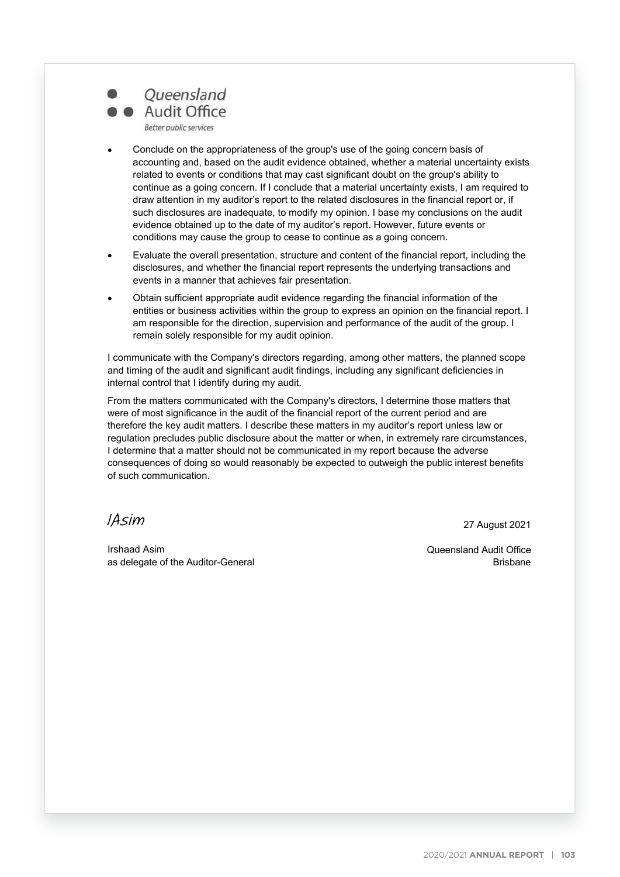Queensland Audit Office
Better public services

- Conclude on the appropriateness of the group's use of the going concern basis of accounting and, based on the audit evidence obtained, whether a material uncertainty exists related to events or conditions that may cast significant doubt on the group's ability to continue as a going concern. If I conclude that a material uncertainty exists, I am required to draw attention in my auditor's report to the related disclosures in the financial report or, if such disclosures are inadequate, to modify my opinion. I base my conclusions on the audit evidence obtained up to the date of my auditor's report. However, future events or conditions may cause the group to cease to continue as a going concern.
- Evaluate the overall presentation, structure and content of the financial report, including the disclosures, and whether the financial report represents the underlying transactions and events in a manner that achieves fair presentation.
- Obtain sufficient appropriate audit evidence regarding the financial information of the entities or business activities within the group to express an opinion on the financial report. I am responsible for the direction, supervision and performance of the audit of the group. I remain solely responsible for my audit opinion.

I communicate with the Company's directors regarding, among other matters, the planned scope and timing of the audit and significant audit findings, including any significant deficiencies in internal control that I identify during my audit.

From the matters communicated with the Company's directors, I determine those matters that were of most significance in the audit of the financial report of the current period and are therefore the key audit matters. I describe these matters in my auditor's report unless law or regulation precludes public disclosure about the matter or when, in extremely rare circumstances, I determine that a matter should not be communicated in my report because the adverse consequences of doing so would reasonably be expected to outweigh the public interest benefits of such communication.

IAsim

27 August 2021

Irshaad Asim
as delegate of the Auditor-General

Queensland Audit Office
Brisbane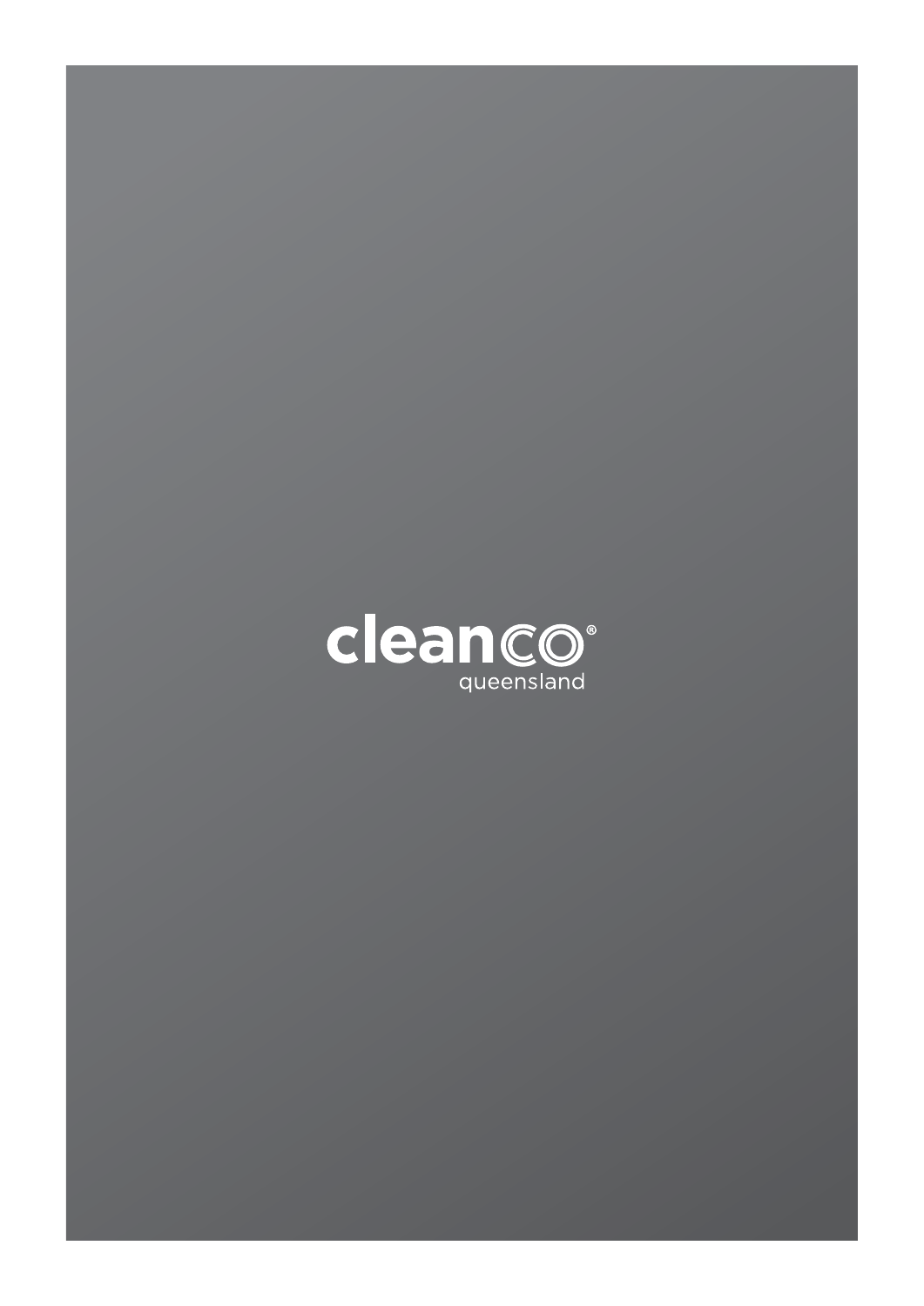cleanco®

queensland